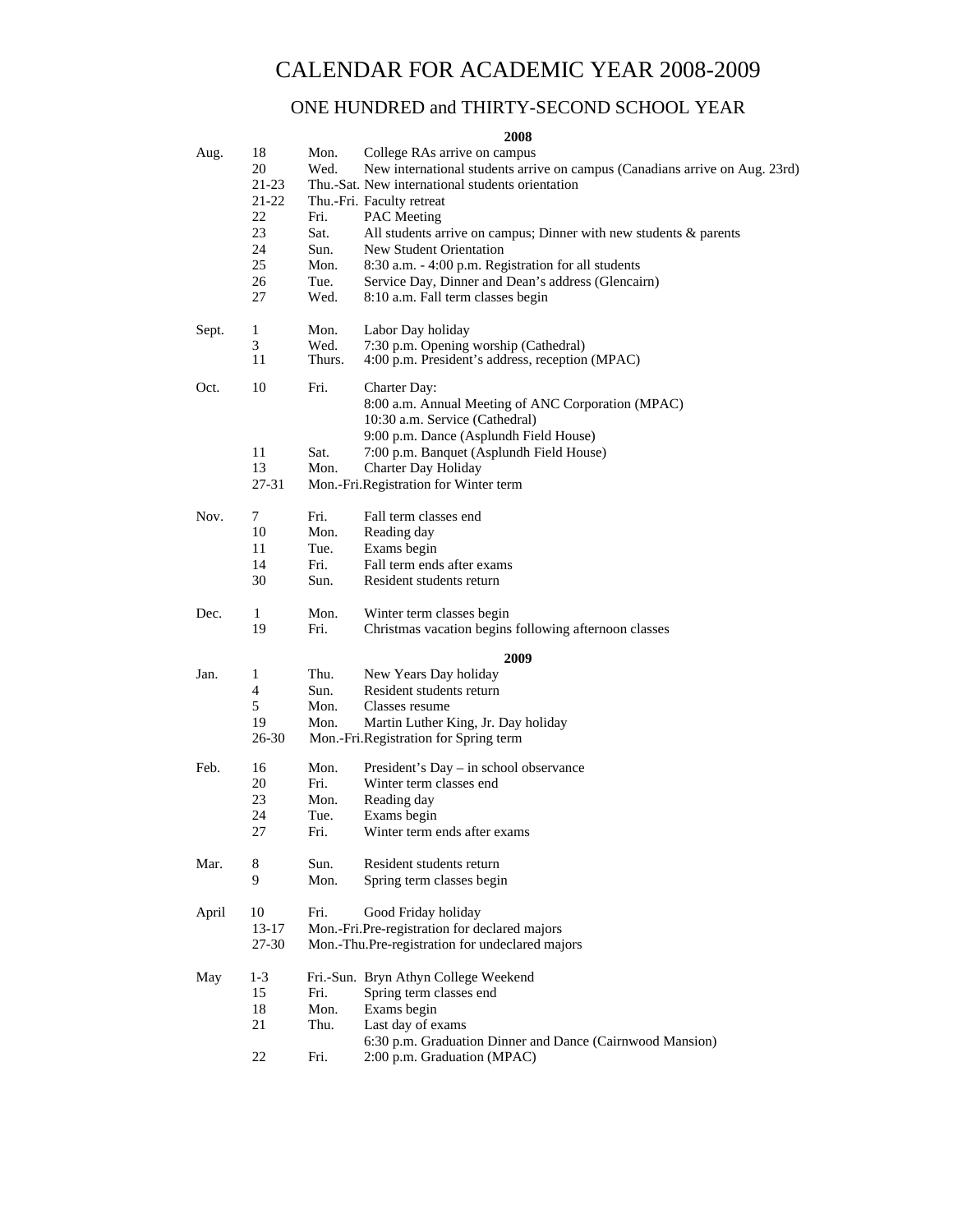# CALENDAR FOR ACADEMIC YEAR 2008-2009

## ONE HUNDRED and THIRTY-SECOND SCHOOL YEAR

**2008**

| Month | Date | Day | Event |
|---|---|---|---|
| Aug. | 18 | Mon. | College RAs arrive on campus |
| | 20 | Wed. | New international students arrive on campus (Canadians arrive on Aug. 23rd) |
| | 21-23 | Thu.-Sat. | New international students orientation |
| | 21-22 | Thu.-Fri. | Faculty retreat |
| | 22 | Fri. | PAC Meeting |
| | 23 | Sat. | All students arrive on campus; Dinner with new students & parents |
| | 24 | Sun. | New Student Orientation |
| | 25 | Mon. | 8:30 a.m. - 4:00 p.m. Registration for all students |
| | 26 | Tue. | Service Day, Dinner and Dean's address (Glencairn) |
| | 27 | Wed. | 8:10 a.m. Fall term classes begin |
| Sept. | 1 | Mon. | Labor Day holiday |
| | 3 | Wed. | 7:30 p.m. Opening worship (Cathedral) |
| | 11 | Thurs. | 4:00 p.m. President's address, reception (MPAC) |
| Oct. | 10 | Fri. | Charter Day:<br>8:00 a.m. Annual Meeting of ANC Corporation (MPAC)<br>10:30 a.m. Service (Cathedral)<br>9:00 p.m. Dance (Asplundh Field House) |
| | 11 | Sat. | 7:00 p.m. Banquet (Asplundh Field House) |
| | 13 | Mon. | Charter Day Holiday |
| | 27-31 | Mon.-Fri. | Registration for Winter term |
| Nov. | 7 | Fri. | Fall term classes end |
| | 10 | Mon. | Reading day |
| | 11 | Tue. | Exams begin |
| | 14 | Fri. | Fall term ends after exams |
| | 30 | Sun. | Resident students return |
| Dec. | 1 | Mon. | Winter term classes begin |
| | 19 | Fri. | Christmas vacation begins following afternoon classes |

**2009**

| Month | Date | Day | Event |
|---|---|---|---|
| Jan. | 1 | Thu. | New Years Day holiday |
| | 4 | Sun. | Resident students return |
| | 5 | Mon. | Classes resume |
| | 19 | Mon. | Martin Luther King, Jr. Day holiday |
| | 26-30 | Mon.-Fri. | Registration for Spring term |
| Feb. | 16 | Mon. | President's Day – in school observance |
| | 20 | Fri. | Winter term classes end |
| | 23 | Mon. | Reading day |
| | 24 | Tue. | Exams begin |
| | 27 | Fri. | Winter term ends after exams |
| Mar. | 8 | Sun. | Resident students return |
| | 9 | Mon. | Spring term classes begin |
| April | 10 | Fri. | Good Friday holiday |
| | 13-17 | Mon.-Fri. | Pre-registration for declared majors |
| | 27-30 | Mon.-Thu. | Pre-registration for undeclared majors |
| May | 1-3 | Fri.-Sun. | Bryn Athyn College Weekend |
| | 15 | Fri. | Spring term classes end |
| | 18 | Mon. | Exams begin |
| | 21 | Thu. | Last day of exams<br>6:30 p.m. Graduation Dinner and Dance (Cairnwood Mansion) |
| | 22 | Fri. | 2:00 p.m. Graduation (MPAC) |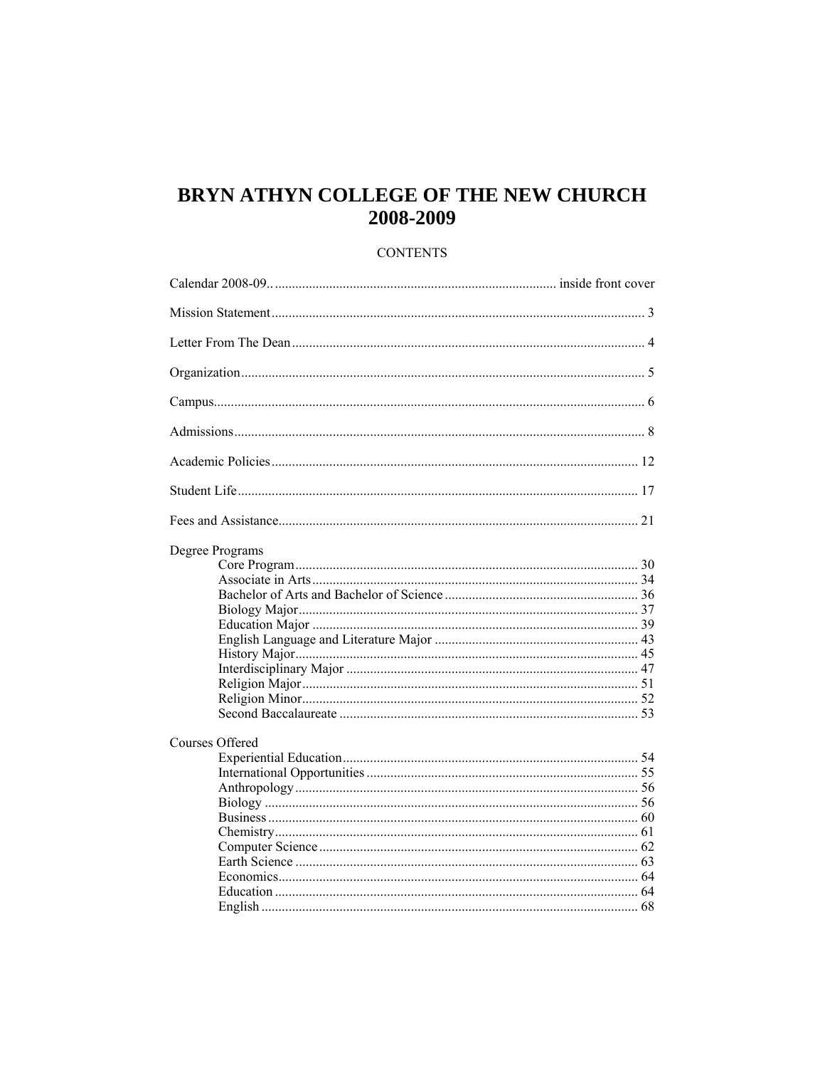# BRYN ATHYN COLLEGE OF THE NEW CHURCH
# 2008-2009

CONTENTS

Calendar 2008-09.. ............................................................................... inside front cover

Mission Statement ........................................................................................................... 3

Letter From The Dean ..................................................................................................... 4

Organization .................................................................................................................... 5

Campus ............................................................................................................................ 6

Admissions ....................................................................................................................... 8

Academic Policies .......................................................................................................... 12

Student Life .................................................................................................................... 17

Fees and Assistance ........................................................................................................ 21

Degree Programs
- Core Program ................................................................................................... 30
- Associate in Arts .............................................................................................. 34
- Bachelor of Arts and Bachelor of Science ........................................................ 36
- Biology Major .................................................................................................. 37
- Education Major .............................................................................................. 39
- English Language and Literature Major .......................................................... 43
- History Major ................................................................................................... 45
- Interdisciplinary Major .................................................................................... 47
- Religion Major ................................................................................................. 51
- Religion Minor ................................................................................................. 52
- Second Baccalaureate ...................................................................................... 53

Courses Offered
- Experiential Education ..................................................................................... 54
- International Opportunities .............................................................................. 55
- Anthropology ................................................................................................... 56
- Biology ............................................................................................................ 56
- Business ........................................................................................................... 60
- Chemistry ......................................................................................................... 61
- Computer Science ............................................................................................ 62
- Earth Science ................................................................................................... 63
- Economics ........................................................................................................ 64
- Education ......................................................................................................... 64
- English ............................................................................................................. 68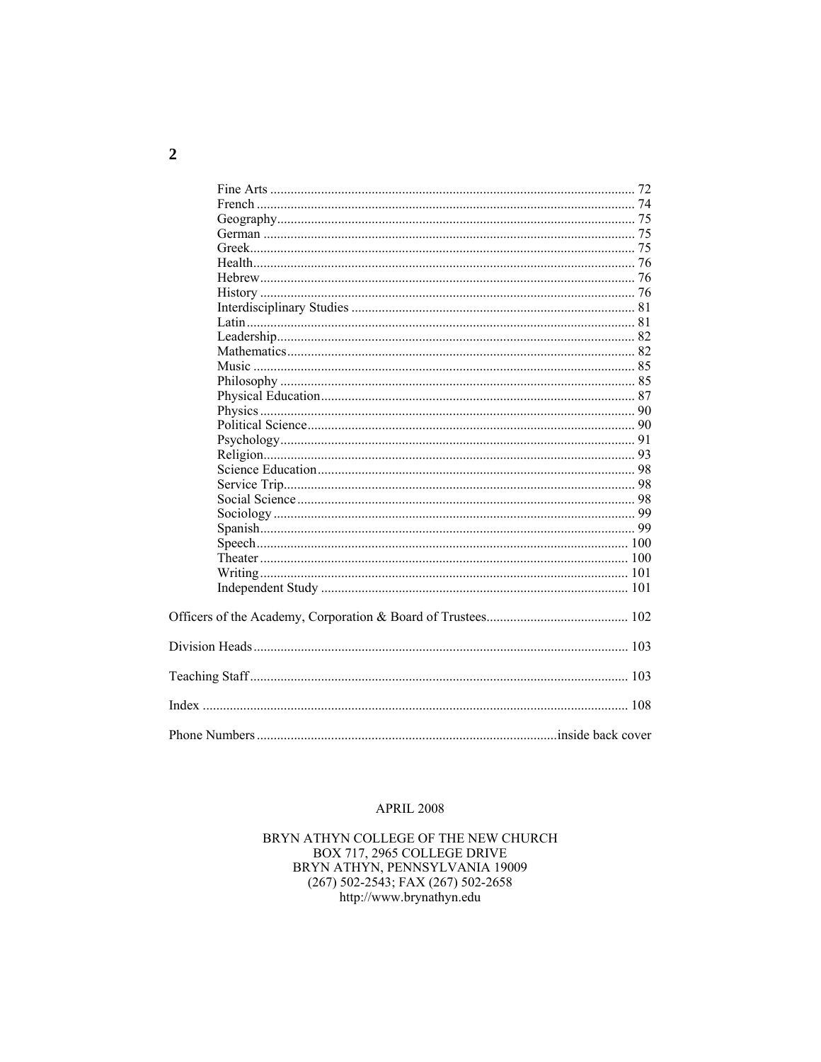Fine Arts ........................................................................................................ 72
French ............................................................................................................ 74
Geography...................................................................................................... 75
German .......................................................................................................... 75
Greek.............................................................................................................. 75
Health............................................................................................................. 76
Hebrew........................................................................................................... 76
History ........................................................................................................... 76
Interdisciplinary Studies ................................................................................ 81
Latin............................................................................................................... 81
Leadership...................................................................................................... 82
Mathematics................................................................................................... 82
Music ............................................................................................................. 85
Philosophy ..................................................................................................... 85
Physical Education......................................................................................... 87
Physics ........................................................................................................... 90
Political Science............................................................................................. 90
Psychology..................................................................................................... 91
Religion.......................................................................................................... 93
Science Education.......................................................................................... 98
Service Trip.................................................................................................... 98
Social Science ................................................................................................ 98
Sociology ....................................................................................................... 99
Spanish........................................................................................................... 99
Speech.......................................................................................................... 100
Theater ......................................................................................................... 100
Writing......................................................................................................... 101
Independent Study ....................................................................................... 101

Officers of the Academy, Corporation & Board of Trustees......................................... 102

Division Heads ........................................................................................................... 103

Teaching Staff ............................................................................................................. 103

Index ........................................................................................................................... 108

Phone Numbers ........................................................................................inside back cover

APRIL 2008

BRYN ATHYN COLLEGE OF THE NEW CHURCH
BOX 717, 2965 COLLEGE DRIVE
BRYN ATHYN, PENNSYLVANIA 19009
(267) 502-2543; FAX (267) 502-2658
http://www.brynathyn.edu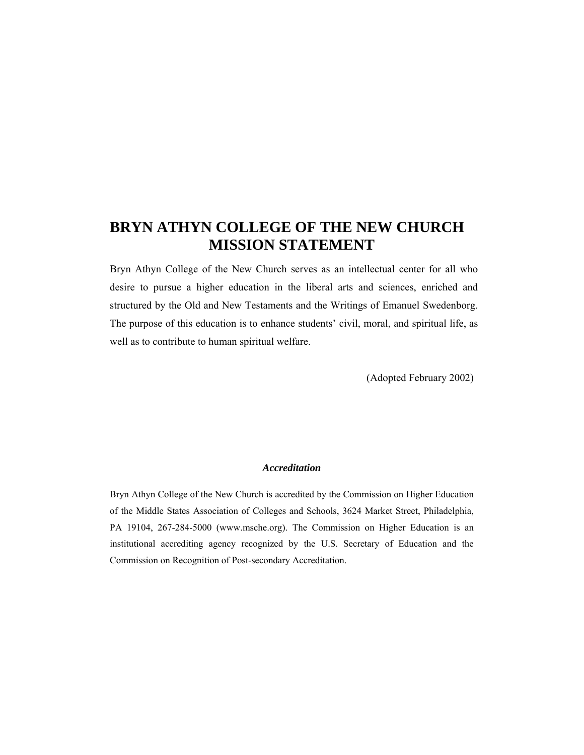# BRYN ATHYN COLLEGE OF THE NEW CHURCH MISSION STATEMENT

Bryn Athyn College of the New Church serves as an intellectual center for all who desire to pursue a higher education in the liberal arts and sciences, enriched and structured by the Old and New Testaments and the Writings of Emanuel Swedenborg. The purpose of this education is to enhance students' civil, moral, and spiritual life, as well as to contribute to human spiritual welfare.

(Adopted February 2002)

### *Accreditation*

Bryn Athyn College of the New Church is accredited by the Commission on Higher Education of the Middle States Association of Colleges and Schools, 3624 Market Street, Philadelphia, PA 19104, 267-284-5000 (www.msche.org). The Commission on Higher Education is an institutional accrediting agency recognized by the U.S. Secretary of Education and the Commission on Recognition of Post-secondary Accreditation.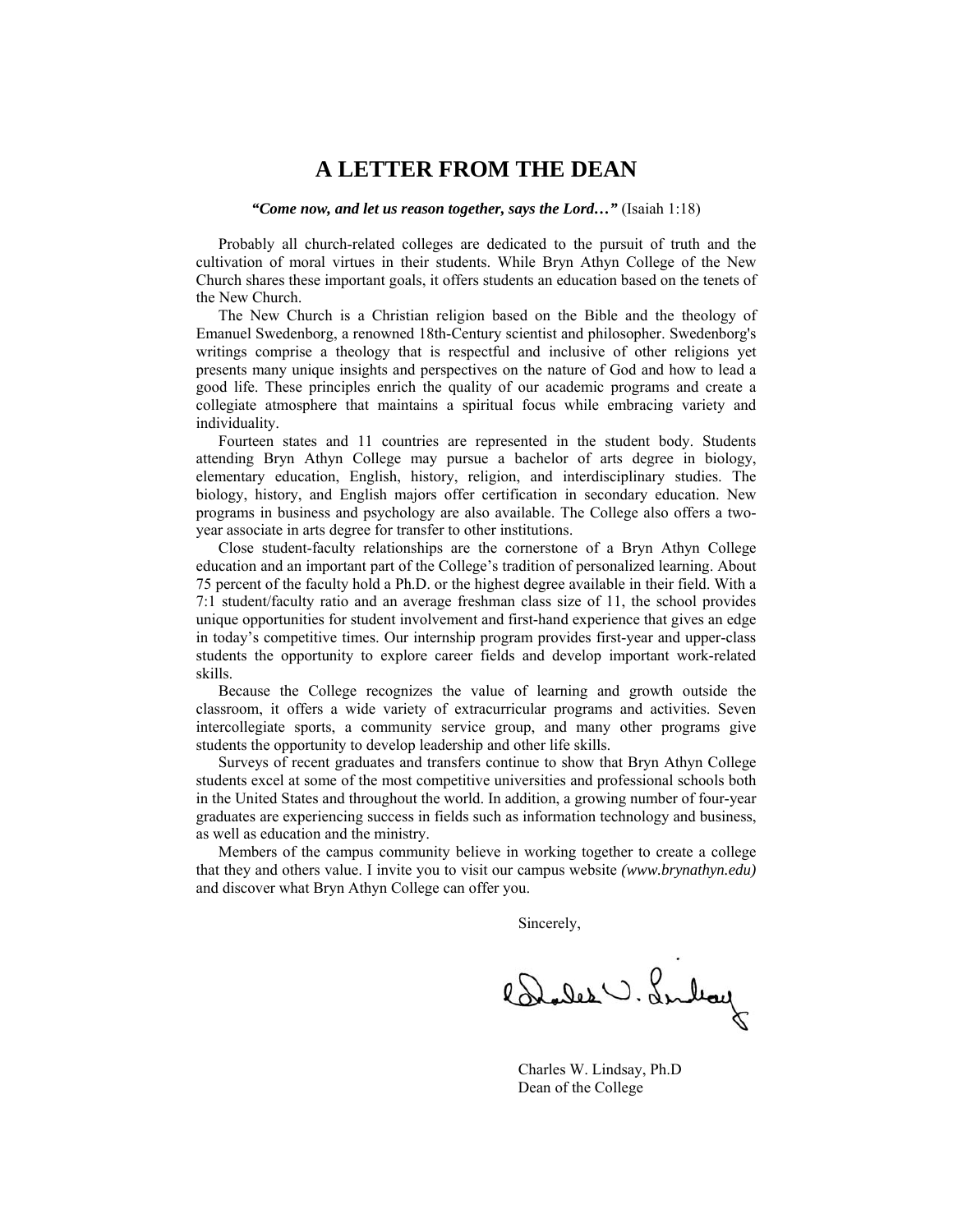# A LETTER FROM THE DEAN

***"Come now, and let us reason together, says the Lord…"*** (Isaiah 1:18)

Probably all church-related colleges are dedicated to the pursuit of truth and the cultivation of moral virtues in their students. While Bryn Athyn College of the New Church shares these important goals, it offers students an education based on the tenets of the New Church.

The New Church is a Christian religion based on the Bible and the theology of Emanuel Swedenborg, a renowned 18th-Century scientist and philosopher. Swedenborg's writings comprise a theology that is respectful and inclusive of other religions yet presents many unique insights and perspectives on the nature of God and how to lead a good life. These principles enrich the quality of our academic programs and create a collegiate atmosphere that maintains a spiritual focus while embracing variety and individuality.

Fourteen states and 11 countries are represented in the student body. Students attending Bryn Athyn College may pursue a bachelor of arts degree in biology, elementary education, English, history, religion, and interdisciplinary studies. The biology, history, and English majors offer certification in secondary education. New programs in business and psychology are also available. The College also offers a two-year associate in arts degree for transfer to other institutions.

Close student-faculty relationships are the cornerstone of a Bryn Athyn College education and an important part of the College's tradition of personalized learning. About 75 percent of the faculty hold a Ph.D. or the highest degree available in their field. With a 7:1 student/faculty ratio and an average freshman class size of 11, the school provides unique opportunities for student involvement and first-hand experience that gives an edge in today's competitive times. Our internship program provides first-year and upper-class students the opportunity to explore career fields and develop important work-related skills.

Because the College recognizes the value of learning and growth outside the classroom, it offers a wide variety of extracurricular programs and activities. Seven intercollegiate sports, a community service group, and many other programs give students the opportunity to develop leadership and other life skills.

Surveys of recent graduates and transfers continue to show that Bryn Athyn College students excel at some of the most competitive universities and professional schools both in the United States and throughout the world. In addition, a growing number of four-year graduates are experiencing success in fields such as information technology and business, as well as education and the ministry.

Members of the campus community believe in working together to create a college that they and others value. I invite you to visit our campus website *(www.brynathyn.edu)* and discover what Bryn Athyn College can offer you.

Sincerely,

Charles W. Lindsay, Ph.D
Dean of the College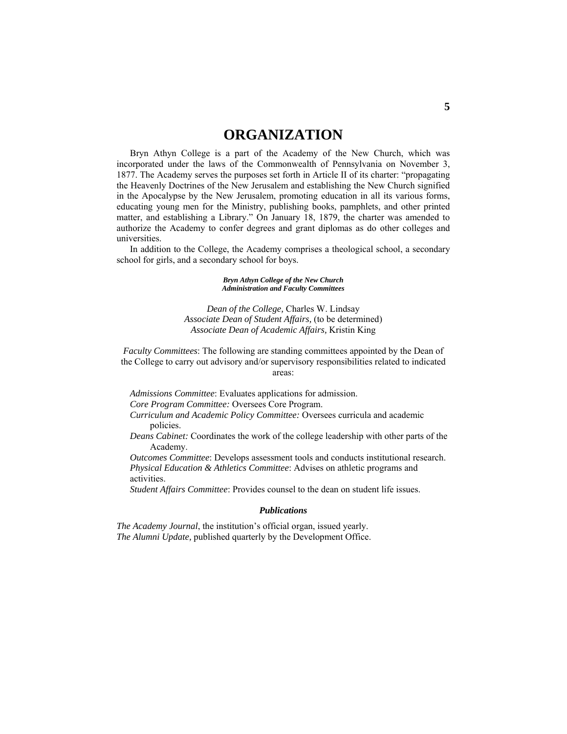# ORGANIZATION

Bryn Athyn College is a part of the Academy of the New Church, which was incorporated under the laws of the Commonwealth of Pennsylvania on November 3, 1877. The Academy serves the purposes set forth in Article II of its charter: "propagating the Heavenly Doctrines of the New Jerusalem and establishing the New Church signified in the Apocalypse by the New Jerusalem, promoting education in all its various forms, educating young men for the Ministry, publishing books, pamphlets, and other printed matter, and establishing a Library." On January 18, 1879, the charter was amended to authorize the Academy to confer degrees and grant diplomas as do other colleges and universities.

In addition to the College, the Academy comprises a theological school, a secondary school for girls, and a secondary school for boys.

***Bryn Athyn College of the New Church***
***Administration and Faculty Committees***

*Dean of the College,* Charles W. Lindsay
*Associate Dean of Student Affairs,* (to be determined)
*Associate Dean of Academic Affairs,* Kristin King

*Faculty Committees*: The following are standing committees appointed by the Dean of the College to carry out advisory and/or supervisory responsibilities related to indicated areas:

*Admissions Committee*: Evaluates applications for admission.
*Core Program Committee:* Oversees Core Program.
*Curriculum and Academic Policy Committee:* Oversees curricula and academic policies.
*Deans Cabinet:* Coordinates the work of the college leadership with other parts of the Academy.
*Outcomes Committee*: Develops assessment tools and conducts institutional research.
*Physical Education & Athletics Committee*: Advises on athletic programs and activities.
*Student Affairs Committee*: Provides counsel to the dean on student life issues.

***Publications***

*The Academy Journal*, the institution's official organ, issued yearly.
*The Alumni Update,* published quarterly by the Development Office.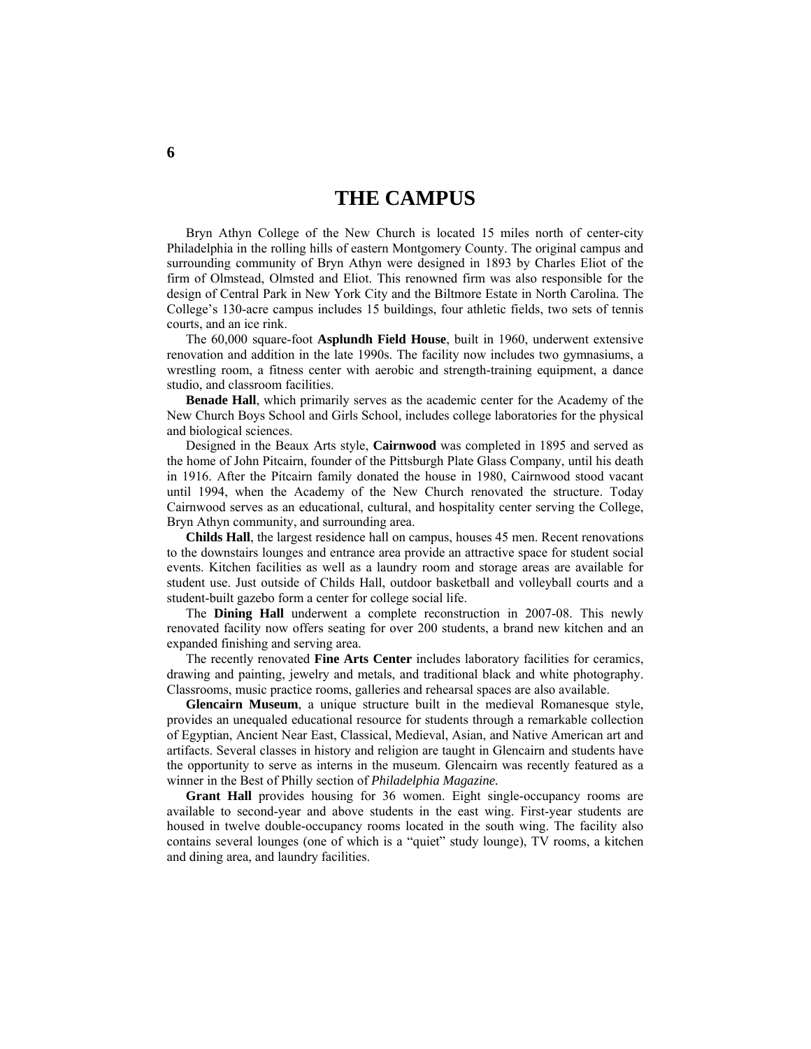# THE CAMPUS

Bryn Athyn College of the New Church is located 15 miles north of center-city Philadelphia in the rolling hills of eastern Montgomery County. The original campus and surrounding community of Bryn Athyn were designed in 1893 by Charles Eliot of the firm of Olmstead, Olmsted and Eliot. This renowned firm was also responsible for the design of Central Park in New York City and the Biltmore Estate in North Carolina. The College's 130-acre campus includes 15 buildings, four athletic fields, two sets of tennis courts, and an ice rink.

The 60,000 square-foot **Asplundh Field House**, built in 1960, underwent extensive renovation and addition in the late 1990s. The facility now includes two gymnasiums, a wrestling room, a fitness center with aerobic and strength-training equipment, a dance studio, and classroom facilities.

**Benade Hall**, which primarily serves as the academic center for the Academy of the New Church Boys School and Girls School, includes college laboratories for the physical and biological sciences.

Designed in the Beaux Arts style, **Cairnwood** was completed in 1895 and served as the home of John Pitcairn, founder of the Pittsburgh Plate Glass Company, until his death in 1916. After the Pitcairn family donated the house in 1980, Cairnwood stood vacant until 1994, when the Academy of the New Church renovated the structure. Today Cairnwood serves as an educational, cultural, and hospitality center serving the College, Bryn Athyn community, and surrounding area.

**Childs Hall**, the largest residence hall on campus, houses 45 men. Recent renovations to the downstairs lounges and entrance area provide an attractive space for student social events. Kitchen facilities as well as a laundry room and storage areas are available for student use. Just outside of Childs Hall, outdoor basketball and volleyball courts and a student-built gazebo form a center for college social life.

The **Dining Hall** underwent a complete reconstruction in 2007-08. This newly renovated facility now offers seating for over 200 students, a brand new kitchen and an expanded finishing and serving area.

The recently renovated **Fine Arts Center** includes laboratory facilities for ceramics, drawing and painting, jewelry and metals, and traditional black and white photography. Classrooms, music practice rooms, galleries and rehearsal spaces are also available.

**Glencairn Museum**, a unique structure built in the medieval Romanesque style, provides an unequaled educational resource for students through a remarkable collection of Egyptian, Ancient Near East, Classical, Medieval, Asian, and Native American art and artifacts. Several classes in history and religion are taught in Glencairn and students have the opportunity to serve as interns in the museum. Glencairn was recently featured as a winner in the Best of Philly section of *Philadelphia Magazine.*

**Grant Hall** provides housing for 36 women. Eight single-occupancy rooms are available to second-year and above students in the east wing. First-year students are housed in twelve double-occupancy rooms located in the south wing. The facility also contains several lounges (one of which is a "quiet" study lounge), TV rooms, a kitchen and dining area, and laundry facilities.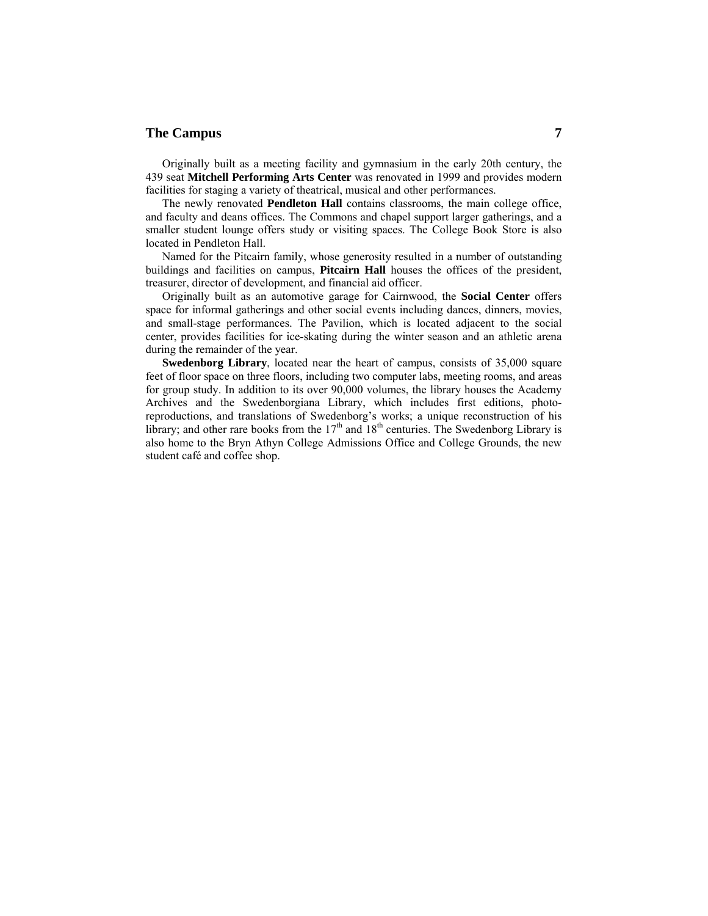## The Campus

Originally built as a meeting facility and gymnasium in the early 20th century, the 439 seat **Mitchell Performing Arts Center** was renovated in 1999 and provides modern facilities for staging a variety of theatrical, musical and other performances.

The newly renovated **Pendleton Hall** contains classrooms, the main college office, and faculty and deans offices. The Commons and chapel support larger gatherings, and a smaller student lounge offers study or visiting spaces. The College Book Store is also located in Pendleton Hall.

Named for the Pitcairn family, whose generosity resulted in a number of outstanding buildings and facilities on campus, **Pitcairn Hall** houses the offices of the president, treasurer, director of development, and financial aid officer.

Originally built as an automotive garage for Cairnwood, the **Social Center** offers space for informal gatherings and other social events including dances, dinners, movies, and small-stage performances. The Pavilion, which is located adjacent to the social center, provides facilities for ice-skating during the winter season and an athletic arena during the remainder of the year.

**Swedenborg Library**, located near the heart of campus, consists of 35,000 square feet of floor space on three floors, including two computer labs, meeting rooms, and areas for group study. In addition to its over 90,000 volumes, the library houses the Academy Archives and the Swedenborgiana Library, which includes first editions, photo-reproductions, and translations of Swedenborg's works; a unique reconstruction of his library; and other rare books from the 17th and 18th centuries. The Swedenborg Library is also home to the Bryn Athyn College Admissions Office and College Grounds, the new student café and coffee shop.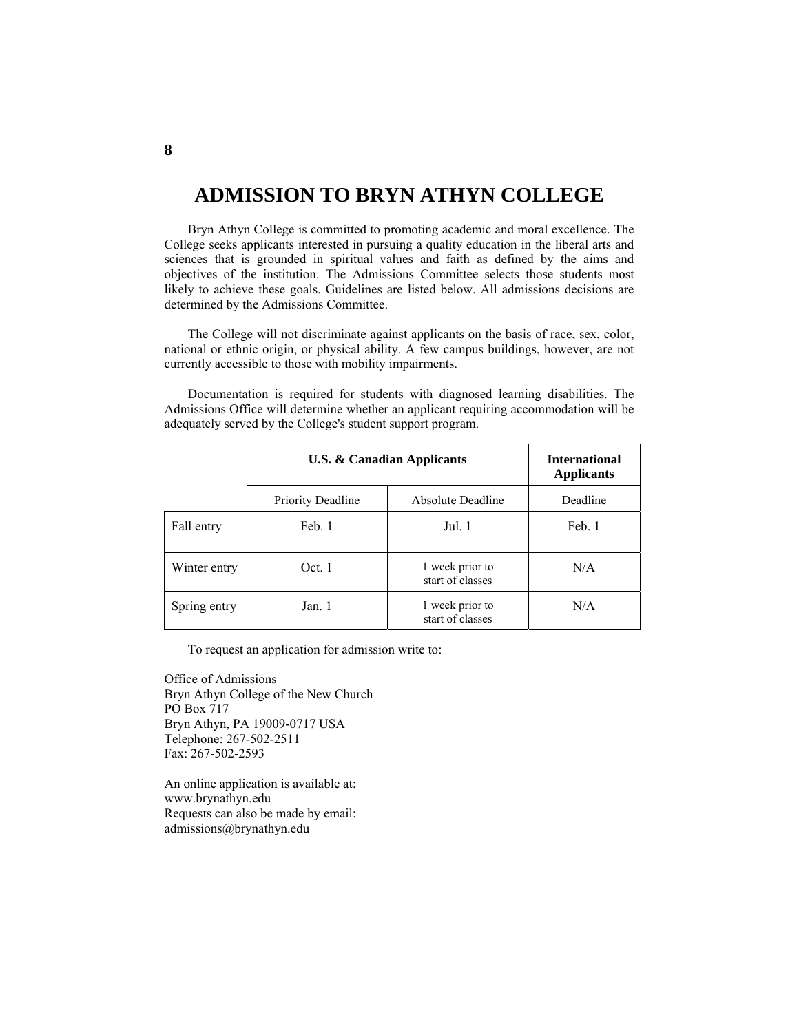# ADMISSION TO BRYN ATHYN COLLEGE

Bryn Athyn College is committed to promoting academic and moral excellence. The College seeks applicants interested in pursuing a quality education in the liberal arts and sciences that is grounded in spiritual values and faith as defined by the aims and objectives of the institution. The Admissions Committee selects those students most likely to achieve these goals. Guidelines are listed below. All admissions decisions are determined by the Admissions Committee.

The College will not discriminate against applicants on the basis of race, sex, color, national or ethnic origin, or physical ability. A few campus buildings, however, are not currently accessible to those with mobility impairments.

Documentation is required for students with diagnosed learning disabilities. The Admissions Office will determine whether an applicant requiring accommodation will be adequately served by the College's student support program.

| | **U.S. & Canadian Applicants** | | **International Applicants** |
|---|---|---|---|
| | Priority Deadline | Absolute Deadline | Deadline |
| Fall entry | Feb. 1 | Jul. 1 | Feb. 1 |
| Winter entry | Oct. 1 | 1 week prior to start of classes | N/A |
| Spring entry | Jan. 1 | 1 week prior to start of classes | N/A |

To request an application for admission write to:

Office of Admissions
Bryn Athyn College of the New Church
PO Box 717
Bryn Athyn, PA 19009-0717 USA
Telephone: 267-502-2511
Fax: 267-502-2593

An online application is available at:
www.brynathyn.edu
Requests can also be made by email:
admissions@brynathyn.edu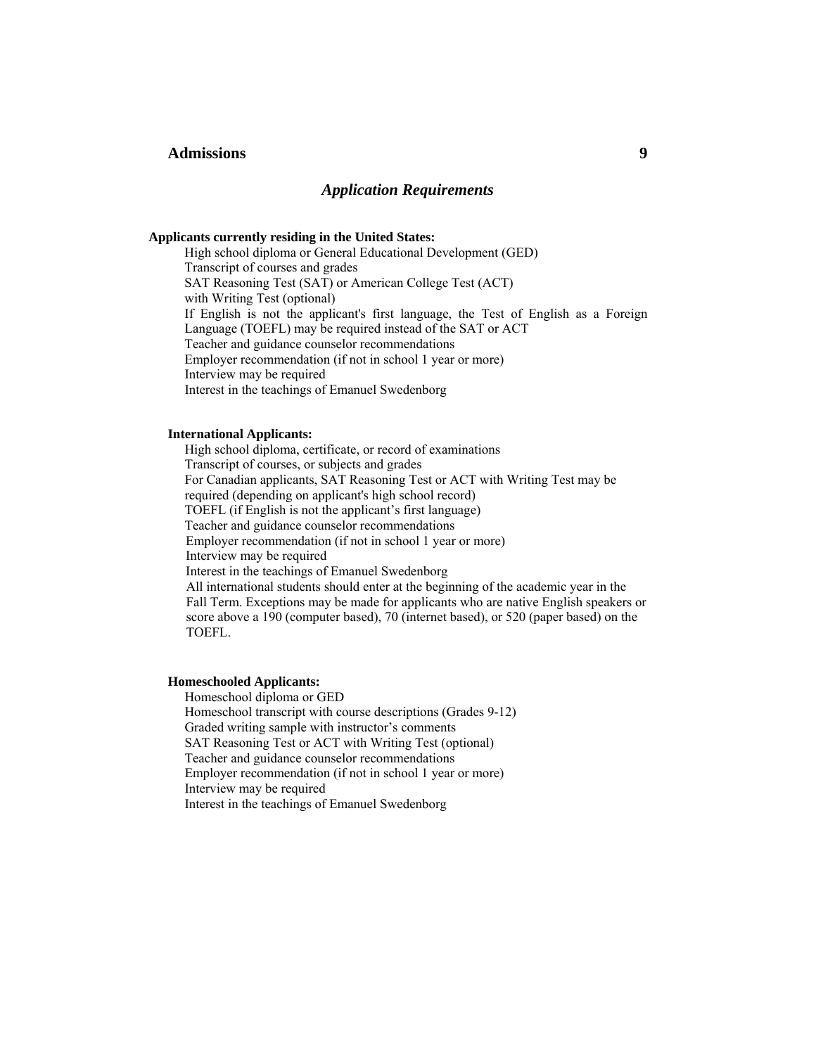## *Application Requirements*

**Applicants currently residing in the United States:**

High school diploma or General Educational Development (GED)
Transcript of courses and grades
SAT Reasoning Test (SAT) or American College Test (ACT)
with Writing Test (optional)
If English is not the applicant's first language, the Test of English as a Foreign Language (TOEFL) may be required instead of the SAT or ACT
Teacher and guidance counselor recommendations
Employer recommendation (if not in school 1 year or more)
Interview may be required
Interest in the teachings of Emanuel Swedenborg

**International Applicants:**

High school diploma, certificate, or record of examinations
Transcript of courses, or subjects and grades
For Canadian applicants, SAT Reasoning Test or ACT with Writing Test may be required (depending on applicant's high school record)
TOEFL (if English is not the applicant's first language)
Teacher and guidance counselor recommendations
Employer recommendation (if not in school 1 year or more)
Interview may be required
Interest in the teachings of Emanuel Swedenborg
All international students should enter at the beginning of the academic year in the Fall Term. Exceptions may be made for applicants who are native English speakers or score above a 190 (computer based), 70 (internet based), or 520 (paper based) on the TOEFL.

**Homeschooled Applicants:**

Homeschool diploma or GED
Homeschool transcript with course descriptions (Grades 9-12)
Graded writing sample with instructor's comments
SAT Reasoning Test or ACT with Writing Test (optional)
Teacher and guidance counselor recommendations
Employer recommendation (if not in school 1 year or more)
Interview may be required
Interest in the teachings of Emanuel Swedenborg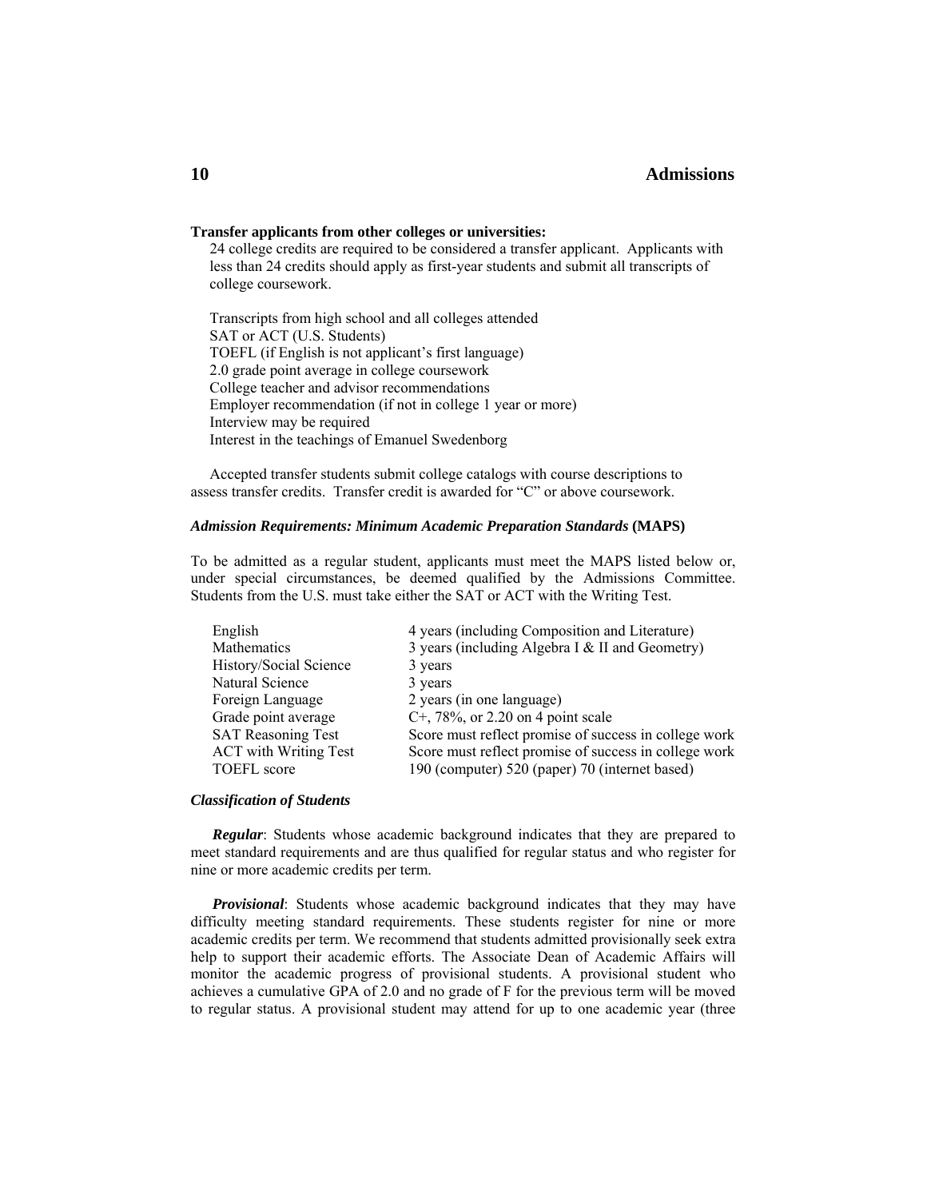**Transfer applicants from other colleges or universities:**

24 college credits are required to be considered a transfer applicant. Applicants with less than 24 credits should apply as first-year students and submit all transcripts of college coursework.

Transcripts from high school and all colleges attended
SAT or ACT (U.S. Students)
TOEFL (if English is not applicant's first language)
2.0 grade point average in college coursework
College teacher and advisor recommendations
Employer recommendation (if not in college 1 year or more)
Interview may be required
Interest in the teachings of Emanuel Swedenborg

Accepted transfer students submit college catalogs with course descriptions to assess transfer credits. Transfer credit is awarded for "C" or above coursework.

### *Admission Requirements: Minimum Academic Preparation Standards* (MAPS)

To be admitted as a regular student, applicants must meet the MAPS listed below or, under special circumstances, be deemed qualified by the Admissions Committee. Students from the U.S. must take either the SAT or ACT with the Writing Test.

| | |
|---|---|
| English | 4 years (including Composition and Literature) |
| Mathematics | 3 years (including Algebra I & II and Geometry) |
| History/Social Science | 3 years |
| Natural Science | 3 years |
| Foreign Language | 2 years (in one language) |
| Grade point average | C+, 78%, or 2.20 on 4 point scale |
| SAT Reasoning Test | Score must reflect promise of success in college work |
| ACT with Writing Test | Score must reflect promise of success in college work |
| TOEFL score | 190 (computer) 520 (paper) 70 (internet based) |

### *Classification of Students*

***Regular***: Students whose academic background indicates that they are prepared to meet standard requirements and are thus qualified for regular status and who register for nine or more academic credits per term.

***Provisional***: Students whose academic background indicates that they may have difficulty meeting standard requirements. These students register for nine or more academic credits per term. We recommend that students admitted provisionally seek extra help to support their academic efforts. The Associate Dean of Academic Affairs will monitor the academic progress of provisional students. A provisional student who achieves a cumulative GPA of 2.0 and no grade of F for the previous term will be moved to regular status. A provisional student may attend for up to one academic year (three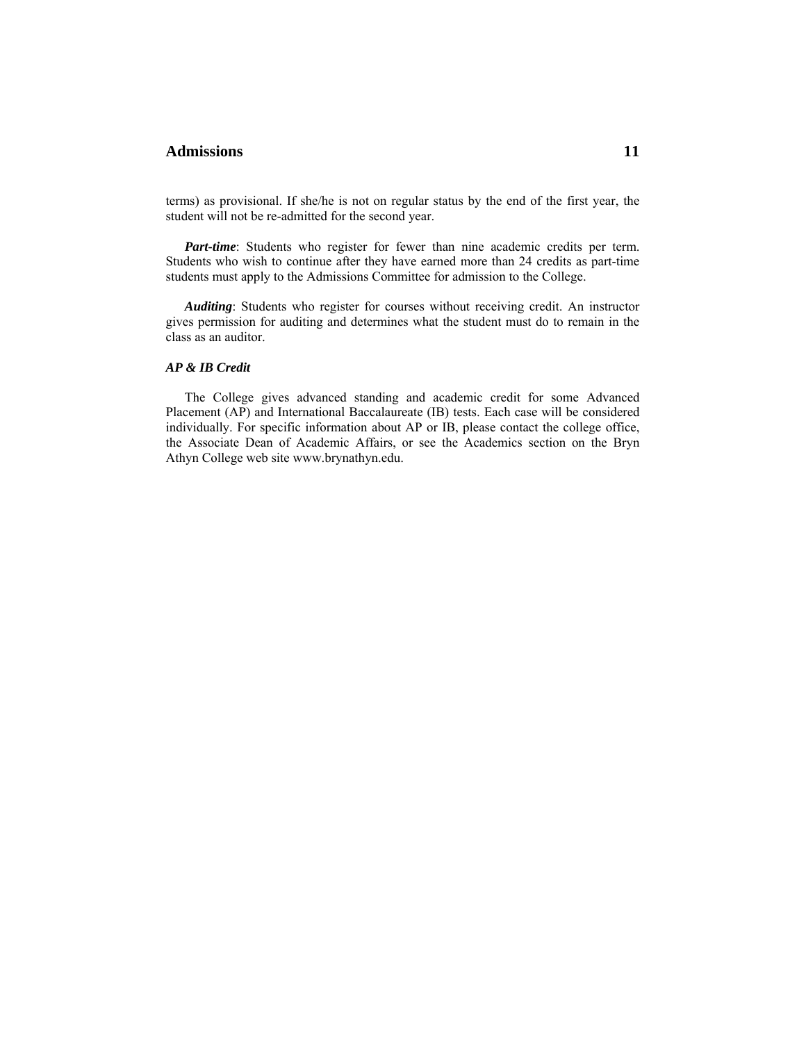terms) as provisional. If she/he is not on regular status by the end of the first year, the student will not be re-admitted for the second year.

***Part-time***: Students who register for fewer than nine academic credits per term. Students who wish to continue after they have earned more than 24 credits as part-time students must apply to the Admissions Committee for admission to the College.

***Auditing***: Students who register for courses without receiving credit. An instructor gives permission for auditing and determines what the student must do to remain in the class as an auditor.

***AP & IB Credit***

The College gives advanced standing and academic credit for some Advanced Placement (AP) and International Baccalaureate (IB) tests. Each case will be considered individually. For specific information about AP or IB, please contact the college office, the Associate Dean of Academic Affairs, or see the Academics section on the Bryn Athyn College web site www.brynathyn.edu.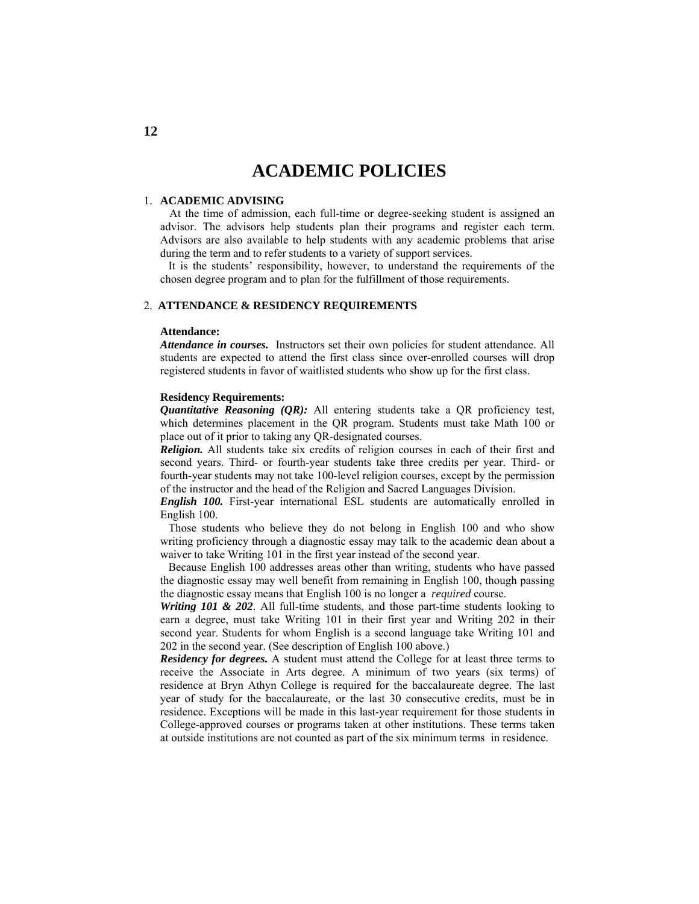# ACADEMIC POLICIES

## 1. ACADEMIC ADVISING

At the time of admission, each full-time or degree-seeking student is assigned an advisor. The advisors help students plan their programs and register each term. Advisors are also available to help students with any academic problems that arise during the term and to refer students to a variety of support services.

It is the students' responsibility, however, to understand the requirements of the chosen degree program and to plan for the fulfillment of those requirements.

## 2. ATTENDANCE & RESIDENCY REQUIREMENTS

### Attendance:

***Attendance in courses.*** Instructors set their own policies for student attendance. All students are expected to attend the first class since over-enrolled courses will drop registered students in favor of waitlisted students who show up for the first class.

### Residency Requirements:

***Quantitative Reasoning (QR):*** All entering students take a QR proficiency test, which determines placement in the QR program. Students must take Math 100 or place out of it prior to taking any QR-designated courses.

***Religion.*** All students take six credits of religion courses in each of their first and second years. Third- or fourth-year students take three credits per year. Third- or fourth-year students may not take 100-level religion courses, except by the permission of the instructor and the head of the Religion and Sacred Languages Division.

***English 100.*** First-year international ESL students are automatically enrolled in English 100.

Those students who believe they do not belong in English 100 and who show writing proficiency through a diagnostic essay may talk to the academic dean about a waiver to take Writing 101 in the first year instead of the second year.

Because English 100 addresses areas other than writing, students who have passed the diagnostic essay may well benefit from remaining in English 100, though passing the diagnostic essay means that English 100 is no longer a *required* course.

***Writing 101 & 202***. All full-time students, and those part-time students looking to earn a degree, must take Writing 101 in their first year and Writing 202 in their second year. Students for whom English is a second language take Writing 101 and 202 in the second year. (See description of English 100 above.)

***Residency for degrees.*** A student must attend the College for at least three terms to receive the Associate in Arts degree. A minimum of two years (six terms) of residence at Bryn Athyn College is required for the baccalaureate degree. The last year of study for the baccalaureate, or the last 30 consecutive credits, must be in residence. Exceptions will be made in this last-year requirement for those students in College-approved courses or programs taken at other institutions. These terms taken at outside institutions are not counted as part of the six minimum terms in residence.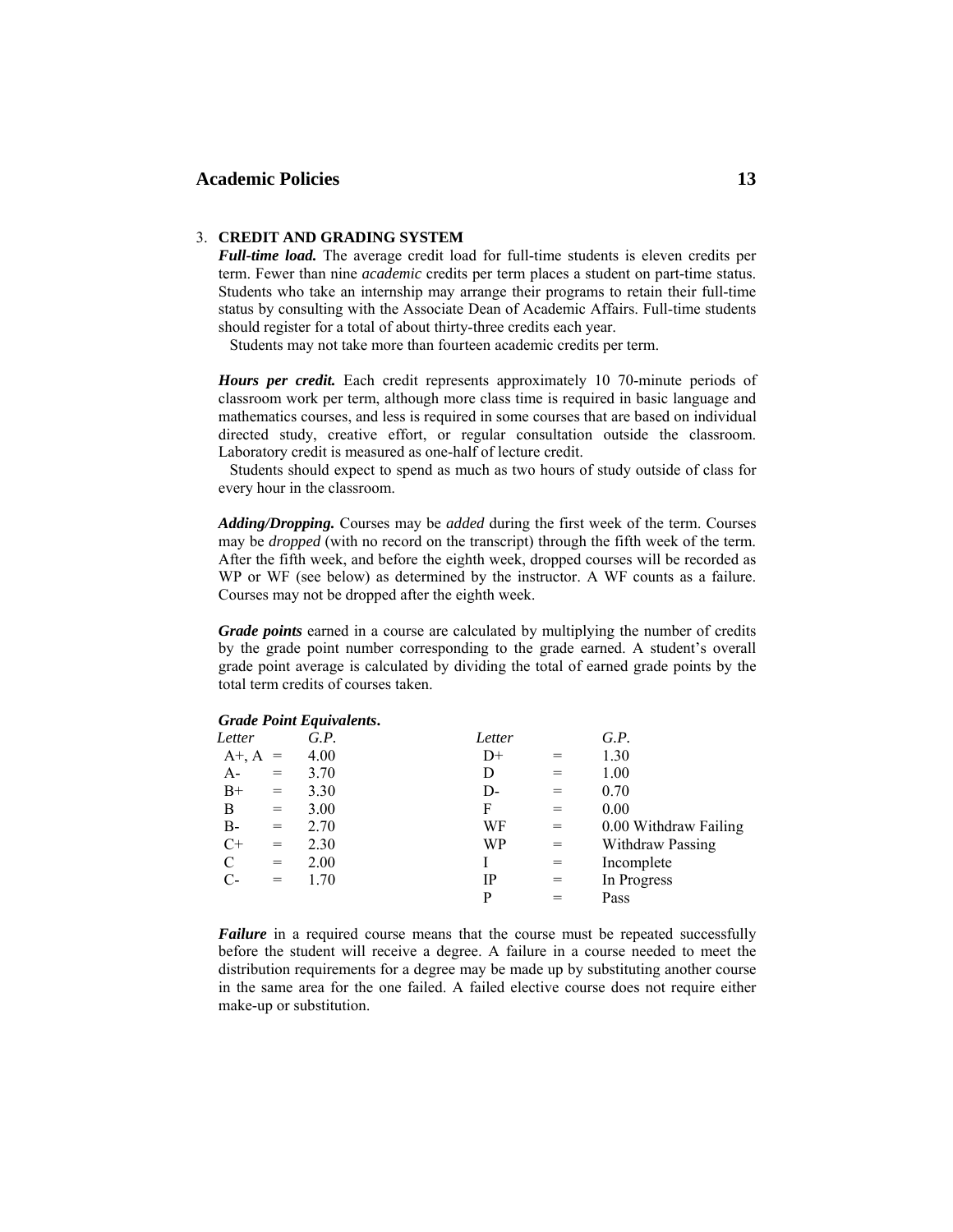## 3. CREDIT AND GRADING SYSTEM

***Full-time load.*** The average credit load for full-time students is eleven credits per term. Fewer than nine *academic* credits per term places a student on part-time status. Students who take an internship may arrange their programs to retain their full-time status by consulting with the Associate Dean of Academic Affairs. Full-time students should register for a total of about thirty-three credits each year.

Students may not take more than fourteen academic credits per term.

***Hours per credit.*** Each credit represents approximately 10 70-minute periods of classroom work per term, although more class time is required in basic language and mathematics courses, and less is required in some courses that are based on individual directed study, creative effort, or regular consultation outside the classroom. Laboratory credit is measured as one-half of lecture credit.

Students should expect to spend as much as two hours of study outside of class for every hour in the classroom.

***Adding/Dropping.*** Courses may be *added* during the first week of the term. Courses may be *dropped* (with no record on the transcript) through the fifth week of the term. After the fifth week, and before the eighth week, dropped courses will be recorded as WP or WF (see below) as determined by the instructor. A WF counts as a failure. Courses may not be dropped after the eighth week.

***Grade points*** earned in a course are calculated by multiplying the number of credits by the grade point number corresponding to the grade earned. A student's overall grade point average is calculated by dividing the total of earned grade points by the total term credits of courses taken.

***Grade Point Equivalents.***

| *Letter* | | *G.P.* | *Letter* | | *G.P.* |
|---|---|---|---|---|---|
| A+, A | = | 4.00 | D+ | = | 1.30 |
| A- | = | 3.70 | D | = | 1.00 |
| B+ | = | 3.30 | D- | = | 0.70 |
| B | = | 3.00 | F | = | 0.00 |
| B- | = | 2.70 | WF | = | 0.00 Withdraw Failing |
| C+ | = | 2.30 | WP | = | Withdraw Passing |
| C | = | 2.00 | I | = | Incomplete |
| C- | = | 1.70 | IP | = | In Progress |
| | | | P | = | Pass |

***Failure*** in a required course means that the course must be repeated successfully before the student will receive a degree. A failure in a course needed to meet the distribution requirements for a degree may be made up by substituting another course in the same area for the one failed. A failed elective course does not require either make-up or substitution.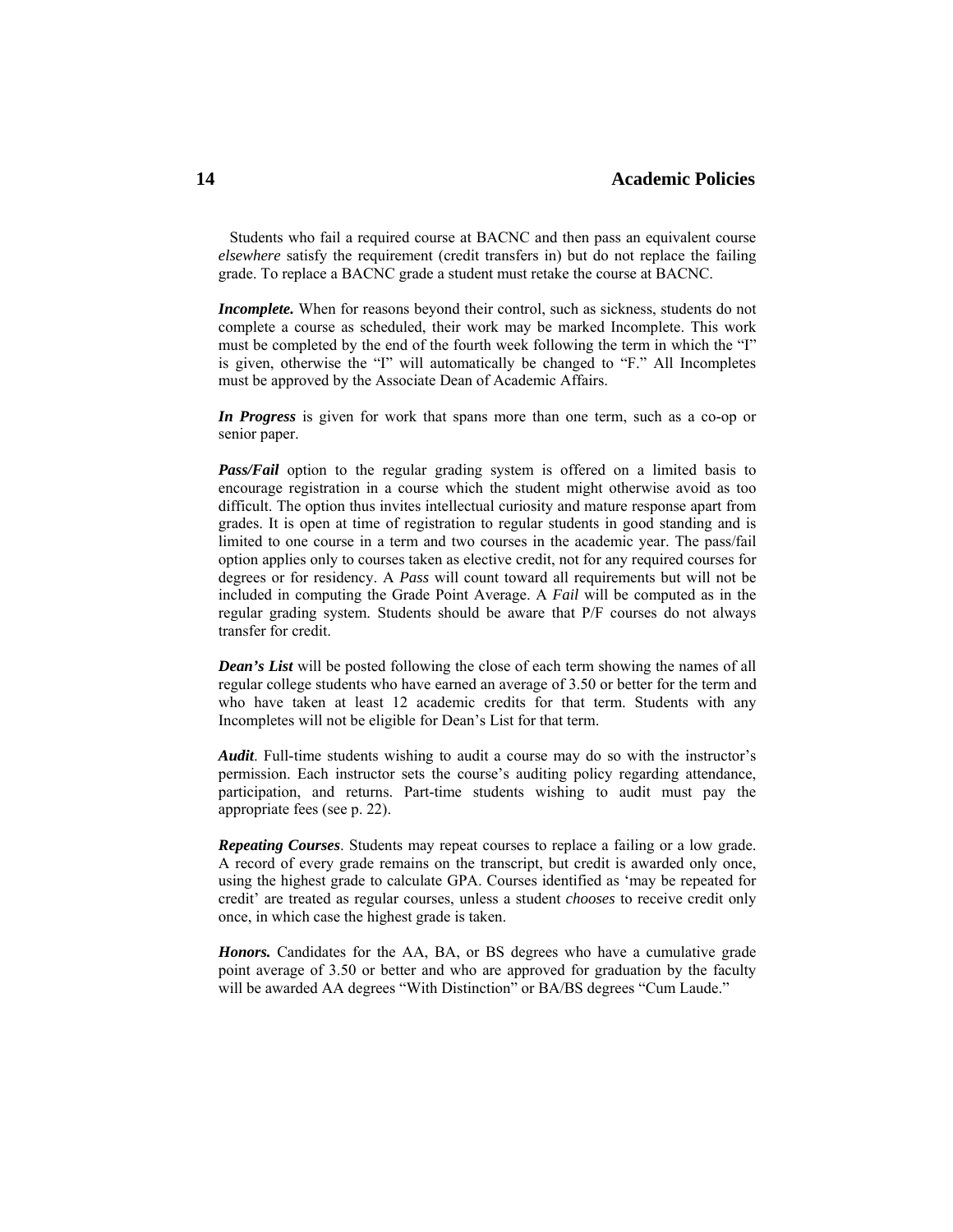Students who fail a required course at BACNC and then pass an equivalent course *elsewhere* satisfy the requirement (credit transfers in) but do not replace the failing grade. To replace a BACNC grade a student must retake the course at BACNC.

***Incomplete.*** When for reasons beyond their control, such as sickness, students do not complete a course as scheduled, their work may be marked Incomplete. This work must be completed by the end of the fourth week following the term in which the "I" is given, otherwise the "I" will automatically be changed to "F." All Incompletes must be approved by the Associate Dean of Academic Affairs.

***In Progress*** is given for work that spans more than one term, such as a co-op or senior paper.

***Pass/Fail*** option to the regular grading system is offered on a limited basis to encourage registration in a course which the student might otherwise avoid as too difficult. The option thus invites intellectual curiosity and mature response apart from grades. It is open at time of registration to regular students in good standing and is limited to one course in a term and two courses in the academic year. The pass/fail option applies only to courses taken as elective credit, not for any required courses for degrees or for residency. A *Pass* will count toward all requirements but will not be included in computing the Grade Point Average. A *Fail* will be computed as in the regular grading system. Students should be aware that P/F courses do not always transfer for credit.

***Dean's List*** will be posted following the close of each term showing the names of all regular college students who have earned an average of 3.50 or better for the term and who have taken at least 12 academic credits for that term. Students with any Incompletes will not be eligible for Dean's List for that term.

***Audit***. Full-time students wishing to audit a course may do so with the instructor's permission. Each instructor sets the course's auditing policy regarding attendance, participation, and returns. Part-time students wishing to audit must pay the appropriate fees (see p. 22).

***Repeating Courses***. Students may repeat courses to replace a failing or a low grade. A record of every grade remains on the transcript, but credit is awarded only once, using the highest grade to calculate GPA. Courses identified as 'may be repeated for credit' are treated as regular courses, unless a student *chooses* to receive credit only once, in which case the highest grade is taken.

***Honors.*** Candidates for the AA, BA, or BS degrees who have a cumulative grade point average of 3.50 or better and who are approved for graduation by the faculty will be awarded AA degrees "With Distinction" or BA/BS degrees "Cum Laude."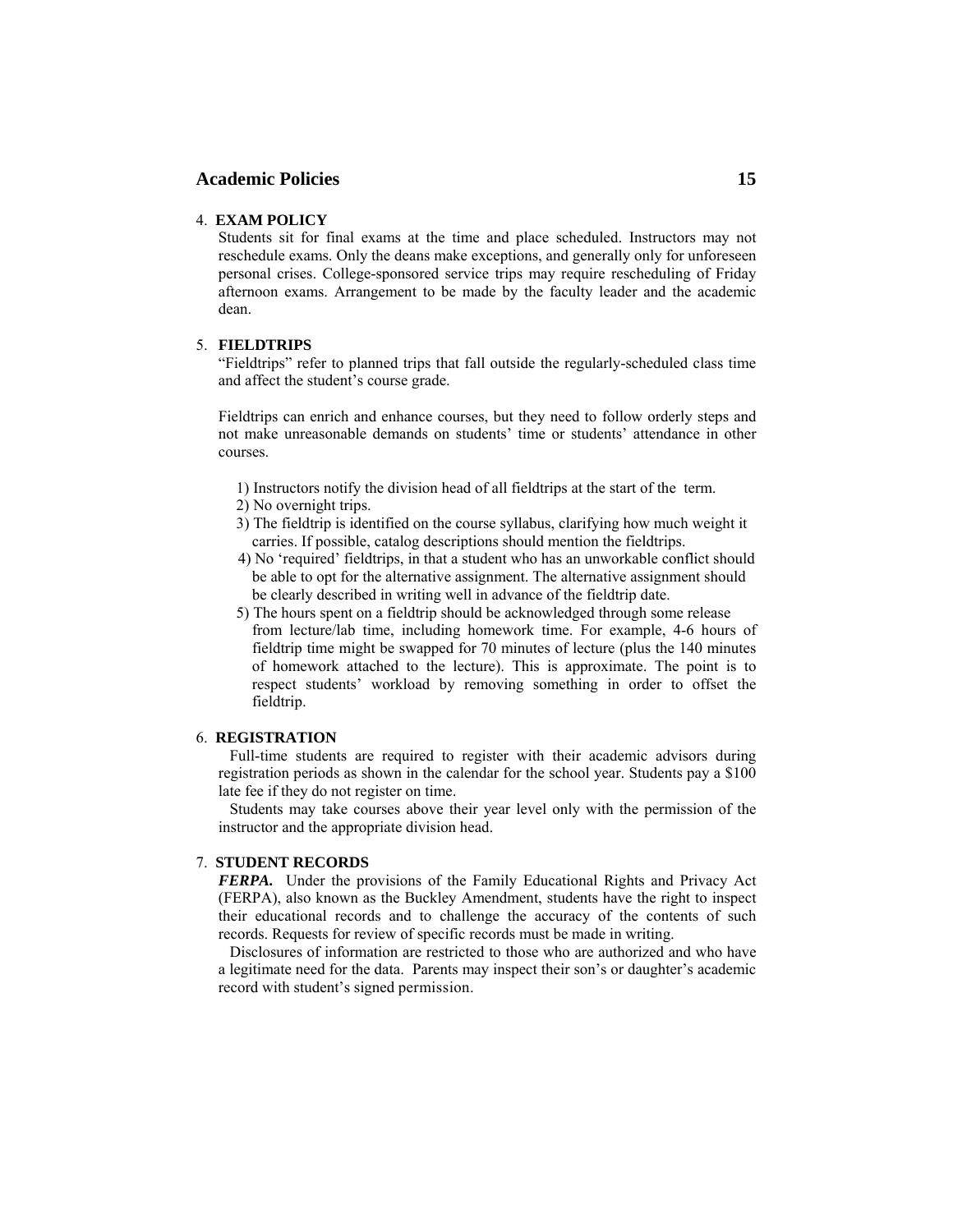4. **EXAM POLICY**

   Students sit for final exams at the time and place scheduled. Instructors may not reschedule exams. Only the deans make exceptions, and generally only for unforeseen personal crises. College-sponsored service trips may require rescheduling of Friday afternoon exams. Arrangement to be made by the faculty leader and the academic dean.

5. **FIELDTRIPS**

   "Fieldtrips" refer to planned trips that fall outside the regularly-scheduled class time and affect the student's course grade.

   Fieldtrips can enrich and enhance courses, but they need to follow orderly steps and not make unreasonable demands on students' time or students' attendance in other courses.

   1) Instructors notify the division head of all fieldtrips at the start of the term.
   2) No overnight trips.
   3) The fieldtrip is identified on the course syllabus, clarifying how much weight it carries. If possible, catalog descriptions should mention the fieldtrips.
   4) No 'required' fieldtrips, in that a student who has an unworkable conflict should be able to opt for the alternative assignment. The alternative assignment should be clearly described in writing well in advance of the fieldtrip date.
   5) The hours spent on a fieldtrip should be acknowledged through some release from lecture/lab time, including homework time. For example, 4-6 hours of fieldtrip time might be swapped for 70 minutes of lecture (plus the 140 minutes of homework attached to the lecture). This is approximate. The point is to respect students' workload by removing something in order to offset the fieldtrip.

6. **REGISTRATION**

   Full-time students are required to register with their academic advisors during registration periods as shown in the calendar for the school year. Students pay a $100 late fee if they do not register on time.

   Students may take courses above their year level only with the permission of the instructor and the appropriate division head.

7. **STUDENT RECORDS**

   ***FERPA.*** Under the provisions of the Family Educational Rights and Privacy Act (FERPA), also known as the Buckley Amendment, students have the right to inspect their educational records and to challenge the accuracy of the contents of such records. Requests for review of specific records must be made in writing.

   Disclosures of information are restricted to those who are authorized and who have a legitimate need for the data. Parents may inspect their son's or daughter's academic record with student's signed permission.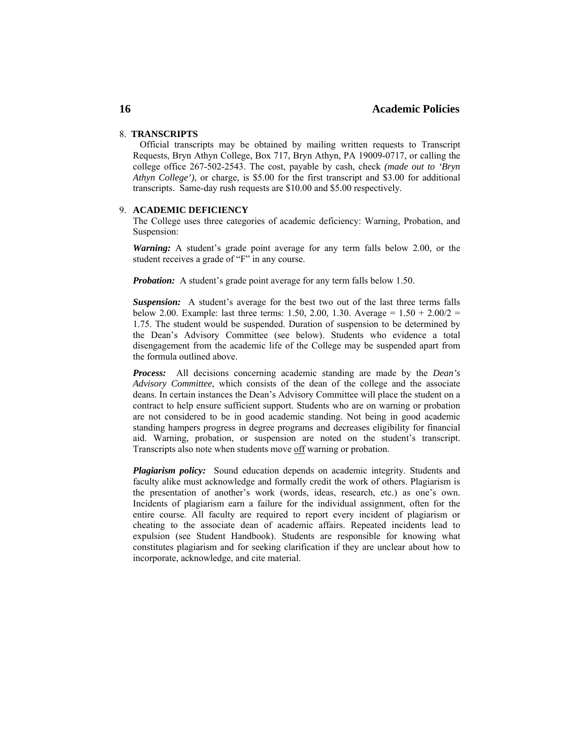## 8. TRANSCRIPTS

Official transcripts may be obtained by mailing written requests to Transcript Requests, Bryn Athyn College, Box 717, Bryn Athyn, PA 19009-0717, or calling the college office 267-502-2543. The cost, payable by cash, check *(made out to 'Bryn Athyn College')*, or charge, is $5.00 for the first transcript and $3.00 for additional transcripts. Same-day rush requests are $10.00 and $5.00 respectively.

## 9. ACADEMIC DEFICIENCY

The College uses three categories of academic deficiency: Warning, Probation, and Suspension:

***Warning:*** A student's grade point average for any term falls below 2.00, or the student receives a grade of "F" in any course.

***Probation:*** A student's grade point average for any term falls below 1.50.

***Suspension:*** A student's average for the best two out of the last three terms falls below 2.00. Example: last three terms: 1.50, 2.00, 1.30. Average = 1.50 + 2.00/2 = 1.75. The student would be suspended. Duration of suspension to be determined by the Dean's Advisory Committee (see below). Students who evidence a total disengagement from the academic life of the College may be suspended apart from the formula outlined above.

***Process:*** All decisions concerning academic standing are made by the *Dean's Advisory Committee*, which consists of the dean of the college and the associate deans. In certain instances the Dean's Advisory Committee will place the student on a contract to help ensure sufficient support. Students who are on warning or probation are not considered to be in good academic standing. Not being in good academic standing hampers progress in degree programs and decreases eligibility for financial aid. Warning, probation, or suspension are noted on the student's transcript. Transcripts also note when students move <u>off</u> warning or probation.

***Plagiarism policy:*** Sound education depends on academic integrity. Students and faculty alike must acknowledge and formally credit the work of others. Plagiarism is the presentation of another's work (words, ideas, research, etc.) as one's own. Incidents of plagiarism earn a failure for the individual assignment, often for the entire course. All faculty are required to report every incident of plagiarism or cheating to the associate dean of academic affairs. Repeated incidents lead to expulsion (see Student Handbook). Students are responsible for knowing what constitutes plagiarism and for seeking clarification if they are unclear about how to incorporate, acknowledge, and cite material.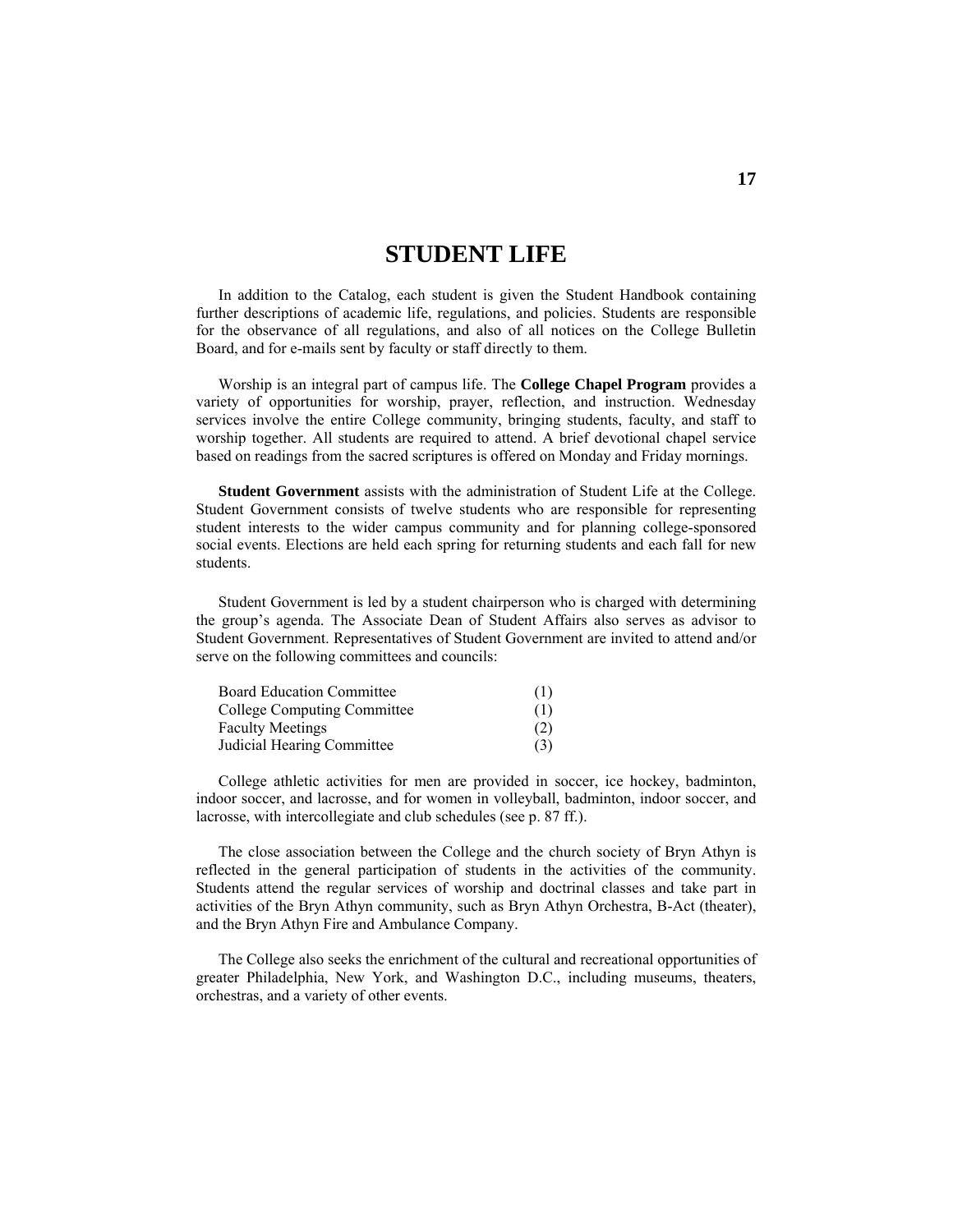# STUDENT LIFE

In addition to the Catalog, each student is given the Student Handbook containing further descriptions of academic life, regulations, and policies. Students are responsible for the observance of all regulations, and also of all notices on the College Bulletin Board, and for e-mails sent by faculty or staff directly to them.

Worship is an integral part of campus life. The **College Chapel Program** provides a variety of opportunities for worship, prayer, reflection, and instruction. Wednesday services involve the entire College community, bringing students, faculty, and staff to worship together. All students are required to attend. A brief devotional chapel service based on readings from the sacred scriptures is offered on Monday and Friday mornings.

**Student Government** assists with the administration of Student Life at the College. Student Government consists of twelve students who are responsible for representing student interests to the wider campus community and for planning college-sponsored social events. Elections are held each spring for returning students and each fall for new students.

Student Government is led by a student chairperson who is charged with determining the group's agenda. The Associate Dean of Student Affairs also serves as advisor to Student Government. Representatives of Student Government are invited to attend and/or serve on the following committees and councils:

| | |
|---|---|
| Board Education Committee | (1) |
| College Computing Committee | (1) |
| Faculty Meetings | (2) |
| Judicial Hearing Committee | (3) |

College athletic activities for men are provided in soccer, ice hockey, badminton, indoor soccer, and lacrosse, and for women in volleyball, badminton, indoor soccer, and lacrosse, with intercollegiate and club schedules (see p. 87 ff.).

The close association between the College and the church society of Bryn Athyn is reflected in the general participation of students in the activities of the community. Students attend the regular services of worship and doctrinal classes and take part in activities of the Bryn Athyn community, such as Bryn Athyn Orchestra, B-Act (theater), and the Bryn Athyn Fire and Ambulance Company.

The College also seeks the enrichment of the cultural and recreational opportunities of greater Philadelphia, New York, and Washington D.C., including museums, theaters, orchestras, and a variety of other events.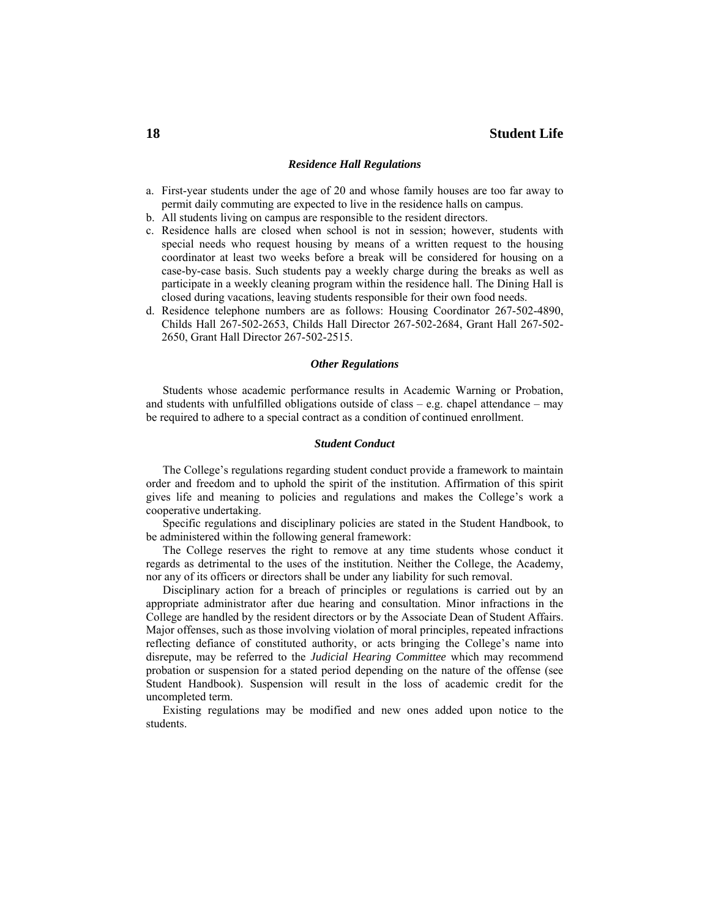### *Residence Hall Regulations*

a. First-year students under the age of 20 and whose family houses are too far away to permit daily commuting are expected to live in the residence halls on campus.
b. All students living on campus are responsible to the resident directors.
c. Residence halls are closed when school is not in session; however, students with special needs who request housing by means of a written request to the housing coordinator at least two weeks before a break will be considered for housing on a case-by-case basis. Such students pay a weekly charge during the breaks as well as participate in a weekly cleaning program within the residence hall. The Dining Hall is closed during vacations, leaving students responsible for their own food needs.
d. Residence telephone numbers are as follows: Housing Coordinator 267-502-4890, Childs Hall 267-502-2653, Childs Hall Director 267-502-2684, Grant Hall 267-502-2650, Grant Hall Director 267-502-2515.

### *Other Regulations*

Students whose academic performance results in Academic Warning or Probation, and students with unfulfilled obligations outside of class – e.g. chapel attendance – may be required to adhere to a special contract as a condition of continued enrollment.

### *Student Conduct*

The College's regulations regarding student conduct provide a framework to maintain order and freedom and to uphold the spirit of the institution. Affirmation of this spirit gives life and meaning to policies and regulations and makes the College's work a cooperative undertaking.

Specific regulations and disciplinary policies are stated in the Student Handbook, to be administered within the following general framework:

The College reserves the right to remove at any time students whose conduct it regards as detrimental to the uses of the institution. Neither the College, the Academy, nor any of its officers or directors shall be under any liability for such removal.

Disciplinary action for a breach of principles or regulations is carried out by an appropriate administrator after due hearing and consultation. Minor infractions in the College are handled by the resident directors or by the Associate Dean of Student Affairs. Major offenses, such as those involving violation of moral principles, repeated infractions reflecting defiance of constituted authority, or acts bringing the College's name into disrepute, may be referred to the *Judicial Hearing Committee* which may recommend probation or suspension for a stated period depending on the nature of the offense (see Student Handbook). Suspension will result in the loss of academic credit for the uncompleted term.

Existing regulations may be modified and new ones added upon notice to the students.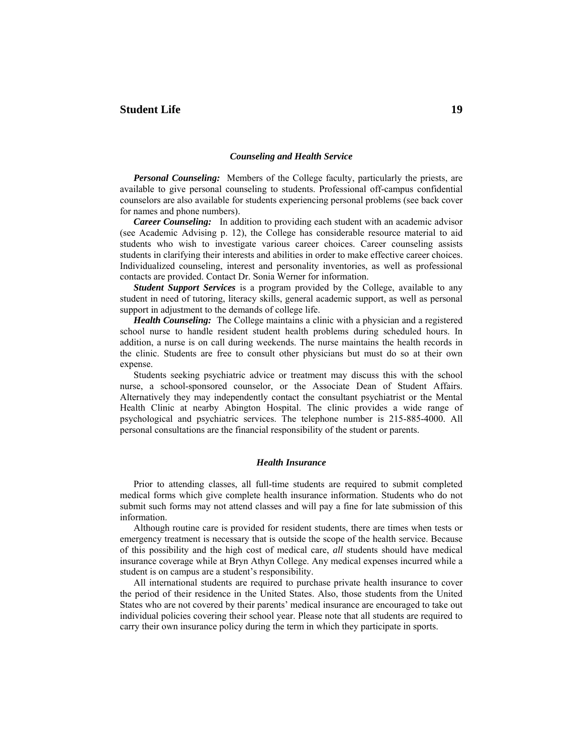### *Counseling and Health Service*

***Personal Counseling:*** Members of the College faculty, particularly the priests, are available to give personal counseling to students. Professional off-campus confidential counselors are also available for students experiencing personal problems (see back cover for names and phone numbers).

***Career Counseling:*** In addition to providing each student with an academic advisor (see Academic Advising p. 12), the College has considerable resource material to aid students who wish to investigate various career choices. Career counseling assists students in clarifying their interests and abilities in order to make effective career choices. Individualized counseling, interest and personality inventories, as well as professional contacts are provided. Contact Dr. Sonia Werner for information.

***Student Support Services*** is a program provided by the College, available to any student in need of tutoring, literacy skills, general academic support, as well as personal support in adjustment to the demands of college life.

***Health Counseling:*** The College maintains a clinic with a physician and a registered school nurse to handle resident student health problems during scheduled hours. In addition, a nurse is on call during weekends. The nurse maintains the health records in the clinic. Students are free to consult other physicians but must do so at their own expense.

Students seeking psychiatric advice or treatment may discuss this with the school nurse, a school-sponsored counselor, or the Associate Dean of Student Affairs. Alternatively they may independently contact the consultant psychiatrist or the Mental Health Clinic at nearby Abington Hospital. The clinic provides a wide range of psychological and psychiatric services. The telephone number is 215-885-4000. All personal consultations are the financial responsibility of the student or parents.

### *Health Insurance*

Prior to attending classes, all full-time students are required to submit completed medical forms which give complete health insurance information. Students who do not submit such forms may not attend classes and will pay a fine for late submission of this information.

Although routine care is provided for resident students, there are times when tests or emergency treatment is necessary that is outside the scope of the health service. Because of this possibility and the high cost of medical care, *all* students should have medical insurance coverage while at Bryn Athyn College. Any medical expenses incurred while a student is on campus are a student's responsibility.

All international students are required to purchase private health insurance to cover the period of their residence in the United States. Also, those students from the United States who are not covered by their parents' medical insurance are encouraged to take out individual policies covering their school year. Please note that all students are required to carry their own insurance policy during the term in which they participate in sports.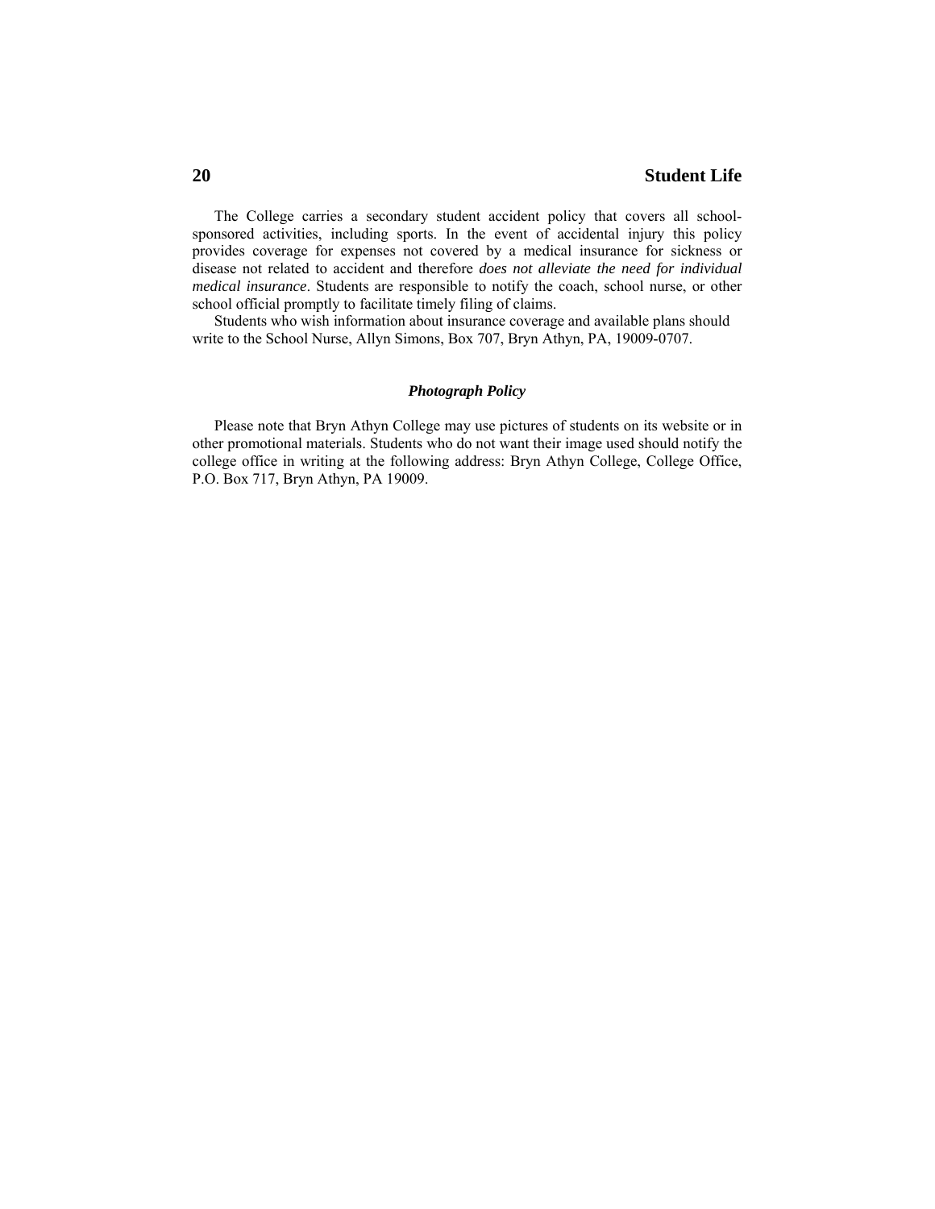The College carries a secondary student accident policy that covers all school-sponsored activities, including sports. In the event of accidental injury this policy provides coverage for expenses not covered by a medical insurance for sickness or disease not related to accident and therefore *does not alleviate the need for individual medical insurance*. Students are responsible to notify the coach, school nurse, or other school official promptly to facilitate timely filing of claims.

Students who wish information about insurance coverage and available plans should write to the School Nurse, Allyn Simons, Box 707, Bryn Athyn, PA, 19009-0707.

### ***Photograph Policy***

Please note that Bryn Athyn College may use pictures of students on its website or in other promotional materials. Students who do not want their image used should notify the college office in writing at the following address: Bryn Athyn College, College Office, P.O. Box 717, Bryn Athyn, PA 19009.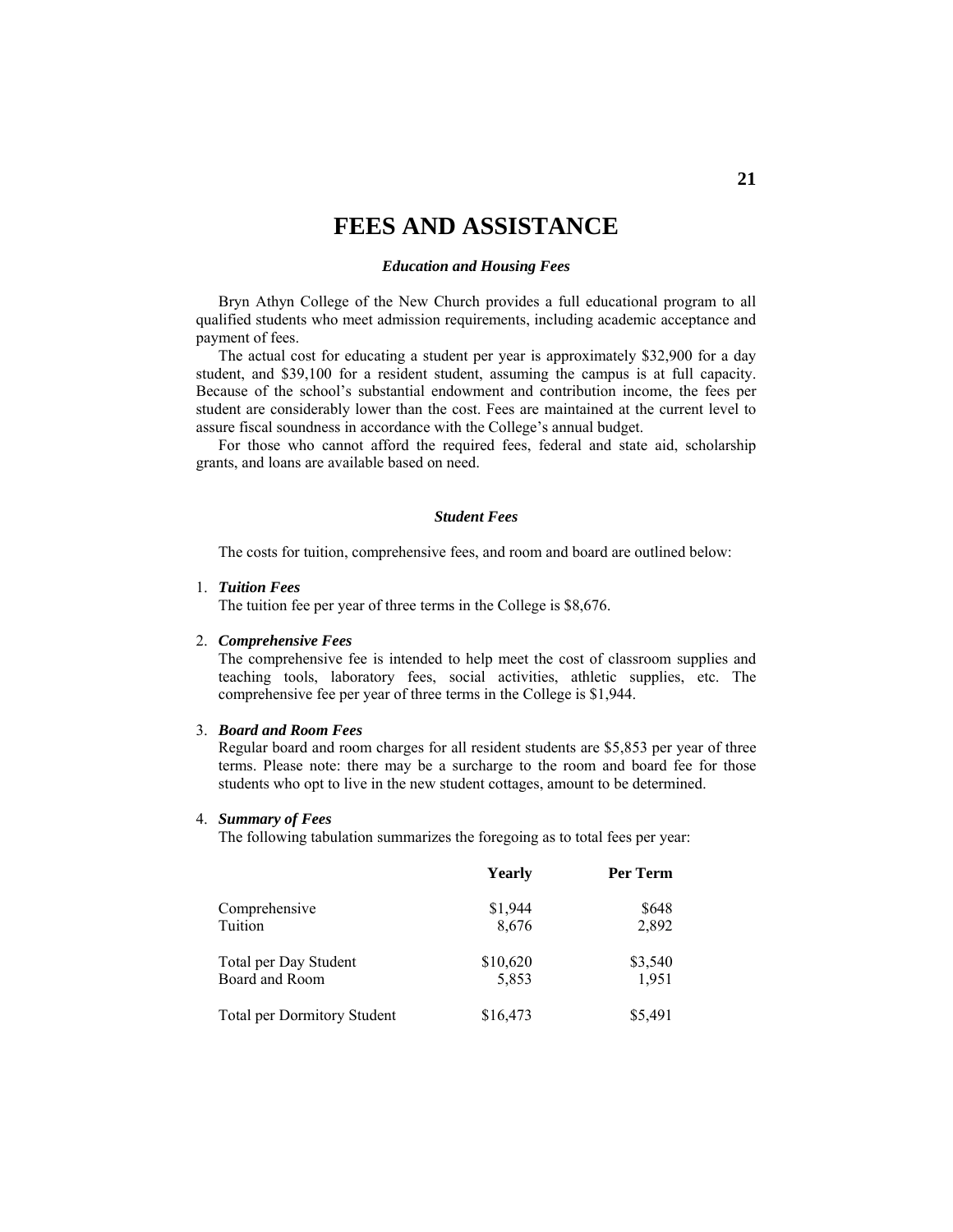# FEES AND ASSISTANCE

### *Education and Housing Fees*

Bryn Athyn College of the New Church provides a full educational program to all qualified students who meet admission requirements, including academic acceptance and payment of fees.

The actual cost for educating a student per year is approximately $32,900 for a day student, and $39,100 for a resident student, assuming the campus is at full capacity. Because of the school's substantial endowment and contribution income, the fees per student are considerably lower than the cost. Fees are maintained at the current level to assure fiscal soundness in accordance with the College's annual budget.

For those who cannot afford the required fees, federal and state aid, scholarship grants, and loans are available based on need.

### *Student Fees*

The costs for tuition, comprehensive fees, and room and board are outlined below:

1. ***Tuition Fees***
   The tuition fee per year of three terms in the College is $8,676.

2. ***Comprehensive Fees***
   The comprehensive fee is intended to help meet the cost of classroom supplies and teaching tools, laboratory fees, social activities, athletic supplies, etc. The comprehensive fee per year of three terms in the College is $1,944.

3. ***Board and Room Fees***
   Regular board and room charges for all resident students are $5,853 per year of three terms. Please note: there may be a surcharge to the room and board fee for those students who opt to live in the new student cottages, amount to be determined.

4. ***Summary of Fees***
   The following tabulation summarizes the foregoing as to total fees per year:

| | **Yearly** | **Per Term** |
|---|---|---|
| Comprehensive | $1,944 | $648 |
| Tuition | 8,676 | 2,892 |
| Total per Day Student | $10,620 | $3,540 |
| Board and Room | 5,853 | 1,951 |
| Total per Dormitory Student | $16,473 | $5,491 |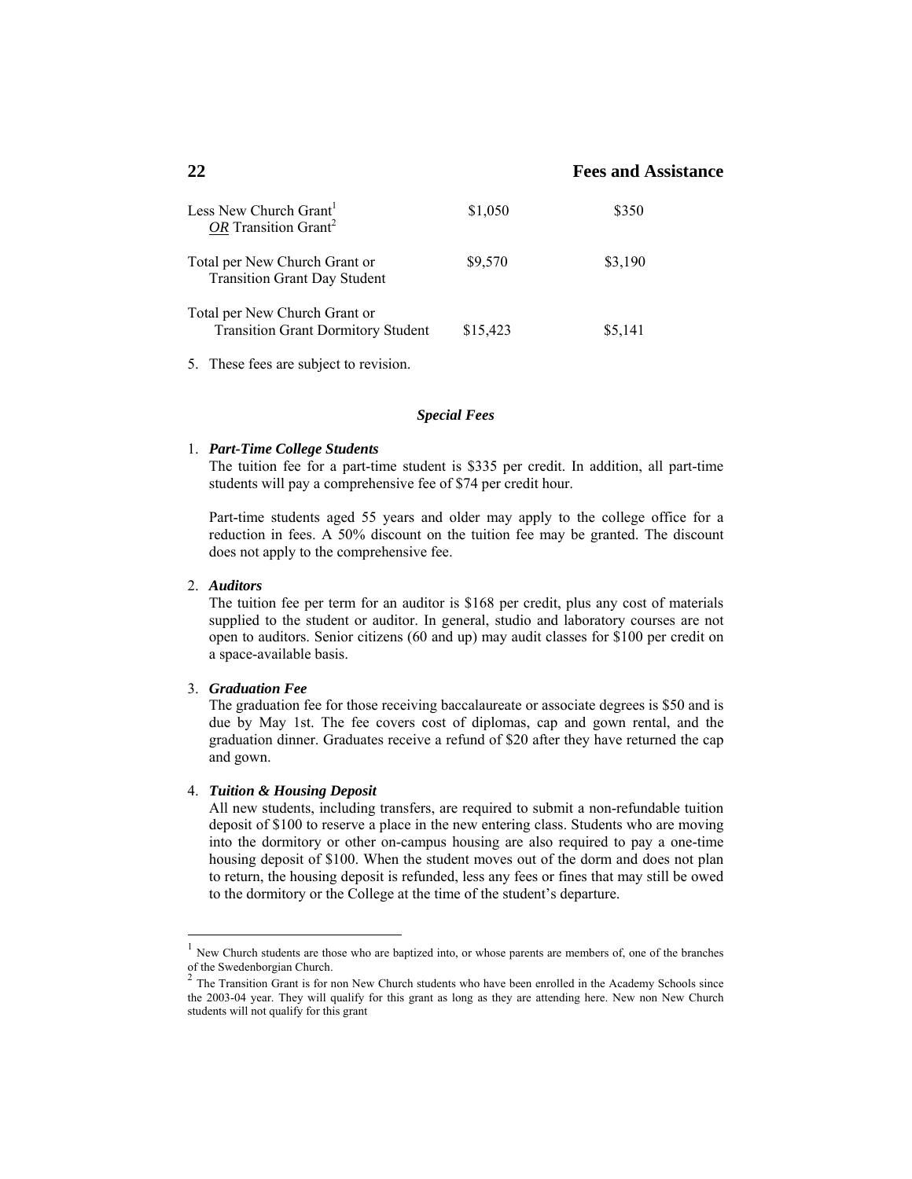| | | |
|---|---|---|
| Less New Church Grant[1] *OR* Transition Grant[2] | \$1,050 | \$350 |
| Total per New Church Grant or Transition Grant Day Student | \$9,570 | \$3,190 |
| Total per New Church Grant or Transition Grant Dormitory Student | \$15,423 | \$5,141 |

5. These fees are subject to revision.

### *Special Fees*

1. ***Part-Time College Students***
   The tuition fee for a part-time student is \$335 per credit. In addition, all part-time students will pay a comprehensive fee of \$74 per credit hour.

   Part-time students aged 55 years and older may apply to the college office for a reduction in fees. A 50% discount on the tuition fee may be granted. The discount does not apply to the comprehensive fee.

2. ***Auditors***
   The tuition fee per term for an auditor is \$168 per credit, plus any cost of materials supplied to the student or auditor. In general, studio and laboratory courses are not open to auditors. Senior citizens (60 and up) may audit classes for \$100 per credit on a space-available basis.

3. ***Graduation Fee***
   The graduation fee for those receiving baccalaureate or associate degrees is \$50 and is due by May 1st. The fee covers cost of diplomas, cap and gown rental, and the graduation dinner. Graduates receive a refund of \$20 after they have returned the cap and gown.

4. ***Tuition & Housing Deposit***
   All new students, including transfers, are required to submit a non-refundable tuition deposit of \$100 to reserve a place in the new entering class. Students who are moving into the dormitory or other on-campus housing are also required to pay a one-time housing deposit of \$100. When the student moves out of the dorm and does not plan to return, the housing deposit is refunded, less any fees or fines that may still be owed to the dormitory or the College at the time of the student's departure.

---

[1] New Church students are those who are baptized into, or whose parents are members of, one of the branches of the Swedenborgian Church.

[2] The Transition Grant is for non New Church students who have been enrolled in the Academy Schools since the 2003-04 year. They will qualify for this grant as long as they are attending here. New non New Church students will not qualify for this grant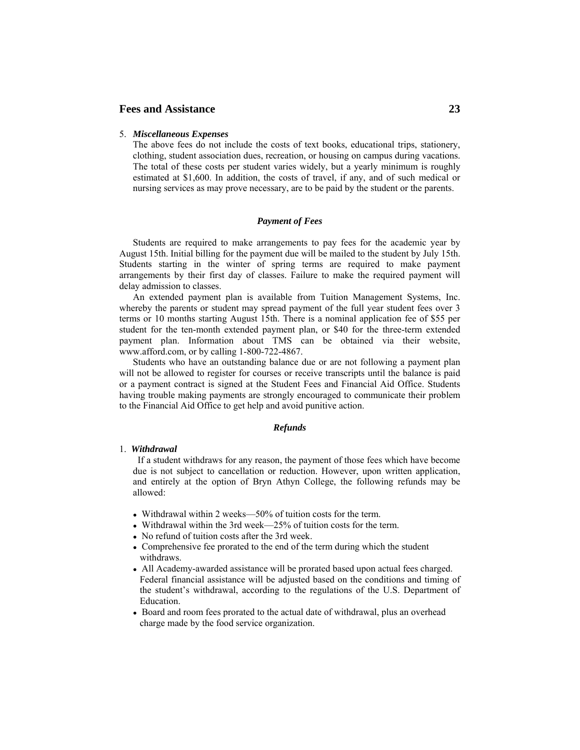5. ***Miscellaneous Expenses***
   The above fees do not include the costs of text books, educational trips, stationery, clothing, student association dues, recreation, or housing on campus during vacations. The total of these costs per student varies widely, but a yearly minimum is roughly estimated at $1,600. In addition, the costs of travel, if any, and of such medical or nursing services as may prove necessary, are to be paid by the student or the parents.

### *Payment of Fees*

Students are required to make arrangements to pay fees for the academic year by August 15th. Initial billing for the payment due will be mailed to the student by July 15th. Students starting in the winter of spring terms are required to make payment arrangements by their first day of classes. Failure to make the required payment will delay admission to classes.

An extended payment plan is available from Tuition Management Systems, Inc. whereby the parents or student may spread payment of the full year student fees over 3 terms or 10 months starting August 15th. There is a nominal application fee of $55 per student for the ten-month extended payment plan, or $40 for the three-term extended payment plan. Information about TMS can be obtained via their website, www.afford.com, or by calling 1-800-722-4867.

Students who have an outstanding balance due or are not following a payment plan will not be allowed to register for courses or receive transcripts until the balance is paid or a payment contract is signed at the Student Fees and Financial Aid Office. Students having trouble making payments are strongly encouraged to communicate their problem to the Financial Aid Office to get help and avoid punitive action.

### *Refunds*

1. ***Withdrawal***
   If a student withdraws for any reason, the payment of those fees which have become due is not subject to cancellation or reduction. However, upon written application, and entirely at the option of Bryn Athyn College, the following refunds may be allowed:

   - Withdrawal within 2 weeks—50% of tuition costs for the term.
   - Withdrawal within the 3rd week—25% of tuition costs for the term.
   - No refund of tuition costs after the 3rd week.
   - Comprehensive fee prorated to the end of the term during which the student withdraws.
   - All Academy-awarded assistance will be prorated based upon actual fees charged. Federal financial assistance will be adjusted based on the conditions and timing of the student's withdrawal, according to the regulations of the U.S. Department of Education.
   - Board and room fees prorated to the actual date of withdrawal, plus an overhead charge made by the food service organization.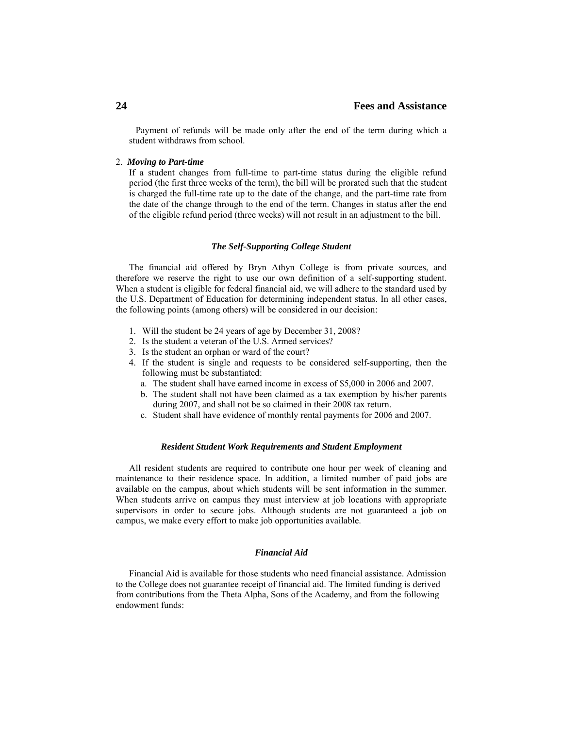Payment of refunds will be made only after the end of the term during which a student withdraws from school.

2. ***Moving to Part-time***

If a student changes from full-time to part-time status during the eligible refund period (the first three weeks of the term), the bill will be prorated such that the student is charged the full-time rate up to the date of the change, and the part-time rate from the date of the change through to the end of the term. Changes in status after the end of the eligible refund period (three weeks) will not result in an adjustment to the bill.

### *The Self-Supporting College Student*

The financial aid offered by Bryn Athyn College is from private sources, and therefore we reserve the right to use our own definition of a self-supporting student. When a student is eligible for federal financial aid, we will adhere to the standard used by the U.S. Department of Education for determining independent status. In all other cases, the following points (among others) will be considered in our decision:

1. Will the student be 24 years of age by December 31, 2008?
2. Is the student a veteran of the U.S. Armed services?
3. Is the student an orphan or ward of the court?
4. If the student is single and requests to be considered self-supporting, then the following must be substantiated:
   a. The student shall have earned income in excess of $5,000 in 2006 and 2007.
   b. The student shall not have been claimed as a tax exemption by his/her parents during 2007, and shall not be so claimed in their 2008 tax return.
   c. Student shall have evidence of monthly rental payments for 2006 and 2007.

### *Resident Student Work Requirements and Student Employment*

All resident students are required to contribute one hour per week of cleaning and maintenance to their residence space. In addition, a limited number of paid jobs are available on the campus, about which students will be sent information in the summer. When students arrive on campus they must interview at job locations with appropriate supervisors in order to secure jobs. Although students are not guaranteed a job on campus, we make every effort to make job opportunities available.

### *Financial Aid*

Financial Aid is available for those students who need financial assistance. Admission to the College does not guarantee receipt of financial aid. The limited funding is derived from contributions from the Theta Alpha, Sons of the Academy, and from the following endowment funds: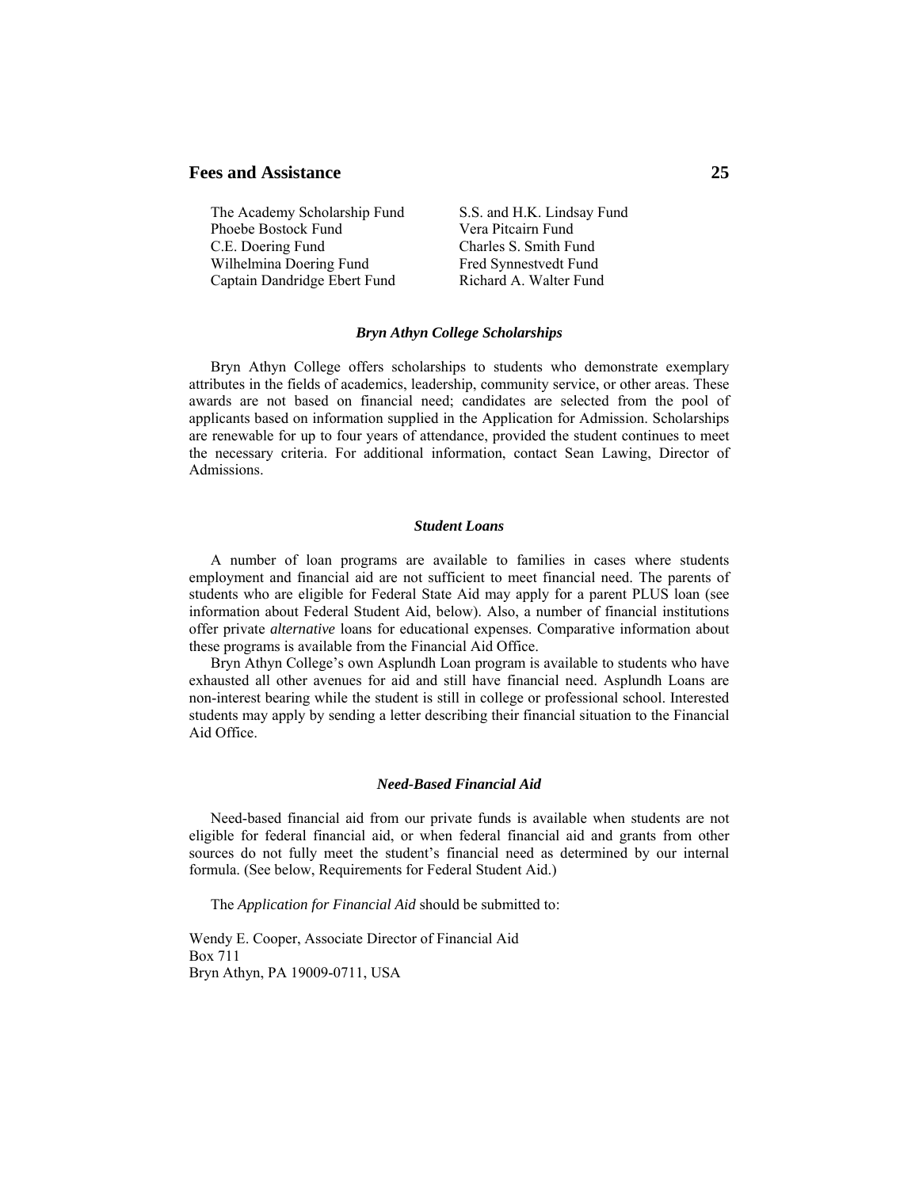The Academy Scholarship Fund
Phoebe Bostock Fund
C.E. Doering Fund
Wilhelmina Doering Fund
Captain Dandridge Ebert Fund
S.S. and H.K. Lindsay Fund
Vera Pitcairn Fund
Charles S. Smith Fund
Fred Synnestvedt Fund
Richard A. Walter Fund

### *Bryn Athyn College Scholarships*

Bryn Athyn College offers scholarships to students who demonstrate exemplary attributes in the fields of academics, leadership, community service, or other areas. These awards are not based on financial need; candidates are selected from the pool of applicants based on information supplied in the Application for Admission. Scholarships are renewable for up to four years of attendance, provided the student continues to meet the necessary criteria. For additional information, contact Sean Lawing, Director of Admissions.

### *Student Loans*

A number of loan programs are available to families in cases where students employment and financial aid are not sufficient to meet financial need. The parents of students who are eligible for Federal State Aid may apply for a parent PLUS loan (see information about Federal Student Aid, below). Also, a number of financial institutions offer private *alternative* loans for educational expenses. Comparative information about these programs is available from the Financial Aid Office.

Bryn Athyn College's own Asplundh Loan program is available to students who have exhausted all other avenues for aid and still have financial need. Asplundh Loans are non-interest bearing while the student is still in college or professional school. Interested students may apply by sending a letter describing their financial situation to the Financial Aid Office.

### *Need-Based Financial Aid*

Need-based financial aid from our private funds is available when students are not eligible for federal financial aid, or when federal financial aid and grants from other sources do not fully meet the student's financial need as determined by our internal formula. (See below, Requirements for Federal Student Aid.)

The *Application for Financial Aid* should be submitted to:

Wendy E. Cooper, Associate Director of Financial Aid
Box 711
Bryn Athyn, PA 19009-0711, USA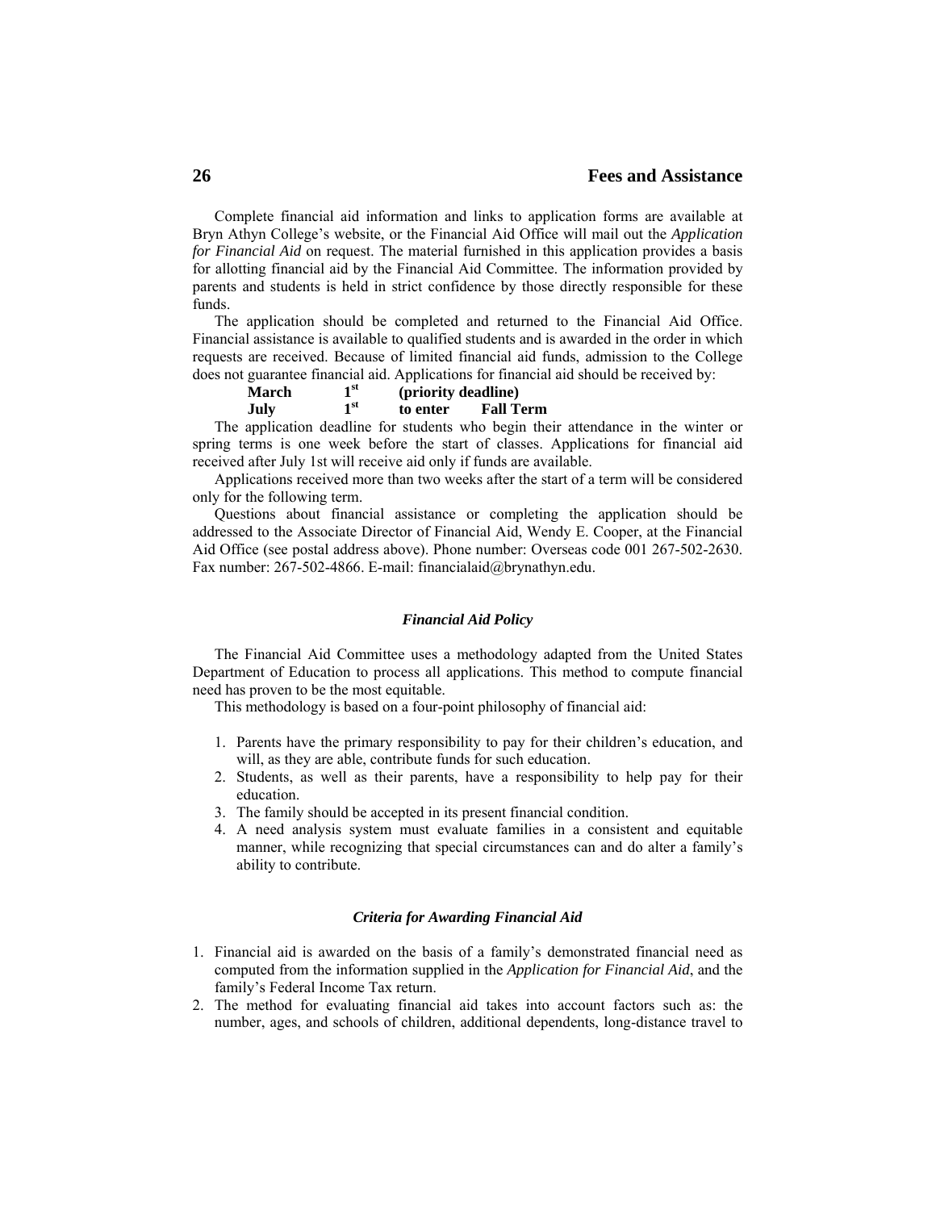Complete financial aid information and links to application forms are available at Bryn Athyn College's website, or the Financial Aid Office will mail out the *Application for Financial Aid* on request. The material furnished in this application provides a basis for allotting financial aid by the Financial Aid Committee. The information provided by parents and students is held in strict confidence by those directly responsible for these funds.

The application should be completed and returned to the Financial Aid Office. Financial assistance is available to qualified students and is awarded in the order in which requests are received. Because of limited financial aid funds, admission to the College does not guarantee financial aid. Applications for financial aid should be received by:

**March 1st (priority deadline)**
**July 1st to enter Fall Term**

The application deadline for students who begin their attendance in the winter or spring terms is one week before the start of classes. Applications for financial aid received after July 1st will receive aid only if funds are available.

Applications received more than two weeks after the start of a term will be considered only for the following term.

Questions about financial assistance or completing the application should be addressed to the Associate Director of Financial Aid, Wendy E. Cooper, at the Financial Aid Office (see postal address above). Phone number: Overseas code 001 267-502-2630. Fax number: 267-502-4866. E-mail: financialaid@brynathyn.edu.

### *Financial Aid Policy*

The Financial Aid Committee uses a methodology adapted from the United States Department of Education to process all applications. This method to compute financial need has proven to be the most equitable.

This methodology is based on a four-point philosophy of financial aid:

1. Parents have the primary responsibility to pay for their children's education, and will, as they are able, contribute funds for such education.
2. Students, as well as their parents, have a responsibility to help pay for their education.
3. The family should be accepted in its present financial condition.
4. A need analysis system must evaluate families in a consistent and equitable manner, while recognizing that special circumstances can and do alter a family's ability to contribute.

### *Criteria for Awarding Financial Aid*

1. Financial aid is awarded on the basis of a family's demonstrated financial need as computed from the information supplied in the *Application for Financial Aid*, and the family's Federal Income Tax return.
2. The method for evaluating financial aid takes into account factors such as: the number, ages, and schools of children, additional dependents, long-distance travel to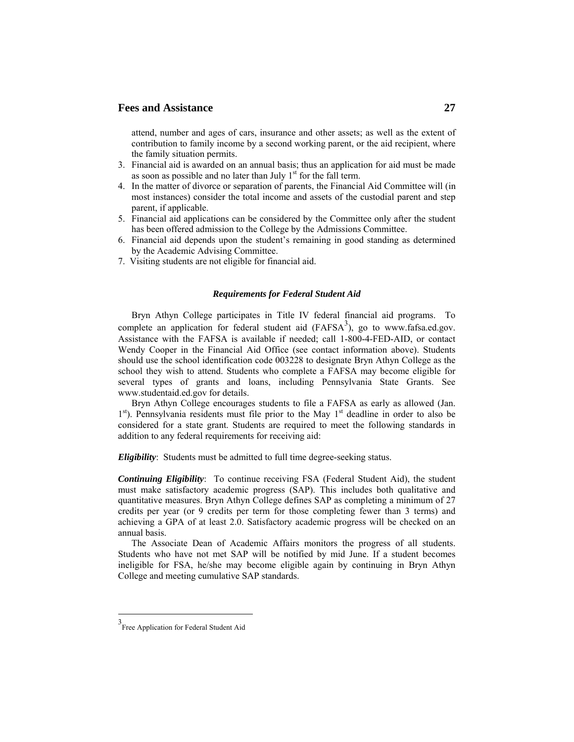attend, number and ages of cars, insurance and other assets; as well as the extent of contribution to family income by a second working parent, or the aid recipient, where the family situation permits.

3. Financial aid is awarded on an annual basis; thus an application for aid must be made as soon as possible and no later than July 1st for the fall term.
4. In the matter of divorce or separation of parents, the Financial Aid Committee will (in most instances) consider the total income and assets of the custodial parent and step parent, if applicable.
5. Financial aid applications can be considered by the Committee only after the student has been offered admission to the College by the Admissions Committee.
6. Financial aid depends upon the student's remaining in good standing as determined by the Academic Advising Committee.
7. Visiting students are not eligible for financial aid.

### *Requirements for Federal Student Aid*

Bryn Athyn College participates in Title IV federal financial aid programs. To complete an application for federal student aid (FAFSA[3]), go to www.fafsa.ed.gov. Assistance with the FAFSA is available if needed; call 1-800-4-FED-AID, or contact Wendy Cooper in the Financial Aid Office (see contact information above). Students should use the school identification code 003228 to designate Bryn Athyn College as the school they wish to attend. Students who complete a FAFSA may become eligible for several types of grants and loans, including Pennsylvania State Grants. See www.studentaid.ed.gov for details.

Bryn Athyn College encourages students to file a FAFSA as early as allowed (Jan. 1st). Pennsylvania residents must file prior to the May 1st deadline in order to also be considered for a state grant. Students are required to meet the following standards in addition to any federal requirements for receiving aid:

***Eligibility***: Students must be admitted to full time degree-seeking status.

***Continuing Eligibility***: To continue receiving FSA (Federal Student Aid), the student must make satisfactory academic progress (SAP). This includes both qualitative and quantitative measures. Bryn Athyn College defines SAP as completing a minimum of 27 credits per year (or 9 credits per term for those completing fewer than 3 terms) and achieving a GPA of at least 2.0. Satisfactory academic progress will be checked on an annual basis.

The Associate Dean of Academic Affairs monitors the progress of all students. Students who have not met SAP will be notified by mid June. If a student becomes ineligible for FSA, he/she may become eligible again by continuing in Bryn Athyn College and meeting cumulative SAP standards.

---

[3] Free Application for Federal Student Aid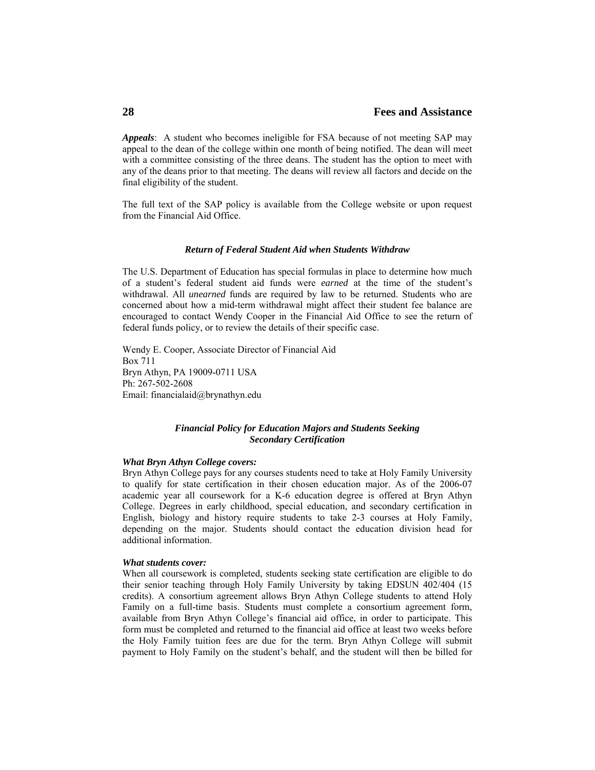***Appeals***: A student who becomes ineligible for FSA because of not meeting SAP may appeal to the dean of the college within one month of being notified. The dean will meet with a committee consisting of the three deans. The student has the option to meet with any of the deans prior to that meeting. The deans will review all factors and decide on the final eligibility of the student.

The full text of the SAP policy is available from the College website or upon request from the Financial Aid Office.

### *Return of Federal Student Aid when Students Withdraw*

The U.S. Department of Education has special formulas in place to determine how much of a student's federal student aid funds were *earned* at the time of the student's withdrawal. All *unearned* funds are required by law to be returned. Students who are concerned about how a mid-term withdrawal might affect their student fee balance are encouraged to contact Wendy Cooper in the Financial Aid Office to see the return of federal funds policy, or to review the details of their specific case.

Wendy E. Cooper, Associate Director of Financial Aid  
Box 711  
Bryn Athyn, PA 19009-0711 USA  
Ph: 267-502-2608  
Email: financialaid@brynathyn.edu

### *Financial Policy for Education Majors and Students Seeking Secondary Certification*

***What Bryn Athyn College covers:***  
Bryn Athyn College pays for any courses students need to take at Holy Family University to qualify for state certification in their chosen education major. As of the 2006-07 academic year all coursework for a K-6 education degree is offered at Bryn Athyn College. Degrees in early childhood, special education, and secondary certification in English, biology and history require students to take 2-3 courses at Holy Family, depending on the major. Students should contact the education division head for additional information.

***What students cover:***  
When all coursework is completed, students seeking state certification are eligible to do their senior teaching through Holy Family University by taking EDSUN 402/404 (15 credits). A consortium agreement allows Bryn Athyn College students to attend Holy Family on a full-time basis. Students must complete a consortium agreement form, available from Bryn Athyn College's financial aid office, in order to participate. This form must be completed and returned to the financial aid office at least two weeks before the Holy Family tuition fees are due for the term. Bryn Athyn College will submit payment to Holy Family on the student's behalf, and the student will then be billed for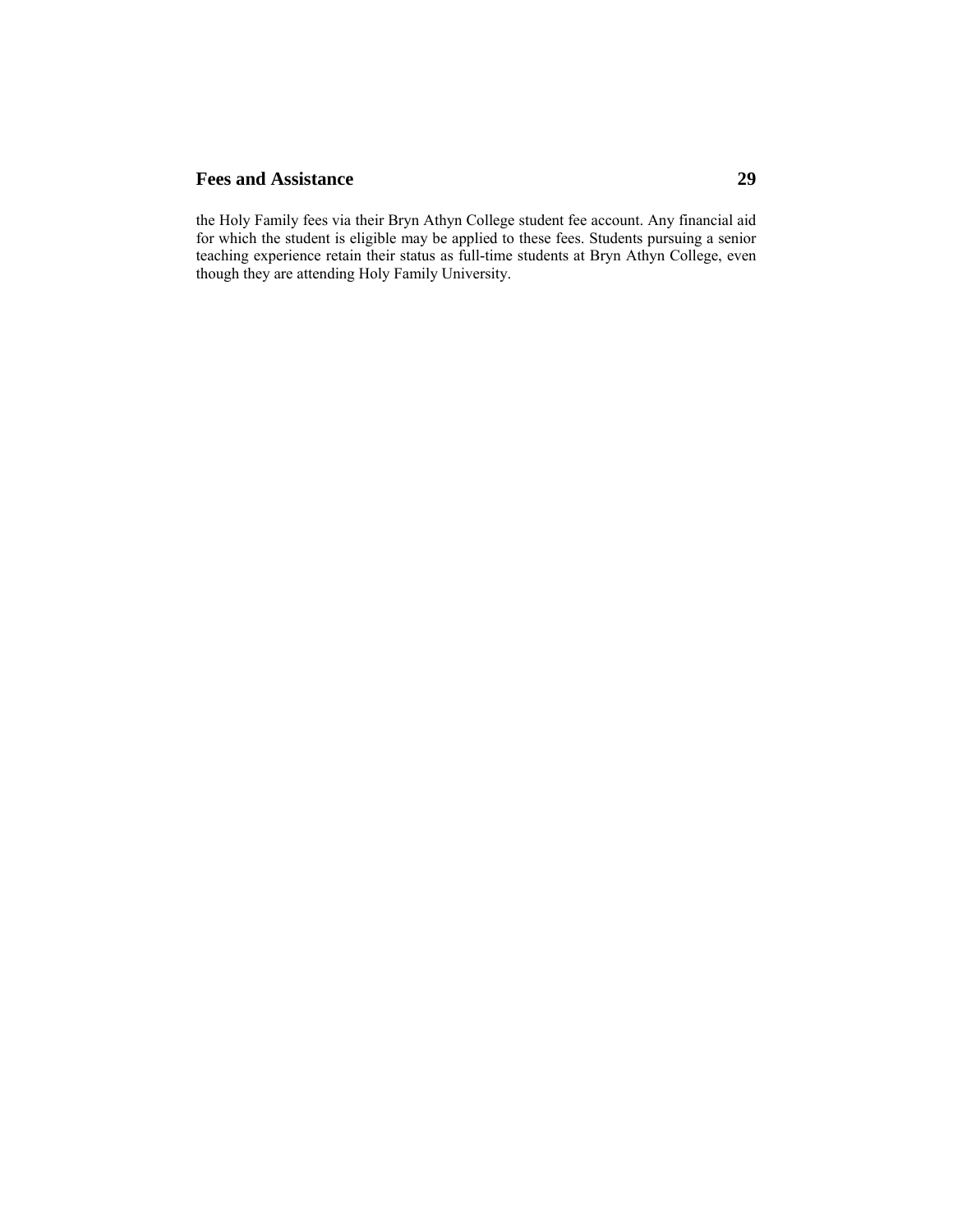the Holy Family fees via their Bryn Athyn College student fee account. Any financial aid for which the student is eligible may be applied to these fees. Students pursuing a senior teaching experience retain their status as full-time students at Bryn Athyn College, even though they are attending Holy Family University.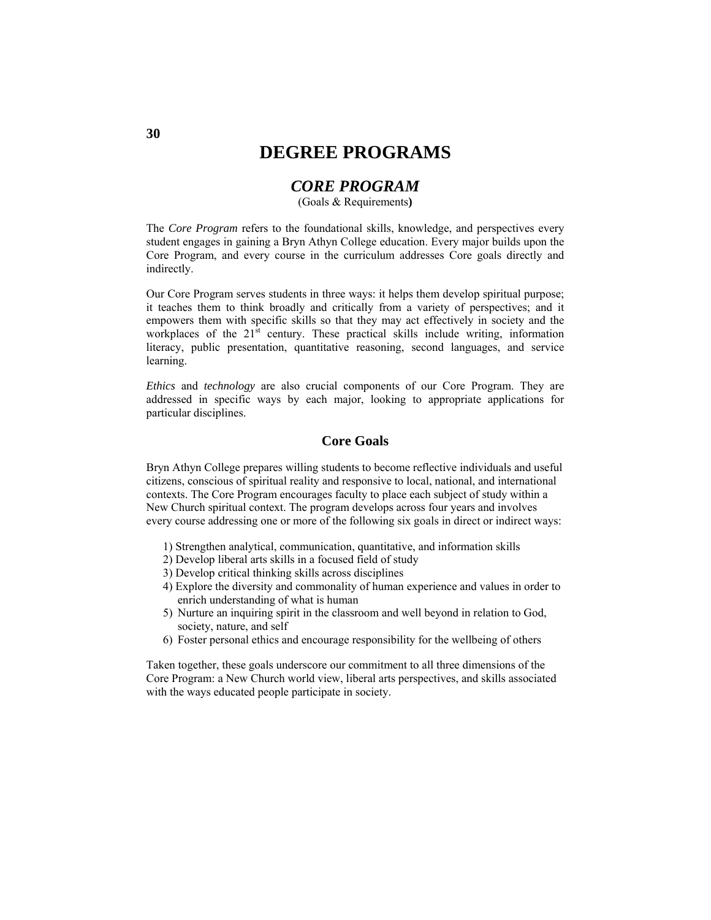# DEGREE PROGRAMS

## *CORE PROGRAM*

(Goals & Requirements**)**

The *Core Program* refers to the foundational skills, knowledge, and perspectives every student engages in gaining a Bryn Athyn College education. Every major builds upon the Core Program, and every course in the curriculum addresses Core goals directly and indirectly.

Our Core Program serves students in three ways: it helps them develop spiritual purpose; it teaches them to think broadly and critically from a variety of perspectives; and it empowers them with specific skills so that they may act effectively in society and the workplaces of the 21st century. These practical skills include writing, information literacy, public presentation, quantitative reasoning, second languages, and service learning.

*Ethics* and *technology* are also crucial components of our Core Program. They are addressed in specific ways by each major, looking to appropriate applications for particular disciplines.

### Core Goals

Bryn Athyn College prepares willing students to become reflective individuals and useful citizens, conscious of spiritual reality and responsive to local, national, and international contexts. The Core Program encourages faculty to place each subject of study within a New Church spiritual context. The program develops across four years and involves every course addressing one or more of the following six goals in direct or indirect ways:

1) Strengthen analytical, communication, quantitative, and information skills
2) Develop liberal arts skills in a focused field of study
3) Develop critical thinking skills across disciplines
4) Explore the diversity and commonality of human experience and values in order to enrich understanding of what is human
5) Nurture an inquiring spirit in the classroom and well beyond in relation to God, society, nature, and self
6) Foster personal ethics and encourage responsibility for the wellbeing of others

Taken together, these goals underscore our commitment to all three dimensions of the Core Program: a New Church world view, liberal arts perspectives, and skills associated with the ways educated people participate in society.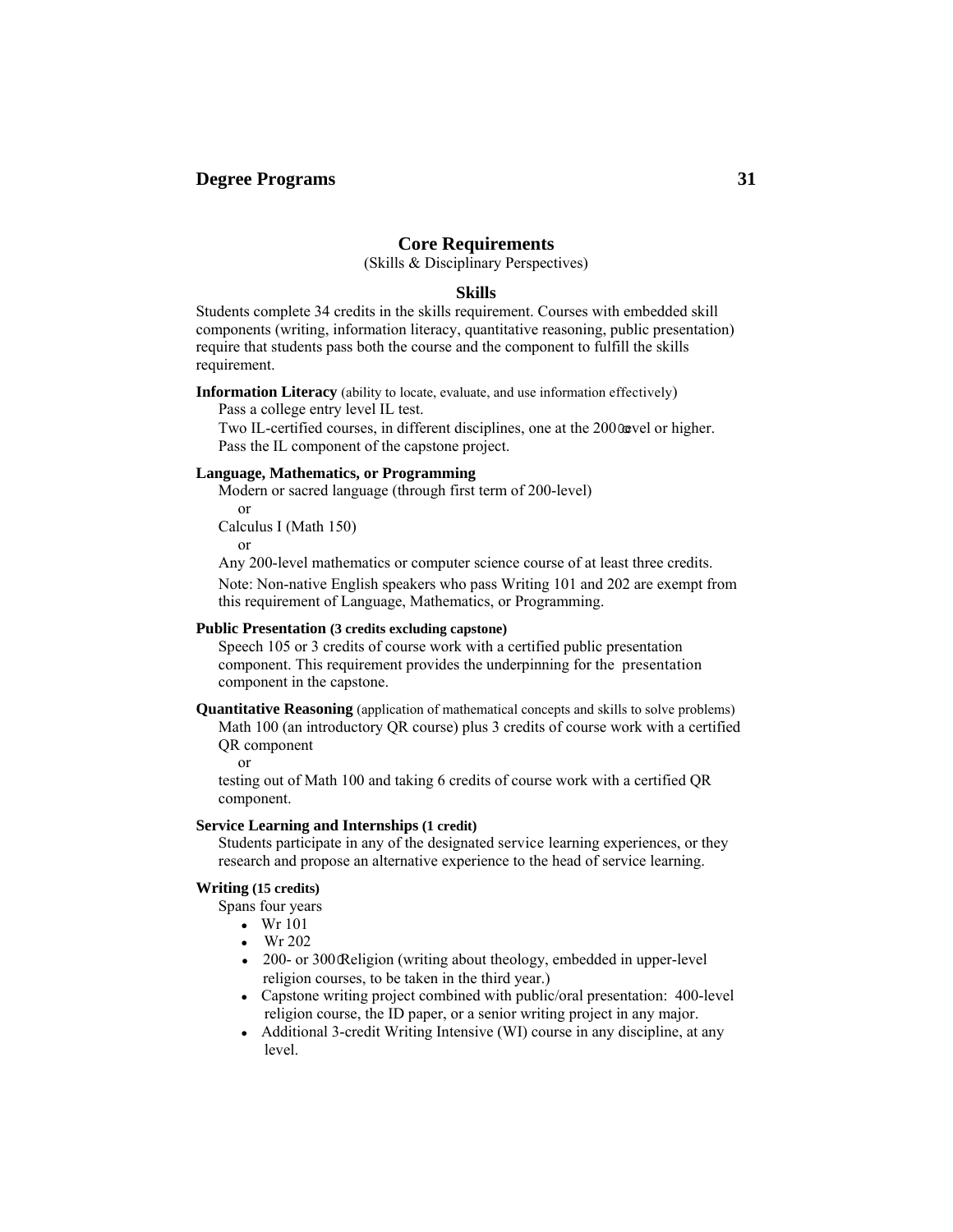## Core Requirements

(Skills & Disciplinary Perspectives)

### Skills

Students complete 34 credits in the skills requirement. Courses with embedded skill components (writing, information literacy, quantitative reasoning, public presentation) require that students pass both the course and the component to fulfill the skills requirement.

**Information Literacy** (ability to locate, evaluate, and use information effectively)

Pass a college entry level IL test.

Two IL-certified courses, in different disciplines, one at the 200-level or higher.

Pass the IL component of the capstone project.

**Language, Mathematics, or Programming**

Modern or sacred language (through first term of 200-level)

or

Calculus I (Math 150)

or

Any 200-level mathematics or computer science course of at least three credits.

Note: Non-native English speakers who pass Writing 101 and 202 are exempt from this requirement of Language, Mathematics, or Programming.

**Public Presentation (3 credits excluding capstone)**

Speech 105 or 3 credits of course work with a certified public presentation component. This requirement provides the underpinning for the presentation component in the capstone.

**Quantitative Reasoning** (application of mathematical concepts and skills to solve problems)

Math 100 (an introductory QR course) plus 3 credits of course work with a certified QR component

or

testing out of Math 100 and taking 6 credits of course work with a certified QR component.

**Service Learning and Internships (1 credit)**

Students participate in any of the designated service learning experiences, or they research and propose an alternative experience to the head of service learning.

**Writing (15 credits)**

Spans four years

- Wr 101
- Wr 202
- 200- or 300-Religion (writing about theology, embedded in upper-level religion courses, to be taken in the third year.)
- Capstone writing project combined with public/oral presentation: 400-level religion course, the ID paper, or a senior writing project in any major.
- Additional 3-credit Writing Intensive (WI) course in any discipline, at any level.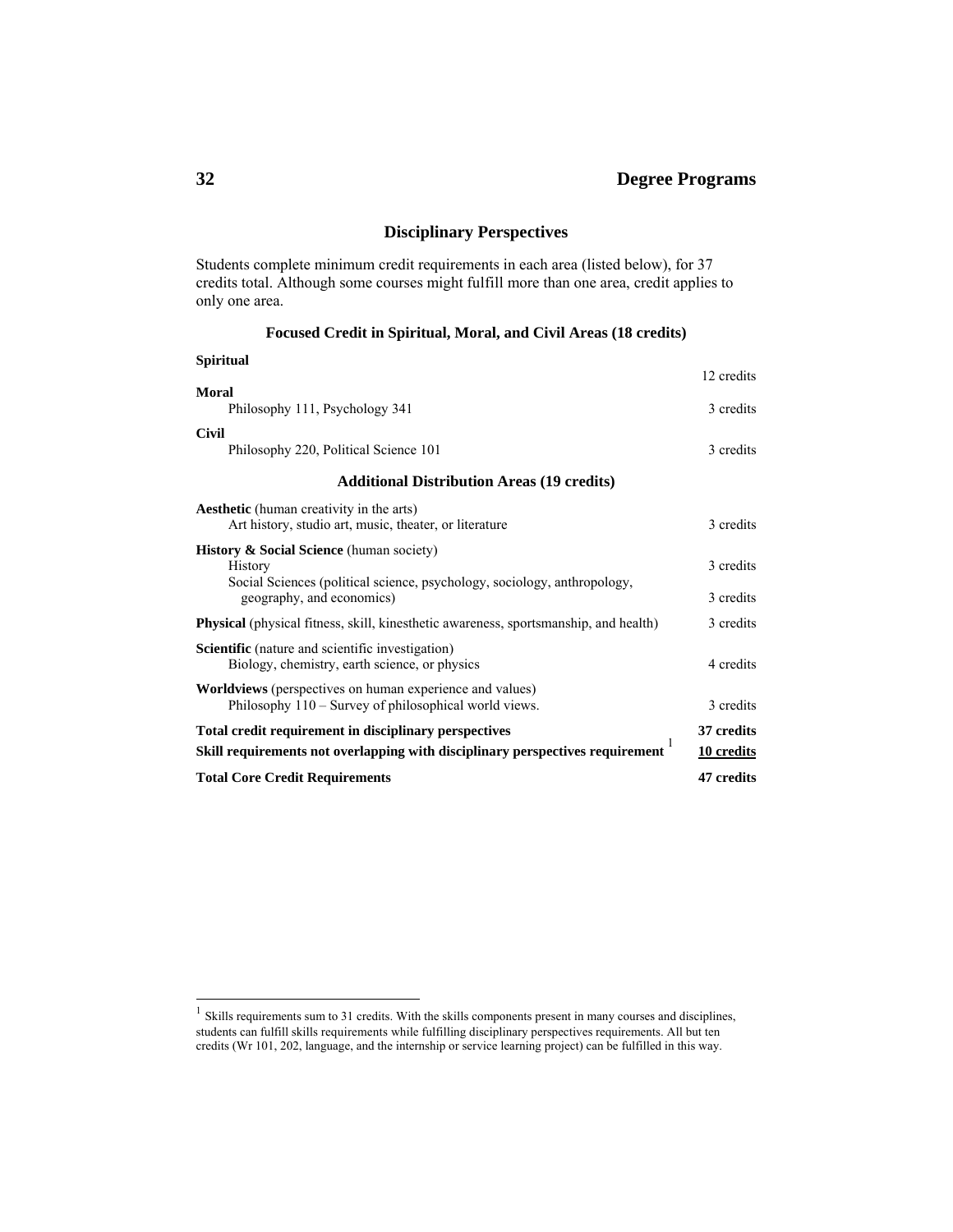## Disciplinary Perspectives

Students complete minimum credit requirements in each area (listed below), for 37 credits total. Although some courses might fulfill more than one area, credit applies to only one area.

### Focused Credit in Spiritual, Moral, and Civil Areas (18 credits)

| | |
|---|---|
| **Spiritual** | 12 credits |
| **Moral** | |
| Philosophy 111, Psychology 341 | 3 credits |
| **Civil** | |
| Philosophy 220, Political Science 101 | 3 credits |

### Additional Distribution Areas (19 credits)

| | |
|---|---|
| **Aesthetic** (human creativity in the arts) | |
| Art history, studio art, music, theater, or literature | 3 credits |
| **History & Social Science** (human society) | |
| History | 3 credits |
| Social Sciences (political science, psychology, sociology, anthropology, geography, and economics) | 3 credits |
| **Physical** (physical fitness, skill, kinesthetic awareness, sportsmanship, and health) | 3 credits |
| **Scientific** (nature and scientific investigation) | |
| Biology, chemistry, earth science, or physics | 4 credits |
| **Worldviews** (perspectives on human experience and values) | |
| Philosophy 110 – Survey of philosophical world views. | 3 credits |
| **Total credit requirement in disciplinary perspectives** | **37 credits** |
| **Skill requirements not overlapping with disciplinary perspectives requirement** [1] | **10 credits** |
| **Total Core Credit Requirements** | **47 credits** |

[1] Skills requirements sum to 31 credits. With the skills components present in many courses and disciplines, students can fulfill skills requirements while fulfilling disciplinary perspectives requirements. All but ten credits (Wr 101, 202, language, and the internship or service learning project) can be fulfilled in this way.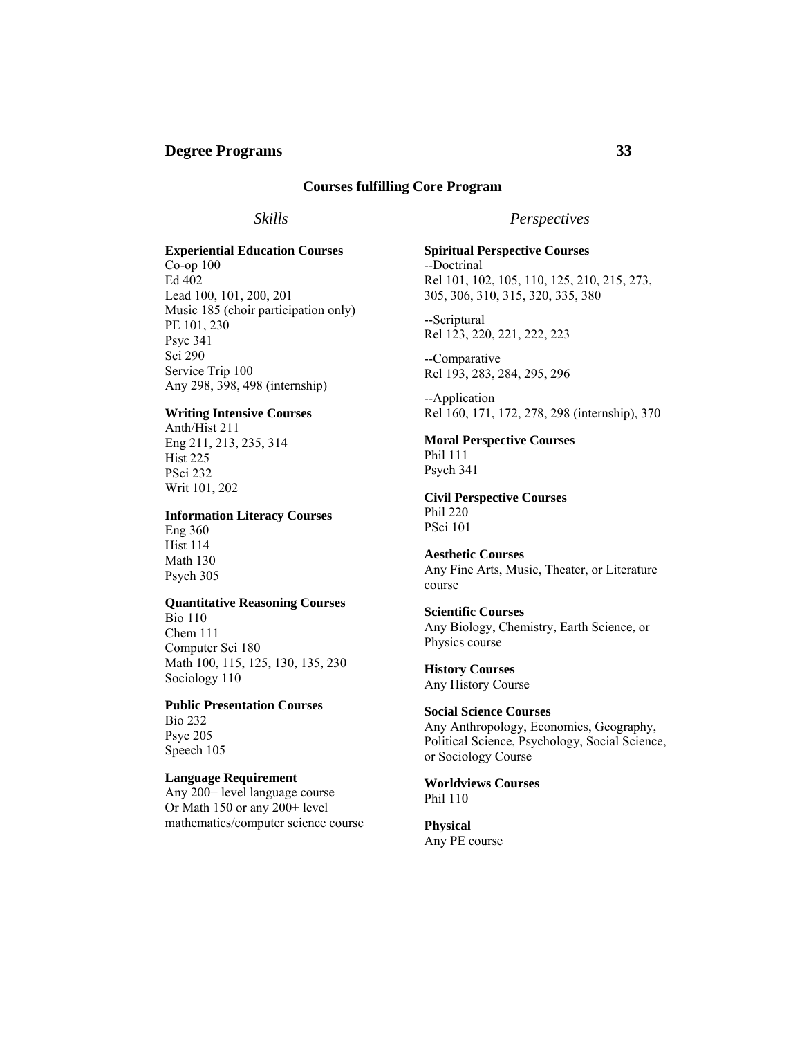## Courses fulfilling Core Program

### *Skills*

**Experiential Education Courses**
Co-op 100
Ed 402
Lead 100, 101, 200, 201
Music 185 (choir participation only)
PE 101, 230
Psyc 341
Sci 290
Service Trip 100
Any 298, 398, 498 (internship)

**Writing Intensive Courses**
Anth/Hist 211
Eng 211, 213, 235, 314
Hist 225
PSci 232
Writ 101, 202

**Information Literacy Courses**
Eng 360
Hist 114
Math 130
Psych 305

**Quantitative Reasoning Courses**
Bio 110
Chem 111
Computer Sci 180
Math 100, 115, 125, 130, 135, 230
Sociology 110

**Public Presentation Courses**
Bio 232
Psyc 205
Speech 105

**Language Requirement**
Any 200+ level language course
Or Math 150 or any 200+ level mathematics/computer science course

### *Perspectives*

**Spiritual Perspective Courses**
--Doctrinal
Rel 101, 102, 105, 110, 125, 210, 215, 273, 305, 306, 310, 315, 320, 335, 380

--Scriptural
Rel 123, 220, 221, 222, 223

--Comparative
Rel 193, 283, 284, 295, 296

--Application
Rel 160, 171, 172, 278, 298 (internship), 370

**Moral Perspective Courses**
Phil 111
Psych 341

**Civil Perspective Courses**
Phil 220
PSci 101

**Aesthetic Courses**
Any Fine Arts, Music, Theater, or Literature course

**Scientific Courses**
Any Biology, Chemistry, Earth Science, or Physics course

**History Courses**
Any History Course

**Social Science Courses**
Any Anthropology, Economics, Geography, Political Science, Psychology, Social Science, or Sociology Course

**Worldviews Courses**
Phil 110

**Physical**
Any PE course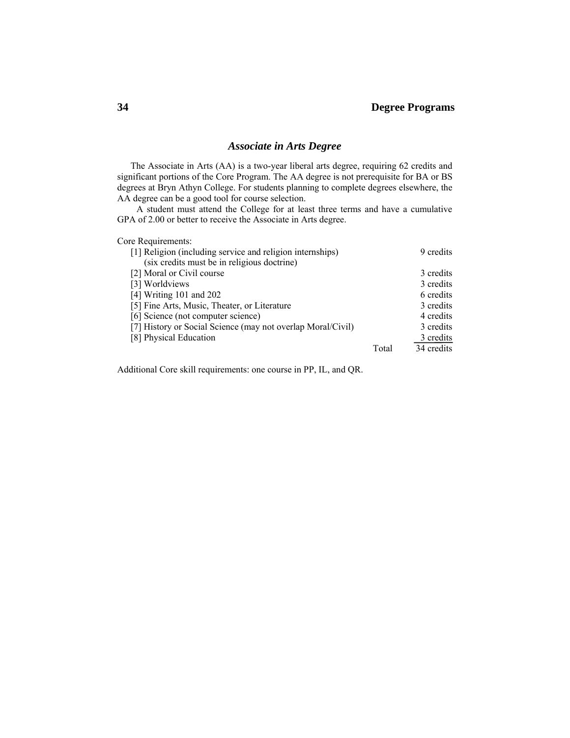## *Associate in Arts Degree*

The Associate in Arts (AA) is a two-year liberal arts degree, requiring 62 credits and significant portions of the Core Program. The AA degree is not prerequisite for BA or BS degrees at Bryn Athyn College. For students planning to complete degrees elsewhere, the AA degree can be a good tool for course selection.

A student must attend the College for at least three terms and have a cumulative GPA of 2.00 or better to receive the Associate in Arts degree.

Core Requirements:

| Requirement | | Credits |
|---|---|---|
| [1] Religion (including service and religion internships) (six credits must be in religious doctrine) | | 9 credits |
| [2] Moral or Civil course | | 3 credits |
| [3] Worldviews | | 3 credits |
| [4] Writing 101 and 202 | | 6 credits |
| [5] Fine Arts, Music, Theater, or Literature | | 3 credits |
| [6] Science (not computer science) | | 4 credits |
| [7] History or Social Science (may not overlap Moral/Civil) | | 3 credits |
| [8] Physical Education | | 3 credits |
| | Total | 34 credits |

Additional Core skill requirements: one course in PP, IL, and QR.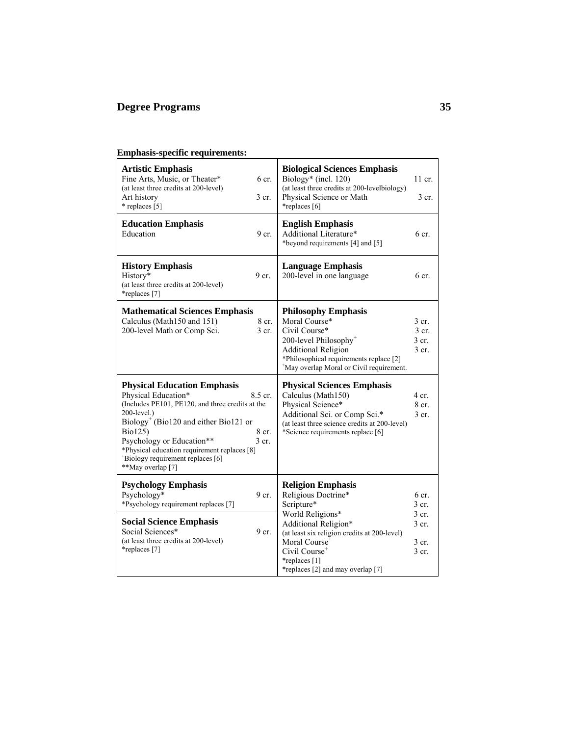**Emphasis-specific requirements:**

**Artistic Emphasis**
Fine Arts, Music, or Theater* 6 cr.
(at least three credits at 200-level)
Art history 3 cr.
* replaces [5]

**Biological Sciences Emphasis**
Biology* (incl. 120) 11 cr.
(at least three credits at 200-levelbiology)
Physical Science or Math 3 cr.
*replaces [6]

**Education Emphasis**
Education 9 cr.

**English Emphasis**
Additional Literature* 6 cr.
*beyond requirements [4] and [5]

**History Emphasis**
History* 9 cr.
(at least three credits at 200-level)
*replaces [7]

**Language Emphasis**
200-level in one language 6 cr.

**Mathematical Sciences Emphasis**
Calculus (Math150 and 151) 8 cr.
200-level Math or Comp Sci. 3 cr.

**Philosophy Emphasis**
Moral Course* 3 cr.
Civil Course* 3 cr.
200-level Philosophy+ 3 cr.
Additional Religion 3 cr.
*Philosophical requirements replace [2]
+May overlap Moral or Civil requirement.

**Physical Education Emphasis**
Physical Education* 8.5 cr.
(Includes PE101, PE120, and three credits at the 200-level.)
Biology+ (Bio120 and either Bio121 or Bio125) 8 cr.
Psychology or Education** 3 cr.
*Physical education requirement replaces [8]
+Biology requirement replaces [6]
**May overlap [7]

**Physical Sciences Emphasis**
Calculus (Math150) 4 cr.
Physical Science* 8 cr.
Additional Sci. or Comp Sci.* 3 cr.
(at least three science credits at 200-level)
*Science requirements replace [6]

**Psychology Emphasis**
Psychology* 9 cr.
*Psychology requirement replaces [7]

**Social Science Emphasis**
Social Sciences* 9 cr.
(at least three credits at 200-level)
*replaces [7]

**Religion Emphasis**
Religious Doctrine* 6 cr.
Scripture* 3 cr.
World Religions* 3 cr.
Additional Religion* 3 cr.
(at least six religion credits at 200-level)
Moral Course+ 3 cr.
Civil Course+ 3 cr.
*replaces [1]
+replaces [2] and may overlap [7]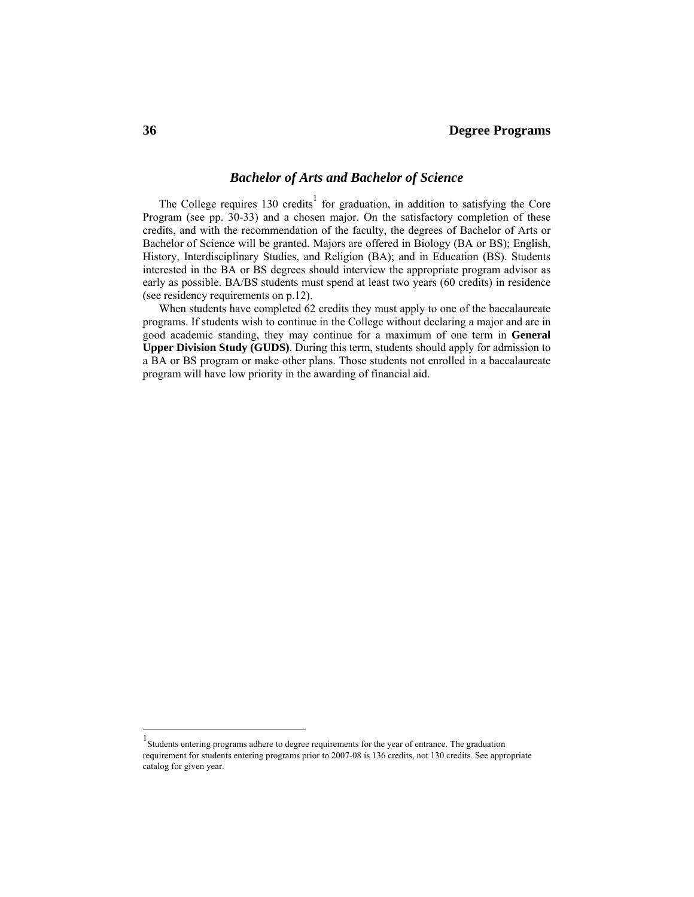## *Bachelor of Arts and Bachelor of Science*

The College requires 130 credits[1] for graduation, in addition to satisfying the Core Program (see pp. 30-33) and a chosen major. On the satisfactory completion of these credits, and with the recommendation of the faculty, the degrees of Bachelor of Arts or Bachelor of Science will be granted. Majors are offered in Biology (BA or BS); English, History, Interdisciplinary Studies, and Religion (BA); and in Education (BS). Students interested in the BA or BS degrees should interview the appropriate program advisor as early as possible. BA/BS students must spend at least two years (60 credits) in residence (see residency requirements on p.12).

When students have completed 62 credits they must apply to one of the baccalaureate programs. If students wish to continue in the College without declaring a major and are in good academic standing, they may continue for a maximum of one term in **General Upper Division Study (GUDS)**. During this term, students should apply for admission to a BA or BS program or make other plans. Those students not enrolled in a baccalaureate program will have low priority in the awarding of financial aid.

---

[1] Students entering programs adhere to degree requirements for the year of entrance. The graduation requirement for students entering programs prior to 2007-08 is 136 credits, not 130 credits. See appropriate catalog for given year.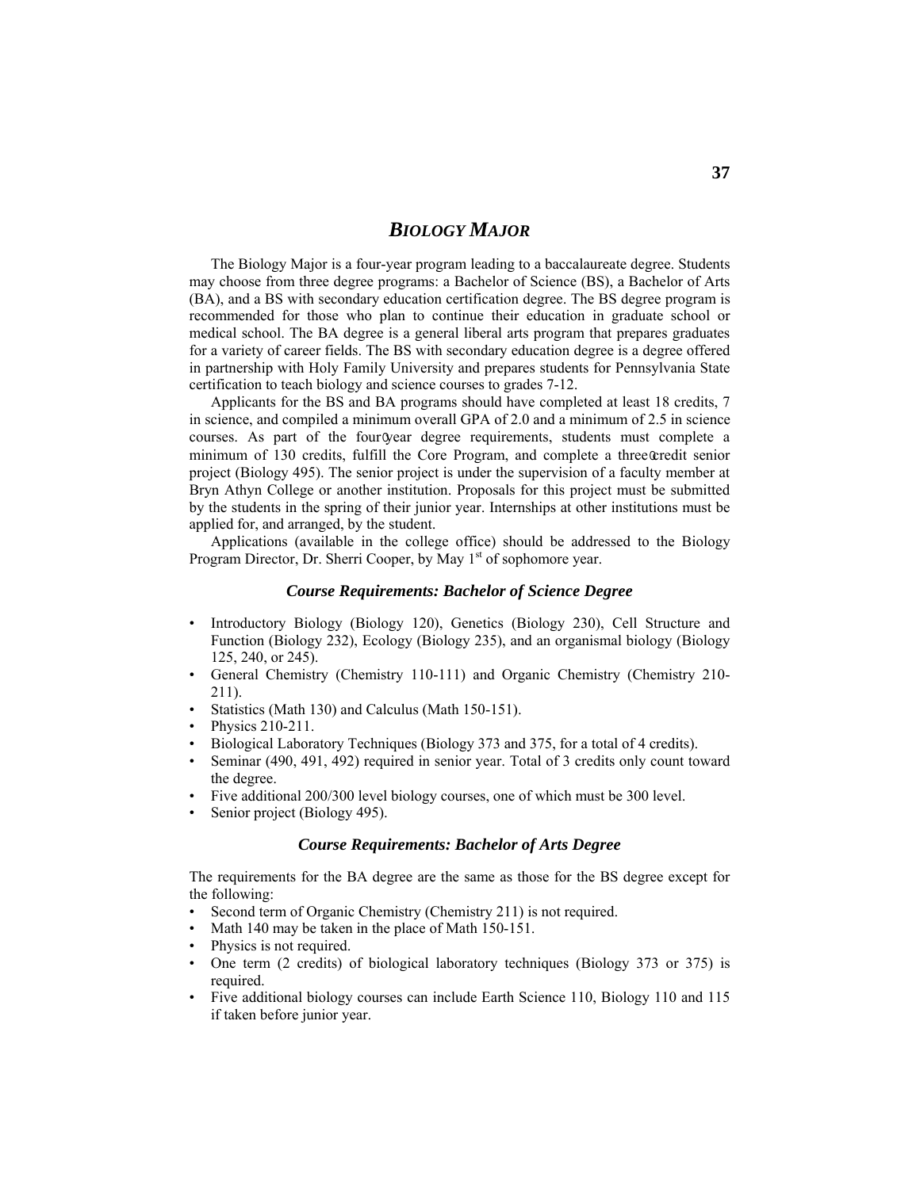## *BIOLOGY MAJOR*

The Biology Major is a four-year program leading to a baccalaureate degree. Students may choose from three degree programs: a Bachelor of Science (BS), a Bachelor of Arts (BA), and a BS with secondary education certification degree. The BS degree program is recommended for those who plan to continue their education in graduate school or medical school. The BA degree is a general liberal arts program that prepares graduates for a variety of career fields. The BS with secondary education degree is a degree offered in partnership with Holy Family University and prepares students for Pennsylvania State certification to teach biology and science courses to grades 7-12.

Applicants for the BS and BA programs should have completed at least 18 credits, 7 in science, and compiled a minimum overall GPA of 2.0 and a minimum of 2.5 in science courses. As part of the four-year degree requirements, students must complete a minimum of 130 credits, fulfill the Core Program, and complete a three-credit senior project (Biology 495). The senior project is under the supervision of a faculty member at Bryn Athyn College or another institution. Proposals for this project must be submitted by the students in the spring of their junior year. Internships at other institutions must be applied for, and arranged, by the student.

Applications (available in the college office) should be addressed to the Biology Program Director, Dr. Sherri Cooper, by May 1st of sophomore year.

### *Course Requirements: Bachelor of Science Degree*

- Introductory Biology (Biology 120), Genetics (Biology 230), Cell Structure and Function (Biology 232), Ecology (Biology 235), and an organismal biology (Biology 125, 240, or 245).
- General Chemistry (Chemistry 110-111) and Organic Chemistry (Chemistry 210-211).
- Statistics (Math 130) and Calculus (Math 150-151).
- Physics 210-211.
- Biological Laboratory Techniques (Biology 373 and 375, for a total of 4 credits).
- Seminar (490, 491, 492) required in senior year. Total of 3 credits only count toward the degree.
- Five additional 200/300 level biology courses, one of which must be 300 level.
- Senior project (Biology 495).

### *Course Requirements: Bachelor of Arts Degree*

The requirements for the BA degree are the same as those for the BS degree except for the following:

- Second term of Organic Chemistry (Chemistry 211) is not required.
- Math 140 may be taken in the place of Math 150-151.
- Physics is not required.
- One term (2 credits) of biological laboratory techniques (Biology 373 or 375) is required.
- Five additional biology courses can include Earth Science 110, Biology 110 and 115 if taken before junior year.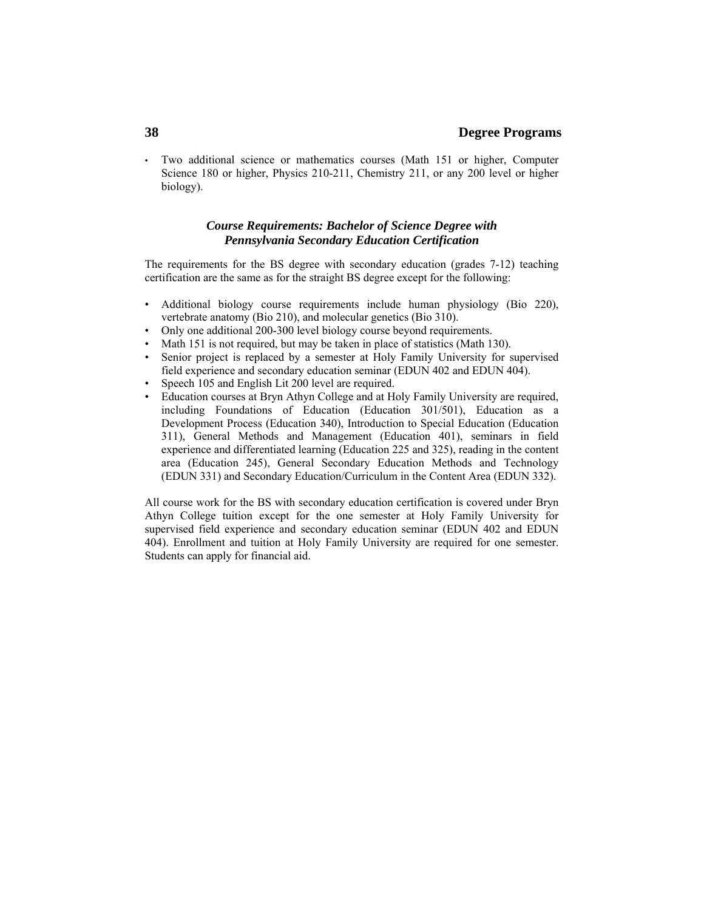- Two additional science or mathematics courses (Math 151 or higher, Computer Science 180 or higher, Physics 210-211, Chemistry 211, or any 200 level or higher biology).

### *Course Requirements: Bachelor of Science Degree with Pennsylvania Secondary Education Certification*

The requirements for the BS degree with secondary education (grades 7-12) teaching certification are the same as for the straight BS degree except for the following:

- Additional biology course requirements include human physiology (Bio 220), vertebrate anatomy (Bio 210), and molecular genetics (Bio 310).
- Only one additional 200-300 level biology course beyond requirements.
- Math 151 is not required, but may be taken in place of statistics (Math 130).
- Senior project is replaced by a semester at Holy Family University for supervised field experience and secondary education seminar (EDUN 402 and EDUN 404).
- Speech 105 and English Lit 200 level are required.
- Education courses at Bryn Athyn College and at Holy Family University are required, including Foundations of Education (Education 301/501), Education as a Development Process (Education 340), Introduction to Special Education (Education 311), General Methods and Management (Education 401), seminars in field experience and differentiated learning (Education 225 and 325), reading in the content area (Education 245), General Secondary Education Methods and Technology (EDUN 331) and Secondary Education/Curriculum in the Content Area (EDUN 332).

All course work for the BS with secondary education certification is covered under Bryn Athyn College tuition except for the one semester at Holy Family University for supervised field experience and secondary education seminar (EDUN 402 and EDUN 404). Enrollment and tuition at Holy Family University are required for one semester. Students can apply for financial aid.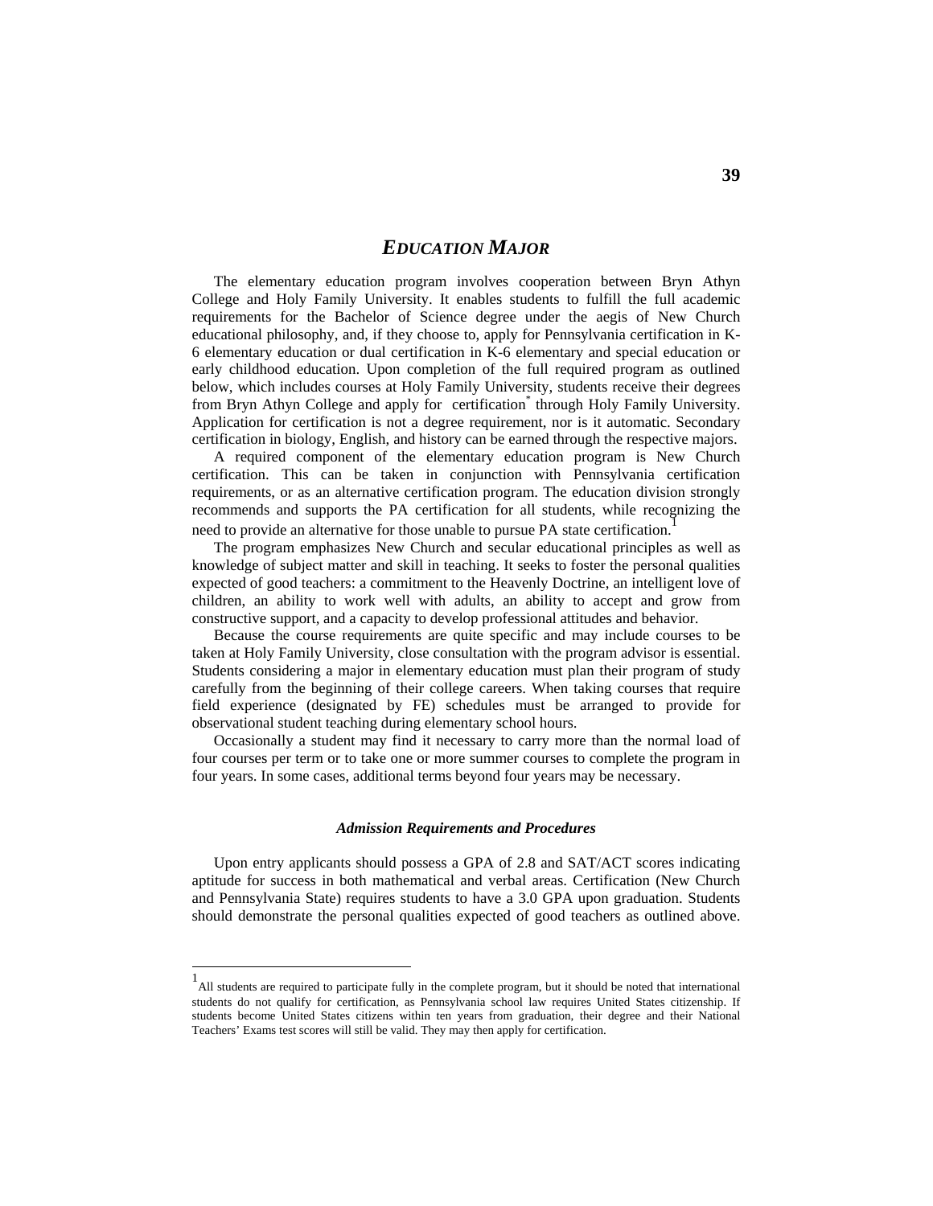# *EDUCATION MAJOR*

The elementary education program involves cooperation between Bryn Athyn College and Holy Family University. It enables students to fulfill the full academic requirements for the Bachelor of Science degree under the aegis of New Church educational philosophy, and, if they choose to, apply for Pennsylvania certification in K-6 elementary education or dual certification in K-6 elementary and special education or early childhood education. Upon completion of the full required program as outlined below, which includes courses at Holy Family University, students receive their degrees from Bryn Athyn College and apply for certification[*] through Holy Family University. Application for certification is not a degree requirement, nor is it automatic. Secondary certification in biology, English, and history can be earned through the respective majors.

A required component of the elementary education program is New Church certification. This can be taken in conjunction with Pennsylvania certification requirements, or as an alternative certification program. The education division strongly recommends and supports the PA certification for all students, while recognizing the need to provide an alternative for those unable to pursue PA state certification.[1]

The program emphasizes New Church and secular educational principles as well as knowledge of subject matter and skill in teaching. It seeks to foster the personal qualities expected of good teachers: a commitment to the Heavenly Doctrine, an intelligent love of children, an ability to work well with adults, an ability to accept and grow from constructive support, and a capacity to develop professional attitudes and behavior.

Because the course requirements are quite specific and may include courses to be taken at Holy Family University, close consultation with the program advisor is essential. Students considering a major in elementary education must plan their program of study carefully from the beginning of their college careers. When taking courses that require field experience (designated by FE) schedules must be arranged to provide for observational student teaching during elementary school hours.

Occasionally a student may find it necessary to carry more than the normal load of four courses per term or to take one or more summer courses to complete the program in four years. In some cases, additional terms beyond four years may be necessary.

### *Admission Requirements and Procedures*

Upon entry applicants should possess a GPA of 2.8 and SAT/ACT scores indicating aptitude for success in both mathematical and verbal areas. Certification (New Church and Pennsylvania State) requires students to have a 3.0 GPA upon graduation. Students should demonstrate the personal qualities expected of good teachers as outlined above.

---

[1] All students are required to participate fully in the complete program, but it should be noted that international students do not qualify for certification, as Pennsylvania school law requires United States citizenship. If students become United States citizens within ten years from graduation, their degree and their National Teachers' Exams test scores will still be valid. They may then apply for certification.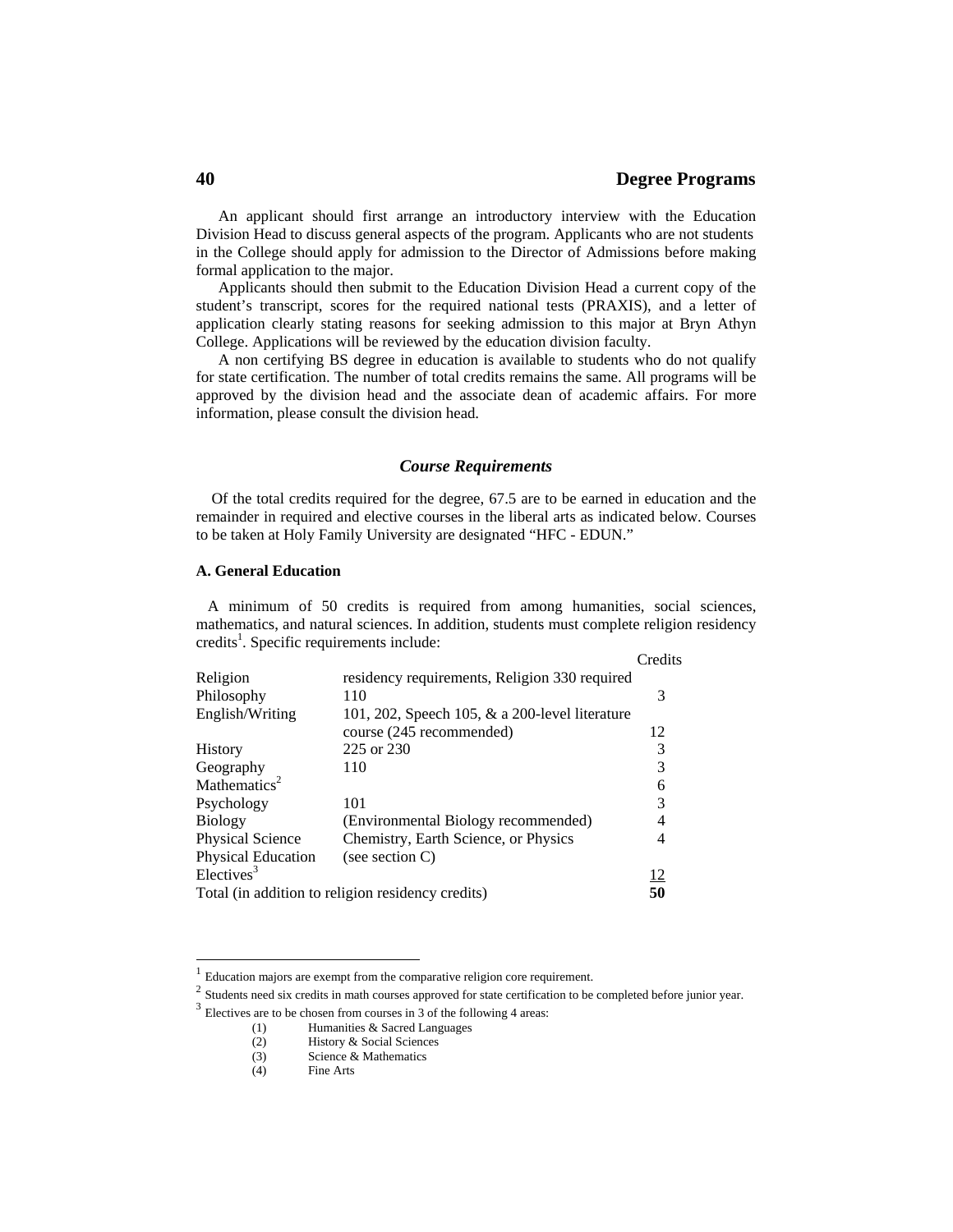An applicant should first arrange an introductory interview with the Education Division Head to discuss general aspects of the program. Applicants who are not students in the College should apply for admission to the Director of Admissions before making formal application to the major.

Applicants should then submit to the Education Division Head a current copy of the student's transcript, scores for the required national tests (PRAXIS), and a letter of application clearly stating reasons for seeking admission to this major at Bryn Athyn College. Applications will be reviewed by the education division faculty.

A non certifying BS degree in education is available to students who do not qualify for state certification. The number of total credits remains the same. All programs will be approved by the division head and the associate dean of academic affairs. For more information, please consult the division head.

### *Course Requirements*

Of the total credits required for the degree, 67.5 are to be earned in education and the remainder in required and elective courses in the liberal arts as indicated below. Courses to be taken at Holy Family University are designated "HFC - EDUN."

#### A. General Education

A minimum of 50 credits is required from among humanities, social sciences, mathematics, and natural sciences. In addition, students must complete religion residency credits[1]. Specific requirements include:

| | | Credits |
|---|---|---|
| Religion | residency requirements, Religion 330 required | |
| Philosophy | 110 | 3 |
| English/Writing | 101, 202, Speech 105, & a 200-level literature course (245 recommended) | 12 |
| History | 225 or 230 | 3 |
| Geography | 110 | 3 |
| Mathematics[2] | | 6 |
| Psychology | 101 | 3 |
| Biology | (Environmental Biology recommended) | 4 |
| Physical Science | Chemistry, Earth Science, or Physics | 4 |
| Physical Education | (see section C) | |
| Electives[3] | | 12 |
| Total (in addition to religion residency credits) | | **50** |

---

[1] Education majors are exempt from the comparative religion core requirement.

[2] Students need six credits in math courses approved for state certification to be completed before junior year.

[3] Electives are to be chosen from courses in 3 of the following 4 areas:

(1) Humanities & Sacred Languages
(2) History & Social Sciences
(3) Science & Mathematics
(4) Fine Arts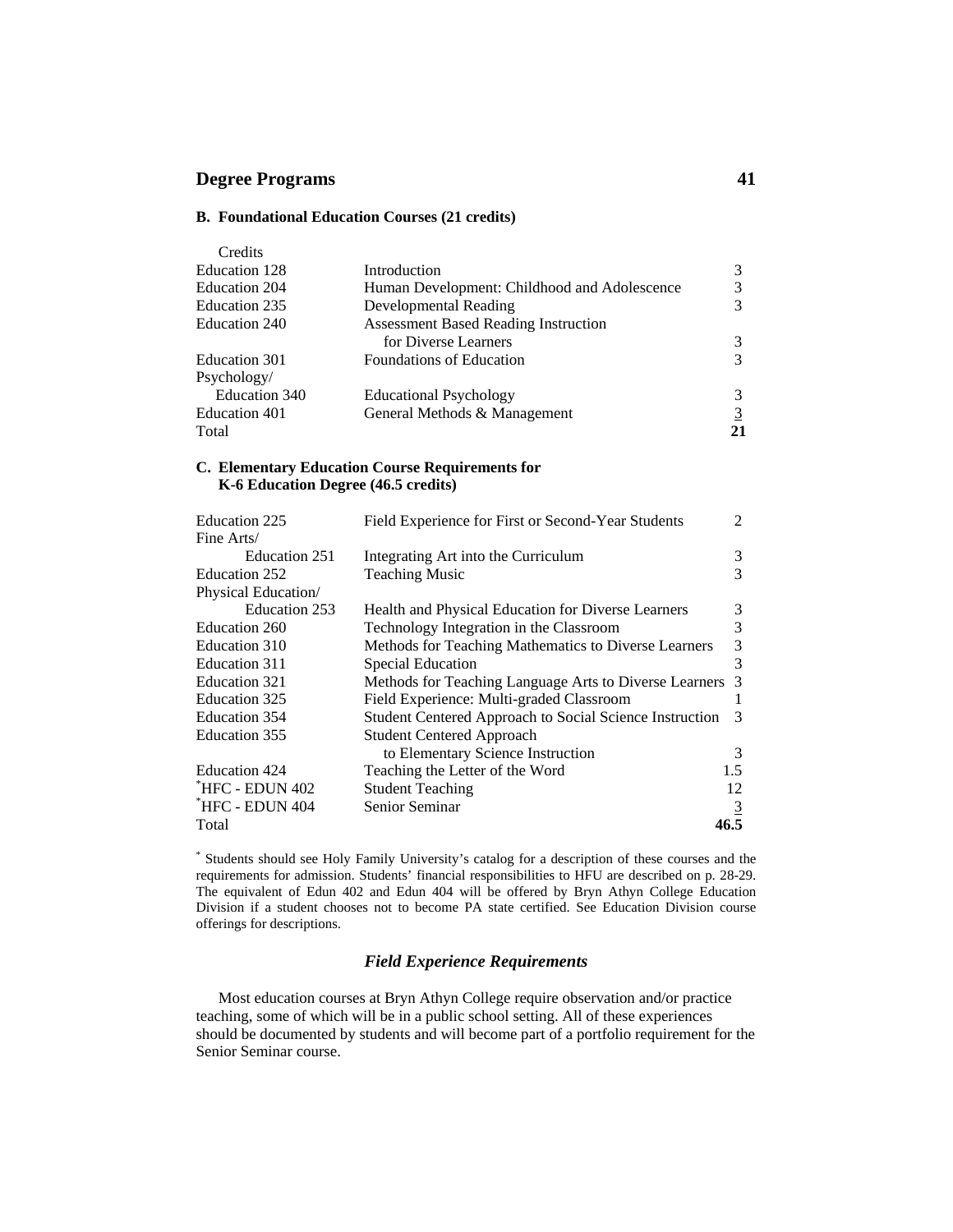**B. Foundational Education Courses (21 credits)**

| | | Credits |
|---|---|---|
| Education 128 | Introduction | 3 |
| Education 204 | Human Development: Childhood and Adolescence | 3 |
| Education 235 | Developmental Reading | 3 |
| Education 240 | Assessment Based Reading Instruction for Diverse Learners | 3 |
| Education 301 | Foundations of Education | 3 |
| Psychology/ Education 340 | Educational Psychology | 3 |
| Education 401 | General Methods & Management | 3 |
| Total | | **21** |

**C. Elementary Education Course Requirements for K-6 Education Degree (46.5 credits)**

| | | |
|---|---|---|
| Education 225 | Field Experience for First or Second-Year Students | 2 |
| Fine Arts/ Education 251 | Integrating Art into the Curriculum | 3 |
| Education 252 | Teaching Music | 3 |
| Physical Education/ Education 253 | Health and Physical Education for Diverse Learners | 3 |
| Education 260 | Technology Integration in the Classroom | 3 |
| Education 310 | Methods for Teaching Mathematics to Diverse Learners | 3 |
| Education 311 | Special Education | 3 |
| Education 321 | Methods for Teaching Language Arts to Diverse Learners | 3 |
| Education 325 | Field Experience: Multi-graded Classroom | 1 |
| Education 354 | Student Centered Approach to Social Science Instruction | 3 |
| Education 355 | Student Centered Approach to Elementary Science Instruction | 3 |
| Education 424 | Teaching the Letter of the Word | 1.5 |
| *HFC - EDUN 402 | Student Teaching | 12 |
| *HFC - EDUN 404 | Senior Seminar | 3 |
| Total | | **46.5** |

* Students should see Holy Family University's catalog for a description of these courses and the requirements for admission. Students' financial responsibilities to HFU are described on p. 28-29. The equivalent of Edun 402 and Edun 404 will be offered by Bryn Athyn College Education Division if a student chooses not to become PA state certified. See Education Division course offerings for descriptions.

### *Field Experience Requirements*

Most education courses at Bryn Athyn College require observation and/or practice teaching, some of which will be in a public school setting. All of these experiences should be documented by students and will become part of a portfolio requirement for the Senior Seminar course.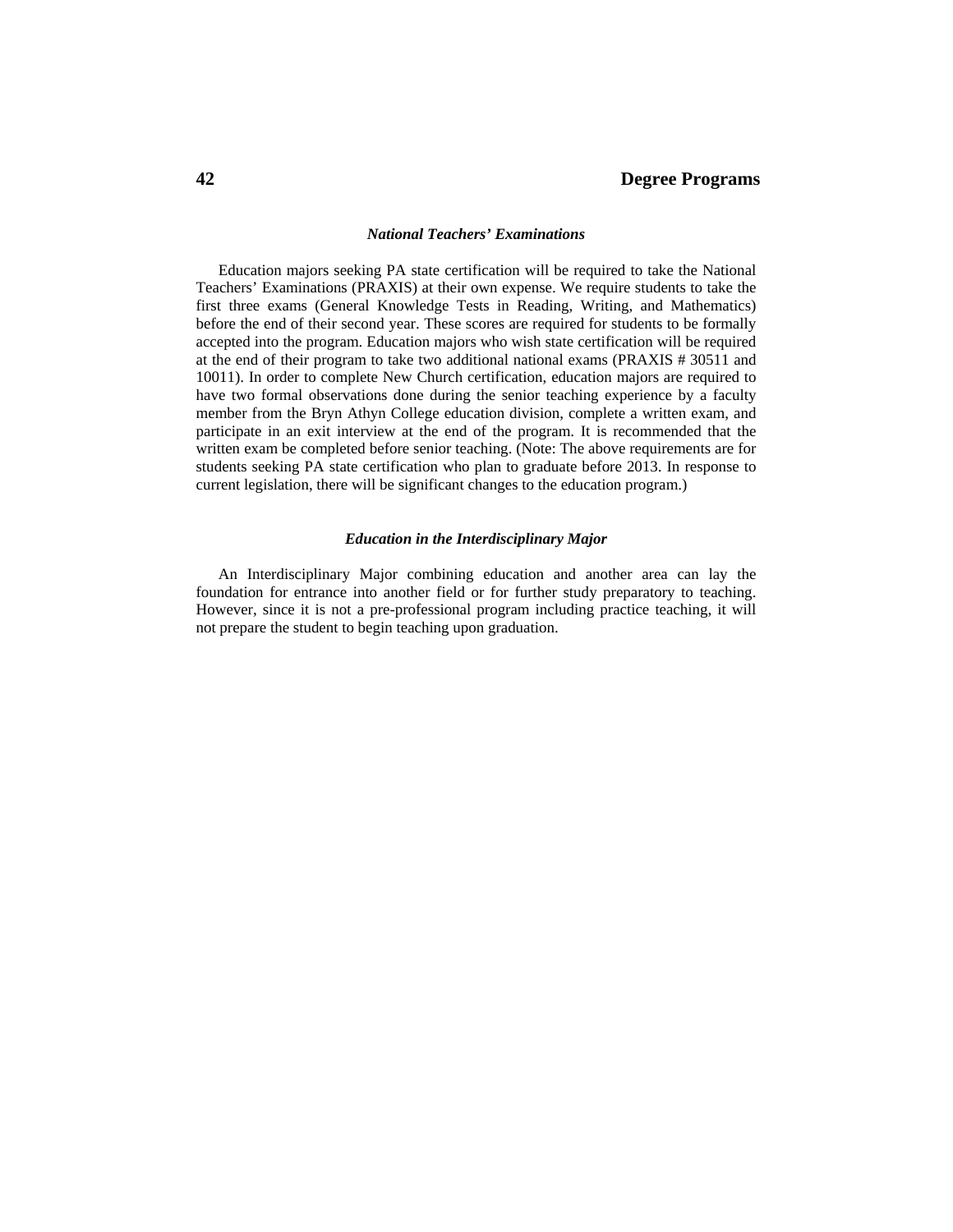### *National Teachers' Examinations*

Education majors seeking PA state certification will be required to take the National Teachers' Examinations (PRAXIS) at their own expense. We require students to take the first three exams (General Knowledge Tests in Reading, Writing, and Mathematics) before the end of their second year. These scores are required for students to be formally accepted into the program. Education majors who wish state certification will be required at the end of their program to take two additional national exams (PRAXIS # 30511 and 10011). In order to complete New Church certification, education majors are required to have two formal observations done during the senior teaching experience by a faculty member from the Bryn Athyn College education division, complete a written exam, and participate in an exit interview at the end of the program. It is recommended that the written exam be completed before senior teaching. (Note: The above requirements are for students seeking PA state certification who plan to graduate before 2013. In response to current legislation, there will be significant changes to the education program.)

### *Education in the Interdisciplinary Major*

An Interdisciplinary Major combining education and another area can lay the foundation for entrance into another field or for further study preparatory to teaching. However, since it is not a pre-professional program including practice teaching, it will not prepare the student to begin teaching upon graduation.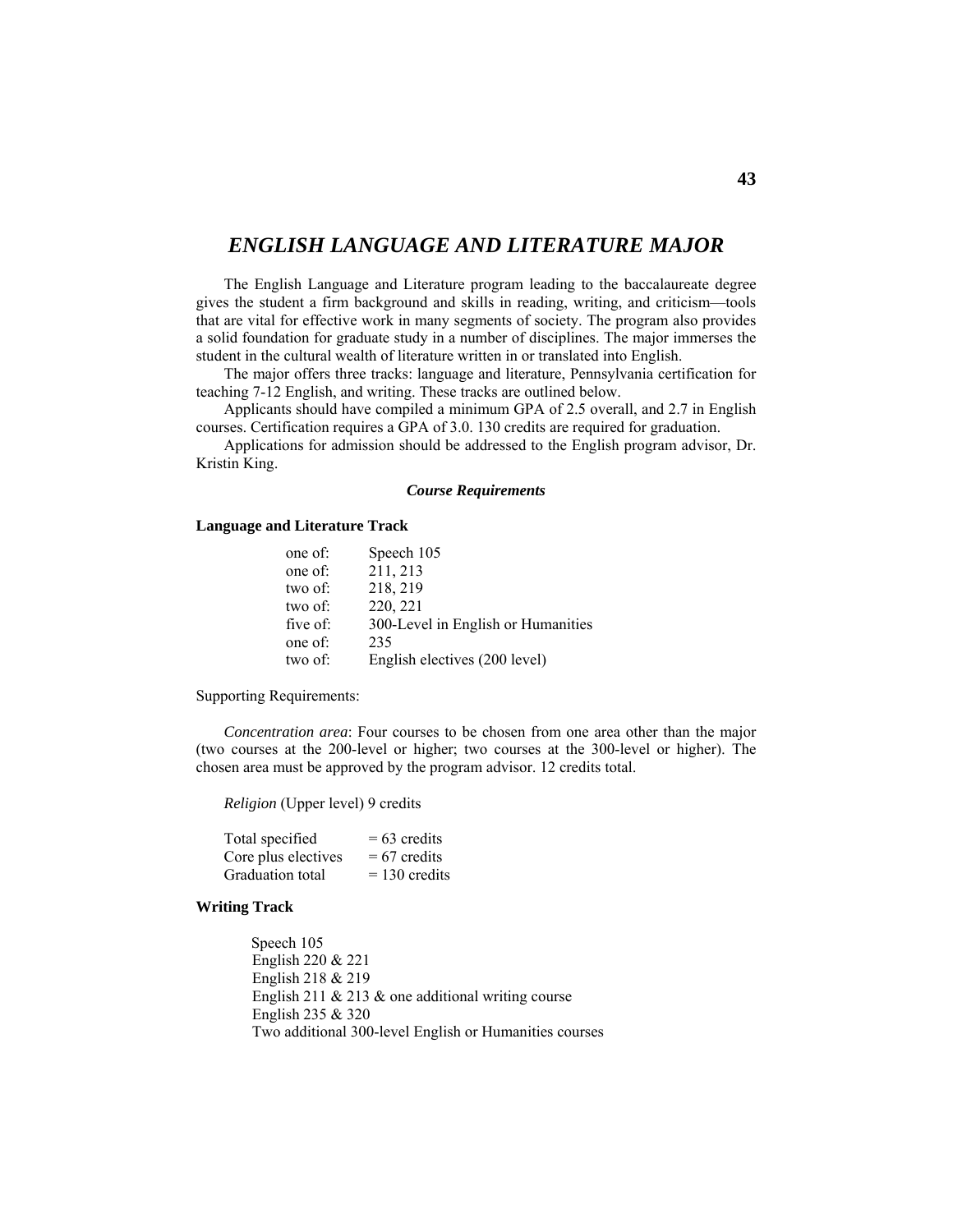# *ENGLISH LANGUAGE AND LITERATURE MAJOR*

The English Language and Literature program leading to the baccalaureate degree gives the student a firm background and skills in reading, writing, and criticism—tools that are vital for effective work in many segments of society. The program also provides a solid foundation for graduate study in a number of disciplines. The major immerses the student in the cultural wealth of literature written in or translated into English.

The major offers three tracks: language and literature, Pennsylvania certification for teaching 7-12 English, and writing. These tracks are outlined below.

Applicants should have compiled a minimum GPA of 2.5 overall, and 2.7 in English courses. Certification requires a GPA of 3.0. 130 credits are required for graduation.

Applications for admission should be addressed to the English program advisor, Dr. Kristin King.

### *Course Requirements*

**Language and Literature Track**

| | |
|---|---|
| one of: | Speech 105 |
| one of: | 211, 213 |
| two of: | 218, 219 |
| two of: | 220, 221 |
| five of: | 300-Level in English or Humanities |
| one of: | 235 |
| two of: | English electives (200 level) |

Supporting Requirements:

*Concentration area*: Four courses to be chosen from one area other than the major (two courses at the 200-level or higher; two courses at the 300-level or higher). The chosen area must be approved by the program advisor. 12 credits total.

*Religion* (Upper level) 9 credits

| | |
|---|---|
| Total specified | = 63 credits |
| Core plus electives | = 67 credits |
| Graduation total | = 130 credits |

**Writing Track**

Speech 105
English 220 & 221
English 218 & 219
English 211 & 213 & one additional writing course
English 235 & 320
Two additional 300-level English or Humanities courses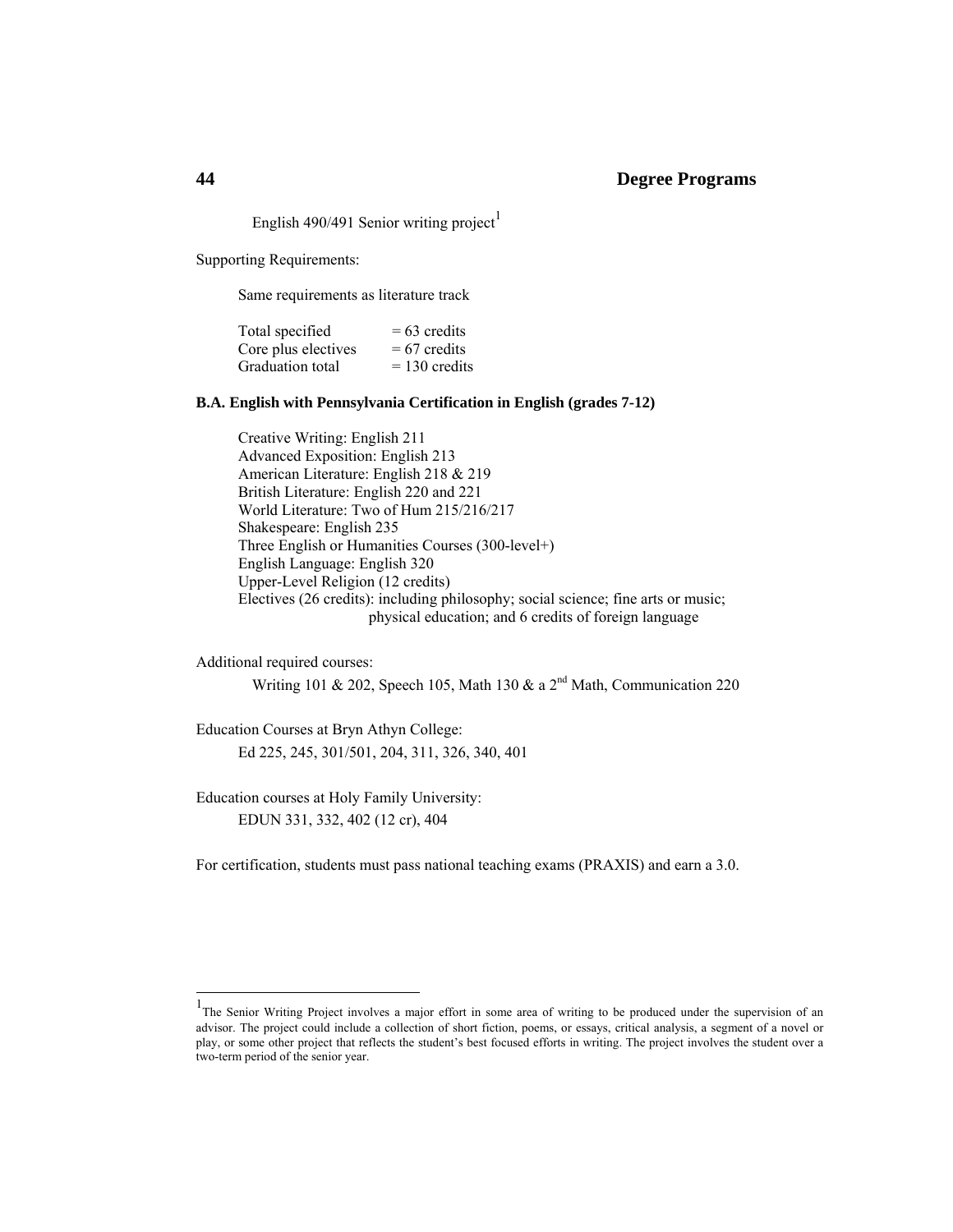English 490/491 Senior writing project[1]

Supporting Requirements:

Same requirements as literature track

| | |
|---|---|
| Total specified | = 63 credits |
| Core plus electives | = 67 credits |
| Graduation total | = 130 credits |

**B.A. English with Pennsylvania Certification in English (grades 7-12)**

Creative Writing: English 211
Advanced Exposition: English 213
American Literature: English 218 & 219
British Literature: English 220 and 221
World Literature: Two of Hum 215/216/217
Shakespeare: English 235
Three English or Humanities Courses (300-level+)
English Language: English 320
Upper-Level Religion (12 credits)
Electives (26 credits): including philosophy; social science; fine arts or music; physical education; and 6 credits of foreign language

Additional required courses:

Writing 101 & 202, Speech 105, Math 130 & a 2nd Math, Communication 220

Education Courses at Bryn Athyn College:

Ed 225, 245, 301/501, 204, 311, 326, 340, 401

Education courses at Holy Family University:

EDUN 331, 332, 402 (12 cr), 404

For certification, students must pass national teaching exams (PRAXIS) and earn a 3.0.

---

[1] The Senior Writing Project involves a major effort in some area of writing to be produced under the supervision of an advisor. The project could include a collection of short fiction, poems, or essays, critical analysis, a segment of a novel or play, or some other project that reflects the student's best focused efforts in writing. The project involves the student over a two-term period of the senior year.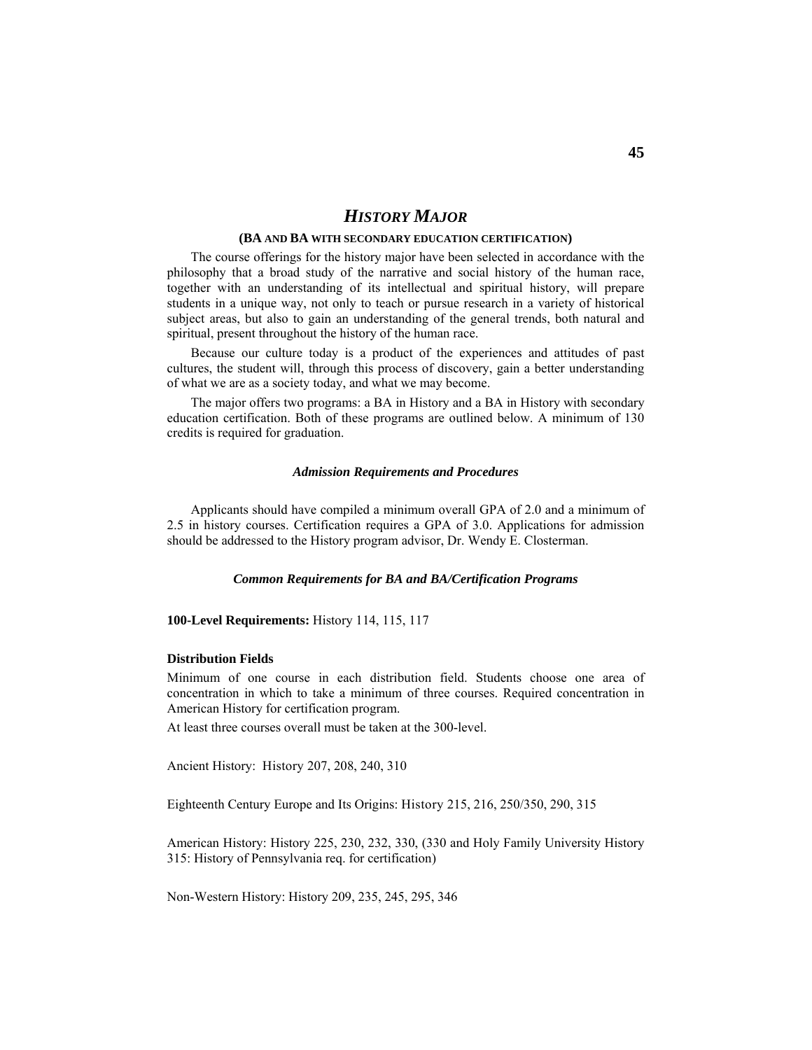# *HISTORY MAJOR*

### (BA AND BA WITH SECONDARY EDUCATION CERTIFICATION)

The course offerings for the history major have been selected in accordance with the philosophy that a broad study of the narrative and social history of the human race, together with an understanding of its intellectual and spiritual history, will prepare students in a unique way, not only to teach or pursue research in a variety of historical subject areas, but also to gain an understanding of the general trends, both natural and spiritual, present throughout the history of the human race.

Because our culture today is a product of the experiences and attitudes of past cultures, the student will, through this process of discovery, gain a better understanding of what we are as a society today, and what we may become.

The major offers two programs: a BA in History and a BA in History with secondary education certification. Both of these programs are outlined below. A minimum of 130 credits is required for graduation.

#### *Admission Requirements and Procedures*

Applicants should have compiled a minimum overall GPA of 2.0 and a minimum of 2.5 in history courses. Certification requires a GPA of 3.0. Applications for admission should be addressed to the History program advisor, Dr. Wendy E. Closterman.

#### *Common Requirements for BA and BA/Certification Programs*

**100-Level Requirements:** History 114, 115, 117

**Distribution Fields**

Minimum of one course in each distribution field. Students choose one area of concentration in which to take a minimum of three courses. Required concentration in American History for certification program.

At least three courses overall must be taken at the 300-level.

Ancient History: History 207, 208, 240, 310

Eighteenth Century Europe and Its Origins: History 215, 216, 250/350, 290, 315

American History: History 225, 230, 232, 330, (330 and Holy Family University History 315: History of Pennsylvania req. for certification)

Non-Western History: History 209, 235, 245, 295, 346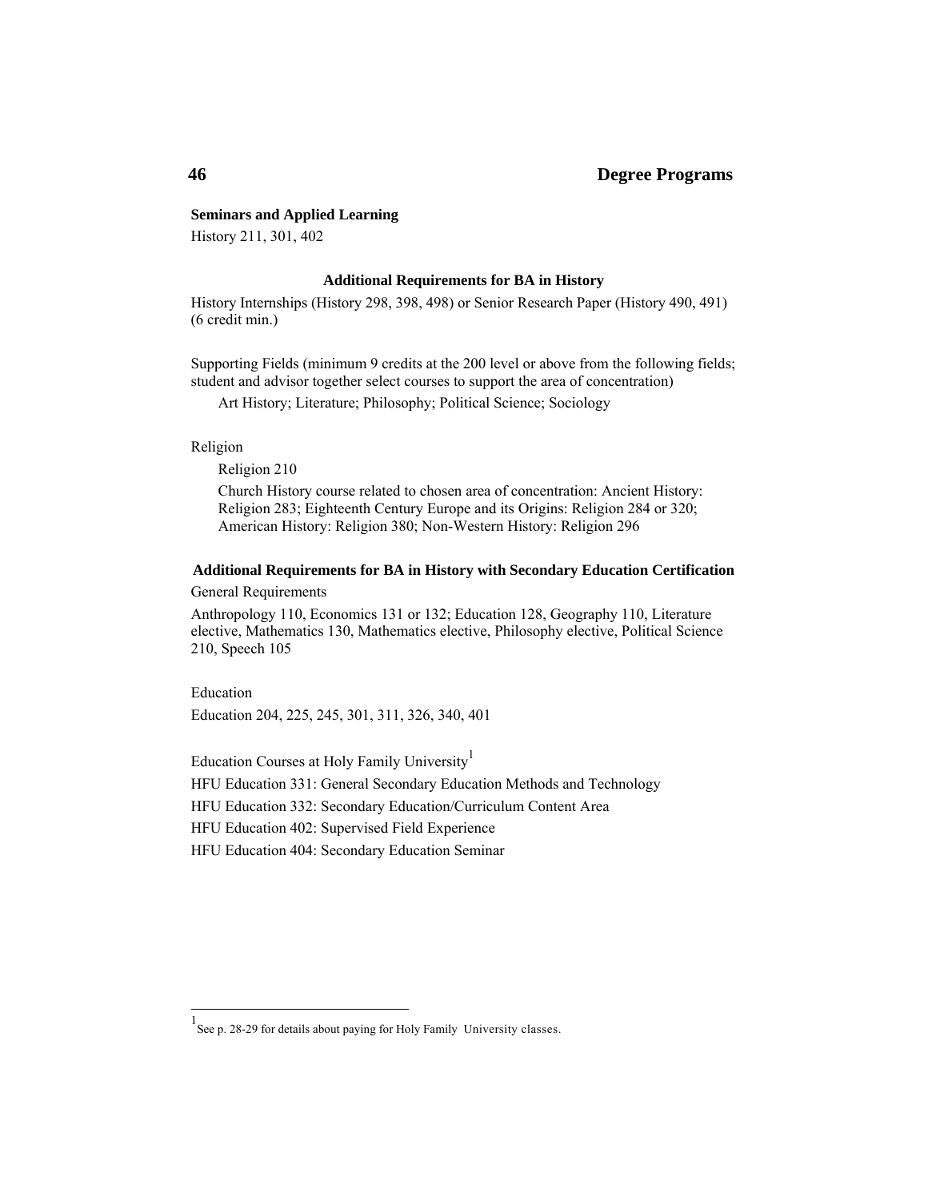**Seminars and Applied Learning**

History 211, 301, 402

### Additional Requirements for BA in History

History Internships (History 298, 398, 498) or Senior Research Paper (History 490, 491) (6 credit min.)

Supporting Fields (minimum 9 credits at the 200 level or above from the following fields; student and advisor together select courses to support the area of concentration)

Art History; Literature; Philosophy; Political Science; Sociology

Religion

Religion 210

Church History course related to chosen area of concentration: Ancient History: Religion 283; Eighteenth Century Europe and its Origins: Religion 284 or 320; American History: Religion 380; Non-Western History: Religion 296

### Additional Requirements for BA in History with Secondary Education Certification

General Requirements

Anthropology 110, Economics 131 or 132; Education 128, Geography 110, Literature elective, Mathematics 130, Mathematics elective, Philosophy elective, Political Science 210, Speech 105

Education

Education 204, 225, 245, 301, 311, 326, 340, 401

Education Courses at Holy Family University[1]

HFU Education 331: General Secondary Education Methods and Technology

HFU Education 332: Secondary Education/Curriculum Content Area

HFU Education 402: Supervised Field Experience

HFU Education 404: Secondary Education Seminar

[1] See p. 28-29 for details about paying for Holy Family University classes.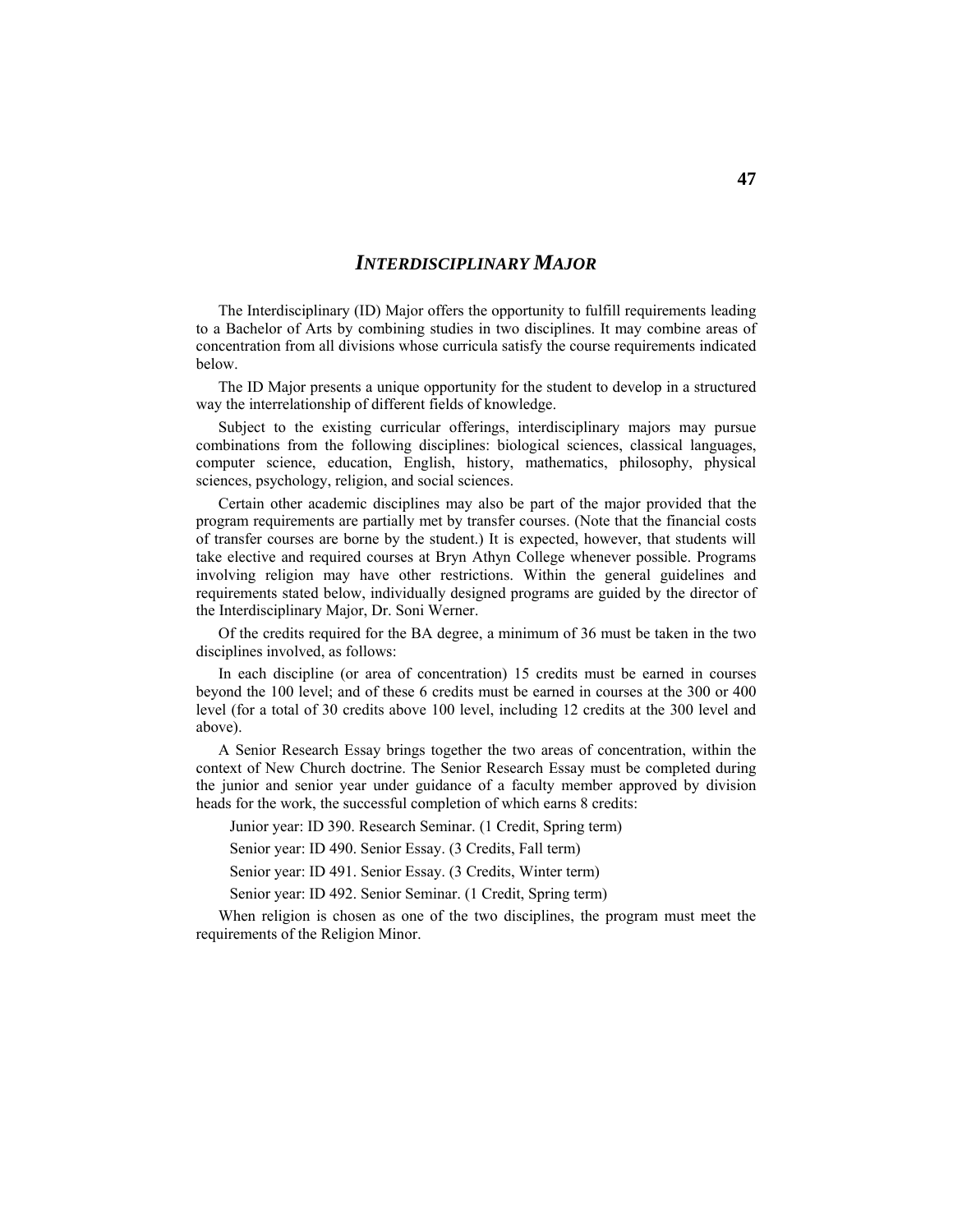# *INTERDISCIPLINARY MAJOR*

The Interdisciplinary (ID) Major offers the opportunity to fulfill requirements leading to a Bachelor of Arts by combining studies in two disciplines. It may combine areas of concentration from all divisions whose curricula satisfy the course requirements indicated below.

The ID Major presents a unique opportunity for the student to develop in a structured way the interrelationship of different fields of knowledge.

Subject to the existing curricular offerings, interdisciplinary majors may pursue combinations from the following disciplines: biological sciences, classical languages, computer science, education, English, history, mathematics, philosophy, physical sciences, psychology, religion, and social sciences.

Certain other academic disciplines may also be part of the major provided that the program requirements are partially met by transfer courses. (Note that the financial costs of transfer courses are borne by the student.) It is expected, however, that students will take elective and required courses at Bryn Athyn College whenever possible. Programs involving religion may have other restrictions. Within the general guidelines and requirements stated below, individually designed programs are guided by the director of the Interdisciplinary Major, Dr. Soni Werner.

Of the credits required for the BA degree, a minimum of 36 must be taken in the two disciplines involved, as follows:

In each discipline (or area of concentration) 15 credits must be earned in courses beyond the 100 level; and of these 6 credits must be earned in courses at the 300 or 400 level (for a total of 30 credits above 100 level, including 12 credits at the 300 level and above).

A Senior Research Essay brings together the two areas of concentration, within the context of New Church doctrine. The Senior Research Essay must be completed during the junior and senior year under guidance of a faculty member approved by division heads for the work, the successful completion of which earns 8 credits:

Junior year: ID 390. Research Seminar. (1 Credit, Spring term)

Senior year: ID 490. Senior Essay. (3 Credits, Fall term)

Senior year: ID 491. Senior Essay. (3 Credits, Winter term)

Senior year: ID 492. Senior Seminar. (1 Credit, Spring term)

When religion is chosen as one of the two disciplines, the program must meet the requirements of the Religion Minor.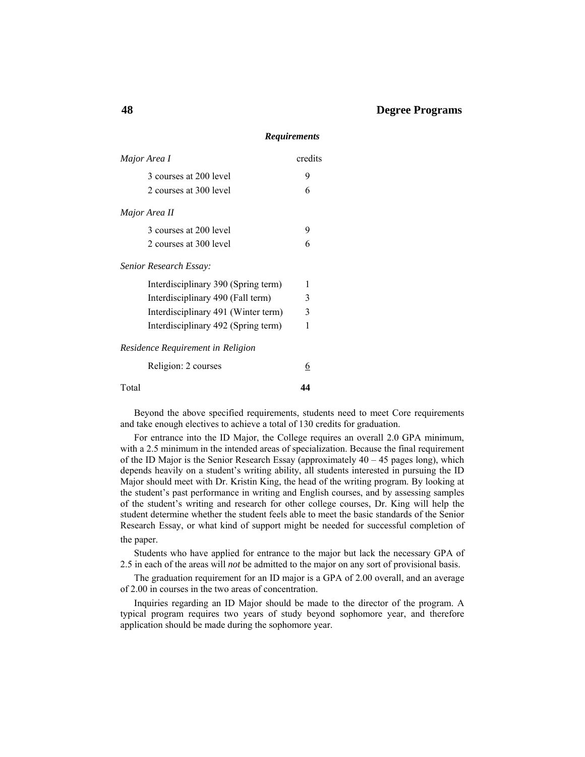### *Requirements*

| *Major Area I* | credits |
|---|---|
| 3 courses at 200 level | 9 |
| 2 courses at 300 level | 6 |
| *Major Area II* | |
| 3 courses at 200 level | 9 |
| 2 courses at 300 level | 6 |
| *Senior Research Essay:* | |
| Interdisciplinary 390 (Spring term) | 1 |
| Interdisciplinary 490 (Fall term) | 3 |
| Interdisciplinary 491 (Winter term) | 3 |
| Interdisciplinary 492 (Spring term) | 1 |
| *Residence Requirement in Religion* | |
| Religion: 2 courses | 6 |
| Total | **44** |

Beyond the above specified requirements, students need to meet Core requirements and take enough electives to achieve a total of 130 credits for graduation.

For entrance into the ID Major, the College requires an overall 2.0 GPA minimum, with a 2.5 minimum in the intended areas of specialization. Because the final requirement of the ID Major is the Senior Research Essay (approximately 40 – 45 pages long), which depends heavily on a student's writing ability, all students interested in pursuing the ID Major should meet with Dr. Kristin King, the head of the writing program. By looking at the student's past performance in writing and English courses, and by assessing samples of the student's writing and research for other college courses, Dr. King will help the student determine whether the student feels able to meet the basic standards of the Senior Research Essay, or what kind of support might be needed for successful completion of the paper.

Students who have applied for entrance to the major but lack the necessary GPA of 2.5 in each of the areas will *not* be admitted to the major on any sort of provisional basis.

The graduation requirement for an ID major is a GPA of 2.00 overall, and an average of 2.00 in courses in the two areas of concentration.

Inquiries regarding an ID Major should be made to the director of the program. A typical program requires two years of study beyond sophomore year, and therefore application should be made during the sophomore year.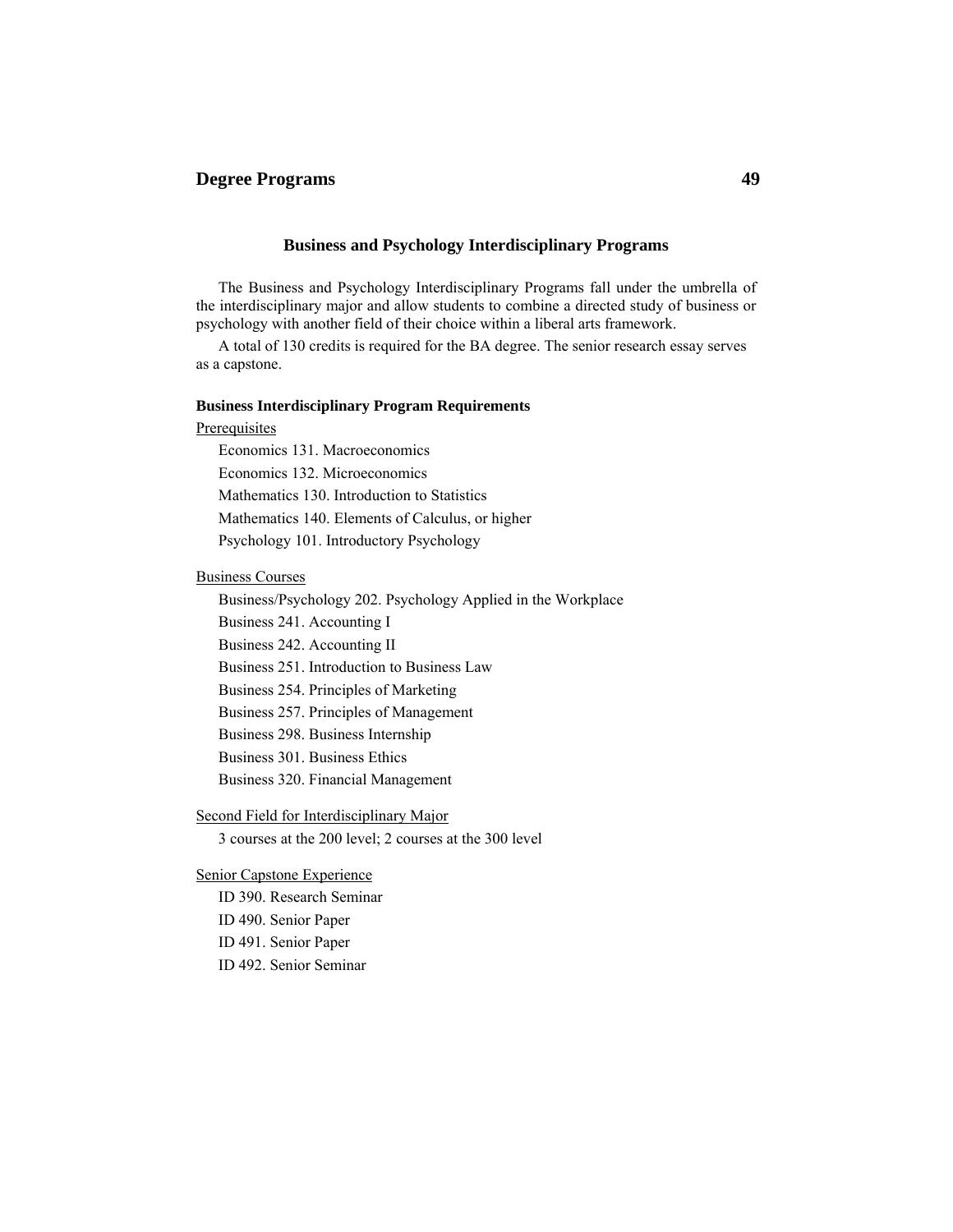## Business and Psychology Interdisciplinary Programs

The Business and Psychology Interdisciplinary Programs fall under the umbrella of the interdisciplinary major and allow students to combine a directed study of business or psychology with another field of their choice within a liberal arts framework.

A total of 130 credits is required for the BA degree. The senior research essay serves as a capstone.

### Business Interdisciplinary Program Requirements

<u>Prerequisites</u>

- Economics 131. Macroeconomics
- Economics 132. Microeconomics
- Mathematics 130. Introduction to Statistics
- Mathematics 140. Elements of Calculus, or higher
- Psychology 101. Introductory Psychology

<u>Business Courses</u>

- Business/Psychology 202. Psychology Applied in the Workplace
- Business 241. Accounting I
- Business 242. Accounting II
- Business 251. Introduction to Business Law
- Business 254. Principles of Marketing
- Business 257. Principles of Management
- Business 298. Business Internship
- Business 301. Business Ethics
- Business 320. Financial Management

<u>Second Field for Interdisciplinary Major</u>

- 3 courses at the 200 level; 2 courses at the 300 level

<u>Senior Capstone Experience</u>

- ID 390. Research Seminar
- ID 490. Senior Paper
- ID 491. Senior Paper
- ID 492. Senior Seminar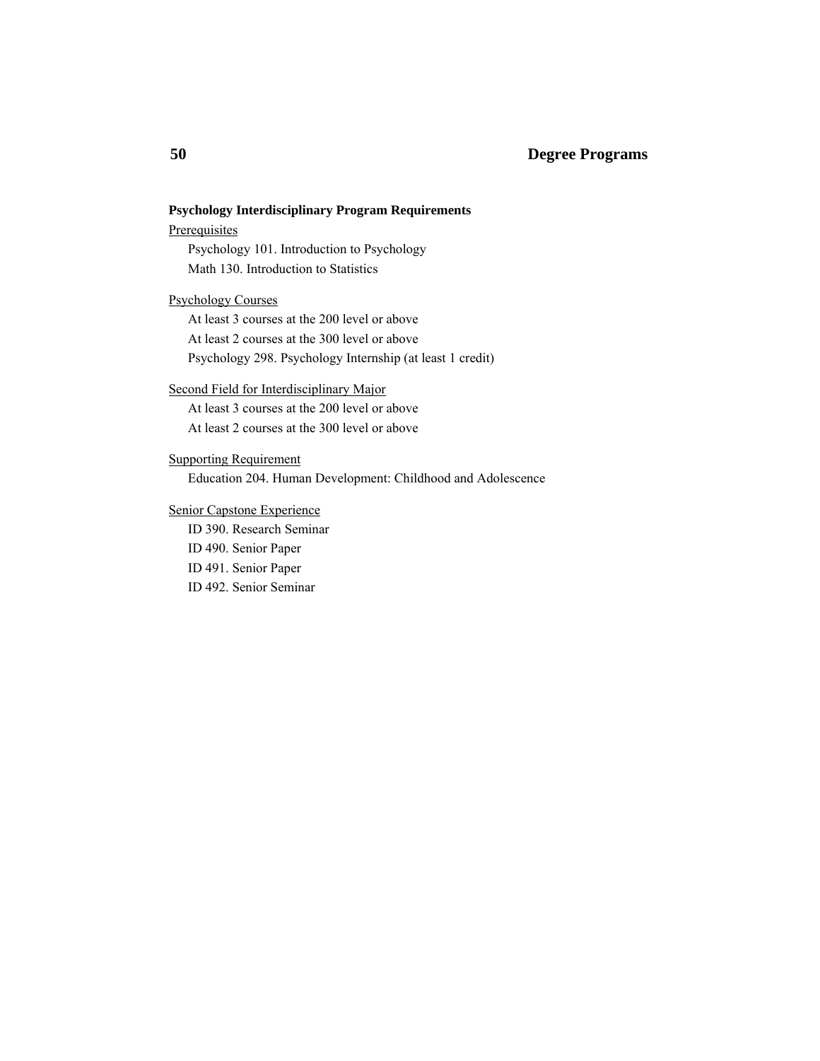**Psychology Interdisciplinary Program Requirements**

Prerequisites

- Psychology 101. Introduction to Psychology
- Math 130. Introduction to Statistics

Psychology Courses

- At least 3 courses at the 200 level or above
- At least 2 courses at the 300 level or above
- Psychology 298. Psychology Internship (at least 1 credit)

Second Field for Interdisciplinary Major

- At least 3 courses at the 200 level or above
- At least 2 courses at the 300 level or above

Supporting Requirement

- Education 204. Human Development: Childhood and Adolescence

Senior Capstone Experience

- ID 390. Research Seminar
- ID 490. Senior Paper
- ID 491. Senior Paper
- ID 492. Senior Seminar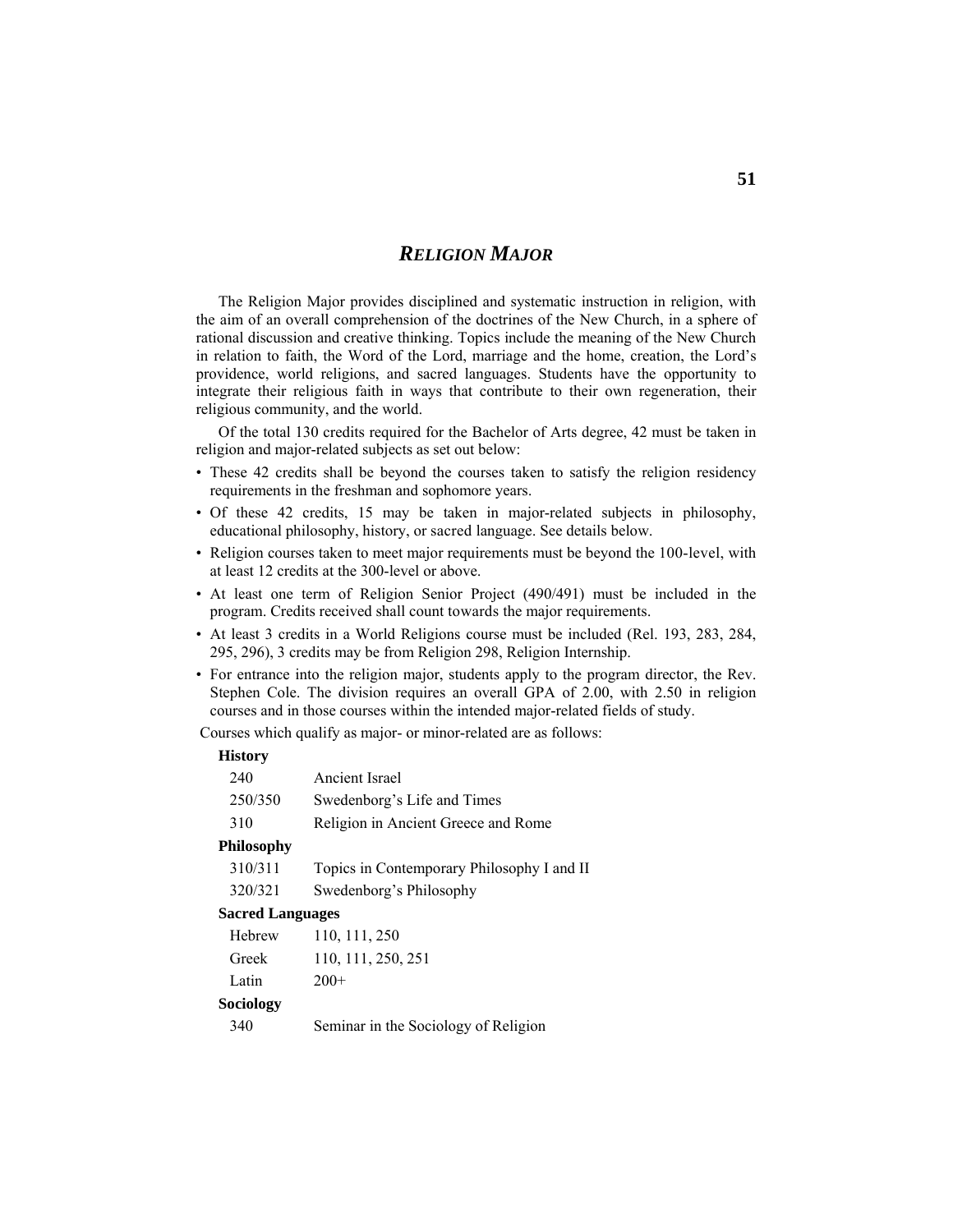# *RELIGION MAJOR*

The Religion Major provides disciplined and systematic instruction in religion, with the aim of an overall comprehension of the doctrines of the New Church, in a sphere of rational discussion and creative thinking. Topics include the meaning of the New Church in relation to faith, the Word of the Lord, marriage and the home, creation, the Lord's providence, world religions, and sacred languages. Students have the opportunity to integrate their religious faith in ways that contribute to their own regeneration, their religious community, and the world.

Of the total 130 credits required for the Bachelor of Arts degree, 42 must be taken in religion and major-related subjects as set out below:

- These 42 credits shall be beyond the courses taken to satisfy the religion residency requirements in the freshman and sophomore years.
- Of these 42 credits, 15 may be taken in major-related subjects in philosophy, educational philosophy, history, or sacred language. See details below.
- Religion courses taken to meet major requirements must be beyond the 100-level, with at least 12 credits at the 300-level or above.
- At least one term of Religion Senior Project (490/491) must be included in the program. Credits received shall count towards the major requirements.
- At least 3 credits in a World Religions course must be included (Rel. 193, 283, 284, 295, 296), 3 credits may be from Religion 298, Religion Internship.
- For entrance into the religion major, students apply to the program director, the Rev. Stephen Cole. The division requires an overall GPA of 2.00, with 2.50 in religion courses and in those courses within the intended major-related fields of study.

Courses which qualify as major- or minor-related are as follows:

**History**

| | |
|---|---|
| 240 | Ancient Israel |
| 250/350 | Swedenborg's Life and Times |
| 310 | Religion in Ancient Greece and Rome |

**Philosophy**

| | |
|---|---|
| 310/311 | Topics in Contemporary Philosophy I and II |
| 320/321 | Swedenborg's Philosophy |

**Sacred Languages**

| | |
|---|---|
| Hebrew | 110, 111, 250 |
| Greek | 110, 111, 250, 251 |
| Latin | 200+ |

**Sociology**

| | |
|---|---|
| 340 | Seminar in the Sociology of Religion |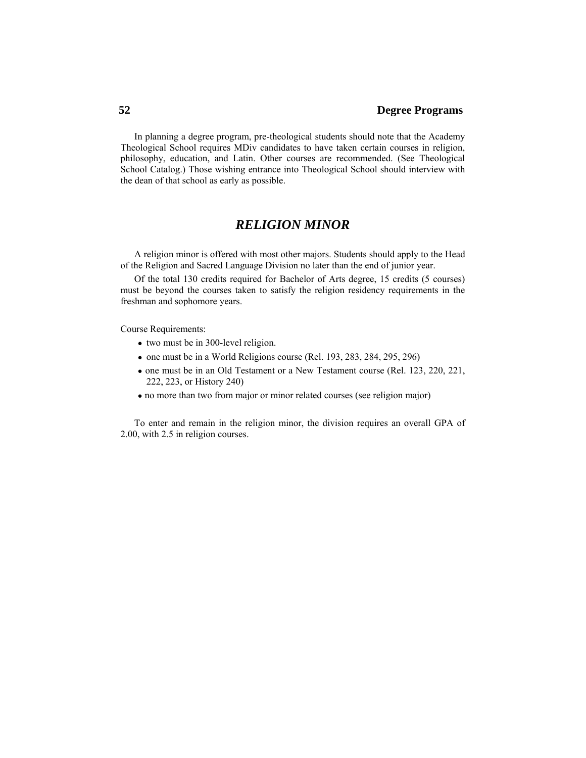In planning a degree program, pre-theological students should note that the Academy Theological School requires MDiv candidates to have taken certain courses in religion, philosophy, education, and Latin. Other courses are recommended. (See Theological School Catalog.) Those wishing entrance into Theological School should interview with the dean of that school as early as possible.

## *RELIGION MINOR*

A religion minor is offered with most other majors. Students should apply to the Head of the Religion and Sacred Language Division no later than the end of junior year.

Of the total 130 credits required for Bachelor of Arts degree, 15 credits (5 courses) must be beyond the courses taken to satisfy the religion residency requirements in the freshman and sophomore years.

Course Requirements:

- two must be in 300-level religion.
- one must be in a World Religions course (Rel. 193, 283, 284, 295, 296)
- one must be in an Old Testament or a New Testament course (Rel. 123, 220, 221, 222, 223, or History 240)
- no more than two from major or minor related courses (see religion major)

To enter and remain in the religion minor, the division requires an overall GPA of 2.00, with 2.5 in religion courses.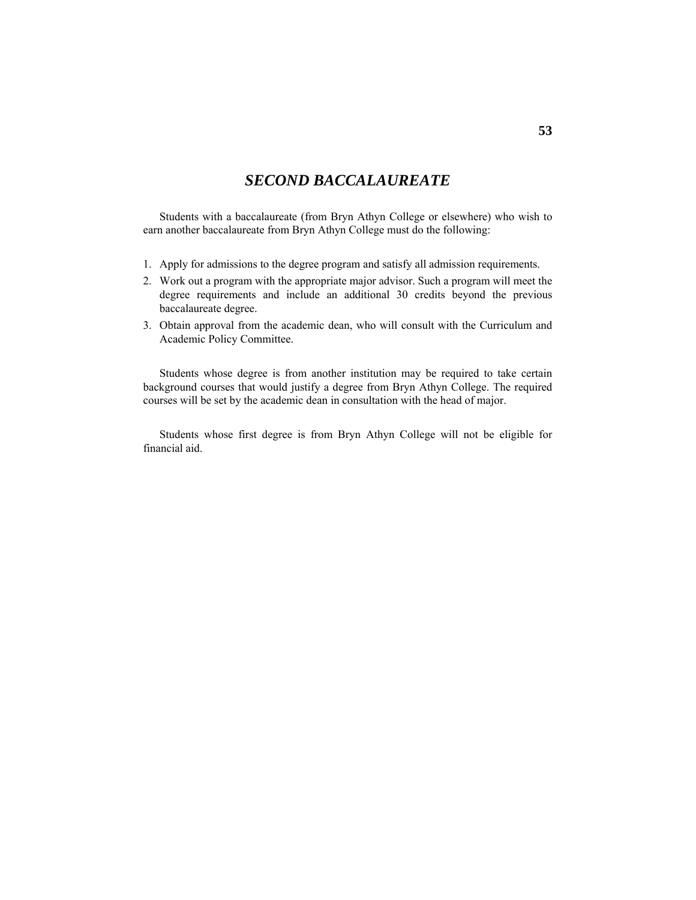# *SECOND BACCALAUREATE*

Students with a baccalaureate (from Bryn Athyn College or elsewhere) who wish to earn another baccalaureate from Bryn Athyn College must do the following:

1. Apply for admissions to the degree program and satisfy all admission requirements.
2. Work out a program with the appropriate major advisor. Such a program will meet the degree requirements and include an additional 30 credits beyond the previous baccalaureate degree.
3. Obtain approval from the academic dean, who will consult with the Curriculum and Academic Policy Committee.

Students whose degree is from another institution may be required to take certain background courses that would justify a degree from Bryn Athyn College. The required courses will be set by the academic dean in consultation with the head of major.

Students whose first degree is from Bryn Athyn College will not be eligible for financial aid.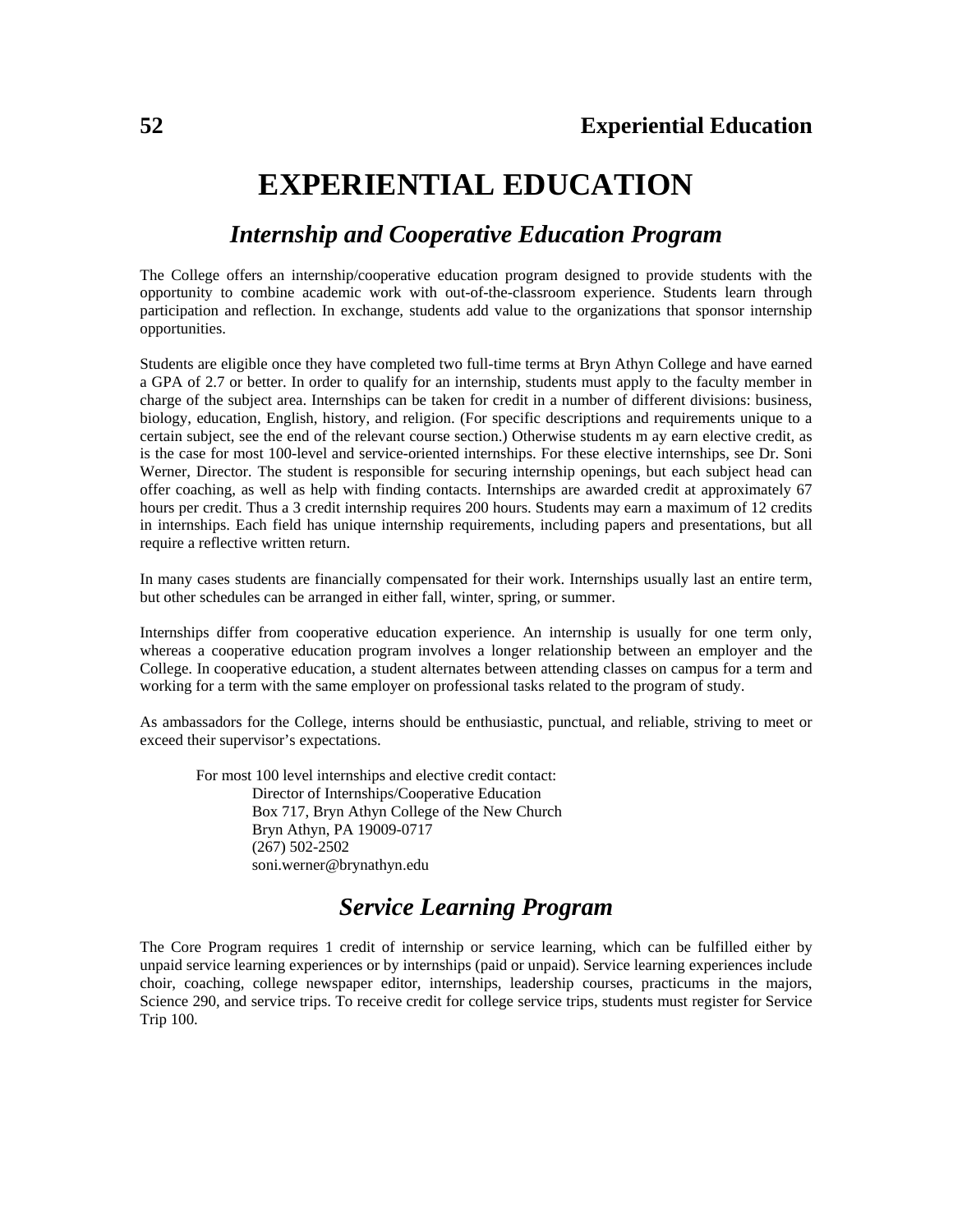# EXPERIENTIAL EDUCATION

## *Internship and Cooperative Education Program*

The College offers an internship/cooperative education program designed to provide students with the opportunity to combine academic work with out-of-the-classroom experience. Students learn through participation and reflection. In exchange, students add value to the organizations that sponsor internship opportunities.

Students are eligible once they have completed two full-time terms at Bryn Athyn College and have earned a GPA of 2.7 or better. In order to qualify for an internship, students must apply to the faculty member in charge of the subject area. Internships can be taken for credit in a number of different divisions: business, biology, education, English, history, and religion. (For specific descriptions and requirements unique to a certain subject, see the end of the relevant course section.) Otherwise students m ay earn elective credit, as is the case for most 100-level and service-oriented internships. For these elective internships, see Dr. Soni Werner, Director. The student is responsible for securing internship openings, but each subject head can offer coaching, as well as help with finding contacts. Internships are awarded credit at approximately 67 hours per credit. Thus a 3 credit internship requires 200 hours. Students may earn a maximum of 12 credits in internships. Each field has unique internship requirements, including papers and presentations, but all require a reflective written return.

In many cases students are financially compensated for their work. Internships usually last an entire term, but other schedules can be arranged in either fall, winter, spring, or summer.

Internships differ from cooperative education experience. An internship is usually for one term only, whereas a cooperative education program involves a longer relationship between an employer and the College. In cooperative education, a student alternates between attending classes on campus for a term and working for a term with the same employer on professional tasks related to the program of study.

As ambassadors for the College, interns should be enthusiastic, punctual, and reliable, striving to meet or exceed their supervisor's expectations.

For most 100 level internships and elective credit contact:

Director of Internships/Cooperative Education
Box 717, Bryn Athyn College of the New Church
Bryn Athyn, PA 19009-0717
(267) 502-2502
soni.werner@brynathyn.edu

## *Service Learning Program*

The Core Program requires 1 credit of internship or service learning, which can be fulfilled either by unpaid service learning experiences or by internships (paid or unpaid). Service learning experiences include choir, coaching, college newspaper editor, internships, leadership courses, practicums in the majors, Science 290, and service trips. To receive credit for college service trips, students must register for Service Trip 100.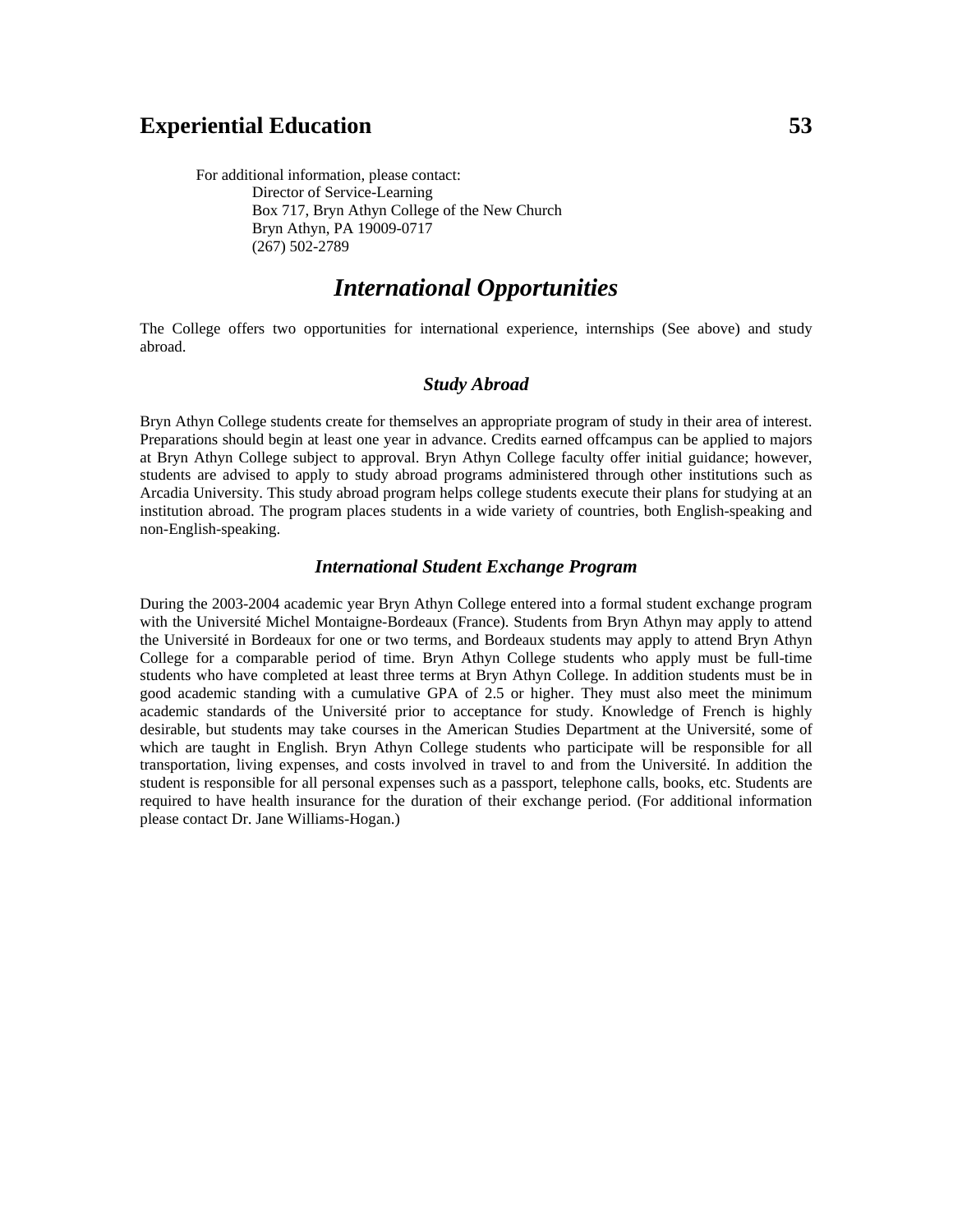For additional information, please contact:

Director of Service-Learning
Box 717, Bryn Athyn College of the New Church
Bryn Athyn, PA 19009-0717
(267) 502-2789

## *International Opportunities*

The College offers two opportunities for international experience, internships (See above) and study abroad.

### *Study Abroad*

Bryn Athyn College students create for themselves an appropriate program of study in their area of interest. Preparations should begin at least one year in advance. Credits earned offcampus can be applied to majors at Bryn Athyn College subject to approval. Bryn Athyn College faculty offer initial guidance; however, students are advised to apply to study abroad programs administered through other institutions such as Arcadia University. This study abroad program helps college students execute their plans for studying at an institution abroad. The program places students in a wide variety of countries, both English-speaking and non-English-speaking.

### *International Student Exchange Program*

During the 2003-2004 academic year Bryn Athyn College entered into a formal student exchange program with the Université Michel Montaigne-Bordeaux (France). Students from Bryn Athyn may apply to attend the Université in Bordeaux for one or two terms, and Bordeaux students may apply to attend Bryn Athyn College for a comparable period of time. Bryn Athyn College students who apply must be full-time students who have completed at least three terms at Bryn Athyn College. In addition students must be in good academic standing with a cumulative GPA of 2.5 or higher. They must also meet the minimum academic standards of the Université prior to acceptance for study. Knowledge of French is highly desirable, but students may take courses in the American Studies Department at the Université, some of which are taught in English. Bryn Athyn College students who participate will be responsible for all transportation, living expenses, and costs involved in travel to and from the Université. In addition the student is responsible for all personal expenses such as a passport, telephone calls, books, etc. Students are required to have health insurance for the duration of their exchange period. (For additional information please contact Dr. Jane Williams-Hogan.)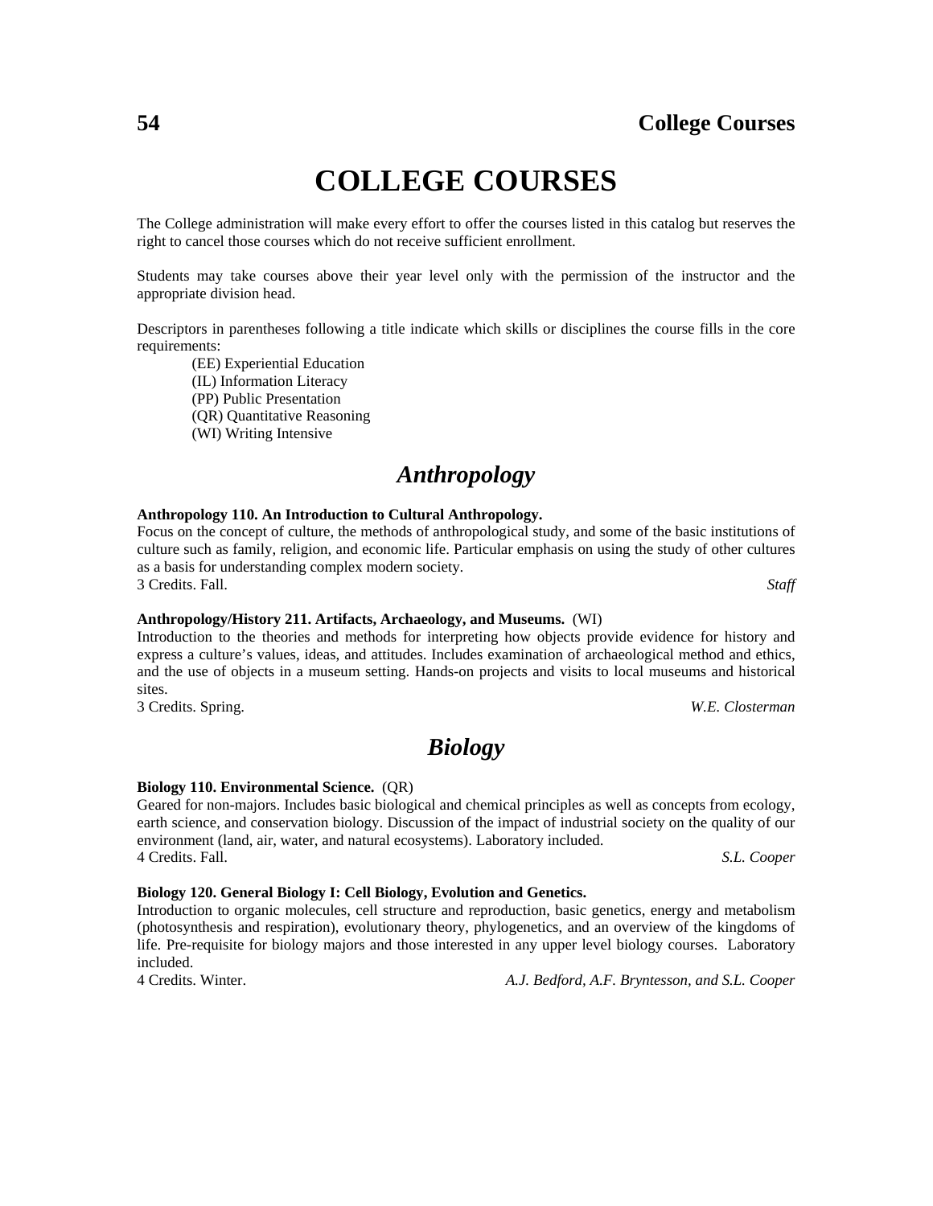# COLLEGE COURSES

The College administration will make every effort to offer the courses listed in this catalog but reserves the right to cancel those courses which do not receive sufficient enrollment.

Students may take courses above their year level only with the permission of the instructor and the appropriate division head.

Descriptors in parentheses following a title indicate which skills or disciplines the course fills in the core requirements:

(EE) Experiential Education
(IL) Information Literacy
(PP) Public Presentation
(QR) Quantitative Reasoning
(WI) Writing Intensive

## *Anthropology*

**Anthropology 110. An Introduction to Cultural Anthropology.**
Focus on the concept of culture, the methods of anthropological study, and some of the basic institutions of culture such as family, religion, and economic life. Particular emphasis on using the study of other cultures as a basis for understanding complex modern society.
3 Credits. Fall. *Staff*

**Anthropology/History 211. Artifacts, Archaeology, and Museums.** (WI)
Introduction to the theories and methods for interpreting how objects provide evidence for history and express a culture's values, ideas, and attitudes. Includes examination of archaeological method and ethics, and the use of objects in a museum setting. Hands-on projects and visits to local museums and historical sites.
3 Credits. Spring. *W.E. Closterman*

## *Biology*

**Biology 110. Environmental Science.** (QR)
Geared for non-majors. Includes basic biological and chemical principles as well as concepts from ecology, earth science, and conservation biology. Discussion of the impact of industrial society on the quality of our environment (land, air, water, and natural ecosystems). Laboratory included.
4 Credits. Fall. *S.L. Cooper*

**Biology 120. General Biology I: Cell Biology, Evolution and Genetics.**
Introduction to organic molecules, cell structure and reproduction, basic genetics, energy and metabolism (photosynthesis and respiration), evolutionary theory, phylogenetics, and an overview of the kingdoms of life. Pre-requisite for biology majors and those interested in any upper level biology courses. Laboratory included.
4 Credits. Winter. *A.J. Bedford, A.F. Bryntesson, and S.L. Cooper*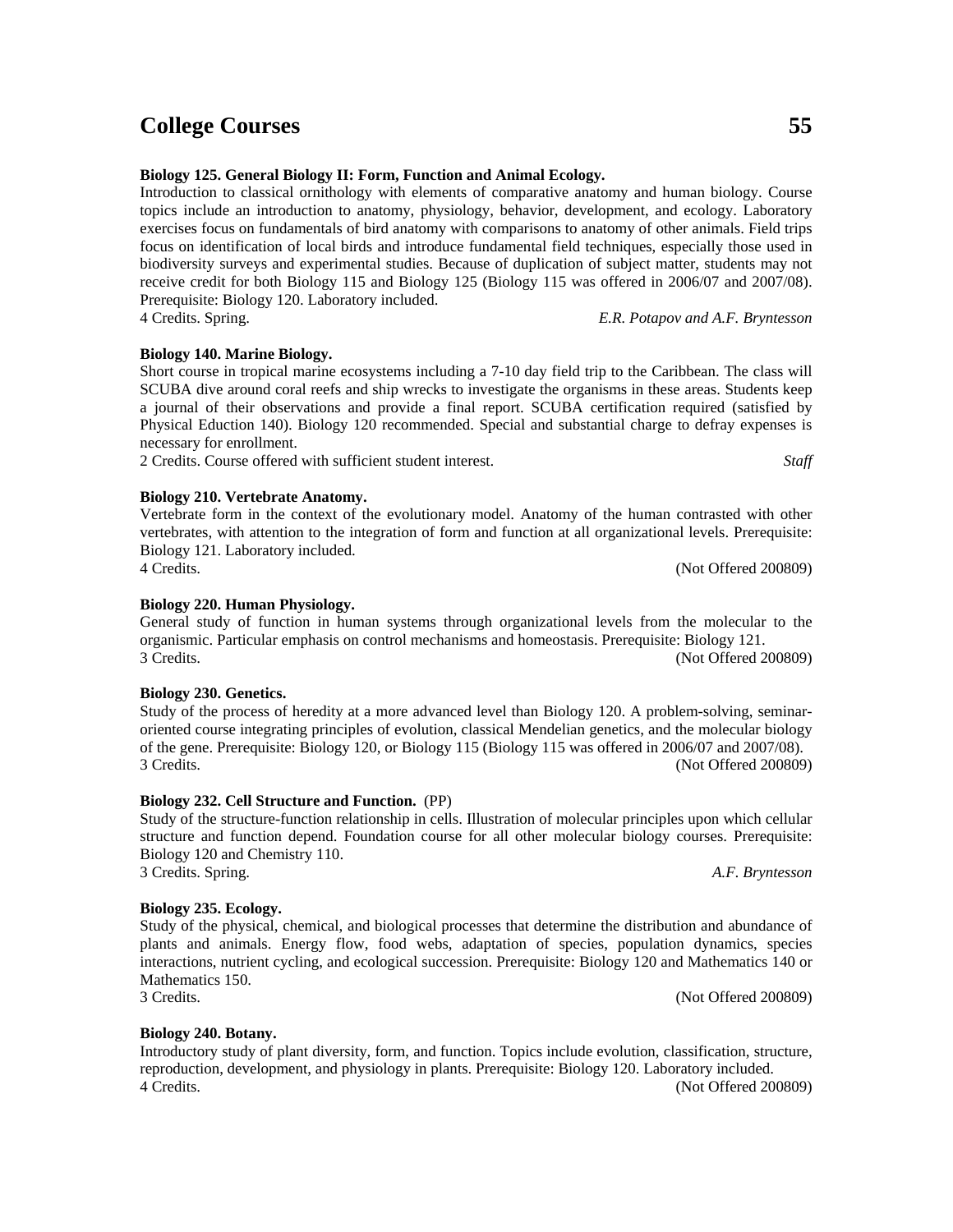**Biology 125. General Biology II: Form, Function and Animal Ecology.**
Introduction to classical ornithology with elements of comparative anatomy and human biology. Course topics include an introduction to anatomy, physiology, behavior, development, and ecology. Laboratory exercises focus on fundamentals of bird anatomy with comparisons to anatomy of other animals. Field trips focus on identification of local birds and introduce fundamental field techniques, especially those used in biodiversity surveys and experimental studies. Because of duplication of subject matter, students may not receive credit for both Biology 115 and Biology 125 (Biology 115 was offered in 2006/07 and 2007/08). Prerequisite: Biology 120. Laboratory included.
4 Credits. Spring. *E.R. Potapov and A.F. Bryntesson*

**Biology 140. Marine Biology.**
Short course in tropical marine ecosystems including a 7-10 day field trip to the Caribbean. The class will SCUBA dive around coral reefs and ship wrecks to investigate the organisms in these areas. Students keep a journal of their observations and provide a final report. SCUBA certification required (satisfied by Physical Eduction 140). Biology 120 recommended. Special and substantial charge to defray expenses is necessary for enrollment.
2 Credits. Course offered with sufficient student interest. *Staff*

**Biology 210. Vertebrate Anatomy.**
Vertebrate form in the context of the evolutionary model. Anatomy of the human contrasted with other vertebrates, with attention to the integration of form and function at all organizational levels. Prerequisite: Biology 121. Laboratory included.
4 Credits. (Not Offered 200809)

**Biology 220. Human Physiology.**
General study of function in human systems through organizational levels from the molecular to the organismic. Particular emphasis on control mechanisms and homeostasis. Prerequisite: Biology 121.
3 Credits. (Not Offered 200809)

**Biology 230. Genetics.**
Study of the process of heredity at a more advanced level than Biology 120. A problem-solving, seminar-oriented course integrating principles of evolution, classical Mendelian genetics, and the molecular biology of the gene. Prerequisite: Biology 120, or Biology 115 (Biology 115 was offered in 2006/07 and 2007/08).
3 Credits. (Not Offered 200809)

**Biology 232. Cell Structure and Function.** (PP)
Study of the structure-function relationship in cells. Illustration of molecular principles upon which cellular structure and function depend. Foundation course for all other molecular biology courses. Prerequisite: Biology 120 and Chemistry 110.
3 Credits. Spring. *A.F. Bryntesson*

**Biology 235. Ecology.**
Study of the physical, chemical, and biological processes that determine the distribution and abundance of plants and animals. Energy flow, food webs, adaptation of species, population dynamics, species interactions, nutrient cycling, and ecological succession. Prerequisite: Biology 120 and Mathematics 140 or Mathematics 150.
3 Credits. (Not Offered 200809)

**Biology 240. Botany.**
Introductory study of plant diversity, form, and function. Topics include evolution, classification, structure, reproduction, development, and physiology in plants. Prerequisite: Biology 120. Laboratory included.
4 Credits. (Not Offered 200809)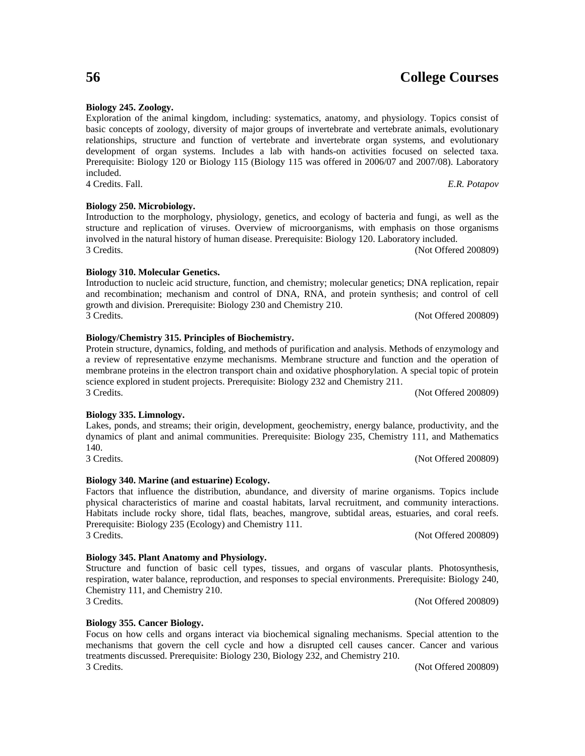**Biology 245. Zoology.**

Exploration of the animal kingdom, including: systematics, anatomy, and physiology. Topics consist of basic concepts of zoology, diversity of major groups of invertebrate and vertebrate animals, evolutionary relationships, structure and function of vertebrate and invertebrate organ systems, and evolutionary development of organ systems. Includes a lab with hands-on activities focused on selected taxa. Prerequisite: Biology 120 or Biology 115 (Biology 115 was offered in 2006/07 and 2007/08). Laboratory included.

4 Credits. Fall. *E.R. Potapov*

**Biology 250. Microbiology.**

Introduction to the morphology, physiology, genetics, and ecology of bacteria and fungi, as well as the structure and replication of viruses. Overview of microorganisms, with emphasis on those organisms involved in the natural history of human disease. Prerequisite: Biology 120. Laboratory included.

3 Credits. (Not Offered 200809)

**Biology 310. Molecular Genetics.**

Introduction to nucleic acid structure, function, and chemistry; molecular genetics; DNA replication, repair and recombination; mechanism and control of DNA, RNA, and protein synthesis; and control of cell growth and division. Prerequisite: Biology 230 and Chemistry 210.

3 Credits. (Not Offered 200809)

**Biology/Chemistry 315. Principles of Biochemistry.**

Protein structure, dynamics, folding, and methods of purification and analysis. Methods of enzymology and a review of representative enzyme mechanisms. Membrane structure and function and the operation of membrane proteins in the electron transport chain and oxidative phosphorylation. A special topic of protein science explored in student projects. Prerequisite: Biology 232 and Chemistry 211.

3 Credits. (Not Offered 200809)

**Biology 335. Limnology.**

Lakes, ponds, and streams; their origin, development, geochemistry, energy balance, productivity, and the dynamics of plant and animal communities. Prerequisite: Biology 235, Chemistry 111, and Mathematics 140.

3 Credits. (Not Offered 200809)

**Biology 340. Marine (and estuarine) Ecology.**

Factors that influence the distribution, abundance, and diversity of marine organisms. Topics include physical characteristics of marine and coastal habitats, larval recruitment, and community interactions. Habitats include rocky shore, tidal flats, beaches, mangrove, subtidal areas, estuaries, and coral reefs. Prerequisite: Biology 235 (Ecology) and Chemistry 111.

3 Credits. (Not Offered 200809)

**Biology 345. Plant Anatomy and Physiology.**

Structure and function of basic cell types, tissues, and organs of vascular plants. Photosynthesis, respiration, water balance, reproduction, and responses to special environments. Prerequisite: Biology 240, Chemistry 111, and Chemistry 210.

3 Credits. (Not Offered 200809)

**Biology 355. Cancer Biology.**

Focus on how cells and organs interact via biochemical signaling mechanisms. Special attention to the mechanisms that govern the cell cycle and how a disrupted cell causes cancer. Cancer and various treatments discussed. Prerequisite: Biology 230, Biology 232, and Chemistry 210.

3 Credits. (Not Offered 200809)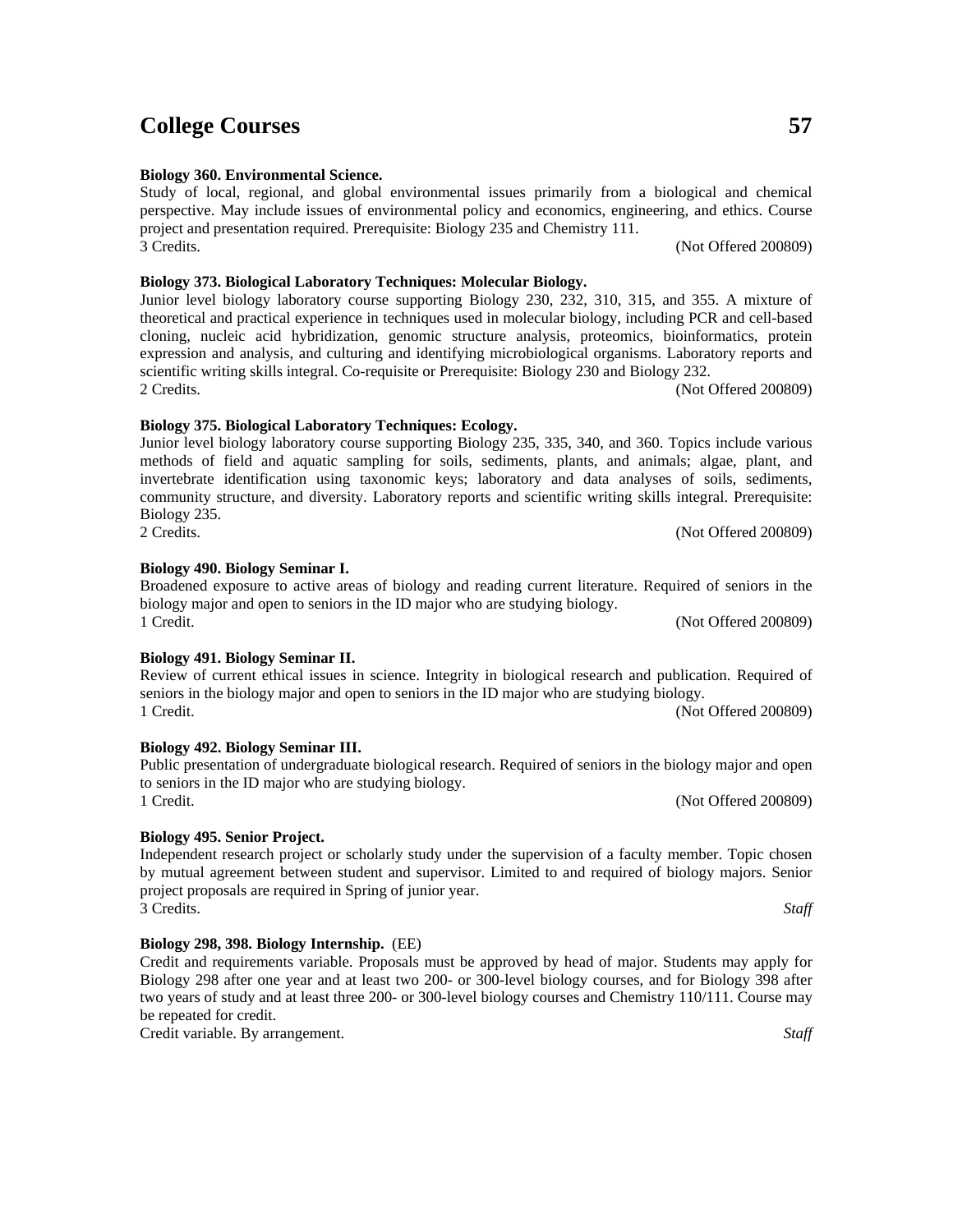**Biology 360. Environmental Science.**
Study of local, regional, and global environmental issues primarily from a biological and chemical perspective. May include issues of environmental policy and economics, engineering, and ethics. Course project and presentation required. Prerequisite: Biology 235 and Chemistry 111.
3 Credits. (Not Offered 200809)

**Biology 373. Biological Laboratory Techniques: Molecular Biology.**
Junior level biology laboratory course supporting Biology 230, 232, 310, 315, and 355. A mixture of theoretical and practical experience in techniques used in molecular biology, including PCR and cell-based cloning, nucleic acid hybridization, genomic structure analysis, proteomics, bioinformatics, protein expression and analysis, and culturing and identifying microbiological organisms. Laboratory reports and scientific writing skills integral. Co-requisite or Prerequisite: Biology 230 and Biology 232.
2 Credits. (Not Offered 200809)

**Biology 375. Biological Laboratory Techniques: Ecology.**
Junior level biology laboratory course supporting Biology 235, 335, 340, and 360. Topics include various methods of field and aquatic sampling for soils, sediments, plants, and animals; algae, plant, and invertebrate identification using taxonomic keys; laboratory and data analyses of soils, sediments, community structure, and diversity. Laboratory reports and scientific writing skills integral. Prerequisite: Biology 235.
2 Credits. (Not Offered 200809)

**Biology 490. Biology Seminar I.**
Broadened exposure to active areas of biology and reading current literature. Required of seniors in the biology major and open to seniors in the ID major who are studying biology.
1 Credit. (Not Offered 200809)

**Biology 491. Biology Seminar II.**
Review of current ethical issues in science. Integrity in biological research and publication. Required of seniors in the biology major and open to seniors in the ID major who are studying biology.
1 Credit. (Not Offered 200809)

**Biology 492. Biology Seminar III.**
Public presentation of undergraduate biological research. Required of seniors in the biology major and open to seniors in the ID major who are studying biology.
1 Credit. (Not Offered 200809)

**Biology 495. Senior Project.**
Independent research project or scholarly study under the supervision of a faculty member. Topic chosen by mutual agreement between student and supervisor. Limited to and required of biology majors. Senior project proposals are required in Spring of junior year.
3 Credits. *Staff*

**Biology 298, 398. Biology Internship.** (EE)
Credit and requirements variable. Proposals must be approved by head of major. Students may apply for Biology 298 after one year and at least two 200- or 300-level biology courses, and for Biology 398 after two years of study and at least three 200- or 300-level biology courses and Chemistry 110/111. Course may be repeated for credit.
Credit variable. By arrangement. *Staff*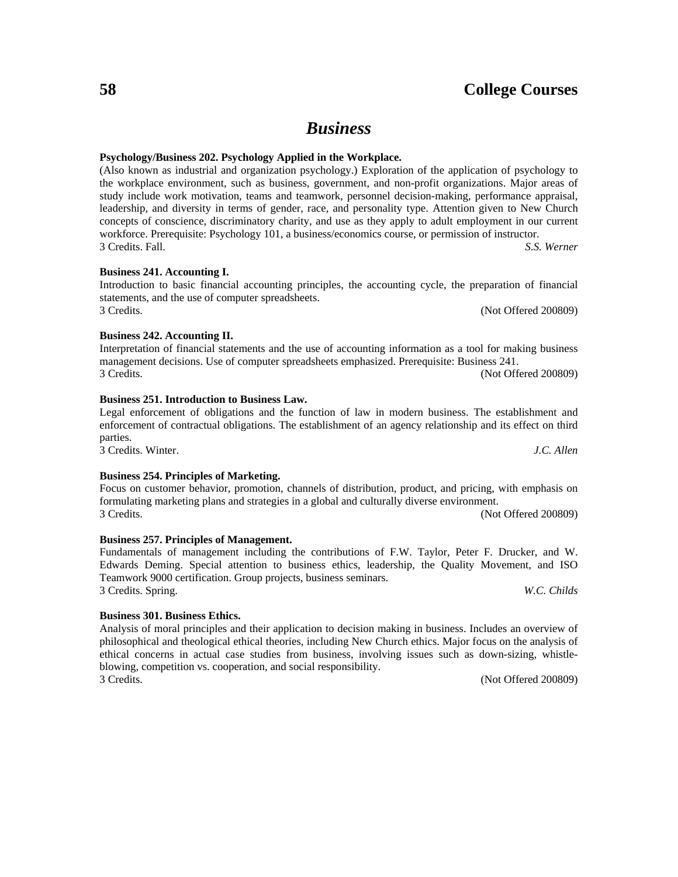# Business

**Psychology/Business 202. Psychology Applied in the Workplace.**
(Also known as industrial and organization psychology.) Exploration of the application of psychology to the workplace environment, such as business, government, and non-profit organizations. Major areas of study include work motivation, teams and teamwork, personnel decision-making, performance appraisal, leadership, and diversity in terms of gender, race, and personality type. Attention given to New Church concepts of conscience, discriminatory charity, and use as they apply to adult employment in our current workforce. Prerequisite: Psychology 101, a business/economics course, or permission of instructor.
3 Credits. Fall. *S.S. Werner*

**Business 241. Accounting I.**
Introduction to basic financial accounting principles, the accounting cycle, the preparation of financial statements, and the use of computer spreadsheets.
3 Credits. (Not Offered 200809)

**Business 242. Accounting II.**
Interpretation of financial statements and the use of accounting information as a tool for making business management decisions. Use of computer spreadsheets emphasized. Prerequisite: Business 241.
3 Credits. (Not Offered 200809)

**Business 251. Introduction to Business Law.**
Legal enforcement of obligations and the function of law in modern business. The establishment and enforcement of contractual obligations. The establishment of an agency relationship and its effect on third parties.
3 Credits. Winter. *J.C. Allen*

**Business 254. Principles of Marketing.**
Focus on customer behavior, promotion, channels of distribution, product, and pricing, with emphasis on formulating marketing plans and strategies in a global and culturally diverse environment.
3 Credits. (Not Offered 200809)

**Business 257. Principles of Management.**
Fundamentals of management including the contributions of F.W. Taylor, Peter F. Drucker, and W. Edwards Deming. Special attention to business ethics, leadership, the Quality Movement, and ISO Teamwork 9000 certification. Group projects, business seminars.
3 Credits. Spring. *W.C. Childs*

**Business 301. Business Ethics.**
Analysis of moral principles and their application to decision making in business. Includes an overview of philosophical and theological ethical theories, including New Church ethics. Major focus on the analysis of ethical concerns in actual case studies from business, involving issues such as down-sizing, whistle-blowing, competition vs. cooperation, and social responsibility.
3 Credits. (Not Offered 200809)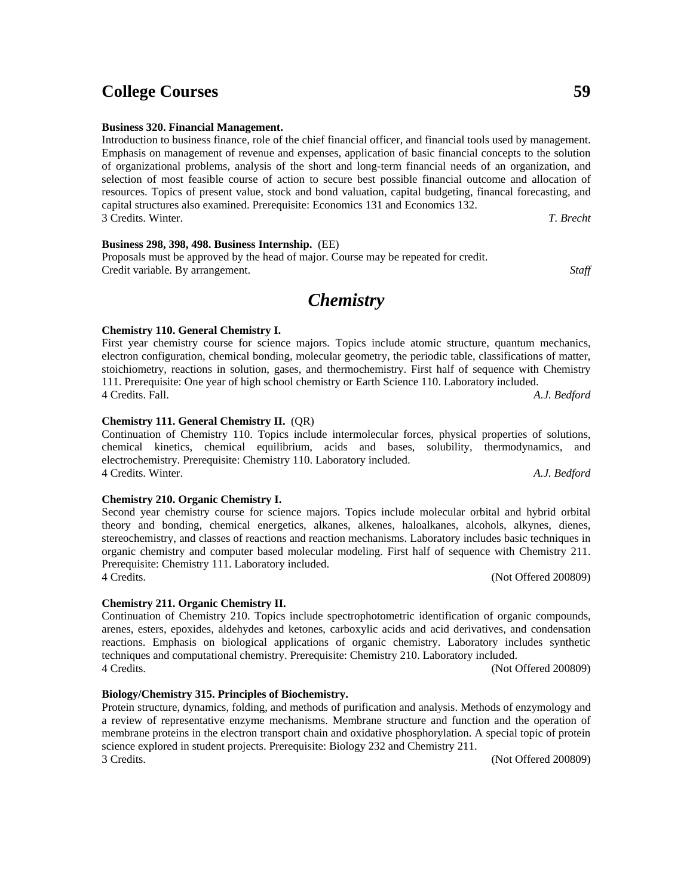**Business 320. Financial Management.**
Introduction to business finance, role of the chief financial officer, and financial tools used by management. Emphasis on management of revenue and expenses, application of basic financial concepts to the solution of organizational problems, analysis of the short and long-term financial needs of an organization, and selection of most feasible course of action to secure best possible financial outcome and allocation of resources. Topics of present value, stock and bond valuation, capital budgeting, financal forecasting, and capital structures also examined. Prerequisite: Economics 131 and Economics 132.
3 Credits. Winter. *T. Brecht*

**Business 298, 398, 498. Business Internship.** (EE)
Proposals must be approved by the head of major. Course may be repeated for credit.
Credit variable. By arrangement. *Staff*

## *Chemistry*

**Chemistry 110. General Chemistry I.**
First year chemistry course for science majors. Topics include atomic structure, quantum mechanics, electron configuration, chemical bonding, molecular geometry, the periodic table, classifications of matter, stoichiometry, reactions in solution, gases, and thermochemistry. First half of sequence with Chemistry 111. Prerequisite: One year of high school chemistry or Earth Science 110. Laboratory included.
4 Credits. Fall. *A.J. Bedford*

**Chemistry 111. General Chemistry II.** (QR)
Continuation of Chemistry 110. Topics include intermolecular forces, physical properties of solutions, chemical kinetics, chemical equilibrium, acids and bases, solubility, thermodynamics, and electrochemistry. Prerequisite: Chemistry 110. Laboratory included.
4 Credits. Winter. *A.J. Bedford*

**Chemistry 210. Organic Chemistry I.**
Second year chemistry course for science majors. Topics include molecular orbital and hybrid orbital theory and bonding, chemical energetics, alkanes, alkenes, haloalkanes, alcohols, alkynes, dienes, stereochemistry, and classes of reactions and reaction mechanisms. Laboratory includes basic techniques in organic chemistry and computer based molecular modeling. First half of sequence with Chemistry 211. Prerequisite: Chemistry 111. Laboratory included.
4 Credits. (Not Offered 200809)

**Chemistry 211. Organic Chemistry II.**
Continuation of Chemistry 210. Topics include spectrophotometric identification of organic compounds, arenes, esters, epoxides, aldehydes and ketones, carboxylic acids and acid derivatives, and condensation reactions. Emphasis on biological applications of organic chemistry. Laboratory includes synthetic techniques and computational chemistry. Prerequisite: Chemistry 210. Laboratory included.
4 Credits. (Not Offered 200809)

**Biology/Chemistry 315. Principles of Biochemistry.**
Protein structure, dynamics, folding, and methods of purification and analysis. Methods of enzymology and a review of representative enzyme mechanisms. Membrane structure and function and the operation of membrane proteins in the electron transport chain and oxidative phosphorylation. A special topic of protein science explored in student projects. Prerequisite: Biology 232 and Chemistry 211.
3 Credits. (Not Offered 200809)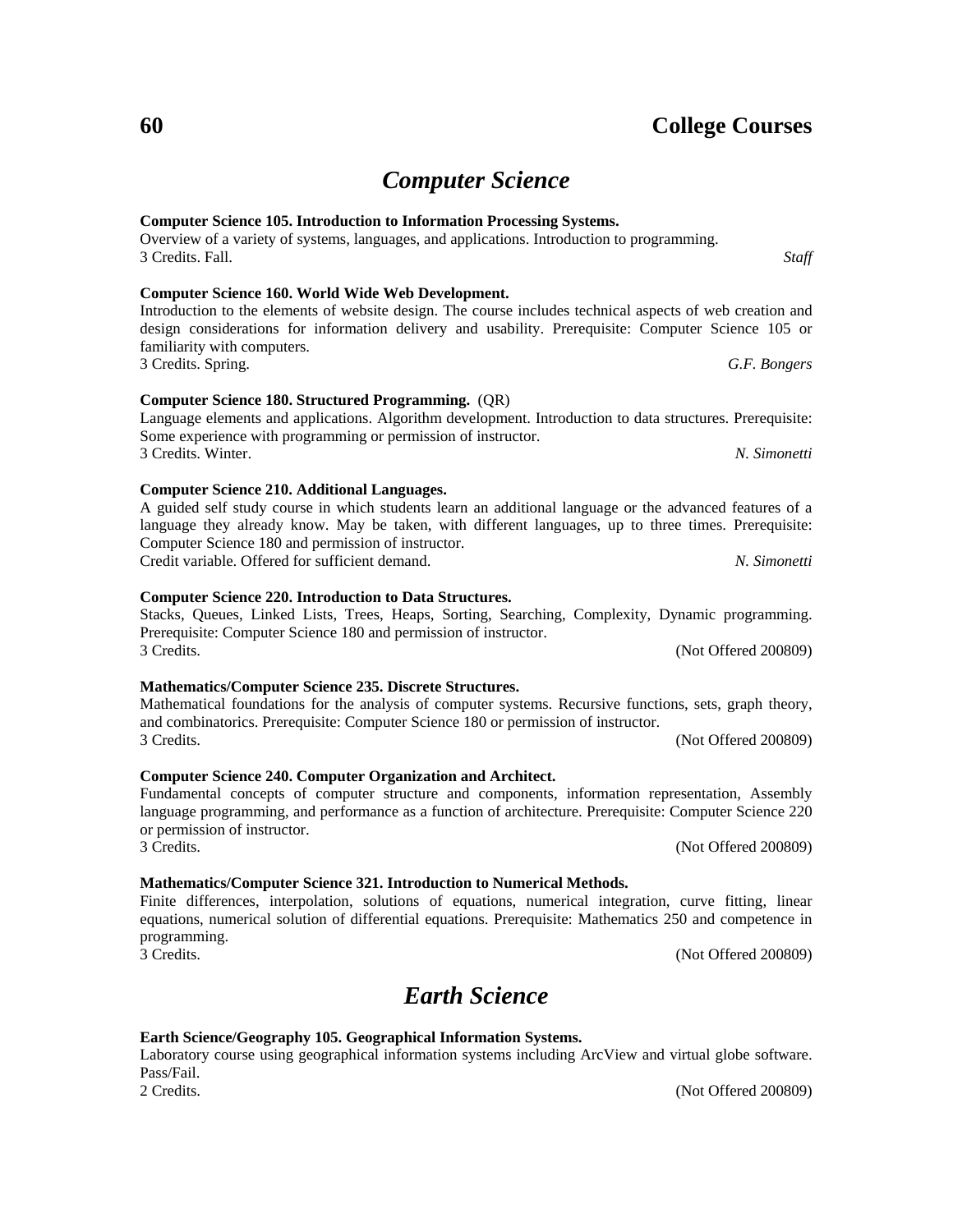# Computer Science

**Computer Science 105. Introduction to Information Processing Systems.**
Overview of a variety of systems, languages, and applications. Introduction to programming.
3 Credits. Fall. *Staff*

**Computer Science 160. World Wide Web Development.**
Introduction to the elements of website design. The course includes technical aspects of web creation and design considerations for information delivery and usability. Prerequisite: Computer Science 105 or familiarity with computers.
3 Credits. Spring. *G.F. Bongers*

**Computer Science 180. Structured Programming.** (QR)
Language elements and applications. Algorithm development. Introduction to data structures. Prerequisite: Some experience with programming or permission of instructor.
3 Credits. Winter. *N. Simonetti*

**Computer Science 210. Additional Languages.**
A guided self study course in which students learn an additional language or the advanced features of a language they already know. May be taken, with different languages, up to three times. Prerequisite: Computer Science 180 and permission of instructor.
Credit variable. Offered for sufficient demand. *N. Simonetti*

**Computer Science 220. Introduction to Data Structures.**
Stacks, Queues, Linked Lists, Trees, Heaps, Sorting, Searching, Complexity, Dynamic programming. Prerequisite: Computer Science 180 and permission of instructor.
3 Credits. (Not Offered 200809)

**Mathematics/Computer Science 235. Discrete Structures.**
Mathematical foundations for the analysis of computer systems. Recursive functions, sets, graph theory, and combinatorics. Prerequisite: Computer Science 180 or permission of instructor.
3 Credits. (Not Offered 200809)

**Computer Science 240. Computer Organization and Architect.**
Fundamental concepts of computer structure and components, information representation, Assembly language programming, and performance as a function of architecture. Prerequisite: Computer Science 220 or permission of instructor.
3 Credits. (Not Offered 200809)

**Mathematics/Computer Science 321. Introduction to Numerical Methods.**
Finite differences, interpolation, solutions of equations, numerical integration, curve fitting, linear equations, numerical solution of differential equations. Prerequisite: Mathematics 250 and competence in programming.
3 Credits. (Not Offered 200809)

# Earth Science

**Earth Science/Geography 105. Geographical Information Systems.**
Laboratory course using geographical information systems including ArcView and virtual globe software. Pass/Fail.
2 Credits. (Not Offered 200809)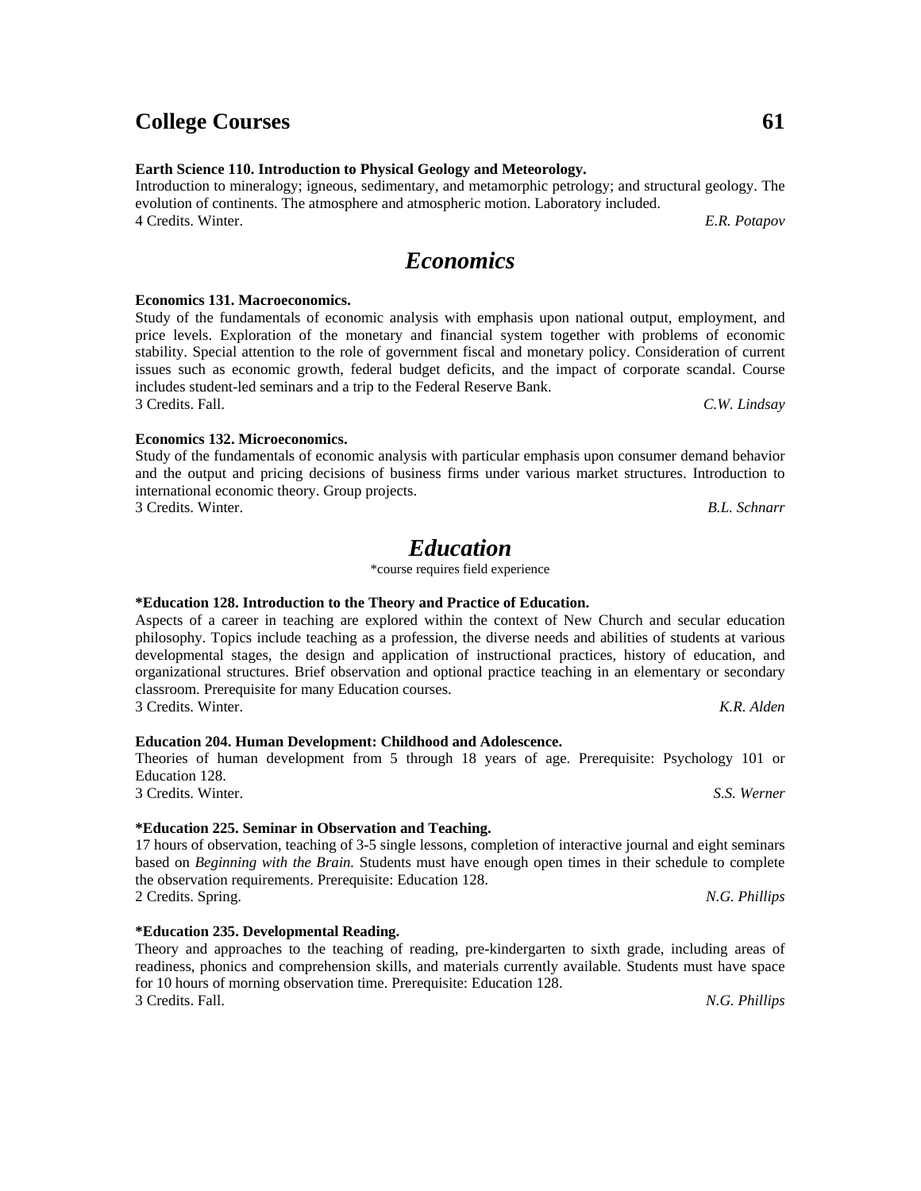**Earth Science 110. Introduction to Physical Geology and Meteorology.**
Introduction to mineralogy; igneous, sedimentary, and metamorphic petrology; and structural geology. The evolution of continents. The atmosphere and atmospheric motion. Laboratory included.
4 Credits. Winter. *E.R. Potapov*

## *Economics*

**Economics 131. Macroeconomics.**
Study of the fundamentals of economic analysis with emphasis upon national output, employment, and price levels. Exploration of the monetary and financial system together with problems of economic stability. Special attention to the role of government fiscal and monetary policy. Consideration of current issues such as economic growth, federal budget deficits, and the impact of corporate scandal. Course includes student-led seminars and a trip to the Federal Reserve Bank.
3 Credits. Fall. *C.W. Lindsay*

**Economics 132. Microeconomics.**
Study of the fundamentals of economic analysis with particular emphasis upon consumer demand behavior and the output and pricing decisions of business firms under various market structures. Introduction to international economic theory. Group projects.
3 Credits. Winter. *B.L. Schnarr*

## *Education*

*course requires field experience

**\*Education 128. Introduction to the Theory and Practice of Education.**
Aspects of a career in teaching are explored within the context of New Church and secular education philosophy. Topics include teaching as a profession, the diverse needs and abilities of students at various developmental stages, the design and application of instructional practices, history of education, and organizational structures. Brief observation and optional practice teaching in an elementary or secondary classroom. Prerequisite for many Education courses.
3 Credits. Winter. *K.R. Alden*

**Education 204. Human Development: Childhood and Adolescence.**
Theories of human development from 5 through 18 years of age. Prerequisite: Psychology 101 or Education 128.
3 Credits. Winter. *S.S. Werner*

**\*Education 225. Seminar in Observation and Teaching.**
17 hours of observation, teaching of 3-5 single lessons, completion of interactive journal and eight seminars based on *Beginning with the Brain.* Students must have enough open times in their schedule to complete the observation requirements. Prerequisite: Education 128.
2 Credits. Spring. *N.G. Phillips*

**\*Education 235. Developmental Reading.**
Theory and approaches to the teaching of reading, pre-kindergarten to sixth grade, including areas of readiness, phonics and comprehension skills, and materials currently available. Students must have space for 10 hours of morning observation time. Prerequisite: Education 128.
3 Credits. Fall. *N.G. Phillips*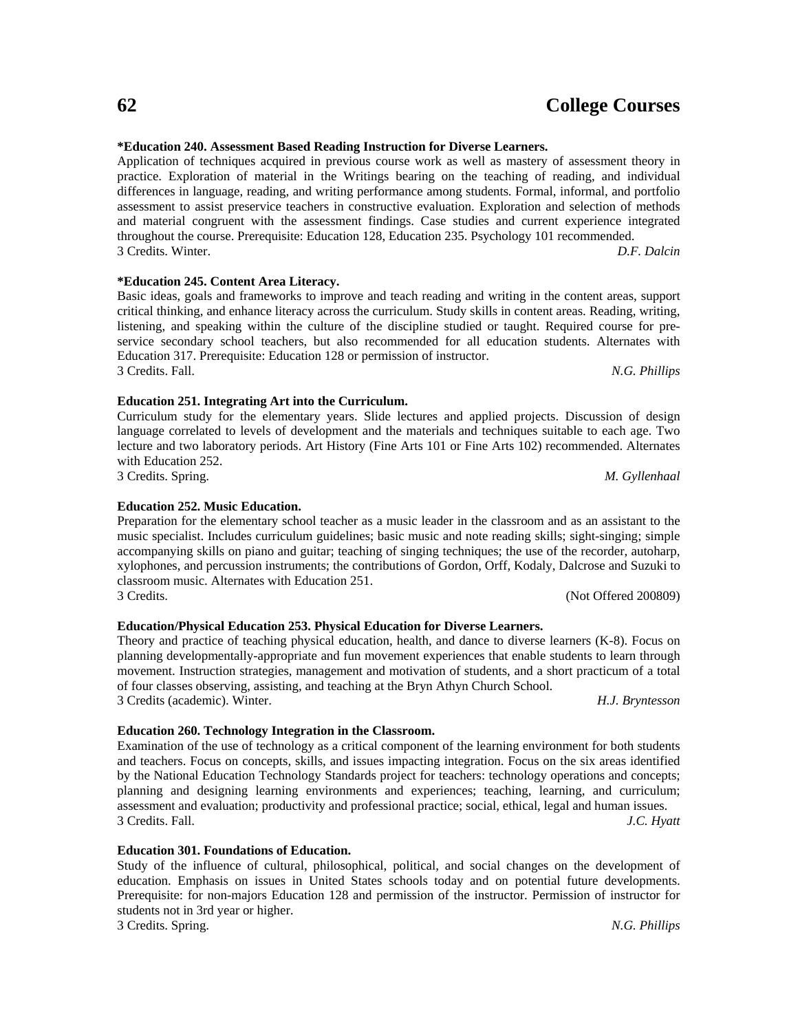**\*Education 240. Assessment Based Reading Instruction for Diverse Learners.**
Application of techniques acquired in previous course work as well as mastery of assessment theory in practice. Exploration of material in the Writings bearing on the teaching of reading, and individual differences in language, reading, and writing performance among students. Formal, informal, and portfolio assessment to assist preservice teachers in constructive evaluation. Exploration and selection of methods and material congruent with the assessment findings. Case studies and current experience integrated throughout the course. Prerequisite: Education 128, Education 235. Psychology 101 recommended.
3 Credits. Winter. *D.F. Dalcin*

**\*Education 245. Content Area Literacy.**
Basic ideas, goals and frameworks to improve and teach reading and writing in the content areas, support critical thinking, and enhance literacy across the curriculum. Study skills in content areas. Reading, writing, listening, and speaking within the culture of the discipline studied or taught. Required course for pre-service secondary school teachers, but also recommended for all education students. Alternates with Education 317. Prerequisite: Education 128 or permission of instructor.
3 Credits. Fall. *N.G. Phillips*

**Education 251. Integrating Art into the Curriculum.**
Curriculum study for the elementary years. Slide lectures and applied projects. Discussion of design language correlated to levels of development and the materials and techniques suitable to each age. Two lecture and two laboratory periods. Art History (Fine Arts 101 or Fine Arts 102) recommended. Alternates with Education 252.
3 Credits. Spring. *M. Gyllenhaal*

**Education 252. Music Education.**
Preparation for the elementary school teacher as a music leader in the classroom and as an assistant to the music specialist. Includes curriculum guidelines; basic music and note reading skills; sight-singing; simple accompanying skills on piano and guitar; teaching of singing techniques; the use of the recorder, autoharp, xylophones, and percussion instruments; the contributions of Gordon, Orff, Kodaly, Dalcrose and Suzuki to classroom music. Alternates with Education 251.
3 Credits. (Not Offered 200809)

**Education/Physical Education 253. Physical Education for Diverse Learners.**
Theory and practice of teaching physical education, health, and dance to diverse learners (K-8). Focus on planning developmentally-appropriate and fun movement experiences that enable students to learn through movement. Instruction strategies, management and motivation of students, and a short practicum of a total of four classes observing, assisting, and teaching at the Bryn Athyn Church School.
3 Credits (academic). Winter. *H.J. Bryntesson*

**Education 260. Technology Integration in the Classroom.**
Examination of the use of technology as a critical component of the learning environment for both students and teachers. Focus on concepts, skills, and issues impacting integration. Focus on the six areas identified by the National Education Technology Standards project for teachers: technology operations and concepts; planning and designing learning environments and experiences; teaching, learning, and curriculum; assessment and evaluation; productivity and professional practice; social, ethical, legal and human issues.
3 Credits. Fall. *J.C. Hyatt*

**Education 301. Foundations of Education.**
Study of the influence of cultural, philosophical, political, and social changes on the development of education. Emphasis on issues in United States schools today and on potential future developments. Prerequisite: for non-majors Education 128 and permission of the instructor. Permission of instructor for students not in 3rd year or higher.
3 Credits. Spring. *N.G. Phillips*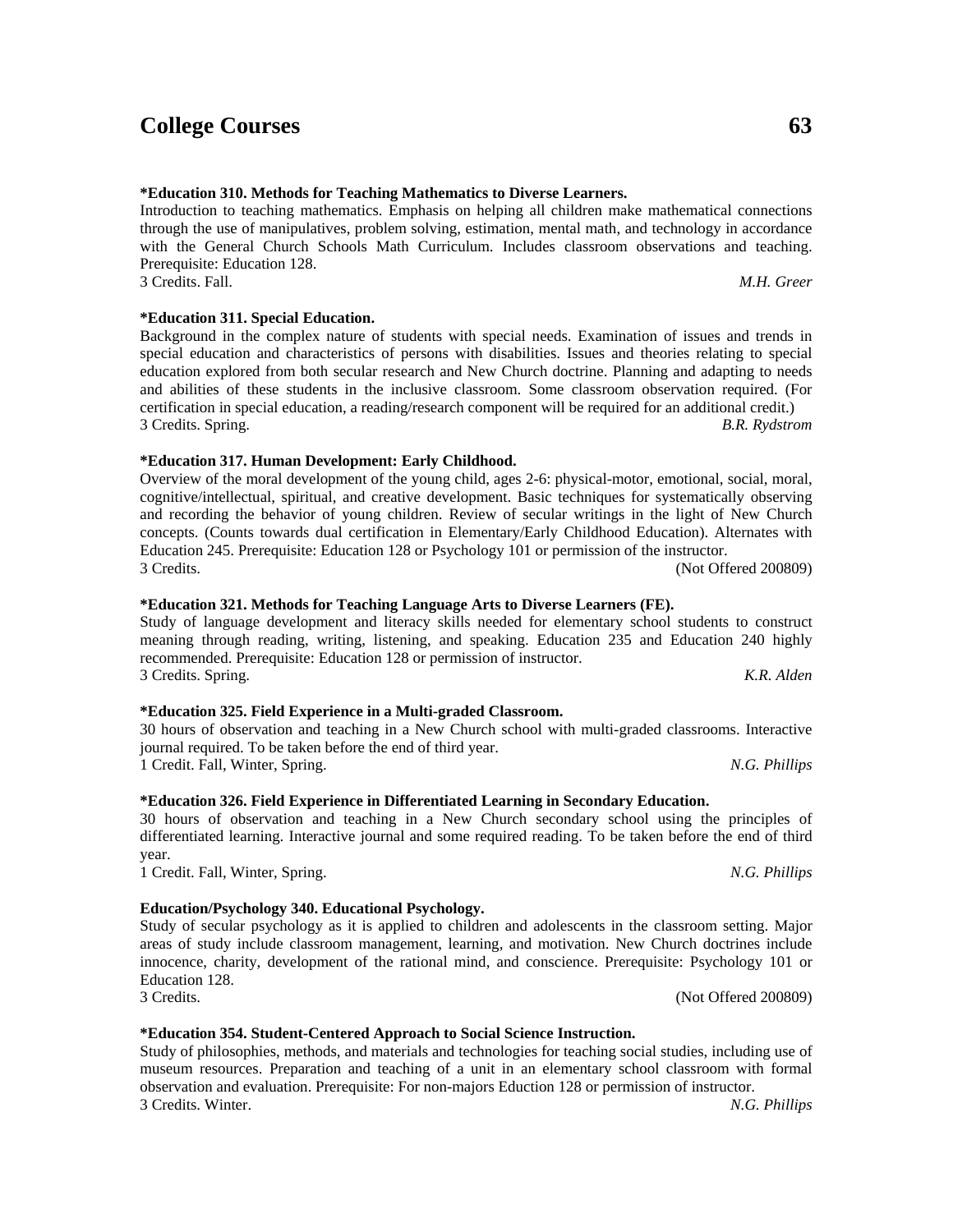**\*Education 310. Methods for Teaching Mathematics to Diverse Learners.**
Introduction to teaching mathematics. Emphasis on helping all children make mathematical connections through the use of manipulatives, problem solving, estimation, mental math, and technology in accordance with the General Church Schools Math Curriculum. Includes classroom observations and teaching. Prerequisite: Education 128.
3 Credits. Fall. *M.H. Greer*

**\*Education 311. Special Education.**
Background in the complex nature of students with special needs. Examination of issues and trends in special education and characteristics of persons with disabilities. Issues and theories relating to special education explored from both secular research and New Church doctrine. Planning and adapting to needs and abilities of these students in the inclusive classroom. Some classroom observation required. (For certification in special education, a reading/research component will be required for an additional credit.)
3 Credits. Spring. *B.R. Rydstrom*

**\*Education 317. Human Development: Early Childhood.**
Overview of the moral development of the young child, ages 2-6: physical-motor, emotional, social, moral, cognitive/intellectual, spiritual, and creative development. Basic techniques for systematically observing and recording the behavior of young children. Review of secular writings in the light of New Church concepts. (Counts towards dual certification in Elementary/Early Childhood Education). Alternates with Education 245. Prerequisite: Education 128 or Psychology 101 or permission of the instructor.
3 Credits. (Not Offered 200809)

**\*Education 321. Methods for Teaching Language Arts to Diverse Learners (FE).**
Study of language development and literacy skills needed for elementary school students to construct meaning through reading, writing, listening, and speaking. Education 235 and Education 240 highly recommended. Prerequisite: Education 128 or permission of instructor.
3 Credits. Spring. *K.R. Alden*

**\*Education 325. Field Experience in a Multi-graded Classroom.**
30 hours of observation and teaching in a New Church school with multi-graded classrooms. Interactive journal required. To be taken before the end of third year.
1 Credit. Fall, Winter, Spring. *N.G. Phillips*

**\*Education 326. Field Experience in Differentiated Learning in Secondary Education.**
30 hours of observation and teaching in a New Church secondary school using the principles of differentiated learning. Interactive journal and some required reading. To be taken before the end of third year.
1 Credit. Fall, Winter, Spring. *N.G. Phillips*

**Education/Psychology 340. Educational Psychology.**
Study of secular psychology as it is applied to children and adolescents in the classroom setting. Major areas of study include classroom management, learning, and motivation. New Church doctrines include innocence, charity, development of the rational mind, and conscience. Prerequisite: Psychology 101 or Education 128.
3 Credits. (Not Offered 200809)

**\*Education 354. Student-Centered Approach to Social Science Instruction.**
Study of philosophies, methods, and materials and technologies for teaching social studies, including use of museum resources. Preparation and teaching of a unit in an elementary school classroom with formal observation and evaluation. Prerequisite: For non-majors Eduction 128 or permission of instructor.
3 Credits. Winter. *N.G. Phillips*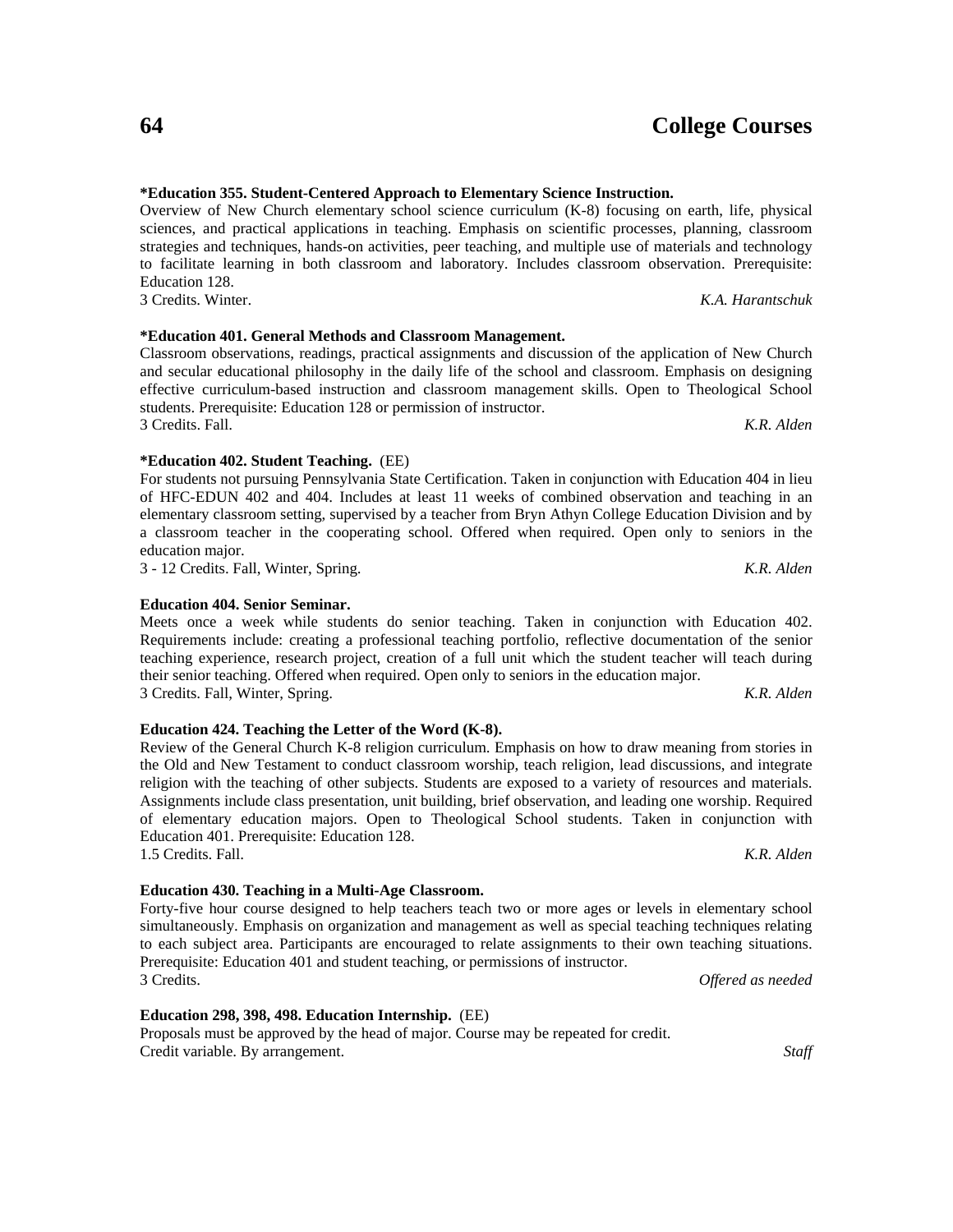**\*Education 355. Student-Centered Approach to Elementary Science Instruction.**
Overview of New Church elementary school science curriculum (K-8) focusing on earth, life, physical sciences, and practical applications in teaching. Emphasis on scientific processes, planning, classroom strategies and techniques, hands-on activities, peer teaching, and multiple use of materials and technology to facilitate learning in both classroom and laboratory. Includes classroom observation. Prerequisite: Education 128.
3 Credits. Winter. *K.A. Harantschuk*

**\*Education 401. General Methods and Classroom Management.**
Classroom observations, readings, practical assignments and discussion of the application of New Church and secular educational philosophy in the daily life of the school and classroom. Emphasis on designing effective curriculum-based instruction and classroom management skills. Open to Theological School students. Prerequisite: Education 128 or permission of instructor.
3 Credits. Fall. *K.R. Alden*

**\*Education 402. Student Teaching.** (EE)
For students not pursuing Pennsylvania State Certification. Taken in conjunction with Education 404 in lieu of HFC-EDUN 402 and 404. Includes at least 11 weeks of combined observation and teaching in an elementary classroom setting, supervised by a teacher from Bryn Athyn College Education Division and by a classroom teacher in the cooperating school. Offered when required. Open only to seniors in the education major.
3 - 12 Credits. Fall, Winter, Spring. *K.R. Alden*

**Education 404. Senior Seminar.**
Meets once a week while students do senior teaching. Taken in conjunction with Education 402. Requirements include: creating a professional teaching portfolio, reflective documentation of the senior teaching experience, research project, creation of a full unit which the student teacher will teach during their senior teaching. Offered when required. Open only to seniors in the education major.
3 Credits. Fall, Winter, Spring. *K.R. Alden*

**Education 424. Teaching the Letter of the Word (K-8).**
Review of the General Church K-8 religion curriculum. Emphasis on how to draw meaning from stories in the Old and New Testament to conduct classroom worship, teach religion, lead discussions, and integrate religion with the teaching of other subjects. Students are exposed to a variety of resources and materials. Assignments include class presentation, unit building, brief observation, and leading one worship. Required of elementary education majors. Open to Theological School students. Taken in conjunction with Education 401. Prerequisite: Education 128.
1.5 Credits. Fall. *K.R. Alden*

**Education 430. Teaching in a Multi-Age Classroom.**
Forty-five hour course designed to help teachers teach two or more ages or levels in elementary school simultaneously. Emphasis on organization and management as well as special teaching techniques relating to each subject area. Participants are encouraged to relate assignments to their own teaching situations. Prerequisite: Education 401 and student teaching, or permissions of instructor.
3 Credits. *Offered as needed*

**Education 298, 398, 498. Education Internship.** (EE)
Proposals must be approved by the head of major. Course may be repeated for credit.
Credit variable. By arrangement. *Staff*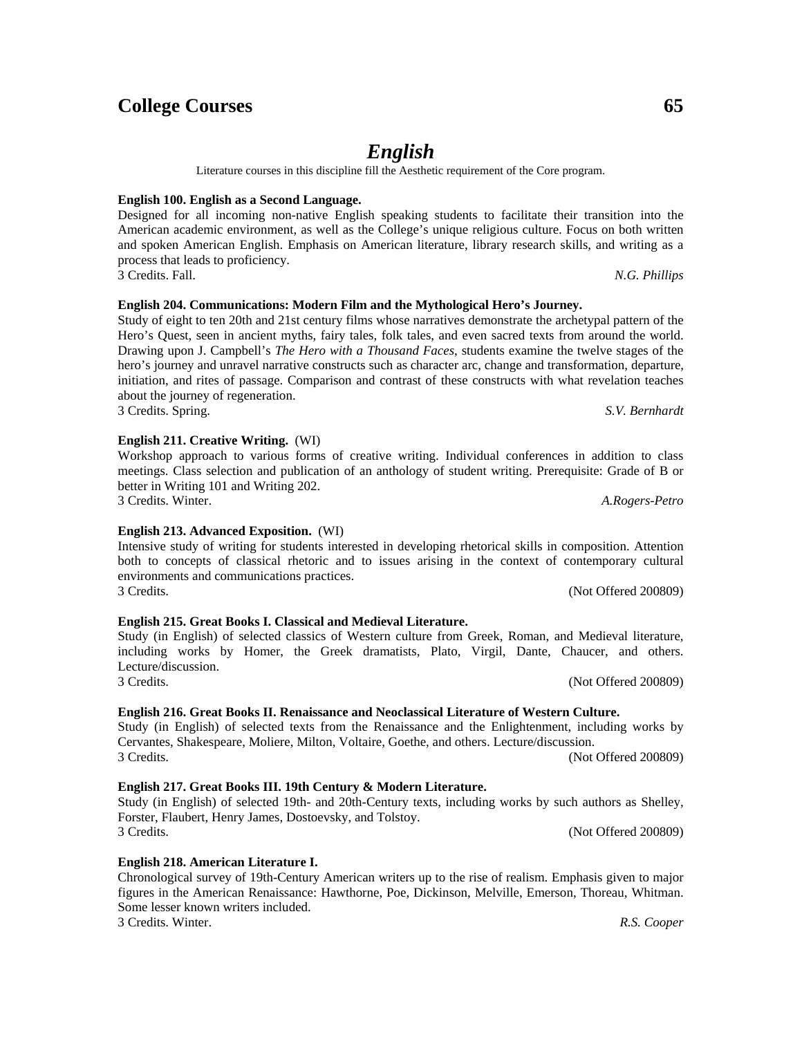# English

Literature courses in this discipline fill the Aesthetic requirement of the Core program.

**English 100. English as a Second Language.**
Designed for all incoming non-native English speaking students to facilitate their transition into the American academic environment, as well as the College's unique religious culture. Focus on both written and spoken American English. Emphasis on American literature, library research skills, and writing as a process that leads to proficiency.
3 Credits. Fall. *N.G. Phillips*

**English 204. Communications: Modern Film and the Mythological Hero's Journey.**
Study of eight to ten 20th and 21st century films whose narratives demonstrate the archetypal pattern of the Hero's Quest, seen in ancient myths, fairy tales, folk tales, and even sacred texts from around the world. Drawing upon J. Campbell's *The Hero with a Thousand Faces*, students examine the twelve stages of the hero's journey and unravel narrative constructs such as character arc, change and transformation, departure, initiation, and rites of passage. Comparison and contrast of these constructs with what revelation teaches about the journey of regeneration.
3 Credits. Spring. *S.V. Bernhardt*

**English 211. Creative Writing.** (WI)
Workshop approach to various forms of creative writing. Individual conferences in addition to class meetings. Class selection and publication of an anthology of student writing. Prerequisite: Grade of B or better in Writing 101 and Writing 202.
3 Credits. Winter. *A.Rogers-Petro*

**English 213. Advanced Exposition.** (WI)
Intensive study of writing for students interested in developing rhetorical skills in composition. Attention both to concepts of classical rhetoric and to issues arising in the context of contemporary cultural environments and communications practices.
3 Credits. (Not Offered 200809)

**English 215. Great Books I. Classical and Medieval Literature.**
Study (in English) of selected classics of Western culture from Greek, Roman, and Medieval literature, including works by Homer, the Greek dramatists, Plato, Virgil, Dante, Chaucer, and others. Lecture/discussion.
3 Credits. (Not Offered 200809)

**English 216. Great Books II. Renaissance and Neoclassical Literature of Western Culture.**
Study (in English) of selected texts from the Renaissance and the Enlightenment, including works by Cervantes, Shakespeare, Moliere, Milton, Voltaire, Goethe, and others. Lecture/discussion.
3 Credits. (Not Offered 200809)

**English 217. Great Books III. 19th Century & Modern Literature.**
Study (in English) of selected 19th- and 20th-Century texts, including works by such authors as Shelley, Forster, Flaubert, Henry James, Dostoevsky, and Tolstoy.
3 Credits. (Not Offered 200809)

**English 218. American Literature I.**
Chronological survey of 19th-Century American writers up to the rise of realism. Emphasis given to major figures in the American Renaissance: Hawthorne, Poe, Dickinson, Melville, Emerson, Thoreau, Whitman. Some lesser known writers included.
3 Credits. Winter. *R.S. Cooper*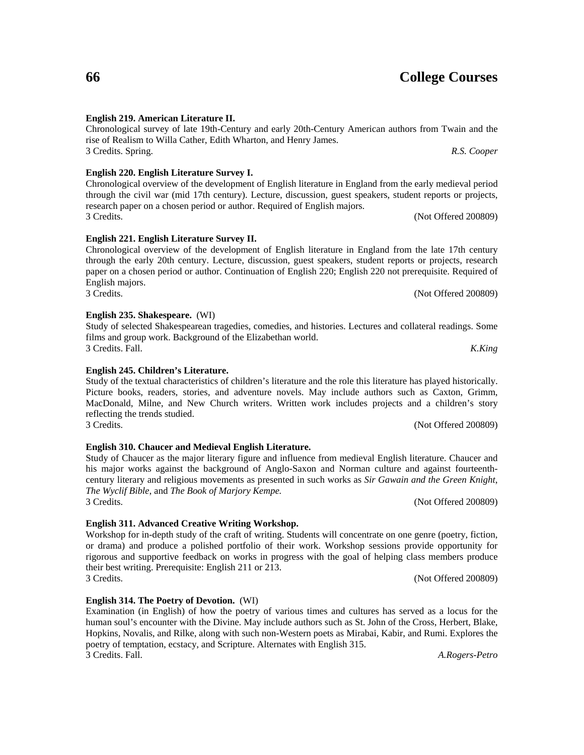**English 219. American Literature II.**
Chronological survey of late 19th-Century and early 20th-Century American authors from Twain and the rise of Realism to Willa Cather, Edith Wharton, and Henry James.
3 Credits. Spring. *R.S. Cooper*

**English 220. English Literature Survey I.**
Chronological overview of the development of English literature in England from the early medieval period through the civil war (mid 17th century). Lecture, discussion, guest speakers, student reports or projects, research paper on a chosen period or author. Required of English majors.
3 Credits. (Not Offered 200809)

**English 221. English Literature Survey II.**
Chronological overview of the development of English literature in England from the late 17th century through the early 20th century. Lecture, discussion, guest speakers, student reports or projects, research paper on a chosen period or author. Continuation of English 220; English 220 not prerequisite. Required of English majors.
3 Credits. (Not Offered 200809)

**English 235. Shakespeare.** (WI)
Study of selected Shakespearean tragedies, comedies, and histories. Lectures and collateral readings. Some films and group work. Background of the Elizabethan world.
3 Credits. Fall. *K.King*

**English 245. Children's Literature.**
Study of the textual characteristics of children's literature and the role this literature has played historically. Picture books, readers, stories, and adventure novels. May include authors such as Caxton, Grimm, MacDonald, Milne, and New Church writers. Written work includes projects and a children's story reflecting the trends studied.
3 Credits. (Not Offered 200809)

**English 310. Chaucer and Medieval English Literature.**
Study of Chaucer as the major literary figure and influence from medieval English literature. Chaucer and his major works against the background of Anglo-Saxon and Norman culture and against fourteenth-century literary and religious movements as presented in such works as *Sir Gawain and the Green Knight*, *The Wyclif Bible*, and *The Book of Marjory Kempe.*
3 Credits. (Not Offered 200809)

**English 311. Advanced Creative Writing Workshop.**
Workshop for in-depth study of the craft of writing. Students will concentrate on one genre (poetry, fiction, or drama) and produce a polished portfolio of their work. Workshop sessions provide opportunity for rigorous and supportive feedback on works in progress with the goal of helping class members produce their best writing. Prerequisite: English 211 or 213.
3 Credits. (Not Offered 200809)

**English 314. The Poetry of Devotion.** (WI)
Examination (in English) of how the poetry of various times and cultures has served as a locus for the human soul's encounter with the Divine. May include authors such as St. John of the Cross, Herbert, Blake, Hopkins, Novalis, and Rilke, along with such non-Western poets as Mirabai, Kabir, and Rumi. Explores the poetry of temptation, ecstacy, and Scripture. Alternates with English 315.
3 Credits. Fall. *A.Rogers-Petro*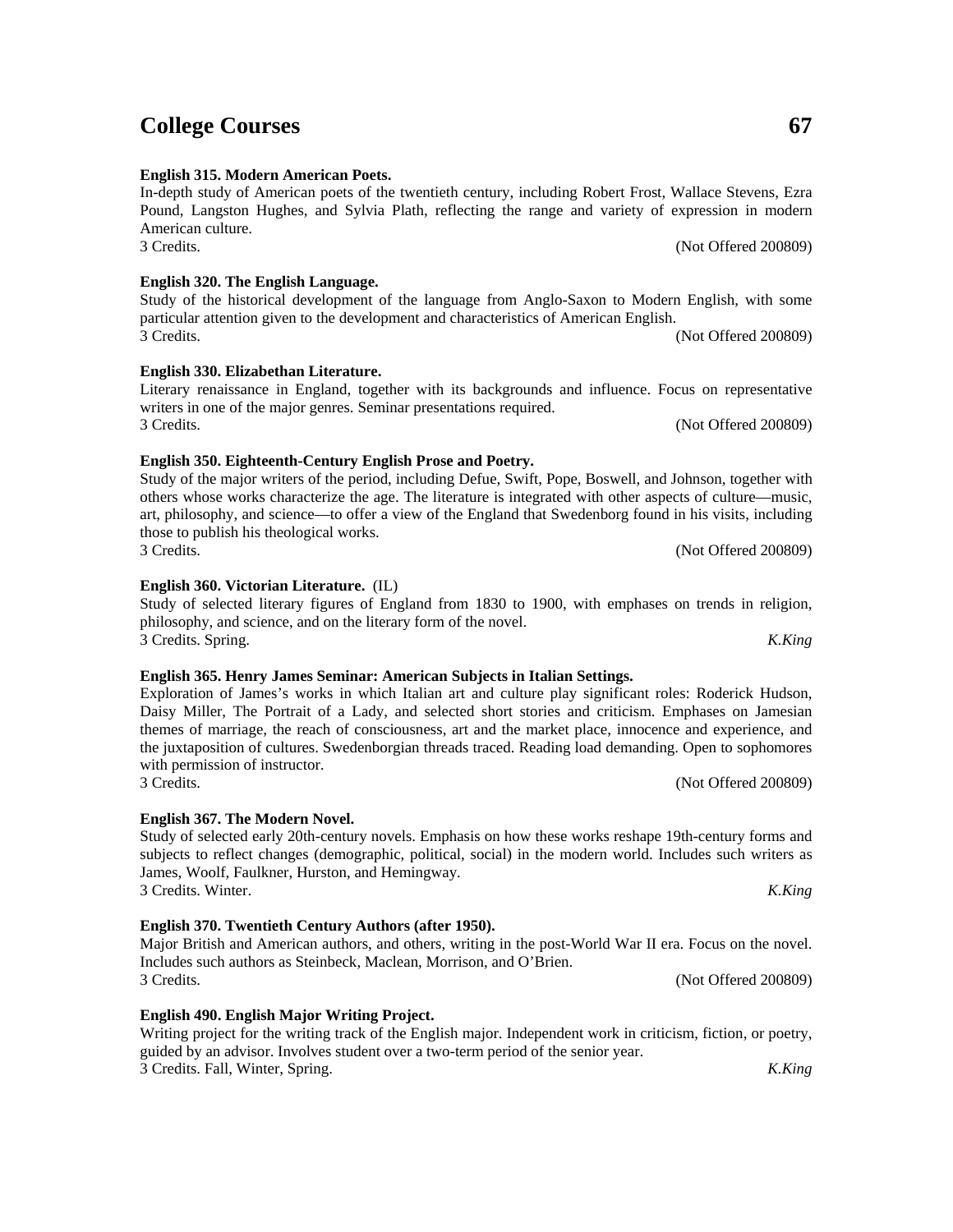**English 315. Modern American Poets.**
In-depth study of American poets of the twentieth century, including Robert Frost, Wallace Stevens, Ezra Pound, Langston Hughes, and Sylvia Plath, reflecting the range and variety of expression in modern American culture.
3 Credits. (Not Offered 200809)

**English 320. The English Language.**
Study of the historical development of the language from Anglo-Saxon to Modern English, with some particular attention given to the development and characteristics of American English.
3 Credits. (Not Offered 200809)

**English 330. Elizabethan Literature.**
Literary renaissance in England, together with its backgrounds and influence. Focus on representative writers in one of the major genres. Seminar presentations required.
3 Credits. (Not Offered 200809)

**English 350. Eighteenth-Century English Prose and Poetry.**
Study of the major writers of the period, including Defue, Swift, Pope, Boswell, and Johnson, together with others whose works characterize the age. The literature is integrated with other aspects of culture—music, art, philosophy, and science—to offer a view of the England that Swedenborg found in his visits, including those to publish his theological works.
3 Credits. (Not Offered 200809)

**English 360. Victorian Literature.** (IL)
Study of selected literary figures of England from 1830 to 1900, with emphases on trends in religion, philosophy, and science, and on the literary form of the novel.
3 Credits. Spring. *K.King*

**English 365. Henry James Seminar: American Subjects in Italian Settings.**
Exploration of James's works in which Italian art and culture play significant roles: Roderick Hudson, Daisy Miller, The Portrait of a Lady, and selected short stories and criticism. Emphases on Jamesian themes of marriage, the reach of consciousness, art and the market place, innocence and experience, and the juxtaposition of cultures. Swedenborgian threads traced. Reading load demanding. Open to sophomores with permission of instructor.
3 Credits. (Not Offered 200809)

**English 367. The Modern Novel.**
Study of selected early 20th-century novels. Emphasis on how these works reshape 19th-century forms and subjects to reflect changes (demographic, political, social) in the modern world. Includes such writers as James, Woolf, Faulkner, Hurston, and Hemingway.
3 Credits. Winter. *K.King*

**English 370. Twentieth Century Authors (after 1950).**
Major British and American authors, and others, writing in the post-World War II era. Focus on the novel. Includes such authors as Steinbeck, Maclean, Morrison, and O'Brien.
3 Credits. (Not Offered 200809)

**English 490. English Major Writing Project.**
Writing project for the writing track of the English major. Independent work in criticism, fiction, or poetry, guided by an advisor. Involves student over a two-term period of the senior year.
3 Credits. Fall, Winter, Spring. *K.King*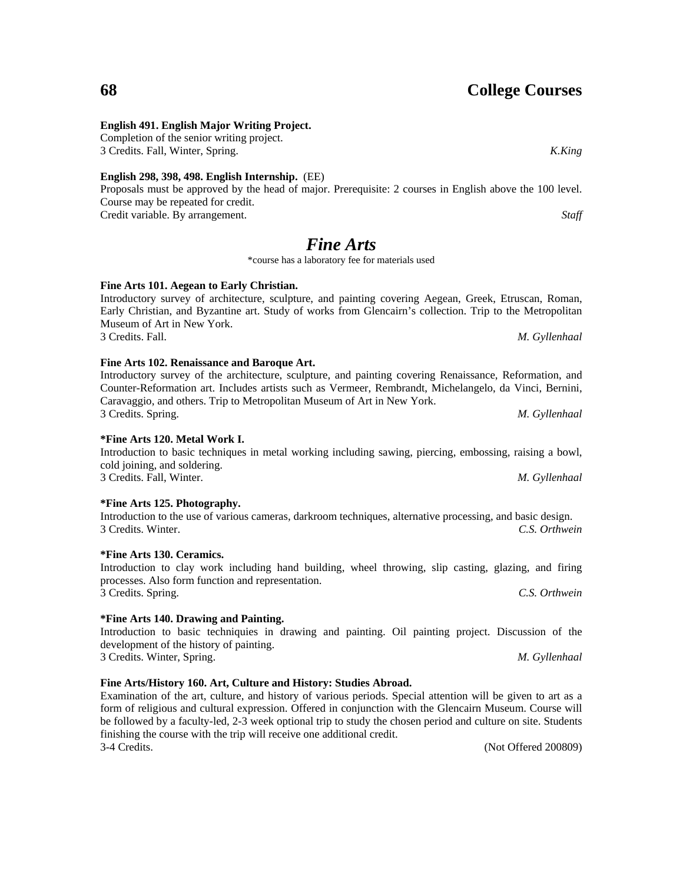**English 491. English Major Writing Project.**
Completion of the senior writing project.
3 Credits. Fall, Winter, Spring. *K.King*

**English 298, 398, 498. English Internship.** (EE)
Proposals must be approved by the head of major. Prerequisite: 2 courses in English above the 100 level. Course may be repeated for credit.
Credit variable. By arrangement. *Staff*

## *Fine Arts*

*course has a laboratory fee for materials used

**Fine Arts 101. Aegean to Early Christian.**
Introductory survey of architecture, sculpture, and painting covering Aegean, Greek, Etruscan, Roman, Early Christian, and Byzantine art. Study of works from Glencairn's collection. Trip to the Metropolitan Museum of Art in New York.
3 Credits. Fall. *M. Gyllenhaal*

**Fine Arts 102. Renaissance and Baroque Art.**
Introductory survey of the architecture, sculpture, and painting covering Renaissance, Reformation, and Counter-Reformation art. Includes artists such as Vermeer, Rembrandt, Michelangelo, da Vinci, Bernini, Caravaggio, and others. Trip to Metropolitan Museum of Art in New York.
3 Credits. Spring. *M. Gyllenhaal*

**\*Fine Arts 120. Metal Work I.**
Introduction to basic techniques in metal working including sawing, piercing, embossing, raising a bowl, cold joining, and soldering.
3 Credits. Fall, Winter. *M. Gyllenhaal*

**\*Fine Arts 125. Photography.**
Introduction to the use of various cameras, darkroom techniques, alternative processing, and basic design.
3 Credits. Winter. *C.S. Orthwein*

**\*Fine Arts 130. Ceramics.**
Introduction to clay work including hand building, wheel throwing, slip casting, glazing, and firing processes. Also form function and representation.
3 Credits. Spring. *C.S. Orthwein*

**\*Fine Arts 140. Drawing and Painting.**
Introduction to basic techniquies in drawing and painting. Oil painting project. Discussion of the development of the history of painting.
3 Credits. Winter, Spring. *M. Gyllenhaal*

**Fine Arts/History 160. Art, Culture and History: Studies Abroad.**
Examination of the art, culture, and history of various periods. Special attention will be given to art as a form of religious and cultural expression. Offered in conjunction with the Glencairn Museum. Course will be followed by a faculty-led, 2-3 week optional trip to study the chosen period and culture on site. Students finishing the course with the trip will receive one additional credit.
3-4 Credits. (Not Offered 200809)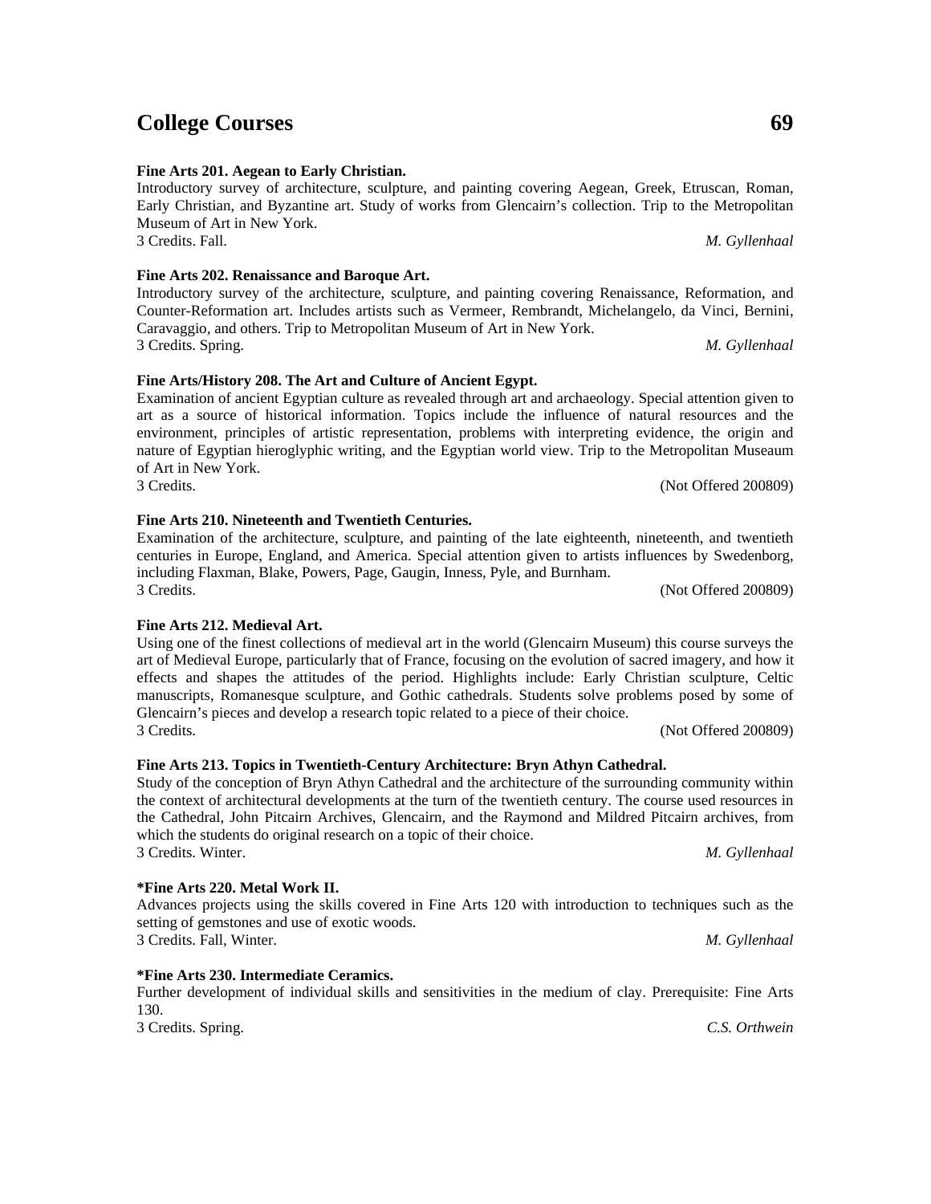**Fine Arts 201. Aegean to Early Christian.**
Introductory survey of architecture, sculpture, and painting covering Aegean, Greek, Etruscan, Roman, Early Christian, and Byzantine art. Study of works from Glencairn's collection. Trip to the Metropolitan Museum of Art in New York.
3 Credits. Fall. *M. Gyllenhaal*

**Fine Arts 202. Renaissance and Baroque Art.**
Introductory survey of the architecture, sculpture, and painting covering Renaissance, Reformation, and Counter-Reformation art. Includes artists such as Vermeer, Rembrandt, Michelangelo, da Vinci, Bernini, Caravaggio, and others. Trip to Metropolitan Museum of Art in New York.
3 Credits. Spring. *M. Gyllenhaal*

**Fine Arts/History 208. The Art and Culture of Ancient Egypt.**
Examination of ancient Egyptian culture as revealed through art and archaeology. Special attention given to art as a source of historical information. Topics include the influence of natural resources and the environment, principles of artistic representation, problems with interpreting evidence, the origin and nature of Egyptian hieroglyphic writing, and the Egyptian world view. Trip to the Metropolitan Museaum of Art in New York.
3 Credits. (Not Offered 200809)

**Fine Arts 210. Nineteenth and Twentieth Centuries.**
Examination of the architecture, sculpture, and painting of the late eighteenth, nineteenth, and twentieth centuries in Europe, England, and America. Special attention given to artists influences by Swedenborg, including Flaxman, Blake, Powers, Page, Gaugin, Inness, Pyle, and Burnham.
3 Credits. (Not Offered 200809)

**Fine Arts 212. Medieval Art.**
Using one of the finest collections of medieval art in the world (Glencairn Museum) this course surveys the art of Medieval Europe, particularly that of France, focusing on the evolution of sacred imagery, and how it effects and shapes the attitudes of the period. Highlights include: Early Christian sculpture, Celtic manuscripts, Romanesque sculpture, and Gothic cathedrals. Students solve problems posed by some of Glencairn's pieces and develop a research topic related to a piece of their choice.
3 Credits. (Not Offered 200809)

**Fine Arts 213. Topics in Twentieth-Century Architecture: Bryn Athyn Cathedral.**
Study of the conception of Bryn Athyn Cathedral and the architecture of the surrounding community within the context of architectural developments at the turn of the twentieth century. The course used resources in the Cathedral, John Pitcairn Archives, Glencairn, and the Raymond and Mildred Pitcairn archives, from which the students do original research on a topic of their choice.
3 Credits. Winter. *M. Gyllenhaal*

**\*Fine Arts 220. Metal Work II.**
Advances projects using the skills covered in Fine Arts 120 with introduction to techniques such as the setting of gemstones and use of exotic woods.
3 Credits. Fall, Winter. *M. Gyllenhaal*

**\*Fine Arts 230. Intermediate Ceramics.**
Further development of individual skills and sensitivities in the medium of clay. Prerequisite: Fine Arts 130.
3 Credits. Spring. *C.S. Orthwein*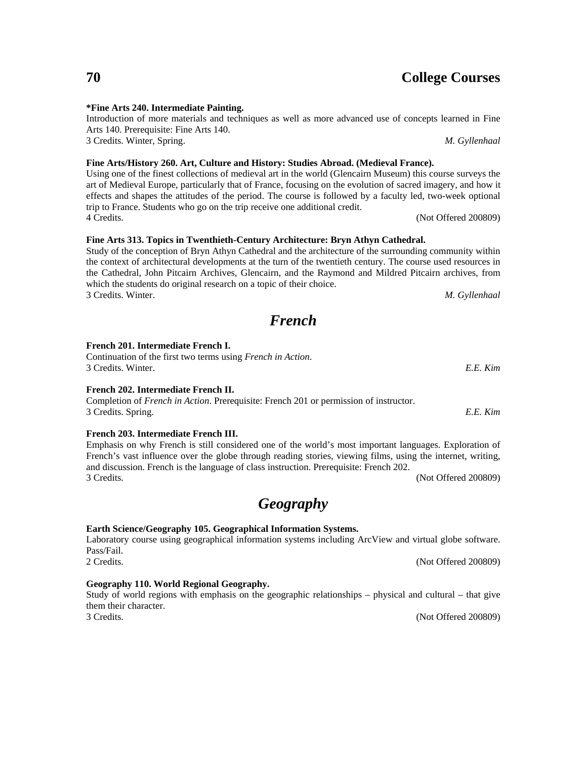**\*Fine Arts 240. Intermediate Painting.**
Introduction of more materials and techniques as well as more advanced use of concepts learned in Fine Arts 140. Prerequisite: Fine Arts 140.
3 Credits. Winter, Spring. *M. Gyllenhaal*

**Fine Arts/History 260. Art, Culture and History: Studies Abroad. (Medieval France).**
Using one of the finest collections of medieval art in the world (Glencairn Museum) this course surveys the art of Medieval Europe, particularly that of France, focusing on the evolution of sacred imagery, and how it effects and shapes the attitudes of the period. The course is followed by a faculty led, two-week optional trip to France. Students who go on the trip receive one additional credit.
4 Credits. (Not Offered 200809)

**Fine Arts 313. Topics in Twenthieth-Century Architecture: Bryn Athyn Cathedral.**
Study of the conception of Bryn Athyn Cathedral and the architecture of the surrounding community within the context of architectural developments at the turn of the twentieth century. The course used resources in the Cathedral, John Pitcairn Archives, Glencairn, and the Raymond and Mildred Pitcairn archives, from which the students do original research on a topic of their choice.
3 Credits. Winter. *M. Gyllenhaal*

## *French*

**French 201. Intermediate French I.**
Continuation of the first two terms using *French in Action*.
3 Credits. Winter. *E.E. Kim*

**French 202. Intermediate French II.**
Completion of *French in Action*. Prerequisite: French 201 or permission of instructor.
3 Credits. Spring. *E.E. Kim*

**French 203. Intermediate French III.**
Emphasis on why French is still considered one of the world's most important languages. Exploration of French's vast influence over the globe through reading stories, viewing films, using the internet, writing, and discussion. French is the language of class instruction. Prerequisite: French 202.
3 Credits. (Not Offered 200809)

## *Geography*

**Earth Science/Geography 105. Geographical Information Systems.**
Laboratory course using geographical information systems including ArcView and virtual globe software. Pass/Fail.
2 Credits. (Not Offered 200809)

**Geography 110. World Regional Geography.**
Study of world regions with emphasis on the geographic relationships – physical and cultural – that give them their character.
3 Credits. (Not Offered 200809)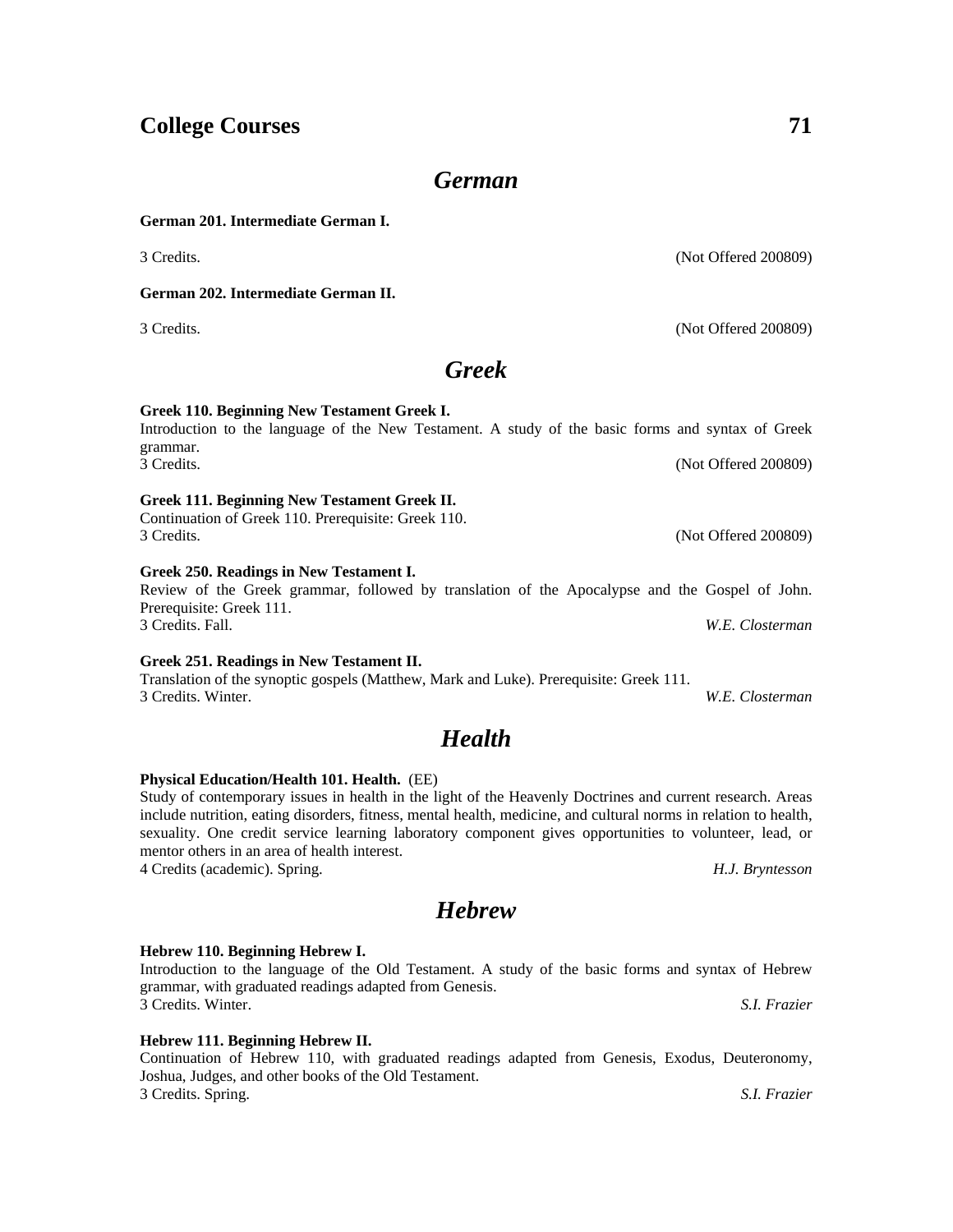## German

**German 201. Intermediate German I.**

3 Credits. (Not Offered 200809)

**German 202. Intermediate German II.**

3 Credits. (Not Offered 200809)

## Greek

**Greek 110. Beginning New Testament Greek I.**
Introduction to the language of the New Testament. A study of the basic forms and syntax of Greek grammar.
3 Credits. (Not Offered 200809)

**Greek 111. Beginning New Testament Greek II.**
Continuation of Greek 110. Prerequisite: Greek 110.
3 Credits. (Not Offered 200809)

**Greek 250. Readings in New Testament I.**
Review of the Greek grammar, followed by translation of the Apocalypse and the Gospel of John. Prerequisite: Greek 111.
3 Credits. Fall. *W.E. Closterman*

**Greek 251. Readings in New Testament II.**
Translation of the synoptic gospels (Matthew, Mark and Luke). Prerequisite: Greek 111.
3 Credits. Winter. *W.E. Closterman*

## Health

**Physical Education/Health 101. Health.** (EE)
Study of contemporary issues in health in the light of the Heavenly Doctrines and current research. Areas include nutrition, eating disorders, fitness, mental health, medicine, and cultural norms in relation to health, sexuality. One credit service learning laboratory component gives opportunities to volunteer, lead, or mentor others in an area of health interest.
4 Credits (academic). Spring. *H.J. Bryntesson*

## Hebrew

**Hebrew 110. Beginning Hebrew I.**
Introduction to the language of the Old Testament. A study of the basic forms and syntax of Hebrew grammar, with graduated readings adapted from Genesis.
3 Credits. Winter. *S.I. Frazier*

**Hebrew 111. Beginning Hebrew II.**
Continuation of Hebrew 110, with graduated readings adapted from Genesis, Exodus, Deuteronomy, Joshua, Judges, and other books of the Old Testament.
3 Credits. Spring. *S.I. Frazier*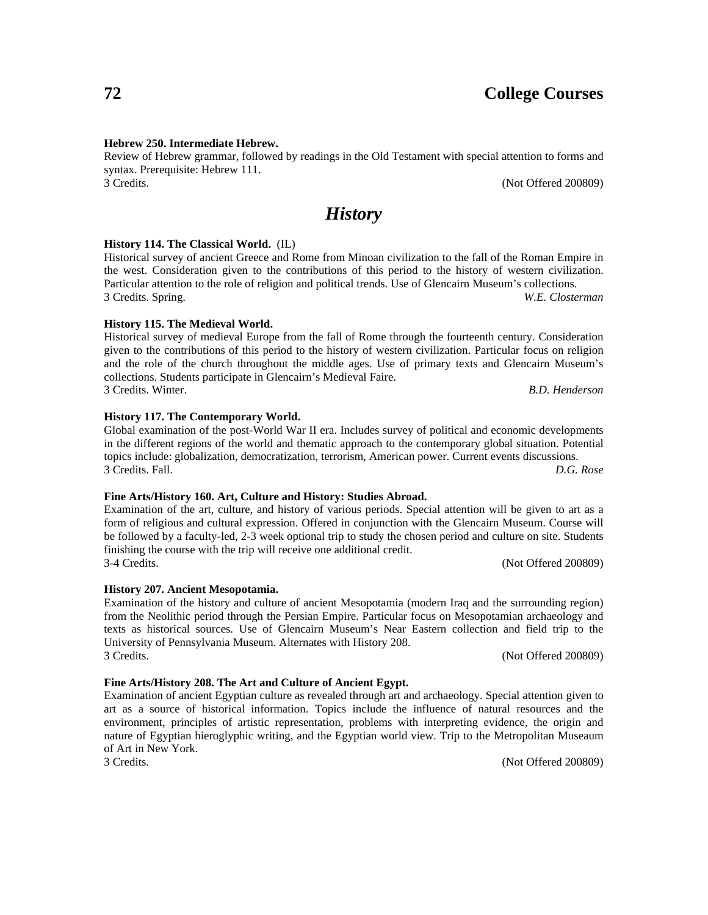**Hebrew 250. Intermediate Hebrew.**
Review of Hebrew grammar, followed by readings in the Old Testament with special attention to forms and syntax. Prerequisite: Hebrew 111.
3 Credits. (Not Offered 200809)

## *History*

**History 114. The Classical World.** (IL)
Historical survey of ancient Greece and Rome from Minoan civilization to the fall of the Roman Empire in the west. Consideration given to the contributions of this period to the history of western civilization. Particular attention to the role of religion and political trends. Use of Glencairn Museum's collections.
3 Credits. Spring. *W.E. Closterman*

**History 115. The Medieval World.**
Historical survey of medieval Europe from the fall of Rome through the fourteenth century. Consideration given to the contributions of this period to the history of western civilization. Particular focus on religion and the role of the church throughout the middle ages. Use of primary texts and Glencairn Museum's collections. Students participate in Glencairn's Medieval Faire.
3 Credits. Winter. *B.D. Henderson*

**History 117. The Contemporary World.**
Global examination of the post-World War II era. Includes survey of political and economic developments in the different regions of the world and thematic approach to the contemporary global situation. Potential topics include: globalization, democratization, terrorism, American power. Current events discussions.
3 Credits. Fall. *D.G. Rose*

**Fine Arts/History 160. Art, Culture and History: Studies Abroad.**
Examination of the art, culture, and history of various periods. Special attention will be given to art as a form of religious and cultural expression. Offered in conjunction with the Glencairn Museum. Course will be followed by a faculty-led, 2-3 week optional trip to study the chosen period and culture on site. Students finishing the course with the trip will receive one additional credit.
3-4 Credits. (Not Offered 200809)

**History 207. Ancient Mesopotamia.**
Examination of the history and culture of ancient Mesopotamia (modern Iraq and the surrounding region) from the Neolithic period through the Persian Empire. Particular focus on Mesopotamian archaeology and texts as historical sources. Use of Glencairn Museum's Near Eastern collection and field trip to the University of Pennsylvania Museum. Alternates with History 208.
3 Credits. (Not Offered 200809)

**Fine Arts/History 208. The Art and Culture of Ancient Egypt.**
Examination of ancient Egyptian culture as revealed through art and archaeology. Special attention given to art as a source of historical information. Topics include the influence of natural resources and the environment, principles of artistic representation, problems with interpreting evidence, the origin and nature of Egyptian hieroglyphic writing, and the Egyptian world view. Trip to the Metropolitan Museum of Art in New York.
3 Credits. (Not Offered 200809)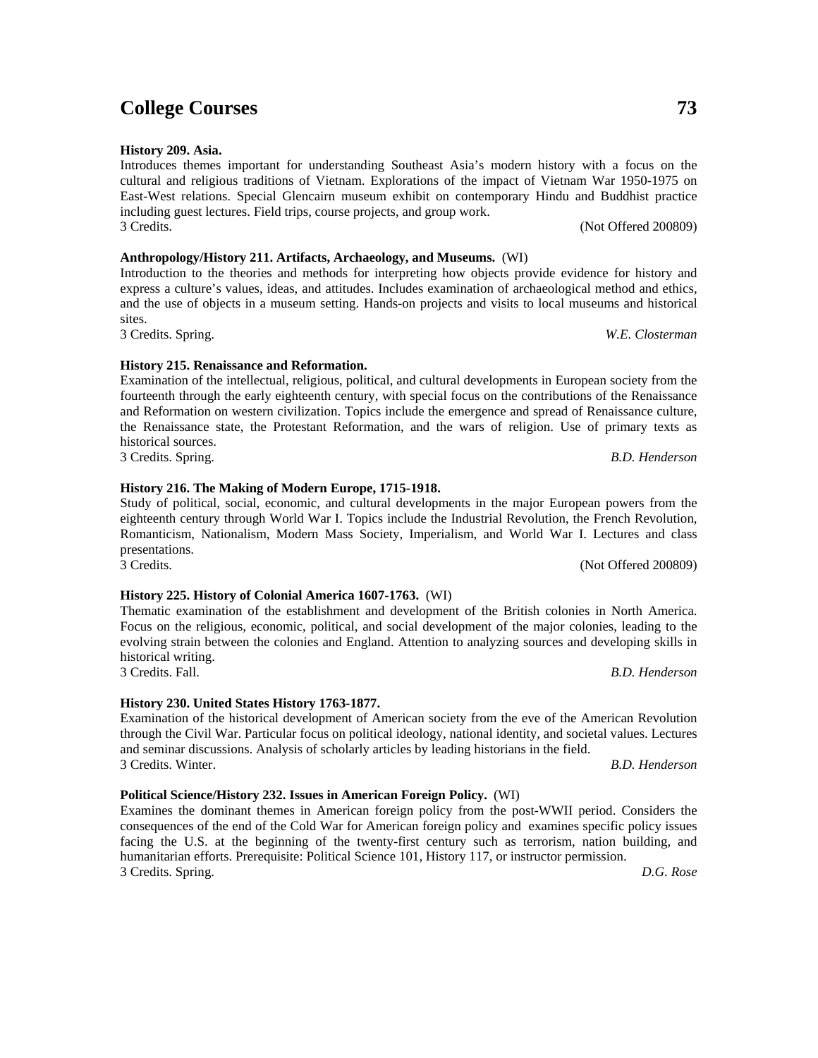**History 209. Asia.**

Introduces themes important for understanding Southeast Asia's modern history with a focus on the cultural and religious traditions of Vietnam. Explorations of the impact of Vietnam War 1950-1975 on East-West relations. Special Glencairn museum exhibit on contemporary Hindu and Buddhist practice including guest lectures. Field trips, course projects, and group work.

3 Credits. (Not Offered 200809)

**Anthropology/History 211. Artifacts, Archaeology, and Museums.** (WI)

Introduction to the theories and methods for interpreting how objects provide evidence for history and express a culture's values, ideas, and attitudes. Includes examination of archaeological method and ethics, and the use of objects in a museum setting. Hands-on projects and visits to local museums and historical sites.

3 Credits. Spring. *W.E. Closterman*

**History 215. Renaissance and Reformation.**

Examination of the intellectual, religious, political, and cultural developments in European society from the fourteenth through the early eighteenth century, with special focus on the contributions of the Renaissance and Reformation on western civilization. Topics include the emergence and spread of Renaissance culture, the Renaissance state, the Protestant Reformation, and the wars of religion. Use of primary texts as historical sources.

3 Credits. Spring. *B.D. Henderson*

**History 216. The Making of Modern Europe, 1715-1918.**

Study of political, social, economic, and cultural developments in the major European powers from the eighteenth century through World War I. Topics include the Industrial Revolution, the French Revolution, Romanticism, Nationalism, Modern Mass Society, Imperialism, and World War I. Lectures and class presentations.

3 Credits. (Not Offered 200809)

**History 225. History of Colonial America 1607-1763.** (WI)

Thematic examination of the establishment and development of the British colonies in North America. Focus on the religious, economic, political, and social development of the major colonies, leading to the evolving strain between the colonies and England. Attention to analyzing sources and developing skills in historical writing.

3 Credits. Fall. *B.D. Henderson*

**History 230. United States History 1763-1877.**

Examination of the historical development of American society from the eve of the American Revolution through the Civil War. Particular focus on political ideology, national identity, and societal values. Lectures and seminar discussions. Analysis of scholarly articles by leading historians in the field.

3 Credits. Winter. *B.D. Henderson*

**Political Science/History 232. Issues in American Foreign Policy.** (WI)

Examines the dominant themes in American foreign policy from the post-WWII period. Considers the consequences of the end of the Cold War for American foreign policy and examines specific policy issues facing the U.S. at the beginning of the twenty-first century such as terrorism, nation building, and humanitarian efforts. Prerequisite: Political Science 101, History 117, or instructor permission.

3 Credits. Spring. *D.G. Rose*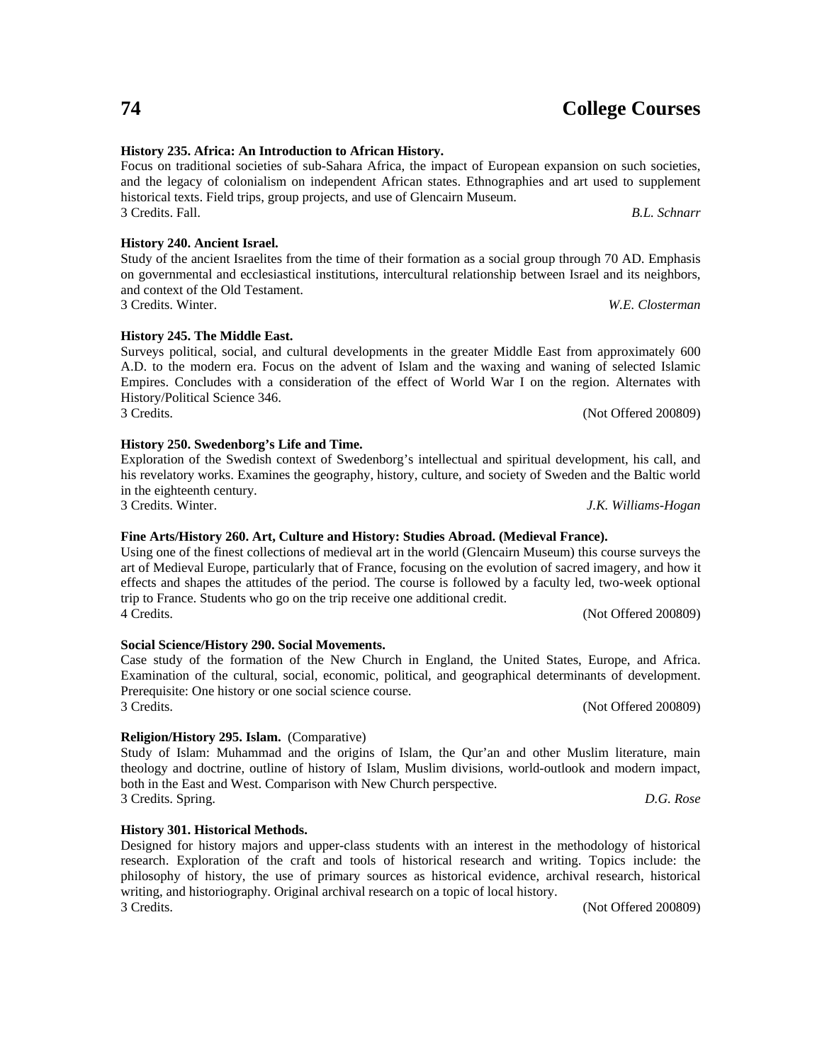**History 235. Africa: An Introduction to African History.**
Focus on traditional societies of sub-Sahara Africa, the impact of European expansion on such societies, and the legacy of colonialism on independent African states. Ethnographies and art used to supplement historical texts. Field trips, group projects, and use of Glencairn Museum.
3 Credits. Fall. *B.L. Schnarr*

**History 240. Ancient Israel.**
Study of the ancient Israelites from the time of their formation as a social group through 70 AD. Emphasis on governmental and ecclesiastical institutions, intercultural relationship between Israel and its neighbors, and context of the Old Testament.
3 Credits. Winter. *W.E. Closterman*

**History 245. The Middle East.**
Surveys political, social, and cultural developments in the greater Middle East from approximately 600 A.D. to the modern era. Focus on the advent of Islam and the waxing and waning of selected Islamic Empires. Concludes with a consideration of the effect of World War I on the region. Alternates with History/Political Science 346.
3 Credits. (Not Offered 200809)

**History 250. Swedenborg's Life and Time.**
Exploration of the Swedish context of Swedenborg's intellectual and spiritual development, his call, and his revelatory works. Examines the geography, history, culture, and society of Sweden and the Baltic world in the eighteenth century.
3 Credits. Winter. *J.K. Williams-Hogan*

**Fine Arts/History 260. Art, Culture and History: Studies Abroad. (Medieval France).**
Using one of the finest collections of medieval art in the world (Glencairn Museum) this course surveys the art of Medieval Europe, particularly that of France, focusing on the evolution of sacred imagery, and how it effects and shapes the attitudes of the period. The course is followed by a faculty led, two-week optional trip to France. Students who go on the trip receive one additional credit.
4 Credits. (Not Offered 200809)

**Social Science/History 290. Social Movements.**
Case study of the formation of the New Church in England, the United States, Europe, and Africa. Examination of the cultural, social, economic, political, and geographical determinants of development. Prerequisite: One history or one social science course.
3 Credits. (Not Offered 200809)

**Religion/History 295. Islam.** (Comparative)
Study of Islam: Muhammad and the origins of Islam, the Qur'an and other Muslim literature, main theology and doctrine, outline of history of Islam, Muslim divisions, world-outlook and modern impact, both in the East and West. Comparison with New Church perspective.
3 Credits. Spring. *D.G. Rose*

**History 301. Historical Methods.**
Designed for history majors and upper-class students with an interest in the methodology of historical research. Exploration of the craft and tools of historical research and writing. Topics include: the philosophy of history, the use of primary sources as historical evidence, archival research, historical writing, and historiography. Original archival research on a topic of local history.
3 Credits. (Not Offered 200809)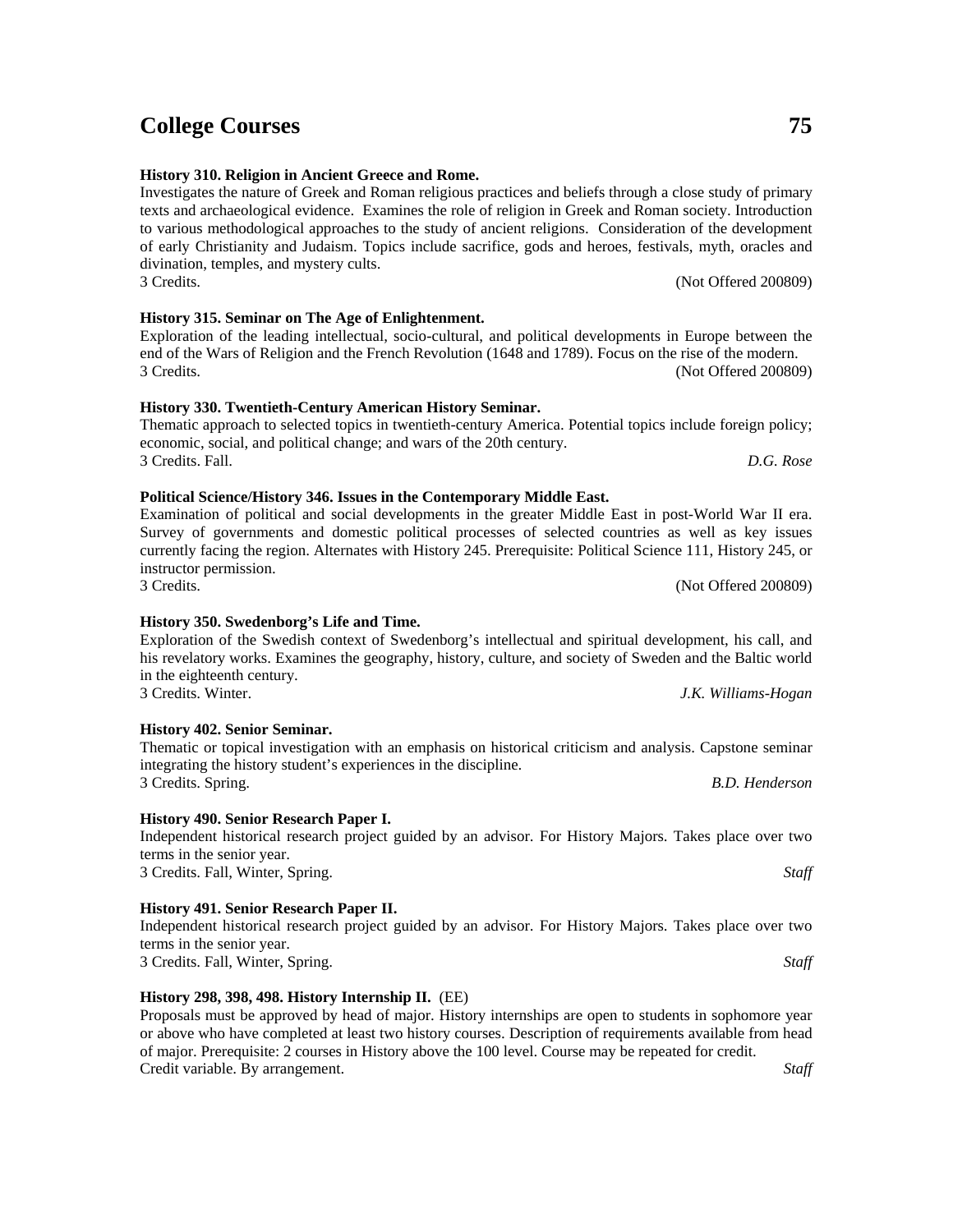**History 310. Religion in Ancient Greece and Rome.**
Investigates the nature of Greek and Roman religious practices and beliefs through a close study of primary texts and archaeological evidence. Examines the role of religion in Greek and Roman society. Introduction to various methodological approaches to the study of ancient religions. Consideration of the development of early Christianity and Judaism. Topics include sacrifice, gods and heroes, festivals, myth, oracles and divination, temples, and mystery cults.
3 Credits. (Not Offered 200809)

**History 315. Seminar on The Age of Enlightenment.**
Exploration of the leading intellectual, socio-cultural, and political developments in Europe between the end of the Wars of Religion and the French Revolution (1648 and 1789). Focus on the rise of the modern.
3 Credits. (Not Offered 200809)

**History 330. Twentieth-Century American History Seminar.**
Thematic approach to selected topics in twentieth-century America. Potential topics include foreign policy; economic, social, and political change; and wars of the 20th century.
3 Credits. Fall. *D.G. Rose*

**Political Science/History 346. Issues in the Contemporary Middle East.**
Examination of political and social developments in the greater Middle East in post-World War II era. Survey of governments and domestic political processes of selected countries as well as key issues currently facing the region. Alternates with History 245. Prerequisite: Political Science 111, History 245, or instructor permission.
3 Credits. (Not Offered 200809)

**History 350. Swedenborg's Life and Time.**
Exploration of the Swedish context of Swedenborg's intellectual and spiritual development, his call, and his revelatory works. Examines the geography, history, culture, and society of Sweden and the Baltic world in the eighteenth century.
3 Credits. Winter. *J.K. Williams-Hogan*

**History 402. Senior Seminar.**
Thematic or topical investigation with an emphasis on historical criticism and analysis. Capstone seminar integrating the history student's experiences in the discipline.
3 Credits. Spring. *B.D. Henderson*

**History 490. Senior Research Paper I.**
Independent historical research project guided by an advisor. For History Majors. Takes place over two terms in the senior year.
3 Credits. Fall, Winter, Spring. *Staff*

**History 491. Senior Research Paper II.**
Independent historical research project guided by an advisor. For History Majors. Takes place over two terms in the senior year.
3 Credits. Fall, Winter, Spring. *Staff*

**History 298, 398, 498. History Internship II.** (EE)
Proposals must be approved by head of major. History internships are open to students in sophomore year or above who have completed at least two history courses. Description of requirements available from head of major. Prerequisite: 2 courses in History above the 100 level. Course may be repeated for credit.
Credit variable. By arrangement. *Staff*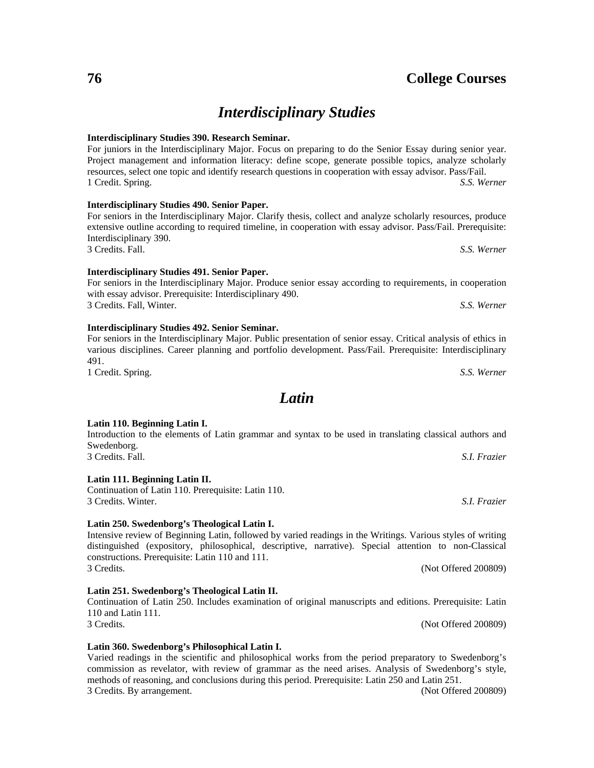# Interdisciplinary Studies

**Interdisciplinary Studies 390. Research Seminar.**
For juniors in the Interdisciplinary Major. Focus on preparing to do the Senior Essay during senior year. Project management and information literacy: define scope, generate possible topics, analyze scholarly resources, select one topic and identify research questions in cooperation with essay advisor. Pass/Fail.
1 Credit. Spring. *S.S. Werner*

**Interdisciplinary Studies 490. Senior Paper.**
For seniors in the Interdisciplinary Major. Clarify thesis, collect and analyze scholarly resources, produce extensive outline according to required timeline, in cooperation with essay advisor. Pass/Fail. Prerequisite: Interdisciplinary 390.
3 Credits. Fall. *S.S. Werner*

**Interdisciplinary Studies 491. Senior Paper.**
For seniors in the Interdisciplinary Major. Produce senior essay according to requirements, in cooperation with essay advisor. Prerequisite: Interdisciplinary 490.
3 Credits. Fall, Winter. *S.S. Werner*

**Interdisciplinary Studies 492. Senior Seminar.**
For seniors in the Interdisciplinary Major. Public presentation of senior essay. Critical analysis of ethics in various disciplines. Career planning and portfolio development. Pass/Fail. Prerequisite: Interdisciplinary 491.
1 Credit. Spring. *S.S. Werner*

# Latin

**Latin 110. Beginning Latin I.**
Introduction to the elements of Latin grammar and syntax to be used in translating classical authors and Swedenborg.
3 Credits. Fall. *S.I. Frazier*

**Latin 111. Beginning Latin II.**
Continuation of Latin 110. Prerequisite: Latin 110.
3 Credits. Winter. *S.I. Frazier*

**Latin 250. Swedenborg's Theological Latin I.**
Intensive review of Beginning Latin, followed by varied readings in the Writings. Various styles of writing distinguished (expository, philosophical, descriptive, narrative). Special attention to non-Classical constructions. Prerequisite: Latin 110 and 111.
3 Credits. (Not Offered 200809)

**Latin 251. Swedenborg's Theological Latin II.**
Continuation of Latin 250. Includes examination of original manuscripts and editions. Prerequisite: Latin 110 and Latin 111.
3 Credits. (Not Offered 200809)

**Latin 360. Swedenborg's Philosophical Latin I.**
Varied readings in the scientific and philosophical works from the period preparatory to Swedenborg's commission as revelator, with review of grammar as the need arises. Analysis of Swedenborg's style, methods of reasoning, and conclusions during this period. Prerequisite: Latin 250 and Latin 251.
3 Credits. By arrangement. (Not Offered 200809)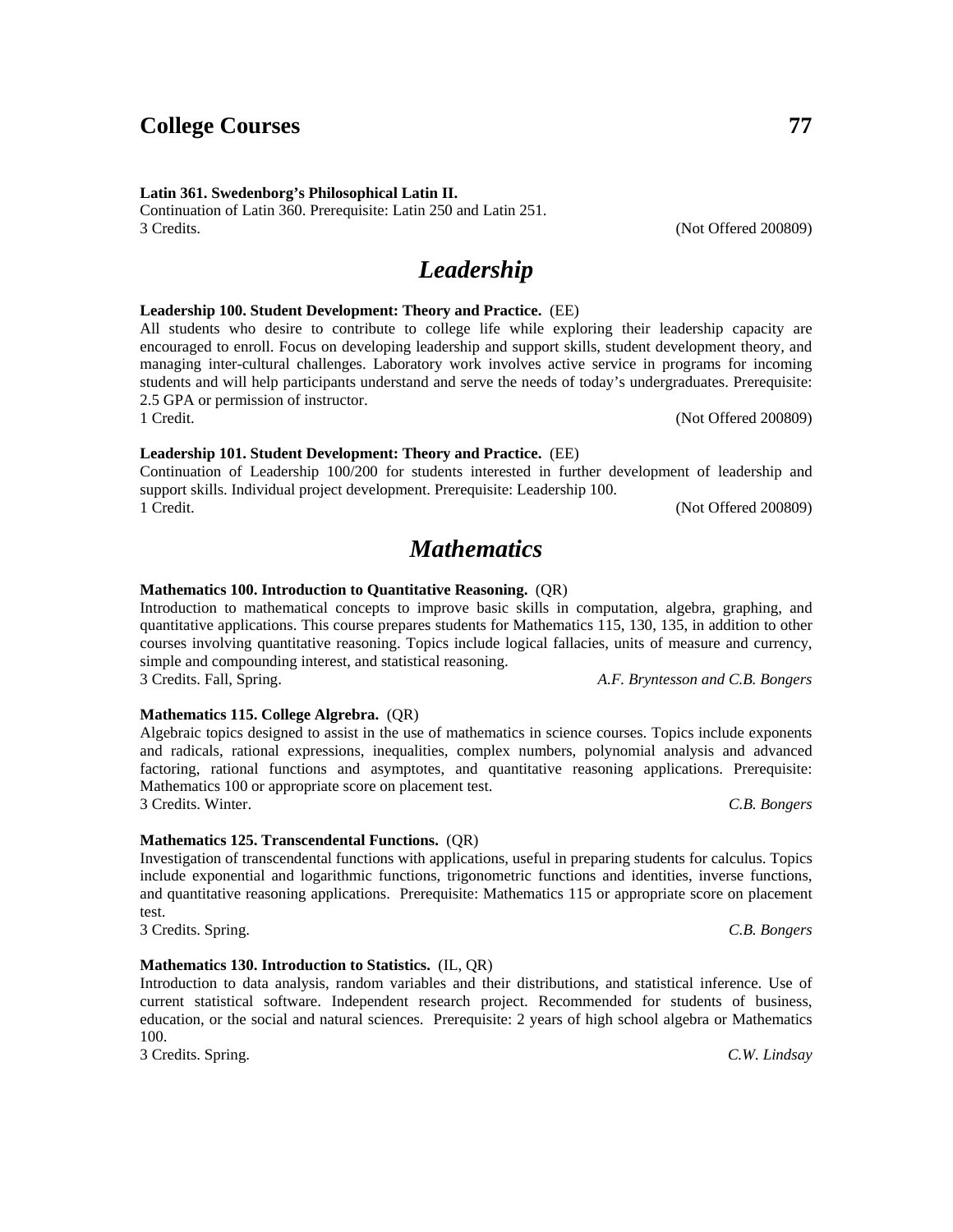**Latin 361. Swedenborg's Philosophical Latin II.**
Continuation of Latin 360. Prerequisite: Latin 250 and Latin 251.
3 Credits. (Not Offered 200809)

## *Leadership*

**Leadership 100. Student Development: Theory and Practice.** (EE)
All students who desire to contribute to college life while exploring their leadership capacity are encouraged to enroll. Focus on developing leadership and support skills, student development theory, and managing inter-cultural challenges. Laboratory work involves active service in programs for incoming students and will help participants understand and serve the needs of today's undergraduates. Prerequisite: 2.5 GPA or permission of instructor.
1 Credit. (Not Offered 200809)

**Leadership 101. Student Development: Theory and Practice.** (EE)
Continuation of Leadership 100/200 for students interested in further development of leadership and support skills. Individual project development. Prerequisite: Leadership 100.
1 Credit. (Not Offered 200809)

## *Mathematics*

**Mathematics 100. Introduction to Quantitative Reasoning.** (QR)
Introduction to mathematical concepts to improve basic skills in computation, algebra, graphing, and quantitative applications. This course prepares students for Mathematics 115, 130, 135, in addition to other courses involving quantitative reasoning. Topics include logical fallacies, units of measure and currency, simple and compounding interest, and statistical reasoning.
3 Credits. Fall, Spring. *A.F. Bryntesson and C.B. Bongers*

**Mathematics 115. College Algrebra.** (QR)
Algebraic topics designed to assist in the use of mathematics in science courses. Topics include exponents and radicals, rational expressions, inequalities, complex numbers, polynomial analysis and advanced factoring, rational functions and asymptotes, and quantitative reasoning applications. Prerequisite: Mathematics 100 or appropriate score on placement test.
3 Credits. Winter. *C.B. Bongers*

**Mathematics 125. Transcendental Functions.** (QR)
Investigation of transcendental functions with applications, useful in preparing students for calculus. Topics include exponential and logarithmic functions, trigonometric functions and identities, inverse functions, and quantitative reasoning applications. Prerequisite: Mathematics 115 or appropriate score on placement test.
3 Credits. Spring. *C.B. Bongers*

**Mathematics 130. Introduction to Statistics.** (IL, QR)
Introduction to data analysis, random variables and their distributions, and statistical inference. Use of current statistical software. Independent research project. Recommended for students of business, education, or the social and natural sciences. Prerequisite: 2 years of high school algebra or Mathematics 100.
3 Credits. Spring. *C.W. Lindsay*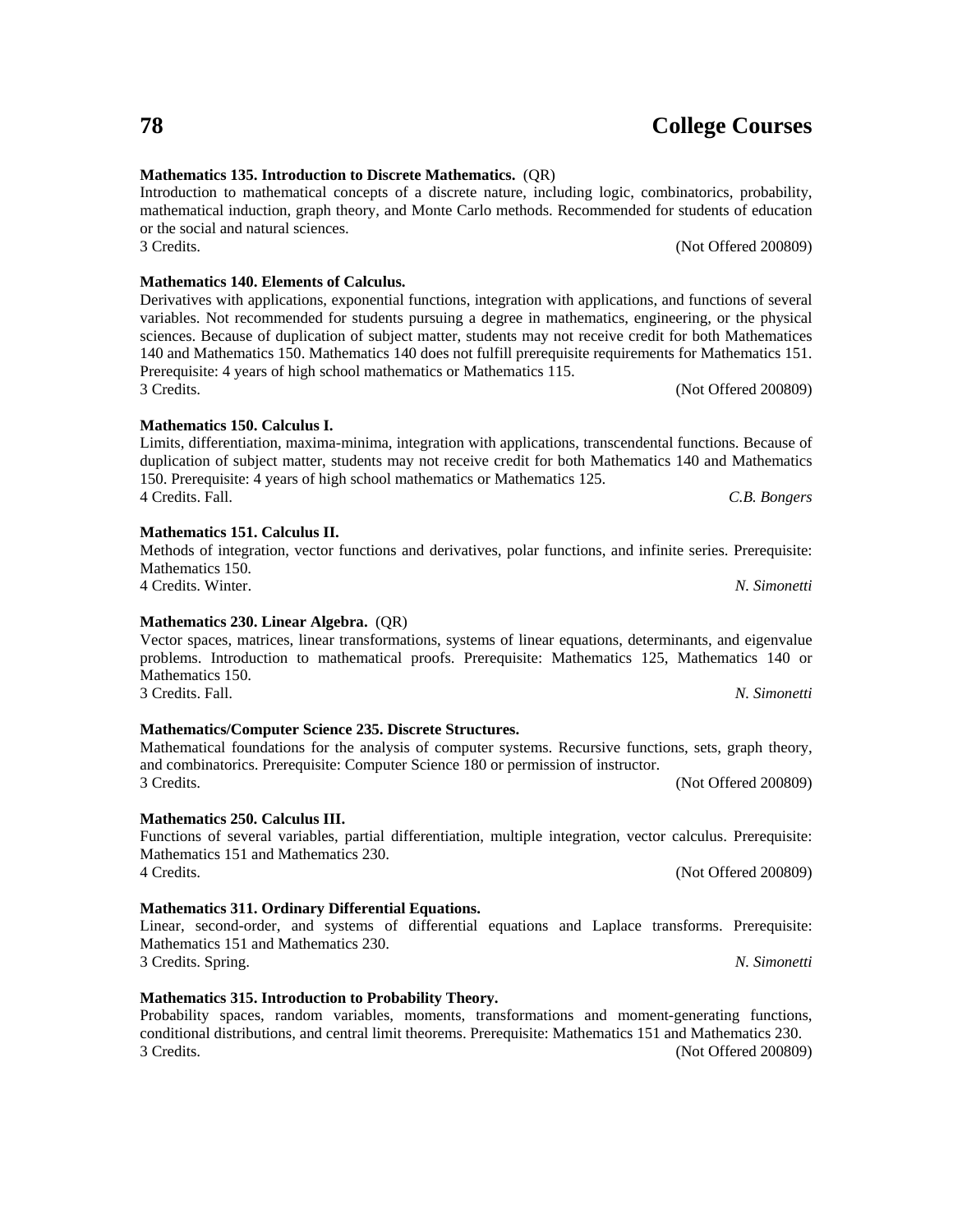**Mathematics 135. Introduction to Discrete Mathematics.** (QR)
Introduction to mathematical concepts of a discrete nature, including logic, combinatorics, probability, mathematical induction, graph theory, and Monte Carlo methods. Recommended for students of education or the social and natural sciences.
3 Credits. (Not Offered 200809)

**Mathematics 140. Elements of Calculus.**
Derivatives with applications, exponential functions, integration with applications, and functions of several variables. Not recommended for students pursuing a degree in mathematics, engineering, or the physical sciences. Because of duplication of subject matter, students may not receive credit for both Mathematices 140 and Mathematics 150. Mathematics 140 does not fulfill prerequisite requirements for Mathematics 151. Prerequisite: 4 years of high school mathematics or Mathematics 115.
3 Credits. (Not Offered 200809)

**Mathematics 150. Calculus I.**
Limits, differentiation, maxima-minima, integration with applications, transcendental functions. Because of duplication of subject matter, students may not receive credit for both Mathematics 140 and Mathematics 150. Prerequisite: 4 years of high school mathematics or Mathematics 125.
4 Credits. Fall. *C.B. Bongers*

**Mathematics 151. Calculus II.**
Methods of integration, vector functions and derivatives, polar functions, and infinite series. Prerequisite: Mathematics 150.
4 Credits. Winter. *N. Simonetti*

**Mathematics 230. Linear Algebra.** (QR)
Vector spaces, matrices, linear transformations, systems of linear equations, determinants, and eigenvalue problems. Introduction to mathematical proofs. Prerequisite: Mathematics 125, Mathematics 140 or Mathematics 150.
3 Credits. Fall. *N. Simonetti*

**Mathematics/Computer Science 235. Discrete Structures.**
Mathematical foundations for the analysis of computer systems. Recursive functions, sets, graph theory, and combinatorics. Prerequisite: Computer Science 180 or permission of instructor.
3 Credits. (Not Offered 200809)

**Mathematics 250. Calculus III.**
Functions of several variables, partial differentiation, multiple integration, vector calculus. Prerequisite: Mathematics 151 and Mathematics 230.
4 Credits. (Not Offered 200809)

**Mathematics 311. Ordinary Differential Equations.**
Linear, second-order, and systems of differential equations and Laplace transforms. Prerequisite: Mathematics 151 and Mathematics 230.
3 Credits. Spring. *N. Simonetti*

**Mathematics 315. Introduction to Probability Theory.**
Probability spaces, random variables, moments, transformations and moment-generating functions, conditional distributions, and central limit theorems. Prerequisite: Mathematics 151 and Mathematics 230.
3 Credits. (Not Offered 200809)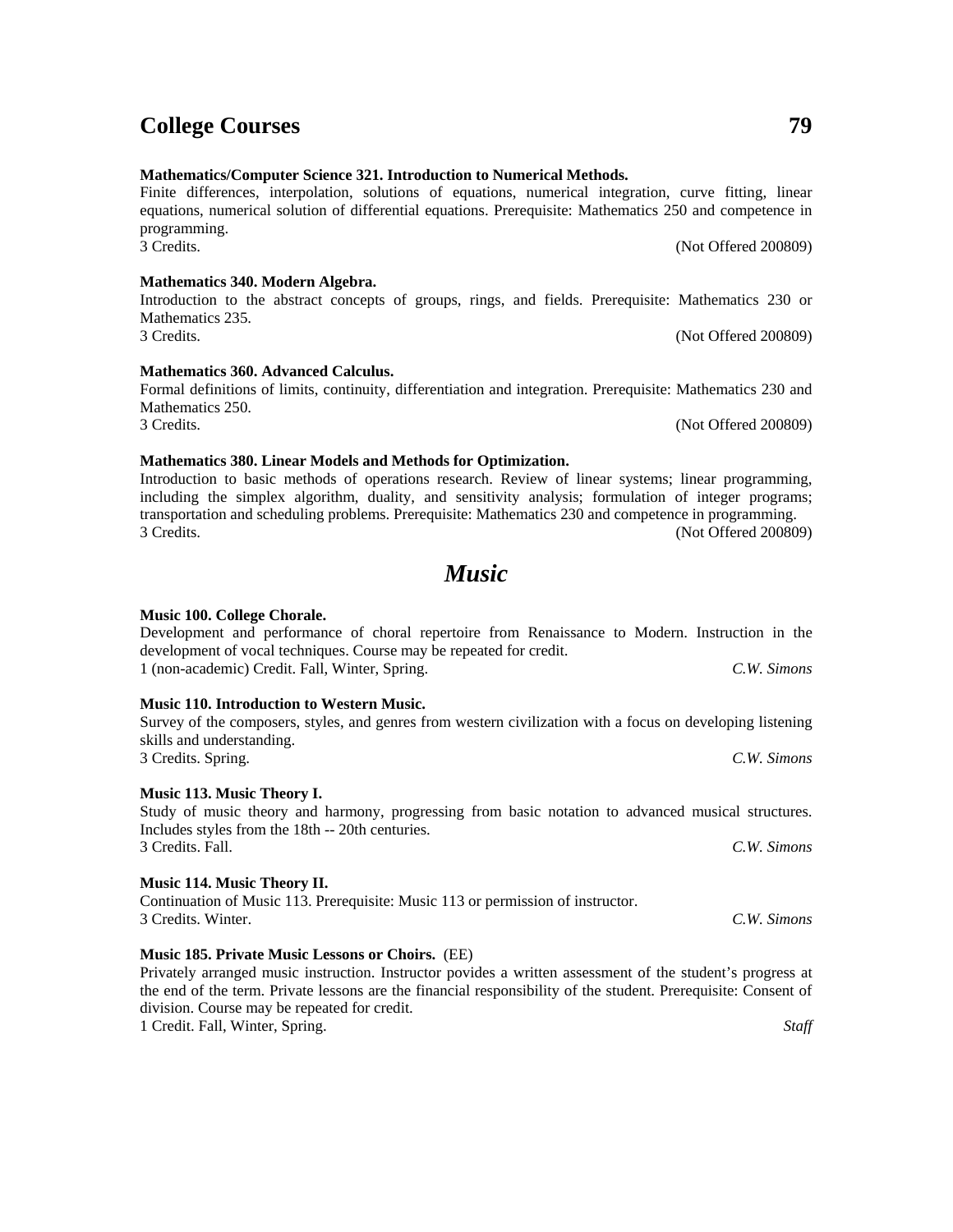**Mathematics/Computer Science 321. Introduction to Numerical Methods.**
Finite differences, interpolation, solutions of equations, numerical integration, curve fitting, linear equations, numerical solution of differential equations. Prerequisite: Mathematics 250 and competence in programming.
3 Credits. (Not Offered 200809)

**Mathematics 340. Modern Algebra.**
Introduction to the abstract concepts of groups, rings, and fields. Prerequisite: Mathematics 230 or Mathematics 235.
3 Credits. (Not Offered 200809)

**Mathematics 360. Advanced Calculus.**
Formal definitions of limits, continuity, differentiation and integration. Prerequisite: Mathematics 230 and Mathematics 250.
3 Credits. (Not Offered 200809)

**Mathematics 380. Linear Models and Methods for Optimization.**
Introduction to basic methods of operations research. Review of linear systems; linear programming, including the simplex algorithm, duality, and sensitivity analysis; formulation of integer programs; transportation and scheduling problems. Prerequisite: Mathematics 230 and competence in programming.
3 Credits. (Not Offered 200809)

## *Music*

**Music 100. College Chorale.**
Development and performance of choral repertoire from Renaissance to Modern. Instruction in the development of vocal techniques. Course may be repeated for credit.
1 (non-academic) Credit. Fall, Winter, Spring. *C.W. Simons*

**Music 110. Introduction to Western Music.**
Survey of the composers, styles, and genres from western civilization with a focus on developing listening skills and understanding.
3 Credits. Spring. *C.W. Simons*

**Music 113. Music Theory I.**
Study of music theory and harmony, progressing from basic notation to advanced musical structures. Includes styles from the 18th -- 20th centuries.
3 Credits. Fall. *C.W. Simons*

**Music 114. Music Theory II.**
Continuation of Music 113. Prerequisite: Music 113 or permission of instructor.
3 Credits. Winter. *C.W. Simons*

**Music 185. Private Music Lessons or Choirs.** (EE)
Privately arranged music instruction. Instructor povides a written assessment of the student's progress at the end of the term. Private lessons are the financial responsibility of the student. Prerequisite: Consent of division. Course may be repeated for credit.
1 Credit. Fall, Winter, Spring. *Staff*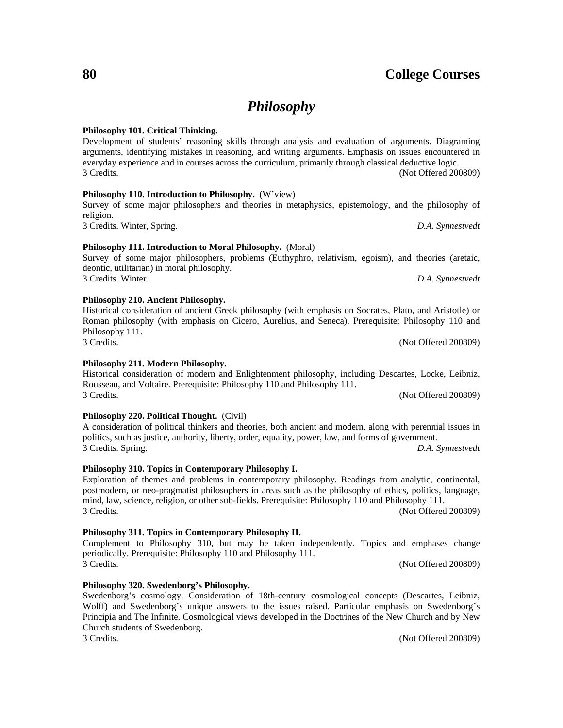# Philosophy

**Philosophy 101. Critical Thinking.**
Development of students' reasoning skills through analysis and evaluation of arguments. Diagraming arguments, identifying mistakes in reasoning, and writing arguments. Emphasis on issues encountered in everyday experience and in courses across the curriculum, primarily through classical deductive logic.
3 Credits. (Not Offered 200809)

**Philosophy 110. Introduction to Philosophy.** (W'view)
Survey of some major philosophers and theories in metaphysics, epistemology, and the philosophy of religion.
3 Credits. Winter, Spring. *D.A. Synnestvedt*

**Philosophy 111. Introduction to Moral Philosophy.** (Moral)
Survey of some major philosophers, problems (Euthyphro, relativism, egoism), and theories (aretaic, deontic, utilitarian) in moral philosophy.
3 Credits. Winter. *D.A. Synnestvedt*

**Philosophy 210. Ancient Philosophy.**
Historical consideration of ancient Greek philosophy (with emphasis on Socrates, Plato, and Aristotle) or Roman philosophy (with emphasis on Cicero, Aurelius, and Seneca). Prerequisite: Philosophy 110 and Philosophy 111.
3 Credits. (Not Offered 200809)

**Philosophy 211. Modern Philosophy.**
Historical consideration of modern and Enlightenment philosophy, including Descartes, Locke, Leibniz, Rousseau, and Voltaire. Prerequisite: Philosophy 110 and Philosophy 111.
3 Credits. (Not Offered 200809)

**Philosophy 220. Political Thought.** (Civil)
A consideration of political thinkers and theories, both ancient and modern, along with perennial issues in politics, such as justice, authority, liberty, order, equality, power, law, and forms of government.
3 Credits. Spring. *D.A. Synnestvedt*

**Philosophy 310. Topics in Contemporary Philosophy I.**
Exploration of themes and problems in contemporary philosophy. Readings from analytic, continental, postmodern, or neo-pragmatist philosophers in areas such as the philosophy of ethics, politics, language, mind, law, science, religion, or other sub-fields. Prerequisite: Philosophy 110 and Philosophy 111.
3 Credits. (Not Offered 200809)

**Philosophy 311. Topics in Contemporary Philosophy II.**
Complement to Philosophy 310, but may be taken independently. Topics and emphases change periodically. Prerequisite: Philosophy 110 and Philosophy 111.
3 Credits. (Not Offered 200809)

**Philosophy 320. Swedenborg's Philosophy.**
Swedenborg's cosmology. Consideration of 18th-century cosmological concepts (Descartes, Leibniz, Wolff) and Swedenborg's unique answers to the issues raised. Particular emphasis on Swedenborg's Principia and The Infinite. Cosmological views developed in the Doctrines of the New Church and by New Church students of Swedenborg.
3 Credits. (Not Offered 200809)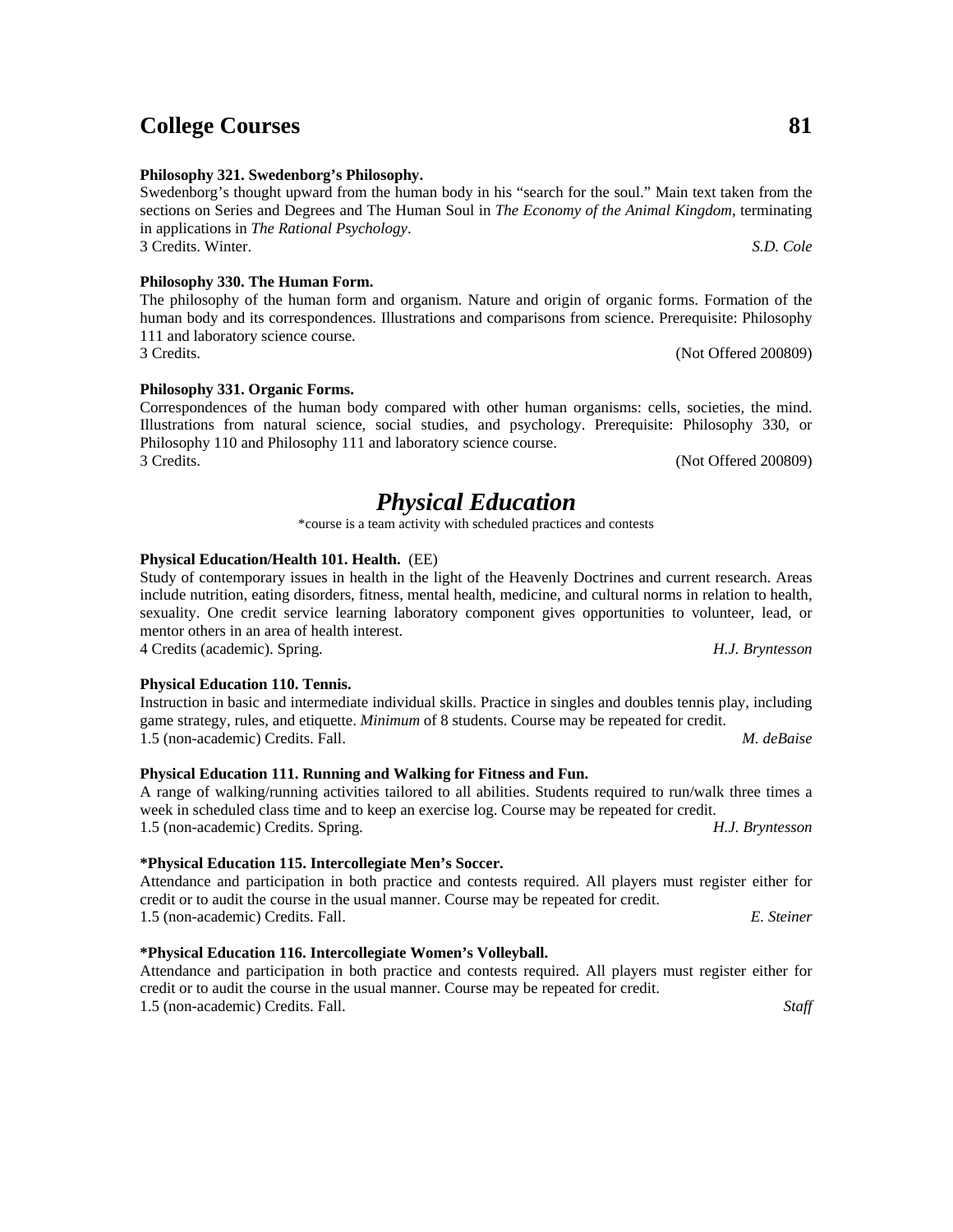**Philosophy 321. Swedenborg's Philosophy.**
Swedenborg's thought upward from the human body in his "search for the soul." Main text taken from the sections on Series and Degrees and The Human Soul in *The Economy of the Animal Kingdom*, terminating in applications in *The Rational Psychology*.
3 Credits. Winter. *S.D. Cole*

**Philosophy 330. The Human Form.**
The philosophy of the human form and organism. Nature and origin of organic forms. Formation of the human body and its correspondences. Illustrations and comparisons from science. Prerequisite: Philosophy 111 and laboratory science course.
3 Credits. (Not Offered 200809)

**Philosophy 331. Organic Forms.**
Correspondences of the human body compared with other human organisms: cells, societies, the mind. Illustrations from natural science, social studies, and psychology. Prerequisite: Philosophy 330, or Philosophy 110 and Philosophy 111 and laboratory science course.
3 Credits. (Not Offered 200809)

## *Physical Education*

*course is a team activity with scheduled practices and contests

**Physical Education/Health 101. Health.** (EE)
Study of contemporary issues in health in the light of the Heavenly Doctrines and current research. Areas include nutrition, eating disorders, fitness, mental health, medicine, and cultural norms in relation to health, sexuality. One credit service learning laboratory component gives opportunities to volunteer, lead, or mentor others in an area of health interest.
4 Credits (academic). Spring. *H.J. Bryntesson*

**Physical Education 110. Tennis.**
Instruction in basic and intermediate individual skills. Practice in singles and doubles tennis play, including game strategy, rules, and etiquette. *Minimum* of 8 students. Course may be repeated for credit.
1.5 (non-academic) Credits. Fall. *M. deBaise*

**Physical Education 111. Running and Walking for Fitness and Fun.**
A range of walking/running activities tailored to all abilities. Students required to run/walk three times a week in scheduled class time and to keep an exercise log. Course may be repeated for credit.
1.5 (non-academic) Credits. Spring. *H.J. Bryntesson*

**\*Physical Education 115. Intercollegiate Men's Soccer.**
Attendance and participation in both practice and contests required. All players must register either for credit or to audit the course in the usual manner. Course may be repeated for credit.
1.5 (non-academic) Credits. Fall. *E. Steiner*

**\*Physical Education 116. Intercollegiate Women's Volleyball.**
Attendance and participation in both practice and contests required. All players must register either for credit or to audit the course in the usual manner. Course may be repeated for credit.
1.5 (non-academic) Credits. Fall. *Staff*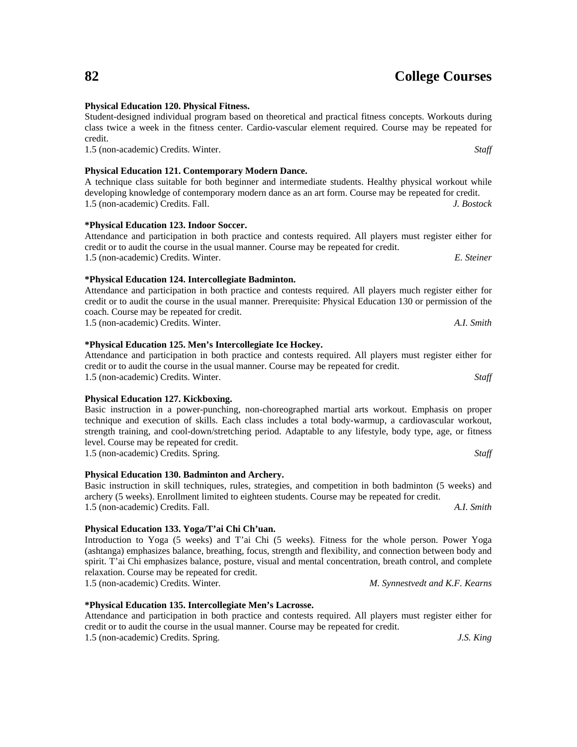**Physical Education 120. Physical Fitness.**
Student-designed individual program based on theoretical and practical fitness concepts. Workouts during class twice a week in the fitness center. Cardio-vascular element required. Course may be repeated for credit.
1.5 (non-academic) Credits. Winter. *Staff*

**Physical Education 121. Contemporary Modern Dance.**
A technique class suitable for both beginner and intermediate students. Healthy physical workout while developing knowledge of contemporary modern dance as an art form. Course may be repeated for credit.
1.5 (non-academic) Credits. Fall. *J. Bostock*

**\*Physical Education 123. Indoor Soccer.**
Attendance and participation in both practice and contests required. All players must register either for credit or to audit the course in the usual manner. Course may be repeated for credit.
1.5 (non-academic) Credits. Winter. *E. Steiner*

**\*Physical Education 124. Intercollegiate Badminton.**
Attendance and participation in both practice and contests required. All players much register either for credit or to audit the course in the usual manner. Prerequisite: Physical Education 130 or permission of the coach. Course may be repeated for credit.
1.5 (non-academic) Credits. Winter. *A.I. Smith*

**\*Physical Education 125. Men's Intercollegiate Ice Hockey.**
Attendance and participation in both practice and contests required. All players must register either for credit or to audit the course in the usual manner. Course may be repeated for credit.
1.5 (non-academic) Credits. Winter. *Staff*

**Physical Education 127. Kickboxing.**
Basic instruction in a power-punching, non-choreographed martial arts workout. Emphasis on proper technique and execution of skills. Each class includes a total body-warmup, a cardiovascular workout, strength training, and cool-down/stretching period. Adaptable to any lifestyle, body type, age, or fitness level. Course may be repeated for credit.
1.5 (non-academic) Credits. Spring. *Staff*

**Physical Education 130. Badminton and Archery.**
Basic instruction in skill techniques, rules, strategies, and competition in both badminton (5 weeks) and archery (5 weeks). Enrollment limited to eighteen students. Course may be repeated for credit.
1.5 (non-academic) Credits. Fall. *A.I. Smith*

**Physical Education 133. Yoga/T'ai Chi Ch'uan.**
Introduction to Yoga (5 weeks) and T'ai Chi (5 weeks). Fitness for the whole person. Power Yoga (ashtanga) emphasizes balance, breathing, focus, strength and flexibility, and connection between body and spirit. T'ai Chi emphasizes balance, posture, visual and mental concentration, breath control, and complete relaxation. Course may be repeated for credit.
1.5 (non-academic) Credits. Winter. *M. Synnestvedt and K.F. Kearns*

**\*Physical Education 135. Intercollegiate Men's Lacrosse.**
Attendance and participation in both practice and contests required. All players must register either for credit or to audit the course in the usual manner. Course may be repeated for credit.
1.5 (non-academic) Credits. Spring. *J.S. King*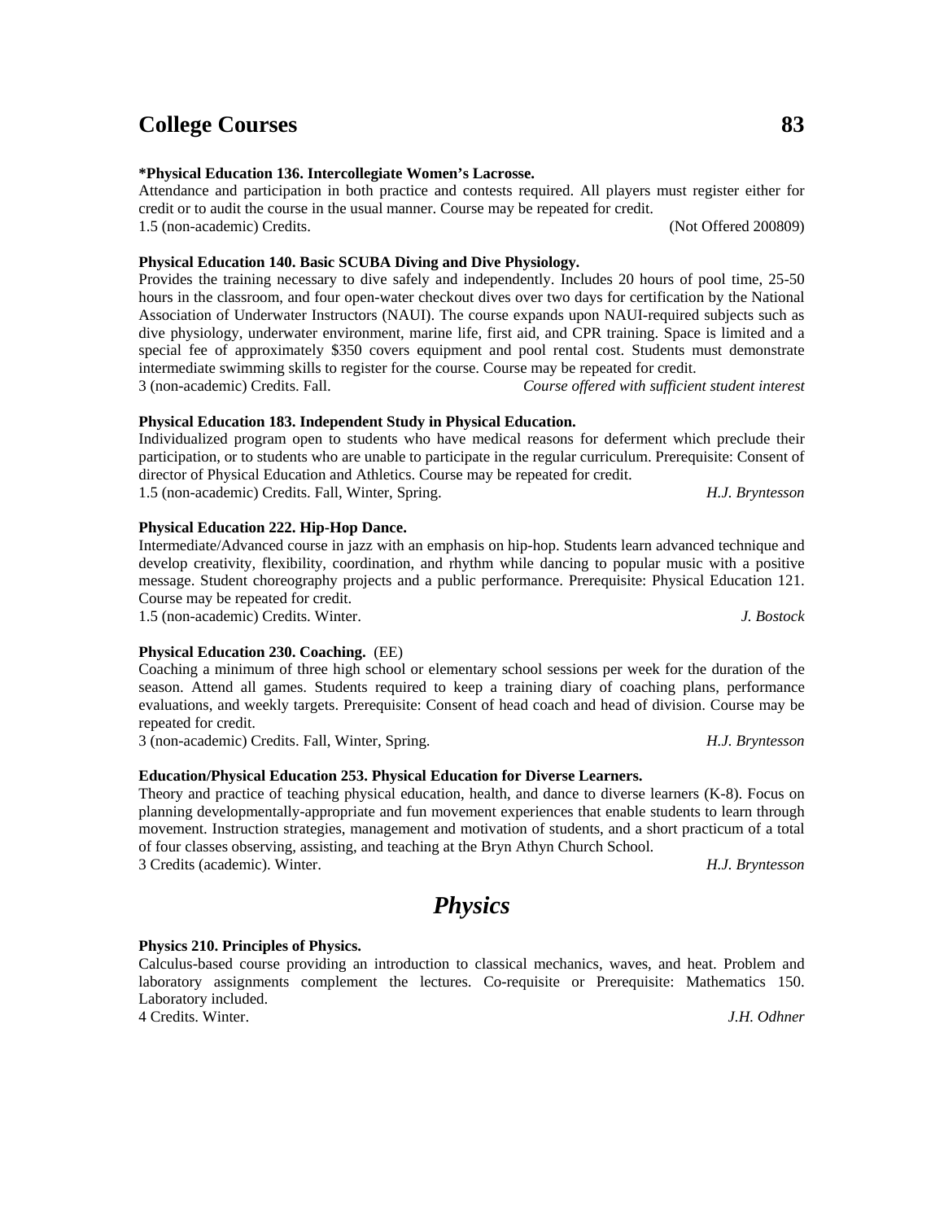**\*Physical Education 136. Intercollegiate Women's Lacrosse.**
Attendance and participation in both practice and contests required. All players must register either for credit or to audit the course in the usual manner. Course may be repeated for credit.
1.5 (non-academic) Credits. (Not Offered 200809)

**Physical Education 140. Basic SCUBA Diving and Dive Physiology.**
Provides the training necessary to dive safely and independently. Includes 20 hours of pool time, 25-50 hours in the classroom, and four open-water checkout dives over two days for certification by the National Association of Underwater Instructors (NAUI). The course expands upon NAUI-required subjects such as dive physiology, underwater environment, marine life, first aid, and CPR training. Space is limited and a special fee of approximately $350 covers equipment and pool rental cost. Students must demonstrate intermediate swimming skills to register for the course. Course may be repeated for credit.
3 (non-academic) Credits. Fall. *Course offered with sufficient student interest*

**Physical Education 183. Independent Study in Physical Education.**
Individualized program open to students who have medical reasons for deferment which preclude their participation, or to students who are unable to participate in the regular curriculum. Prerequisite: Consent of director of Physical Education and Athletics. Course may be repeated for credit.
1.5 (non-academic) Credits. Fall, Winter, Spring. *H.J. Bryntesson*

**Physical Education 222. Hip-Hop Dance.**
Intermediate/Advanced course in jazz with an emphasis on hip-hop. Students learn advanced technique and develop creativity, flexibility, coordination, and rhythm while dancing to popular music with a positive message. Student choreography projects and a public performance. Prerequisite: Physical Education 121. Course may be repeated for credit.
1.5 (non-academic) Credits. Winter. *J. Bostock*

**Physical Education 230. Coaching.** (EE)
Coaching a minimum of three high school or elementary school sessions per week for the duration of the season. Attend all games. Students required to keep a training diary of coaching plans, performance evaluations, and weekly targets. Prerequisite: Consent of head coach and head of division. Course may be repeated for credit.
3 (non-academic) Credits. Fall, Winter, Spring. *H.J. Bryntesson*

**Education/Physical Education 253. Physical Education for Diverse Learners.**
Theory and practice of teaching physical education, health, and dance to diverse learners (K-8). Focus on planning developmentally-appropriate and fun movement experiences that enable students to learn through movement. Instruction strategies, management and motivation of students, and a short practicum of a total of four classes observing, assisting, and teaching at the Bryn Athyn Church School.
3 Credits (academic). Winter. *H.J. Bryntesson*

## *Physics*

**Physics 210. Principles of Physics.**
Calculus-based course providing an introduction to classical mechanics, waves, and heat. Problem and laboratory assignments complement the lectures. Co-requisite or Prerequisite: Mathematics 150. Laboratory included.
4 Credits. Winter. *J.H. Odhner*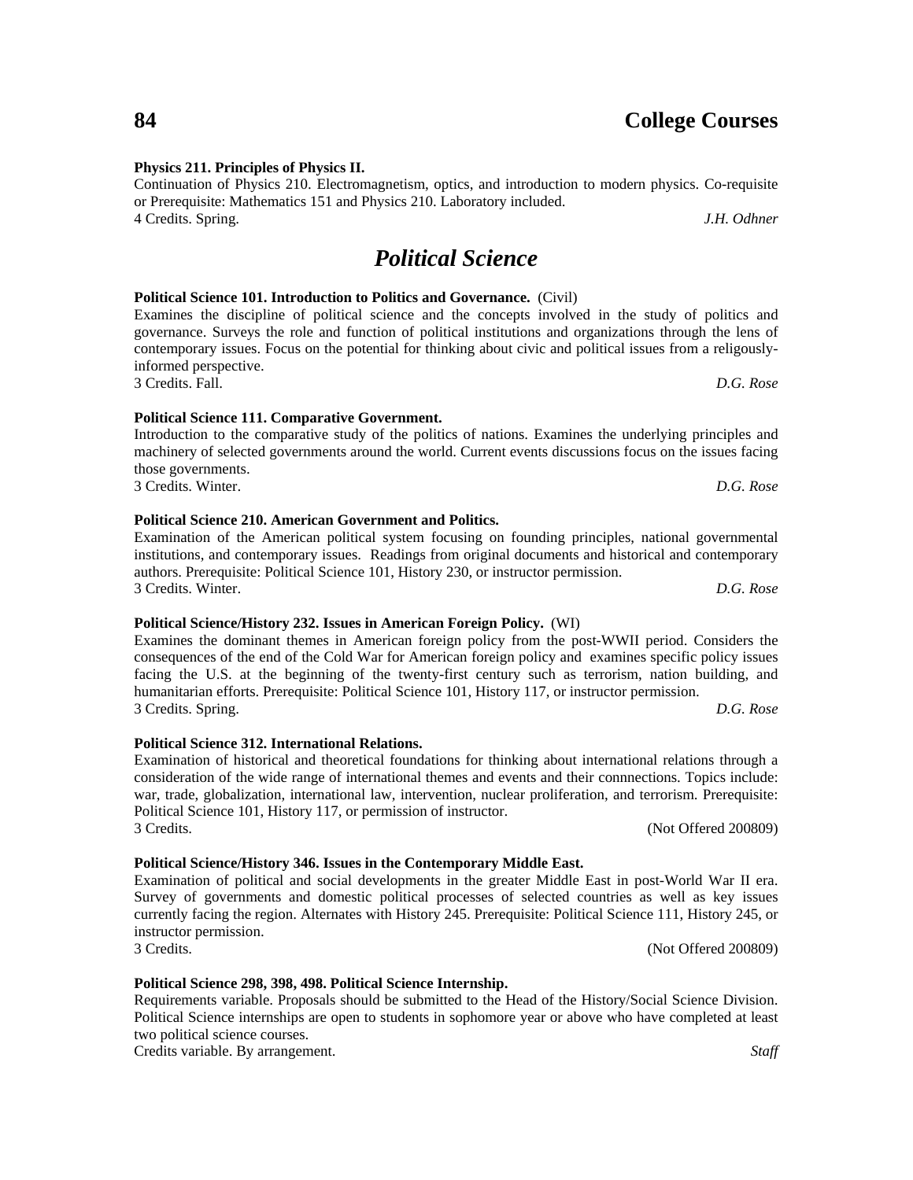**Physics 211. Principles of Physics II.**
Continuation of Physics 210. Electromagnetism, optics, and introduction to modern physics. Co-requisite or Prerequisite: Mathematics 151 and Physics 210. Laboratory included.
4 Credits. Spring. *J.H. Odhner*

# *Political Science*

**Political Science 101. Introduction to Politics and Governance.** (Civil)
Examines the discipline of political science and the concepts involved in the study of politics and governance. Surveys the role and function of political institutions and organizations through the lens of contemporary issues. Focus on the potential for thinking about civic and political issues from a religously-informed perspective.
3 Credits. Fall. *D.G. Rose*

**Political Science 111. Comparative Government.**
Introduction to the comparative study of the politics of nations. Examines the underlying principles and machinery of selected governments around the world. Current events discussions focus on the issues facing those governments.
3 Credits. Winter. *D.G. Rose*

**Political Science 210. American Government and Politics.**
Examination of the American political system focusing on founding principles, national governmental institutions, and contemporary issues. Readings from original documents and historical and contemporary authors. Prerequisite: Political Science 101, History 230, or instructor permission.
3 Credits. Winter. *D.G. Rose*

**Political Science/History 232. Issues in American Foreign Policy.** (WI)
Examines the dominant themes in American foreign policy from the post-WWII period. Considers the consequences of the end of the Cold War for American foreign policy and examines specific policy issues facing the U.S. at the beginning of the twenty-first century such as terrorism, nation building, and humanitarian efforts. Prerequisite: Political Science 101, History 117, or instructor permission.
3 Credits. Spring. *D.G. Rose*

**Political Science 312. International Relations.**
Examination of historical and theoretical foundations for thinking about international relations through a consideration of the wide range of international themes and events and their connnections. Topics include: war, trade, globalization, international law, intervention, nuclear proliferation, and terrorism. Prerequisite: Political Science 101, History 117, or permission of instructor.
3 Credits. (Not Offered 200809)

**Political Science/History 346. Issues in the Contemporary Middle East.**
Examination of political and social developments in the greater Middle East in post-World War II era. Survey of governments and domestic political processes of selected countries as well as key issues currently facing the region. Alternates with History 245. Prerequisite: Political Science 111, History 245, or instructor permission.
3 Credits. (Not Offered 200809)

**Political Science 298, 398, 498. Political Science Internship.**
Requirements variable. Proposals should be submitted to the Head of the History/Social Science Division. Political Science internships are open to students in sophomore year or above who have completed at least two political science courses.
Credits variable. By arrangement. *Staff*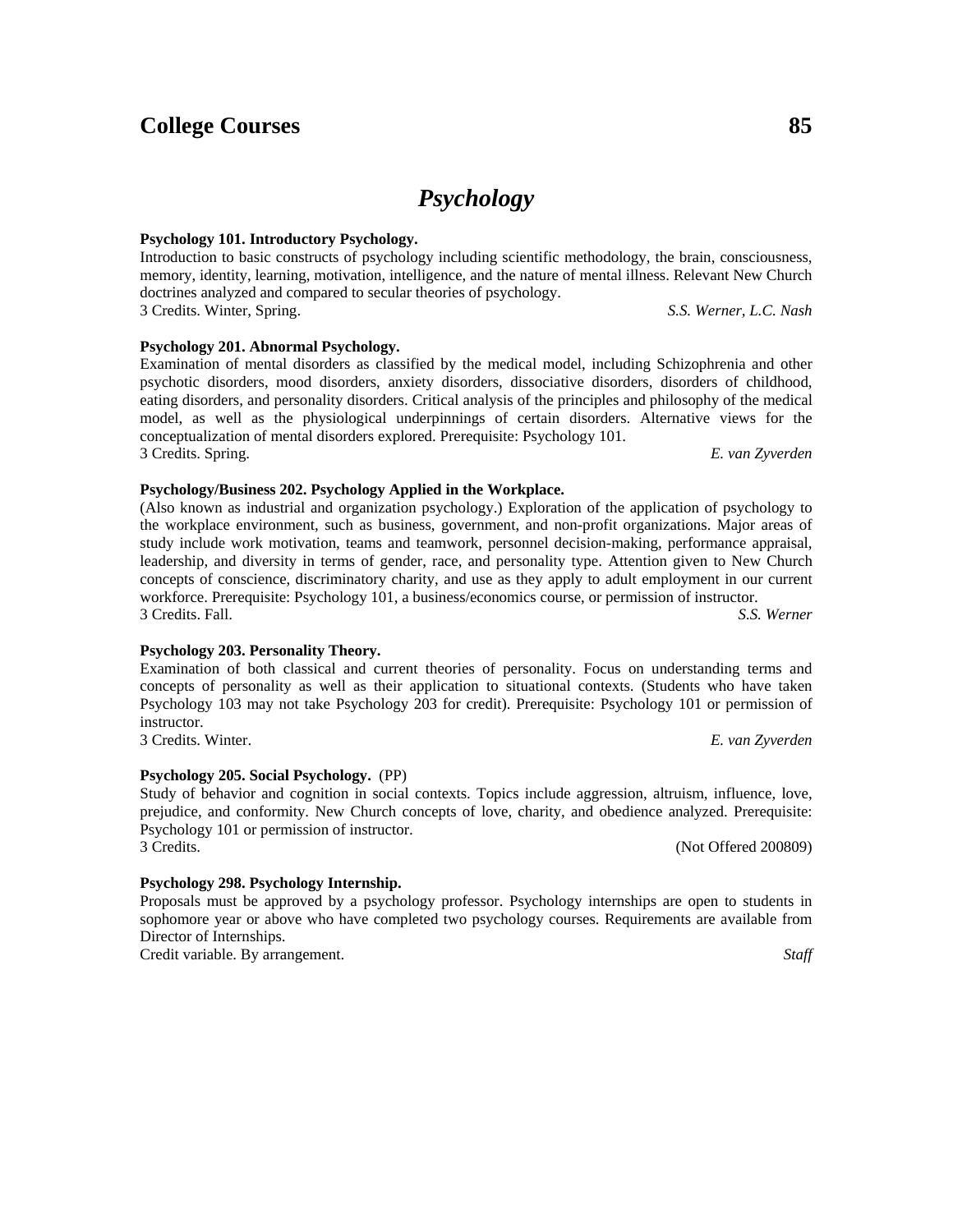# Psychology

**Psychology 101. Introductory Psychology.**
Introduction to basic constructs of psychology including scientific methodology, the brain, consciousness, memory, identity, learning, motivation, intelligence, and the nature of mental illness. Relevant New Church doctrines analyzed and compared to secular theories of psychology.
3 Credits. Winter, Spring. *S.S. Werner, L.C. Nash*

**Psychology 201. Abnormal Psychology.**
Examination of mental disorders as classified by the medical model, including Schizophrenia and other psychotic disorders, mood disorders, anxiety disorders, dissociative disorders, disorders of childhood, eating disorders, and personality disorders. Critical analysis of the principles and philosophy of the medical model, as well as the physiological underpinnings of certain disorders. Alternative views for the conceptualization of mental disorders explored. Prerequisite: Psychology 101.
3 Credits. Spring. *E. van Zyverden*

**Psychology/Business 202. Psychology Applied in the Workplace.**
(Also known as industrial and organization psychology.) Exploration of the application of psychology to the workplace environment, such as business, government, and non-profit organizations. Major areas of study include work motivation, teams and teamwork, personnel decision-making, performance appraisal, leadership, and diversity in terms of gender, race, and personality type. Attention given to New Church concepts of conscience, discriminatory charity, and use as they apply to adult employment in our current workforce. Prerequisite: Psychology 101, a business/economics course, or permission of instructor.
3 Credits. Fall. *S.S. Werner*

**Psychology 203. Personality Theory.**
Examination of both classical and current theories of personality. Focus on understanding terms and concepts of personality as well as their application to situational contexts. (Students who have taken Psychology 103 may not take Psychology 203 for credit). Prerequisite: Psychology 101 or permission of instructor.
3 Credits. Winter. *E. van Zyverden*

**Psychology 205. Social Psychology.** (PP)
Study of behavior and cognition in social contexts. Topics include aggression, altruism, influence, love, prejudice, and conformity. New Church concepts of love, charity, and obedience analyzed. Prerequisite: Psychology 101 or permission of instructor.
3 Credits. (Not Offered 200809)

**Psychology 298. Psychology Internship.**
Proposals must be approved by a psychology professor. Psychology internships are open to students in sophomore year or above who have completed two psychology courses. Requirements are available from Director of Internships.
Credit variable. By arrangement. *Staff*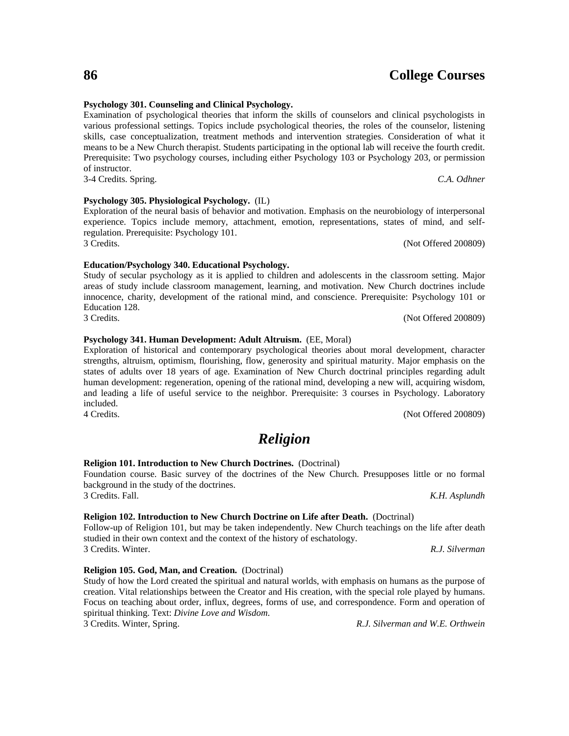**Psychology 301. Counseling and Clinical Psychology.**
Examination of psychological theories that inform the skills of counselors and clinical psychologists in various professional settings. Topics include psychological theories, the roles of the counselor, listening skills, case conceptualization, treatment methods and intervention strategies. Consideration of what it means to be a New Church therapist. Students participating in the optional lab will receive the fourth credit. Prerequisite: Two psychology courses, including either Psychology 103 or Psychology 203, or permission of instructor.
3-4 Credits. Spring. *C.A. Odhner*

**Psychology 305. Physiological Psychology.** (IL)
Exploration of the neural basis of behavior and motivation. Emphasis on the neurobiology of interpersonal experience. Topics include memory, attachment, emotion, representations, states of mind, and self-regulation. Prerequisite: Psychology 101.
3 Credits. (Not Offered 200809)

**Education/Psychology 340. Educational Psychology.**
Study of secular psychology as it is applied to children and adolescents in the classroom setting. Major areas of study include classroom management, learning, and motivation. New Church doctrines include innocence, charity, development of the rational mind, and conscience. Prerequisite: Psychology 101 or Education 128.
3 Credits. (Not Offered 200809)

**Psychology 341. Human Development: Adult Altruism.** (EE, Moral)
Exploration of historical and contemporary psychological theories about moral development, character strengths, altruism, optimism, flourishing, flow, generosity and spiritual maturity. Major emphasis on the states of adults over 18 years of age. Examination of New Church doctrinal principles regarding adult human development: regeneration, opening of the rational mind, developing a new will, acquiring wisdom, and leading a life of useful service to the neighbor. Prerequisite: 3 courses in Psychology. Laboratory included.
4 Credits. (Not Offered 200809)

## *Religion*

**Religion 101. Introduction to New Church Doctrines.** (Doctrinal)
Foundation course. Basic survey of the doctrines of the New Church. Presupposes little or no formal background in the study of the doctrines.
3 Credits. Fall. *K.H. Asplundh*

**Religion 102. Introduction to New Church Doctrine on Life after Death.** (Doctrinal)
Follow-up of Religion 101, but may be taken independently. New Church teachings on the life after death studied in their own context and the context of the history of eschatology.
3 Credits. Winter. *R.J. Silverman*

**Religion 105. God, Man, and Creation.** (Doctrinal)
Study of how the Lord created the spiritual and natural worlds, with emphasis on humans as the purpose of creation. Vital relationships between the Creator and His creation, with the special role played by humans. Focus on teaching about order, influx, degrees, forms of use, and correspondence. Form and operation of spiritual thinking. Text: *Divine Love and Wisdom.*
3 Credits. Winter, Spring. *R.J. Silverman and W.E. Orthwein*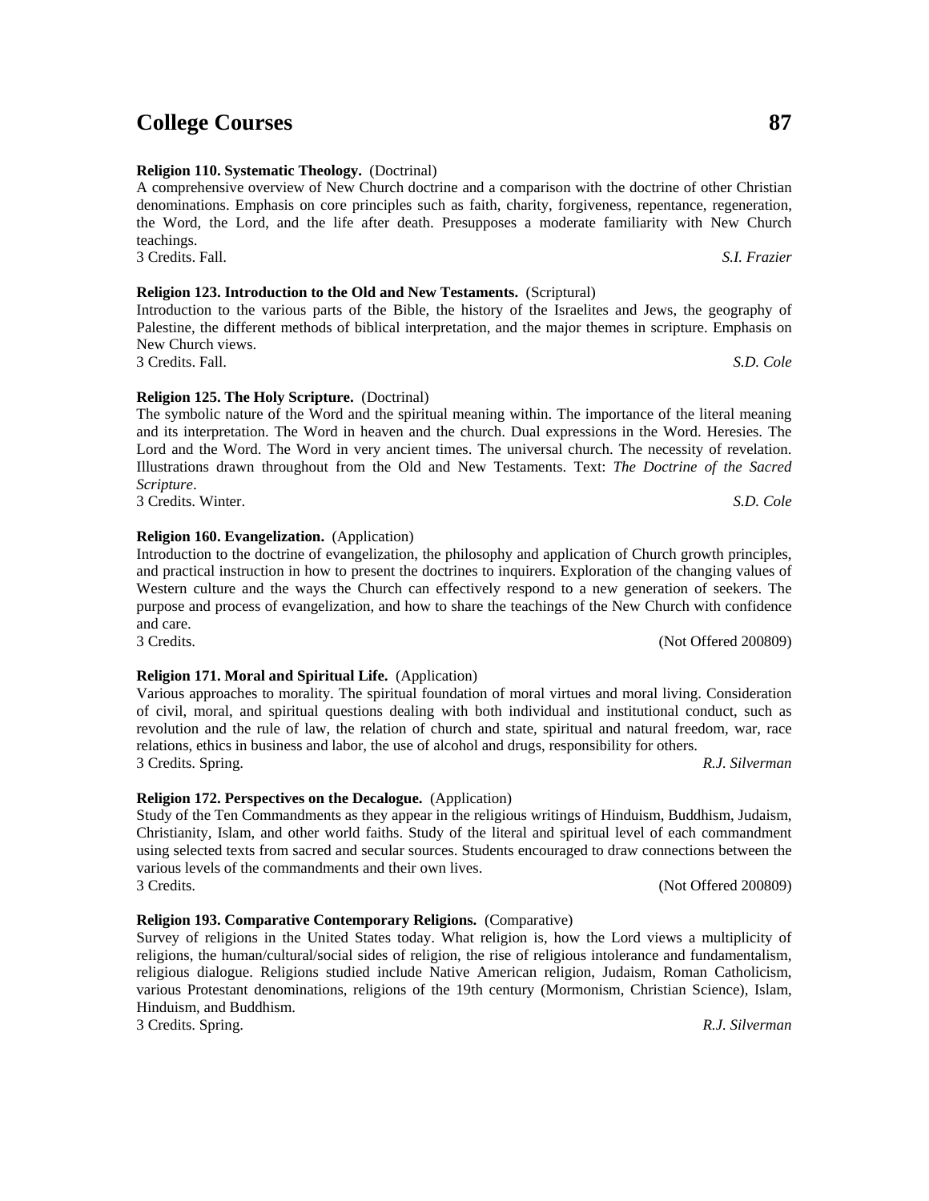**Religion 110. Systematic Theology.** (Doctrinal)
A comprehensive overview of New Church doctrine and a comparison with the doctrine of other Christian denominations. Emphasis on core principles such as faith, charity, forgiveness, repentance, regeneration, the Word, the Lord, and the life after death. Presupposes a moderate familiarity with New Church teachings.
3 Credits. Fall. *S.I. Frazier*

**Religion 123. Introduction to the Old and New Testaments.** (Scriptural)
Introduction to the various parts of the Bible, the history of the Israelites and Jews, the geography of Palestine, the different methods of biblical interpretation, and the major themes in scripture. Emphasis on New Church views.
3 Credits. Fall. *S.D. Cole*

**Religion 125. The Holy Scripture.** (Doctrinal)
The symbolic nature of the Word and the spiritual meaning within. The importance of the literal meaning and its interpretation. The Word in heaven and the church. Dual expressions in the Word. Heresies. The Lord and the Word. The Word in very ancient times. The universal church. The necessity of revelation. Illustrations drawn throughout from the Old and New Testaments. Text: *The Doctrine of the Sacred Scripture*.
3 Credits. Winter. *S.D. Cole*

**Religion 160. Evangelization.** (Application)
Introduction to the doctrine of evangelization, the philosophy and application of Church growth principles, and practical instruction in how to present the doctrines to inquirers. Exploration of the changing values of Western culture and the ways the Church can effectively respond to a new generation of seekers. The purpose and process of evangelization, and how to share the teachings of the New Church with confidence and care.
3 Credits. (Not Offered 200809)

**Religion 171. Moral and Spiritual Life.** (Application)
Various approaches to morality. The spiritual foundation of moral virtues and moral living. Consideration of civil, moral, and spiritual questions dealing with both individual and institutional conduct, such as revolution and the rule of law, the relation of church and state, spiritual and natural freedom, war, race relations, ethics in business and labor, the use of alcohol and drugs, responsibility for others.
3 Credits. Spring. *R.J. Silverman*

**Religion 172. Perspectives on the Decalogue.** (Application)
Study of the Ten Commandments as they appear in the religious writings of Hinduism, Buddhism, Judaism, Christianity, Islam, and other world faiths. Study of the literal and spiritual level of each commandment using selected texts from sacred and secular sources. Students encouraged to draw connections between the various levels of the commandments and their own lives.
3 Credits. (Not Offered 200809)

**Religion 193. Comparative Contemporary Religions.** (Comparative)
Survey of religions in the United States today. What religion is, how the Lord views a multiplicity of religions, the human/cultural/social sides of religion, the rise of religious intolerance and fundamentalism, religious dialogue. Religions studied include Native American religion, Judaism, Roman Catholicism, various Protestant denominations, religions of the 19th century (Mormonism, Christian Science), Islam, Hinduism, and Buddhism.
3 Credits. Spring. *R.J. Silverman*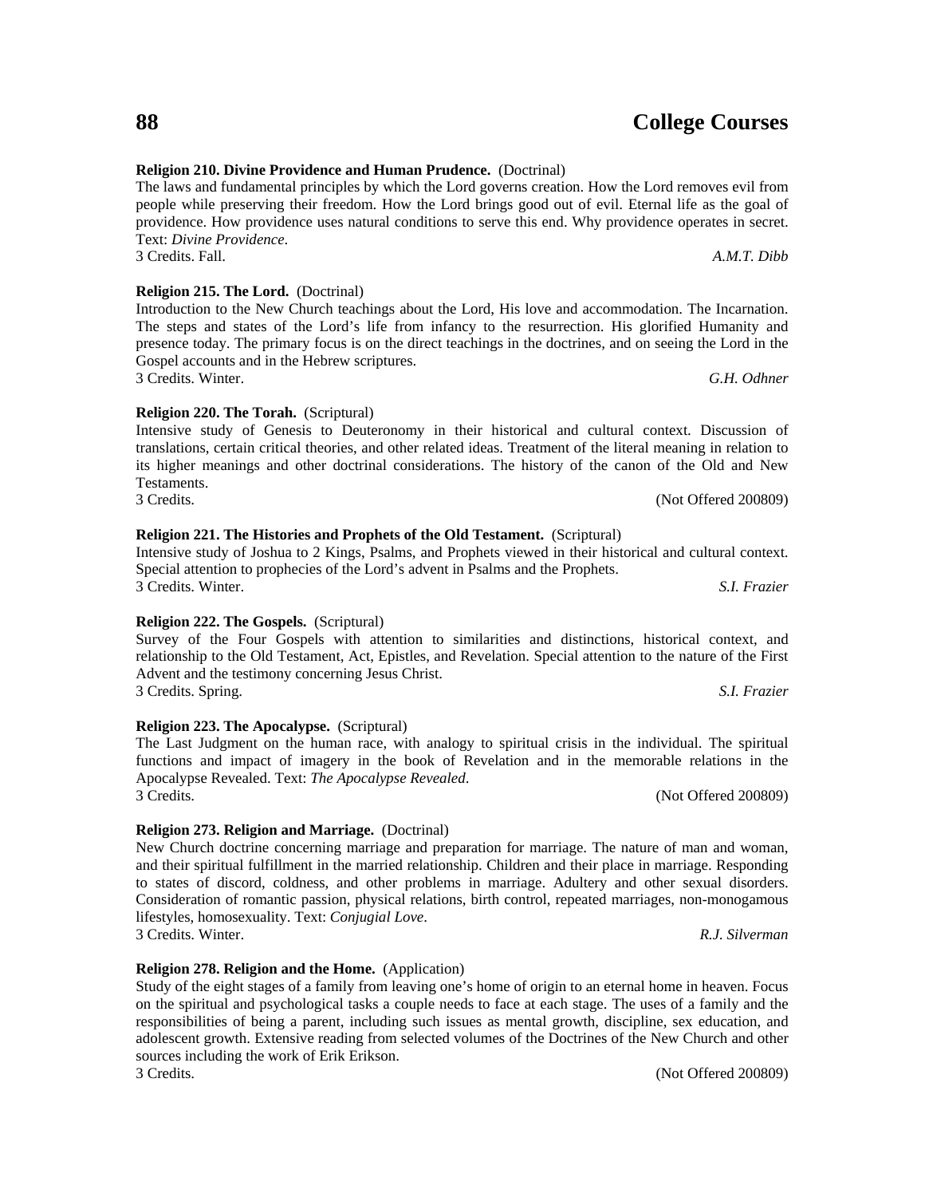**Religion 210. Divine Providence and Human Prudence.** (Doctrinal)
The laws and fundamental principles by which the Lord governs creation. How the Lord removes evil from people while preserving their freedom. How the Lord brings good out of evil. Eternal life as the goal of providence. How providence uses natural conditions to serve this end. Why providence operates in secret. Text: *Divine Providence*.
3 Credits. Fall. *A.M.T. Dibb*

**Religion 215. The Lord.** (Doctrinal)
Introduction to the New Church teachings about the Lord, His love and accommodation. The Incarnation. The steps and states of the Lord's life from infancy to the resurrection. His glorified Humanity and presence today. The primary focus is on the direct teachings in the doctrines, and on seeing the Lord in the Gospel accounts and in the Hebrew scriptures.
3 Credits. Winter. *G.H. Odhner*

**Religion 220. The Torah.** (Scriptural)
Intensive study of Genesis to Deuteronomy in their historical and cultural context. Discussion of translations, certain critical theories, and other related ideas. Treatment of the literal meaning in relation to its higher meanings and other doctrinal considerations. The history of the canon of the Old and New Testaments.
3 Credits. (Not Offered 200809)

**Religion 221. The Histories and Prophets of the Old Testament.** (Scriptural)
Intensive study of Joshua to 2 Kings, Psalms, and Prophets viewed in their historical and cultural context. Special attention to prophecies of the Lord's advent in Psalms and the Prophets.
3 Credits. Winter. *S.I. Frazier*

**Religion 222. The Gospels.** (Scriptural)
Survey of the Four Gospels with attention to similarities and distinctions, historical context, and relationship to the Old Testament, Act, Epistles, and Revelation. Special attention to the nature of the First Advent and the testimony concerning Jesus Christ.
3 Credits. Spring. *S.I. Frazier*

**Religion 223. The Apocalypse.** (Scriptural)
The Last Judgment on the human race, with analogy to spiritual crisis in the individual. The spiritual functions and impact of imagery in the book of Revelation and in the memorable relations in the Apocalypse Revealed. Text: *The Apocalypse Revealed*.
3 Credits. (Not Offered 200809)

**Religion 273. Religion and Marriage.** (Doctrinal)
New Church doctrine concerning marriage and preparation for marriage. The nature of man and woman, and their spiritual fulfillment in the married relationship. Children and their place in marriage. Responding to states of discord, coldness, and other problems in marriage. Adultery and other sexual disorders. Consideration of romantic passion, physical relations, birth control, repeated marriages, non-monogamous lifestyles, homosexuality. Text: *Conjugial Love*.
3 Credits. Winter. *R.J. Silverman*

**Religion 278. Religion and the Home.** (Application)
Study of the eight stages of a family from leaving one's home of origin to an eternal home in heaven. Focus on the spiritual and psychological tasks a couple needs to face at each stage. The uses of a family and the responsibilities of being a parent, including such issues as mental growth, discipline, sex education, and adolescent growth. Extensive reading from selected volumes of the Doctrines of the New Church and other sources including the work of Erik Erikson.
3 Credits. (Not Offered 200809)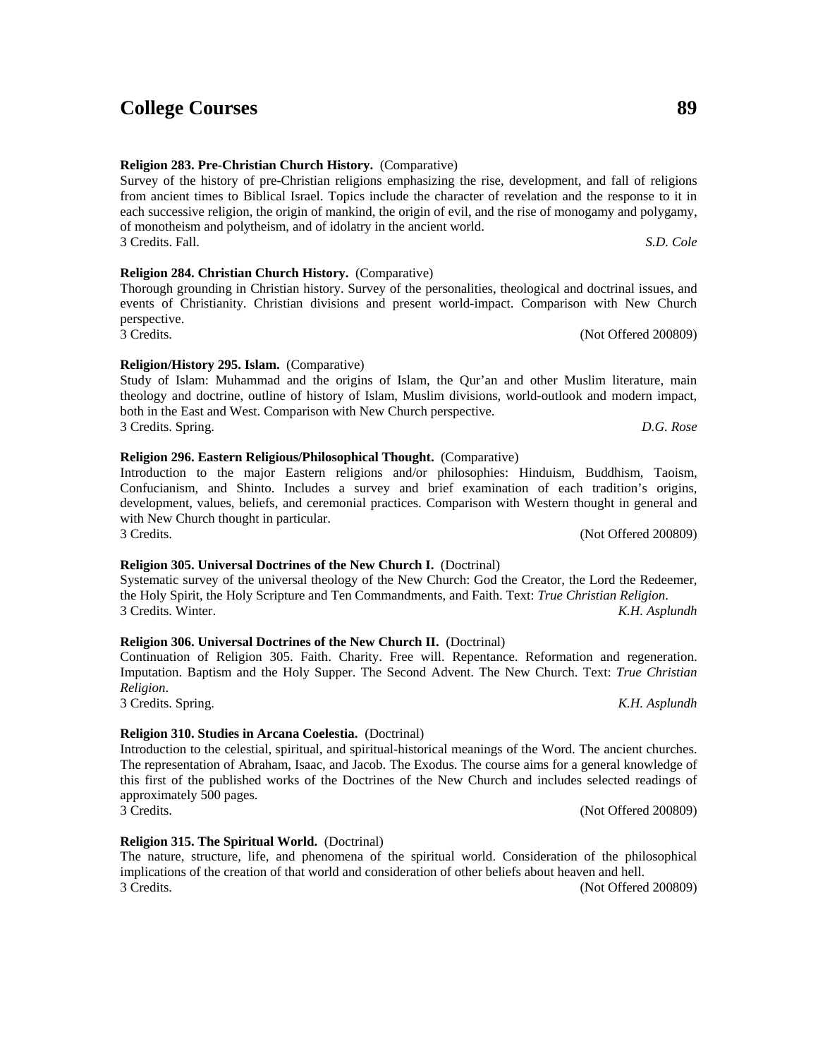**Religion 283. Pre-Christian Church History.** (Comparative)
Survey of the history of pre-Christian religions emphasizing the rise, development, and fall of religions from ancient times to Biblical Israel. Topics include the character of revelation and the response to it in each successive religion, the origin of mankind, the origin of evil, and the rise of monogamy and polygamy, of monotheism and polytheism, and of idolatry in the ancient world.
3 Credits. Fall. *S.D. Cole*

**Religion 284. Christian Church History.** (Comparative)
Thorough grounding in Christian history. Survey of the personalities, theological and doctrinal issues, and events of Christianity. Christian divisions and present world-impact. Comparison with New Church perspective.
3 Credits. (Not Offered 200809)

**Religion/History 295. Islam.** (Comparative)
Study of Islam: Muhammad and the origins of Islam, the Qur'an and other Muslim literature, main theology and doctrine, outline of history of Islam, Muslim divisions, world-outlook and modern impact, both in the East and West. Comparison with New Church perspective.
3 Credits. Spring. *D.G. Rose*

**Religion 296. Eastern Religious/Philosophical Thought.** (Comparative)
Introduction to the major Eastern religions and/or philosophies: Hinduism, Buddhism, Taoism, Confucianism, and Shinto. Includes a survey and brief examination of each tradition's origins, development, values, beliefs, and ceremonial practices. Comparison with Western thought in general and with New Church thought in particular.
3 Credits. (Not Offered 200809)

**Religion 305. Universal Doctrines of the New Church I.** (Doctrinal)
Systematic survey of the universal theology of the New Church: God the Creator, the Lord the Redeemer, the Holy Spirit, the Holy Scripture and Ten Commandments, and Faith. Text: *True Christian Religion*.
3 Credits. Winter. *K.H. Asplundh*

**Religion 306. Universal Doctrines of the New Church II.** (Doctrinal)
Continuation of Religion 305. Faith. Charity. Free will. Repentance. Reformation and regeneration. Imputation. Baptism and the Holy Supper. The Second Advent. The New Church. Text: *True Christian Religion*.
3 Credits. Spring. *K.H. Asplundh*

**Religion 310. Studies in Arcana Coelestia.** (Doctrinal)
Introduction to the celestial, spiritual, and spiritual-historical meanings of the Word. The ancient churches. The representation of Abraham, Isaac, and Jacob. The Exodus. The course aims for a general knowledge of this first of the published works of the Doctrines of the New Church and includes selected readings of approximately 500 pages.
3 Credits. (Not Offered 200809)

**Religion 315. The Spiritual World.** (Doctrinal)
The nature, structure, life, and phenomena of the spiritual world. Consideration of the philosophical implications of the creation of that world and consideration of other beliefs about heaven and hell.
3 Credits. (Not Offered 200809)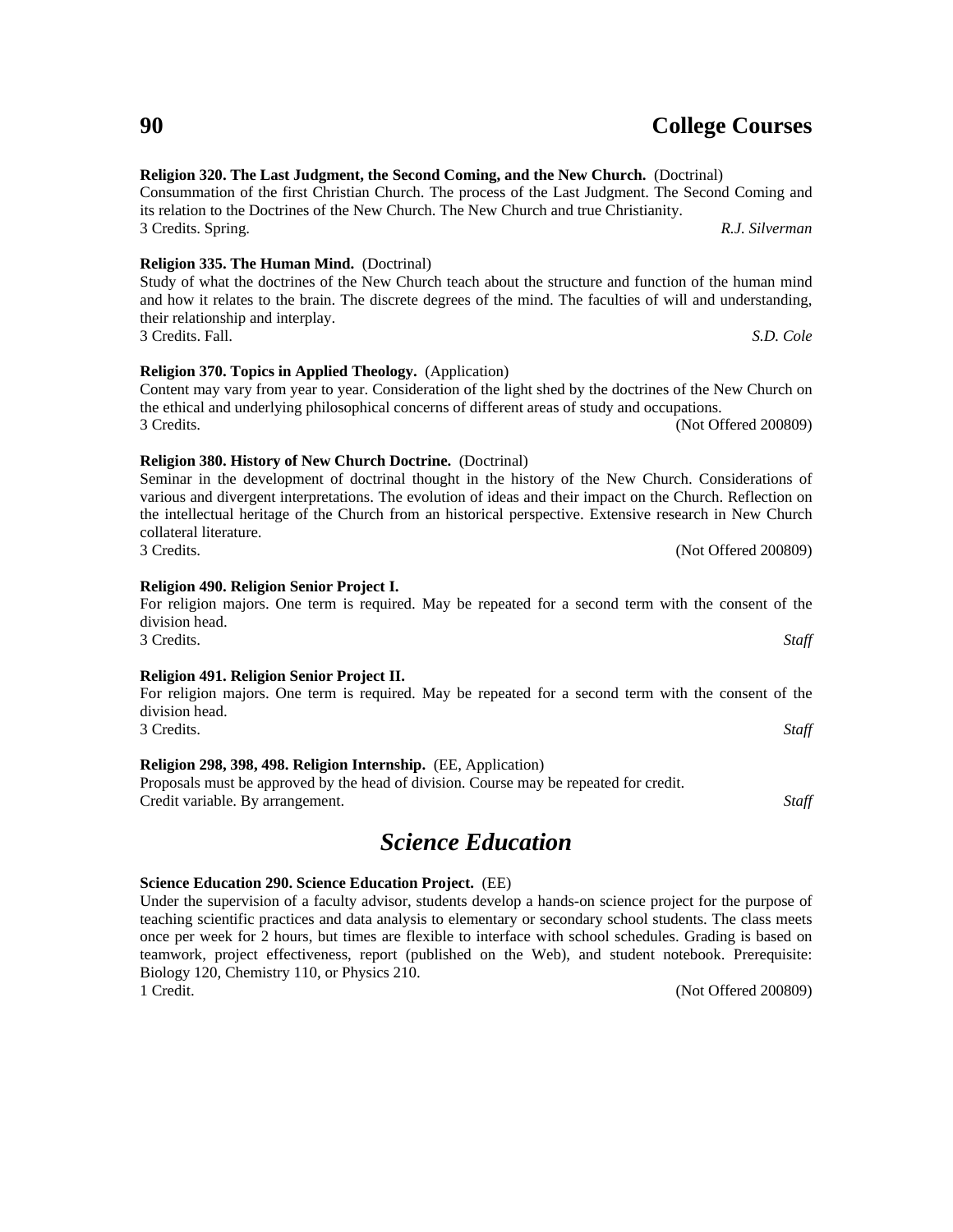**Religion 320. The Last Judgment, the Second Coming, and the New Church.** (Doctrinal)
Consummation of the first Christian Church. The process of the Last Judgment. The Second Coming and its relation to the Doctrines of the New Church. The New Church and true Christianity.
3 Credits. Spring. *R.J. Silverman*

**Religion 335. The Human Mind.** (Doctrinal)
Study of what the doctrines of the New Church teach about the structure and function of the human mind and how it relates to the brain. The discrete degrees of the mind. The faculties of will and understanding, their relationship and interplay.
3 Credits. Fall. *S.D. Cole*

**Religion 370. Topics in Applied Theology.** (Application)
Content may vary from year to year. Consideration of the light shed by the doctrines of the New Church on the ethical and underlying philosophical concerns of different areas of study and occupations.
3 Credits. (Not Offered 200809)

**Religion 380. History of New Church Doctrine.** (Doctrinal)
Seminar in the development of doctrinal thought in the history of the New Church. Considerations of various and divergent interpretations. The evolution of ideas and their impact on the Church. Reflection on the intellectual heritage of the Church from an historical perspective. Extensive research in New Church collateral literature.
3 Credits. (Not Offered 200809)

**Religion 490. Religion Senior Project I.**
For religion majors. One term is required. May be repeated for a second term with the consent of the division head.
3 Credits. *Staff*

**Religion 491. Religion Senior Project II.**
For religion majors. One term is required. May be repeated for a second term with the consent of the division head.
3 Credits. *Staff*

**Religion 298, 398, 498. Religion Internship.** (EE, Application)
Proposals must be approved by the head of division. Course may be repeated for credit.
Credit variable. By arrangement. *Staff*

## *Science Education*

**Science Education 290. Science Education Project.** (EE)
Under the supervision of a faculty advisor, students develop a hands-on science project for the purpose of teaching scientific practices and data analysis to elementary or secondary school students. The class meets once per week for 2 hours, but times are flexible to interface with school schedules. Grading is based on teamwork, project effectiveness, report (published on the Web), and student notebook. Prerequisite: Biology 120, Chemistry 110, or Physics 210.
1 Credit. (Not Offered 200809)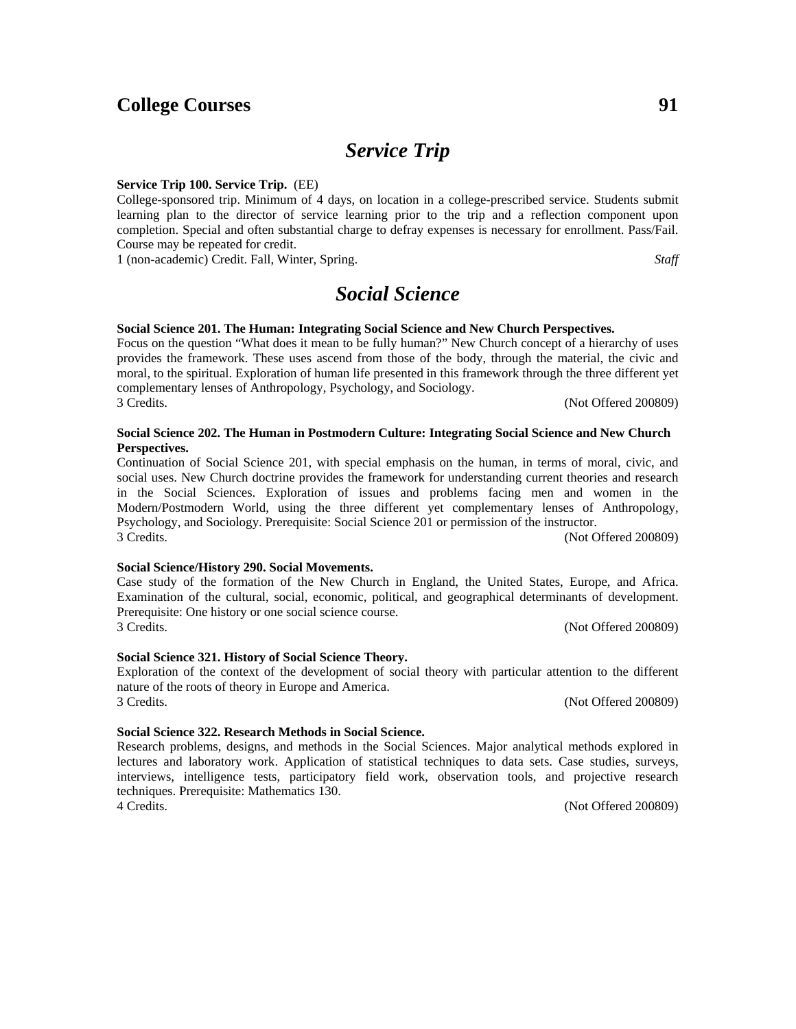## Service Trip

**Service Trip 100. Service Trip.** (EE)
College-sponsored trip. Minimum of 4 days, on location in a college-prescribed service. Students submit learning plan to the director of service learning prior to the trip and a reflection component upon completion. Special and often substantial charge to defray expenses is necessary for enrollment. Pass/Fail. Course may be repeated for credit.
1 (non-academic) Credit. Fall, Winter, Spring. *Staff*

## Social Science

**Social Science 201. The Human: Integrating Social Science and New Church Perspectives.**
Focus on the question "What does it mean to be fully human?" New Church concept of a hierarchy of uses provides the framework. These uses ascend from those of the body, through the material, the civic and moral, to the spiritual. Exploration of human life presented in this framework through the three different yet complementary lenses of Anthropology, Psychology, and Sociology.
3 Credits. (Not Offered 200809)

**Social Science 202. The Human in Postmodern Culture: Integrating Social Science and New Church Perspectives.**
Continuation of Social Science 201, with special emphasis on the human, in terms of moral, civic, and social uses. New Church doctrine provides the framework for understanding current theories and research in the Social Sciences. Exploration of issues and problems facing men and women in the Modern/Postmodern World, using the three different yet complementary lenses of Anthropology, Psychology, and Sociology. Prerequisite: Social Science 201 or permission of the instructor.
3 Credits. (Not Offered 200809)

**Social Science/History 290. Social Movements.**
Case study of the formation of the New Church in England, the United States, Europe, and Africa. Examination of the cultural, social, economic, political, and geographical determinants of development. Prerequisite: One history or one social science course.
3 Credits. (Not Offered 200809)

**Social Science 321. History of Social Science Theory.**
Exploration of the context of the development of social theory with particular attention to the different nature of the roots of theory in Europe and America.
3 Credits. (Not Offered 200809)

**Social Science 322. Research Methods in Social Science.**
Research problems, designs, and methods in the Social Sciences. Major analytical methods explored in lectures and laboratory work. Application of statistical techniques to data sets. Case studies, surveys, interviews, intelligence tests, participatory field work, observation tools, and projective research techniques. Prerequisite: Mathematics 130.
4 Credits. (Not Offered 200809)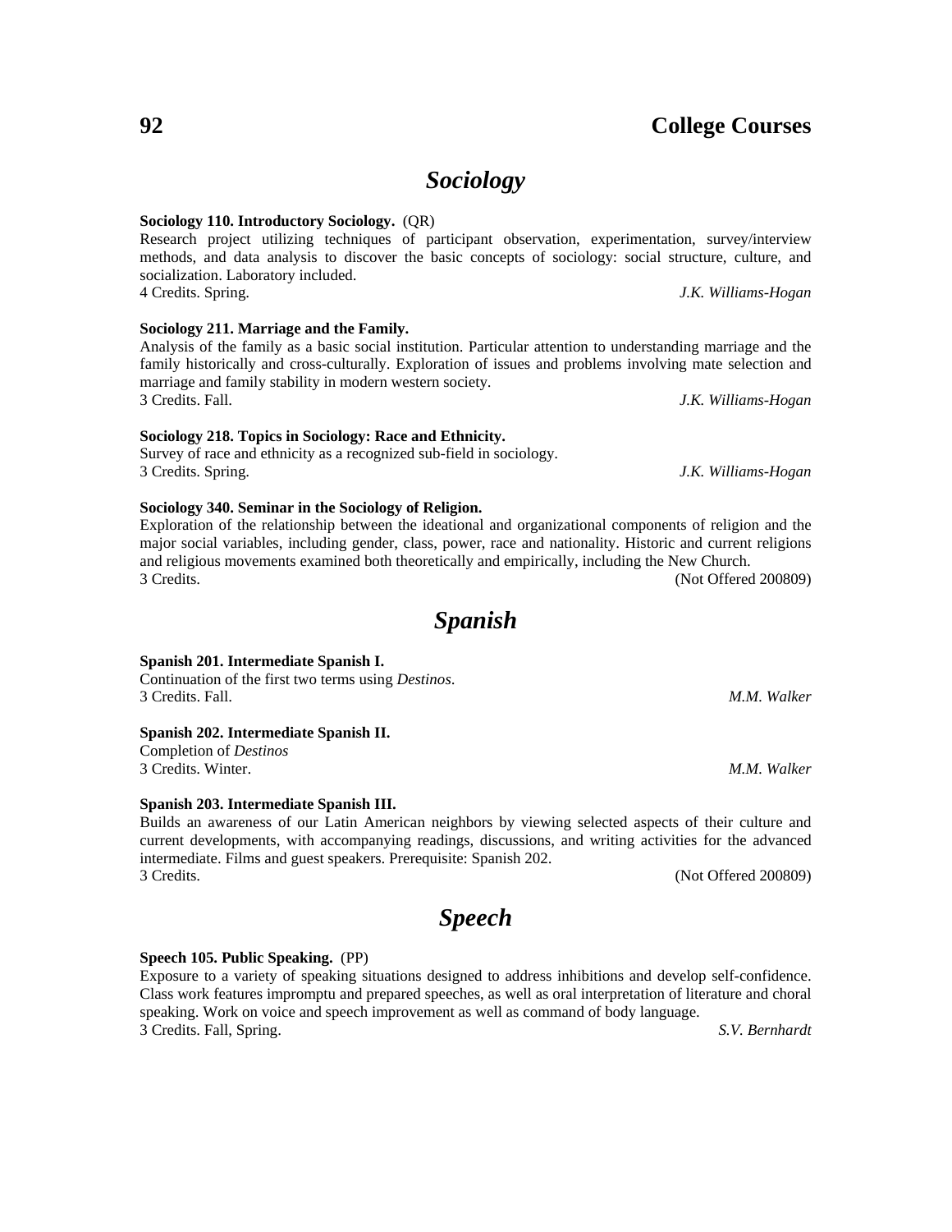## Sociology

**Sociology 110. Introductory Sociology.** (QR)
Research project utilizing techniques of participant observation, experimentation, survey/interview methods, and data analysis to discover the basic concepts of sociology: social structure, culture, and socialization. Laboratory included.
4 Credits. Spring. *J.K. Williams-Hogan*

**Sociology 211. Marriage and the Family.**
Analysis of the family as a basic social institution. Particular attention to understanding marriage and the family historically and cross-culturally. Exploration of issues and problems involving mate selection and marriage and family stability in modern western society.
3 Credits. Fall. *J.K. Williams-Hogan*

**Sociology 218. Topics in Sociology: Race and Ethnicity.**
Survey of race and ethnicity as a recognized sub-field in sociology.
3 Credits. Spring. *J.K. Williams-Hogan*

**Sociology 340. Seminar in the Sociology of Religion.**
Exploration of the relationship between the ideational and organizational components of religion and the major social variables, including gender, class, power, race and nationality. Historic and current religions and religious movements examined both theoretically and empirically, including the New Church.
3 Credits. (Not Offered 200809)

## Spanish

**Spanish 201. Intermediate Spanish I.**
Continuation of the first two terms using *Destinos*.
3 Credits. Fall. *M.M. Walker*

**Spanish 202. Intermediate Spanish II.**
Completion of *Destinos*
3 Credits. Winter. *M.M. Walker*

**Spanish 203. Intermediate Spanish III.**
Builds an awareness of our Latin American neighbors by viewing selected aspects of their culture and current developments, with accompanying readings, discussions, and writing activities for the advanced intermediate. Films and guest speakers. Prerequisite: Spanish 202.
3 Credits. (Not Offered 200809)

## Speech

**Speech 105. Public Speaking.** (PP)
Exposure to a variety of speaking situations designed to address inhibitions and develop self-confidence. Class work features impromptu and prepared speeches, as well as oral interpretation of literature and choral speaking. Work on voice and speech improvement as well as command of body language.
3 Credits. Fall, Spring. *S.V. Bernhardt*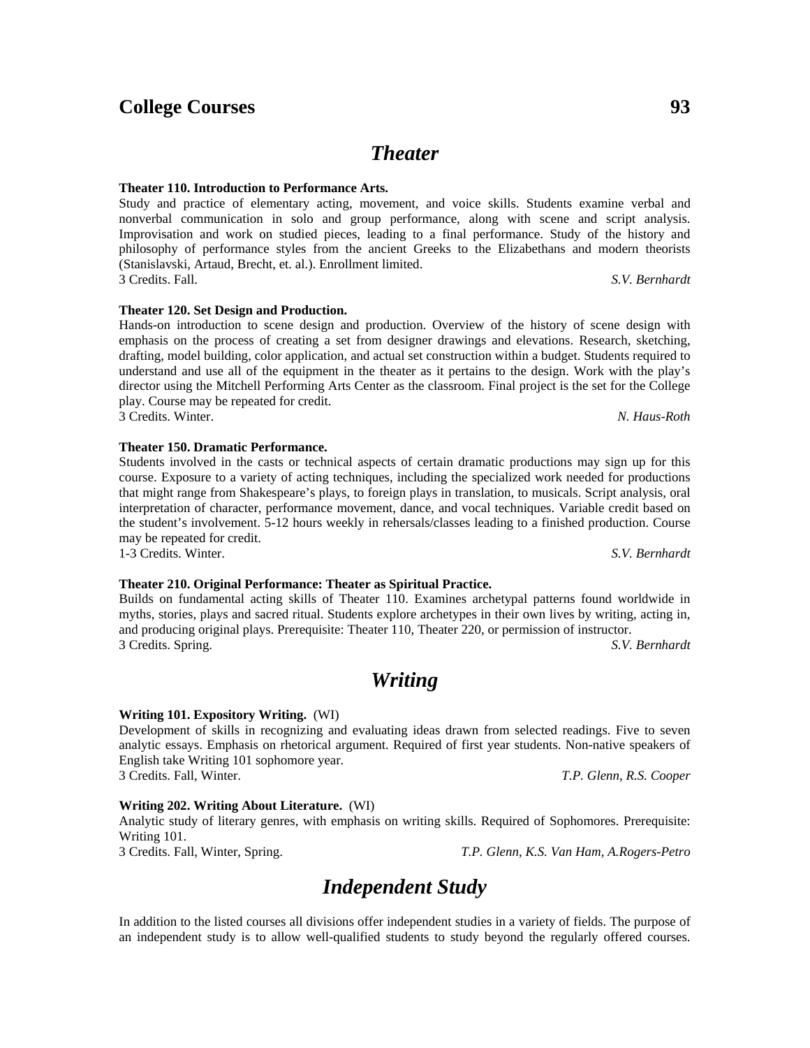## Theater

**Theater 110. Introduction to Performance Arts.**
Study and practice of elementary acting, movement, and voice skills. Students examine verbal and nonverbal communication in solo and group performance, along with scene and script analysis. Improvisation and work on studied pieces, leading to a final performance. Study of the history and philosophy of performance styles from the ancient Greeks to the Elizabethans and modern theorists (Stanislavski, Artaud, Brecht, et. al.). Enrollment limited.
3 Credits. Fall. *S.V. Bernhardt*

**Theater 120. Set Design and Production.**
Hands-on introduction to scene design and production. Overview of the history of scene design with emphasis on the process of creating a set from designer drawings and elevations. Research, sketching, drafting, model building, color application, and actual set construction within a budget. Students required to understand and use all of the equipment in the theater as it pertains to the design. Work with the play's director using the Mitchell Performing Arts Center as the classroom. Final project is the set for the College play. Course may be repeated for credit.
3 Credits. Winter. *N. Haus-Roth*

**Theater 150. Dramatic Performance.**
Students involved in the casts or technical aspects of certain dramatic productions may sign up for this course. Exposure to a variety of acting techniques, including the specialized work needed for productions that might range from Shakespeare's plays, to foreign plays in translation, to musicals. Script analysis, oral interpretation of character, performance movement, dance, and vocal techniques. Variable credit based on the student's involvement. 5-12 hours weekly in rehearsals/classes leading to a finished production. Course may be repeated for credit.
1-3 Credits. Winter. *S.V. Bernhardt*

**Theater 210. Original Performance: Theater as Spiritual Practice.**
Builds on fundamental acting skills of Theater 110. Examines archetypal patterns found worldwide in myths, stories, plays and sacred ritual. Students explore archetypes in their own lives by writing, acting in, and producing original plays. Prerequisite: Theater 110, Theater 220, or permission of instructor.
3 Credits. Spring. *S.V. Bernhardt*

## Writing

**Writing 101. Expository Writing.** (WI)
Development of skills in recognizing and evaluating ideas drawn from selected readings. Five to seven analytic essays. Emphasis on rhetorical argument. Required of first year students. Non-native speakers of English take Writing 101 sophomore year.
3 Credits. Fall, Winter. *T.P. Glenn, R.S. Cooper*

**Writing 202. Writing About Literature.** (WI)
Analytic study of literary genres, with emphasis on writing skills. Required of Sophomores. Prerequisite: Writing 101.
3 Credits. Fall, Winter, Spring. *T.P. Glenn, K.S. Van Ham, A.Rogers-Petro*

## Independent Study

In addition to the listed courses all divisions offer independent studies in a variety of fields. The purpose of an independent study is to allow well-qualified students to study beyond the regularly offered courses.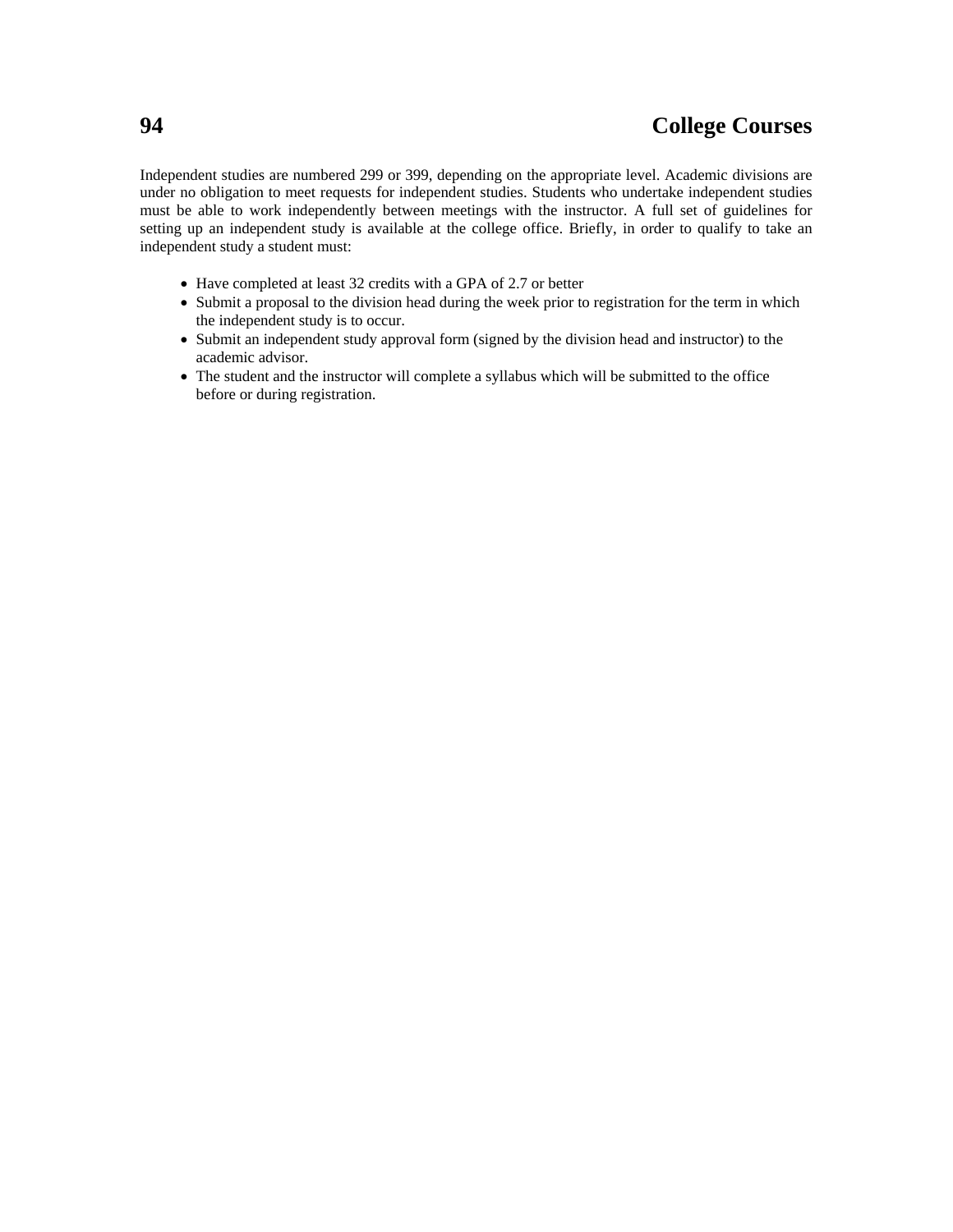Independent studies are numbered 299 or 399, depending on the appropriate level. Academic divisions are under no obligation to meet requests for independent studies. Students who undertake independent studies must be able to work independently between meetings with the instructor. A full set of guidelines for setting up an independent study is available at the college office. Briefly, in order to qualify to take an independent study a student must:

- Have completed at least 32 credits with a GPA of 2.7 or better
- Submit a proposal to the division head during the week prior to registration for the term in which the independent study is to occur.
- Submit an independent study approval form (signed by the division head and instructor) to the academic advisor.
- The student and the instructor will complete a syllabus which will be submitted to the office before or during registration.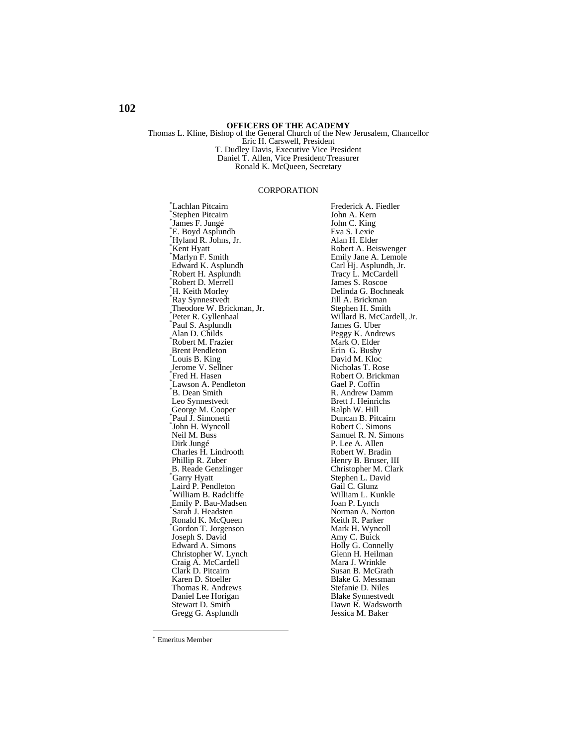## OFFICERS OF THE ACADEMY

Thomas L. Kline, Bishop of the General Church of the New Jerusalem, Chancellor
Eric H. Carswell, President
T. Dudley Davis, Executive Vice President
Daniel T. Allen, Vice President/Treasurer
Ronald K. McQueen, Secretary

### CORPORATION

*Lachlan Pitcairn
*Stephen Pitcairn
*James F. Jungé
*E. Boyd Asplundh
*Hyland R. Johns, Jr.
*Kent Hyatt
*Marlyn F. Smith
Edward K. Asplundh
*Robert H. Asplundh
*Robert D. Merrell
*H. Keith Morley
*Ray Synnestvedt
Theodore W. Brickman, Jr.
*Peter R. Gyllenhaal
*Paul S. Asplundh
Alan D. Childs
*Robert M. Frazier
Brent Pendleton
*Louis B. King
Jerome V. Sellner
*Fred H. Hasen
*Lawson A. Pendleton
*B. Dean Smith
Leo Synnestvedt
George M. Cooper
*Paul J. Simonetti
*John H. Wyncoll
Neil M. Buss
Dirk Jungé
Charles H. Lindrooth
Phillip R. Zuber
B. Reade Genzlinger
*Garry Hyatt
Laird P. Pendleton
*William B. Radcliffe
Emily P. Bau-Madsen
*Sarah J. Headsten
Ronald K. McQueen
*Gordon T. Jorgenson
Joseph S. David
Edward A. Simons
Christopher W. Lynch
Craig A. McCardell
Clark D. Pitcairn
Karen D. Stoeller
Thomas R. Andrews
Daniel Lee Horigan
Stewart D. Smith
Gregg G. Asplundh
Frederick A. Fiedler
John A. Kern
John C. King
Eva S. Lexie
Alan H. Elder
Robert A. Beiswenger
Emily Jane A. Lemole
Carl Hj. Asplundh, Jr.
Tracy L. McCardell
James S. Roscoe
Delinda G. Bochneak
Jill A. Brickman
Stephen H. Smith
Willard B. McCardell, Jr.
James G. Uber
Peggy K. Andrews
Mark O. Elder
Erin G. Busby
David M. Kloc
Nicholas T. Rose
Robert O. Brickman
Gael P. Coffin
R. Andrew Damm
Brett J. Heinrichs
Ralph W. Hill
Duncan B. Pitcairn
Robert C. Simons
Samuel R. N. Simons
P. Lee A. Allen
Robert W. Bradin
Henry B. Bruser, III
Christopher M. Clark
Stephen L. David
Gail C. Glunz
William L. Kunkle
Joan P. Lynch
Norman A. Norton
Keith R. Parker
Mark H. Wyncoll
Amy C. Buick
Holly G. Connelly
Glenn H. Heilman
Mara J. Wrinkle
Susan B. McGrath
Blake G. Messman
Stefanie D. Niles
Blake Synnestvedt
Dawn R. Wadsworth
Jessica M. Baker

---

* Emeritus Member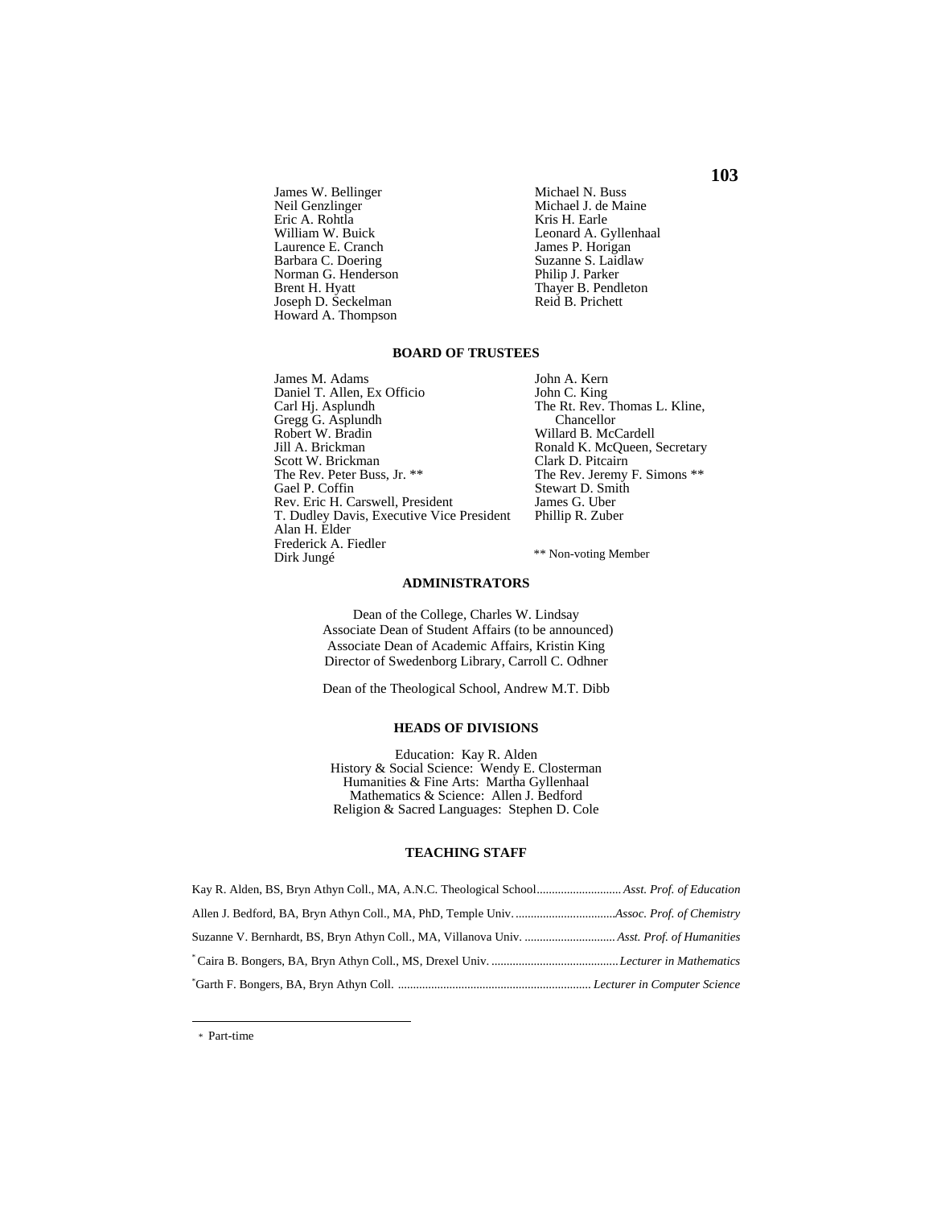James W. Bellinger
Neil Genzlinger
Eric A. Rohtla
William W. Buick
Laurence E. Cranch
Barbara C. Doering
Norman G. Henderson
Brent H. Hyatt
Joseph D. Seckelman
Howard A. Thompson

Michael N. Buss
Michael J. de Maine
Kris H. Earle
Leonard A. Gyllenhaal
James P. Horigan
Suzanne S. Laidlaw
Philip J. Parker
Thayer B. Pendleton
Reid B. Prichett

## BOARD OF TRUSTEES

James M. Adams
Daniel T. Allen, Ex Officio
Carl Hj. Asplundh
Gregg G. Asplundh
Robert W. Bradin
Jill A. Brickman
Scott W. Brickman
The Rev. Peter Buss, Jr. **
Gael P. Coffin
Rev. Eric H. Carswell, President
T. Dudley Davis, Executive Vice President
Alan H. Elder
Frederick A. Fiedler
Dirk Jungé

John A. Kern
John C. King
The Rt. Rev. Thomas L. Kline, Chancellor
Willard B. McCardell
Ronald K. McQueen, Secretary
Clark D. Pitcairn
The Rev. Jeremy F. Simons **
Stewart D. Smith
James G. Uber
Phillip R. Zuber

** Non-voting Member

## ADMINISTRATORS

Dean of the College, Charles W. Lindsay
Associate Dean of Student Affairs (to be announced)
Associate Dean of Academic Affairs, Kristin King
Director of Swedenborg Library, Carroll C. Odhner

Dean of the Theological School, Andrew M.T. Dibb

## HEADS OF DIVISIONS

Education: Kay R. Alden
History & Social Science: Wendy E. Closterman
Humanities & Fine Arts: Martha Gyllenhaal
Mathematics & Science: Allen J. Bedford
Religion & Sacred Languages: Stephen D. Cole

## TEACHING STAFF

Kay R. Alden, BS, Bryn Athyn Coll., MA, A.N.C. Theological School ........ *Asst. Prof. of Education*

Allen J. Bedford, BA, Bryn Athyn Coll., MA, PhD, Temple Univ. ........ *Assoc. Prof. of Chemistry*

Suzanne V. Bernhardt, BS, Bryn Athyn Coll., MA, Villanova Univ. ........ *Asst. Prof. of Humanities*

* Caira B. Bongers, BA, Bryn Athyn Coll., MS, Drexel Univ. ........ *Lecturer in Mathematics*

*Garth F. Bongers, BA, Bryn Athyn Coll. ........ *Lecturer in Computer Science*

* Part-time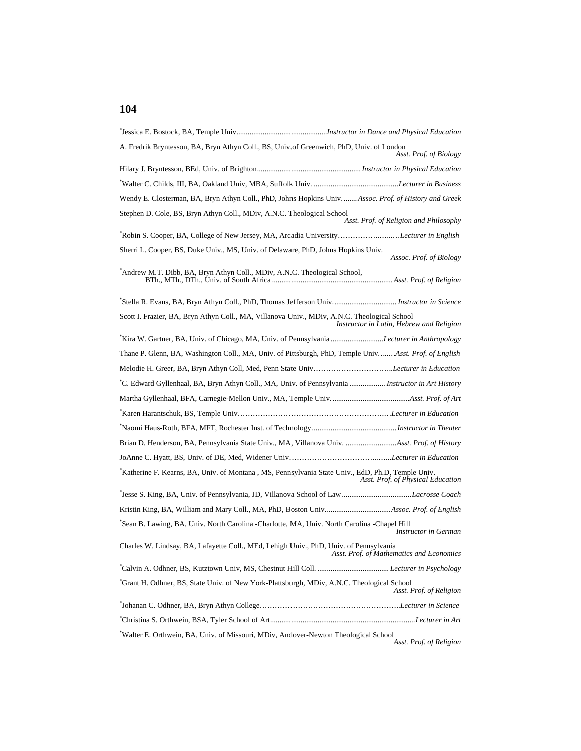*Jessica E. Bostock, BA, Temple Univ................................................*Instructor in Dance and Physical Education*

A. Fredrik Bryntesson, BA, Bryn Athyn Coll., BS, Univ.of Greenwich, PhD, Univ. of London
*Asst. Prof. of Biology*

Hilary J. Bryntesson, BEd, Univ. of Brighton......................................................*Instructor in Physical Education*

*Walter C. Childs, III, BA, Oakland Univ, MBA, Suffolk Univ. .............................................*Lecturer in Business*

Wendy E. Closterman, BA, Bryn Athyn Coll., PhD, Johns Hopkins Univ. .......*Assoc. Prof. of History and Greek*

Stephen D. Cole, BS, Bryn Athyn Coll., MDiv, A.N.C. Theological School
*Asst. Prof. of Religion and Philosophy*

*Robin S. Cooper, BA, College of New Jersey, MA, Arcadia University……………..…...…*Lecturer in English*

Sherri L. Cooper, BS, Duke Univ., MS, Univ. of Delaware, PhD, Johns Hopkins Univ.
*Assoc. Prof. of Biology*

*Andrew M.T. Dibb, BA, Bryn Athyn Coll., MDiv, A.N.C. Theological School,
BTh., MTh., DTh., Univ. of South Africa ...............................................................*Asst. Prof. of Religion*

*Stella R. Evans, BA, Bryn Athyn Coll., PhD, Thomas Jefferson Univ. ................................. *Instructor in Science*

Scott I. Frazier, BA, Bryn Athyn Coll., MA, Villanova Univ., MDiv, A.N.C. Theological School
*Instructor in Latin, Hebrew and Religion*

*Kira W. Gartner, BA, Univ. of Chicago, MA, Univ. of Pennsylvania ............................*Lecturer in Anthropology*

Thane P. Glenn, BA, Washington Coll., MA, Univ. of Pittsburgh, PhD, Temple Univ.…...…*Asst. Prof. of English*

Melodie H. Greer, BA, Bryn Athyn Coll, Med, Penn State Univ…………………………..*Lecturer in Education*

*C. Edward Gyllenhaal, BA, Bryn Athyn Coll., MA, Univ. of Pennsylvania .................. *Instructor in Art History*

Martha Gyllenhaal, BFA, Carnegie-Mellon Univ., MA, Temple Univ. .........................................*Asst. Prof. of Art*

*Karen Harantschuk, BS, Temple Univ………………………………………………….…*Lecturer in Education*

*Naomi Haus-Roth, BFA, MFT, Rochester Inst. of Technology............................................*Instructor in Theater*

Brian D. Henderson, BA, Pennsylvania State Univ., MA, Villanova Univ. ...........................*Asst. Prof. of History*

JoAnne C. Hyatt, BS, Univ. of DE, Med, Widener Univ……………………………...…...*Lecturer in Education*

*Katherine F. Kearns, BA, Univ. of Montana , MS, Pennsylvania State Univ., EdD, Ph.D, Temple Univ.
*Asst. Prof. of Physical Education*

*Jesse S. King, BA, Univ. of Pennsylvania, JD, Villanova School of Law....................................*Lacrosse Coach*

Kristin King, BA, William and Mary Coll., MA, PhD, Boston Univ...................................*Assoc. Prof. of English*

*Sean B. Lawing, BA, Univ. North Carolina -Charlotte, MA, Univ. North Carolina -Chapel Hill
*Instructor in German*

Charles W. Lindsay, BA, Lafayette Coll., MEd, Lehigh Univ., PhD, Univ. of Pennsylvania
*Asst. Prof. of Mathematics and Economics*

*Calvin A. Odhner, BS, Kutztown Univ, MS, Chestnut Hill Coll. ..................................... *Lecturer in Psychology*

*Grant H. Odhner, BS, State Univ. of New York-Plattsburgh, MDiv, A.N.C. Theological School
*Asst. Prof. of Religion*

*Johanan C. Odhner, BA, Bryn Athyn College………………………………………………..*Lecturer in Science*

*Christina S. Orthwein, BSA, Tyler School of Art............................................................................*Lecturer in Art*

*Walter E. Orthwein, BA, Univ. of Missouri, MDiv, Andover-Newton Theological School
*Asst. Prof. of Religion*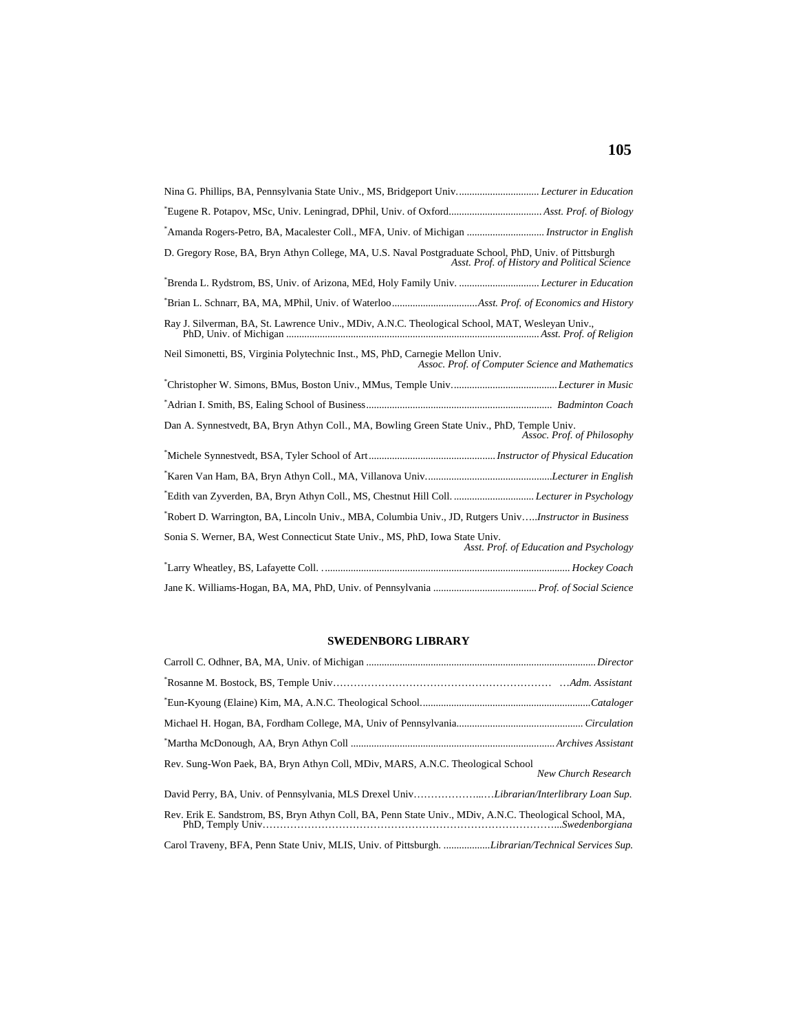Nina G. Phillips, BA, Pennsylvania State Univ., MS, Bridgeport Univ. ............................... *Lecturer in Education*

*Eugene R. Potapov, MSc, Univ. Leningrad, DPhil, Univ. of Oxford.................................... *Asst. Prof. of Biology*

*Amanda Rogers-Petro, BA, Macalester Coll., MFA, Univ. of Michigan ............................. *Instructor in English*

D. Gregory Rose, BA, Bryn Athyn College, MA, U.S. Naval Postgraduate School, PhD, Univ. of Pittsburgh *Asst. Prof. of History and Political Science*

*Brenda L. Rydstrom, BS, Univ. of Arizona, MEd, Holy Family Univ. ............................... *Lecturer in Education*

*Brian L. Schnarr, BA, MA, MPhil, Univ. of Waterloo.................................*Asst. Prof. of Economics and History*

Ray J. Silverman, BA, St. Lawrence Univ., MDiv, A.N.C. Theological School, MAT, Wesleyan Univ., PhD, Univ. of Michigan .................................................................................................. *Asst. Prof. of Religion*

Neil Simonetti, BS, Virginia Polytechnic Inst., MS, PhD, Carnegie Mellon Univ. *Assoc. Prof. of Computer Science and Mathematics*

*Christopher W. Simons, BMus, Boston Univ., MMus, Temple Univ......................................... *Lecturer in Music*

*Adrian I. Smith, BS, Ealing School of Business....................................................................... *Badminton Coach*

Dan A. Synnestvedt, BA, Bryn Athyn Coll., MA, Bowling Green State Univ., PhD, Temple Univ. *Assoc. Prof. of Philosophy*

*Michele Synnestvedt, BSA, Tyler School of Art................................................ *Instructor of Physical Education*

*Karen Van Ham, BA, Bryn Athyn Coll., MA, Villanova Univ.................................................*Lecturer in English*

*Edith van Zyverden, BA, Bryn Athyn Coll., MS, Chestnut Hill Coll. ............................... *Lecturer in Psychology*

*Robert D. Warrington, BA, Lincoln Univ., MBA, Columbia Univ., JD, Rutgers Univ…..*Instructor in Business*

Sonia S. Werner, BA, West Connecticut State Univ., MS, PhD, Iowa State Univ. *Asst. Prof. of Education and Psychology*

*Larry Wheatley, BS, Lafayette Coll. ................................................................................................ *Hockey Coach*

Jane K. Williams-Hogan, BA, MA, PhD, Univ. of Pennsylvania ........................................ *Prof. of Social Science*

## SWEDENBORG LIBRARY

Carroll C. Odhner, BA, MA, Univ. of Michigan ........................................................................................ *Director*

*Rosanne M. Bostock, BS, Temple Univ……………………………………………………… …*Adm. Assistant*

*Eun-Kyoung (Elaine) Kim, MA, A.N.C. Theological School.................................................................*Cataloger*

Michael H. Hogan, BA, Fordham College, MA, Univ of Pennsylvania................................................ *Circulation*

*Martha McDonough, AA, Bryn Athyn Coll ............................................................................... *Archives Assistant*

Rev. Sung-Won Paek, BA, Bryn Athyn Coll, MDiv, MARS, A.N.C. Theological School *New Church Research*

David Perry, BA, Univ. of Pennsylvania, MLS Drexel Univ………………..…*Librarian/Interlibrary Loan Sup.*

Rev. Erik E. Sandstrom, BS, Bryn Athyn Coll, BA, Penn State Univ., MDiv, A.N.C. Theological School, MA, PhD, Temply Univ…………………………………………………………………………..*Swedenborgiana*

Carol Traveny, BFA, Penn State Univ, MLIS, Univ. of Pittsburgh. ..................*Librarian/Technical Services Sup.*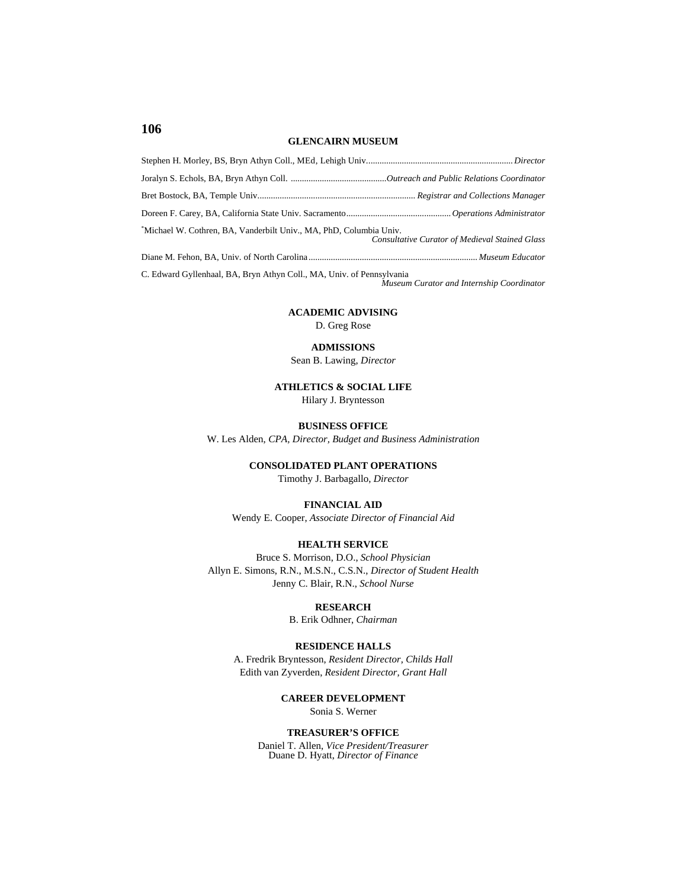## GLENCAIRN MUSEUM

Stephen H. Morley, BS, Bryn Athyn Coll., MEd, Lehigh Univ. ... *Director*

Joralyn S. Echols, BA, Bryn Athyn Coll. ... *Outreach and Public Relations Coordinator*

Bret Bostock, BA, Temple Univ. ... *Registrar and Collections Manager*

Doreen F. Carey, BA, California State Univ. Sacramento ... *Operations Administrator*

*Michael W. Cothren, BA, Vanderbilt Univ., MA, PhD, Columbia Univ. *Consultative Curator of Medieval Stained Glass*

Diane M. Fehon, BA, Univ. of North Carolina ... *Museum Educator*

C. Edward Gyllenhaal, BA, Bryn Athyn Coll., MA, Univ. of Pennsylvania *Museum Curator and Internship Coordinator*

## ACADEMIC ADVISING

D. Greg Rose

## ADMISSIONS

Sean B. Lawing, *Director*

## ATHLETICS & SOCIAL LIFE

Hilary J. Bryntesson

## BUSINESS OFFICE

W. Les Alden, *CPA, Director, Budget and Business Administration*

## CONSOLIDATED PLANT OPERATIONS

Timothy J. Barbagallo, *Director*

## FINANCIAL AID

Wendy E. Cooper, *Associate Director of Financial Aid*

## HEALTH SERVICE

Bruce S. Morrison, D.O., *School Physician*
Allyn E. Simons, R.N., M.S.N., C.S.N., *Director of Student Health*
Jenny C. Blair, R.N., *School Nurse*

## RESEARCH

B. Erik Odhner, *Chairman*

## RESIDENCE HALLS

A. Fredrik Bryntesson, *Resident Director, Childs Hall*
Edith van Zyverden, *Resident Director, Grant Hall*

## CAREER DEVELOPMENT

Sonia S. Werner

## TREASURER'S OFFICE

Daniel T. Allen, *Vice President/Treasurer*
Duane D. Hyatt, *Director of Finance*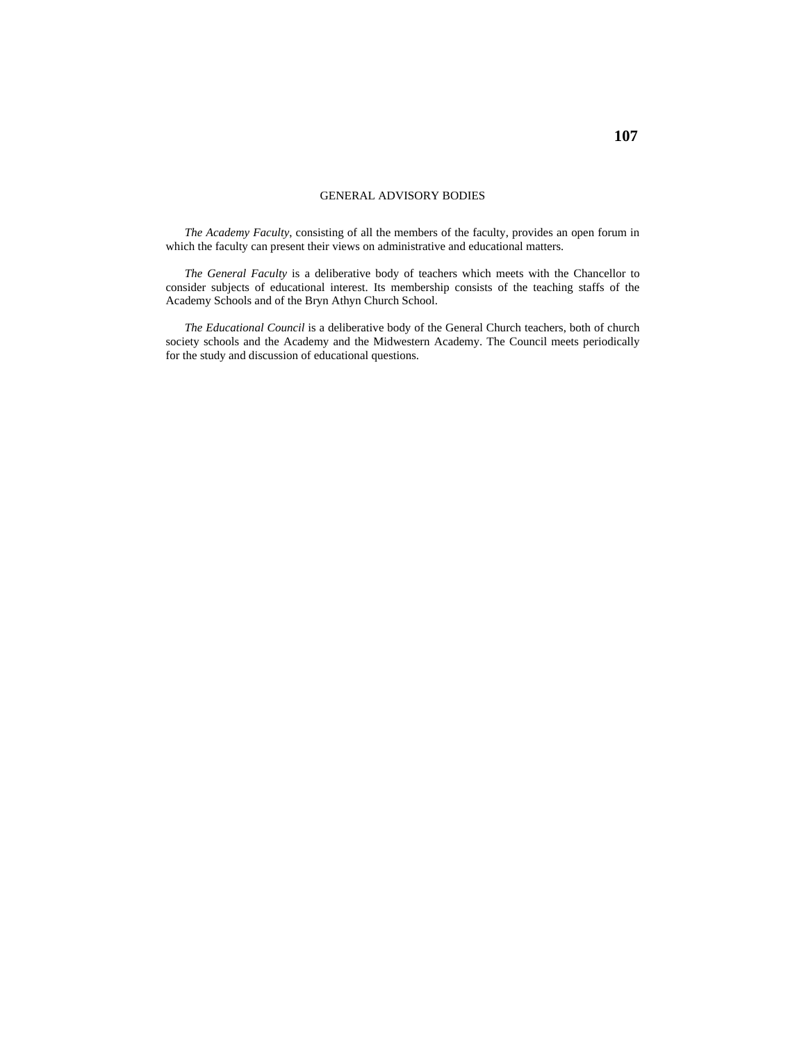## GENERAL ADVISORY BODIES

*The Academy Faculty*, consisting of all the members of the faculty, provides an open forum in which the faculty can present their views on administrative and educational matters.

*The General Faculty* is a deliberative body of teachers which meets with the Chancellor to consider subjects of educational interest. Its membership consists of the teaching staffs of the Academy Schools and of the Bryn Athyn Church School.

*The Educational Council* is a deliberative body of the General Church teachers, both of church society schools and the Academy and the Midwestern Academy. The Council meets periodically for the study and discussion of educational questions.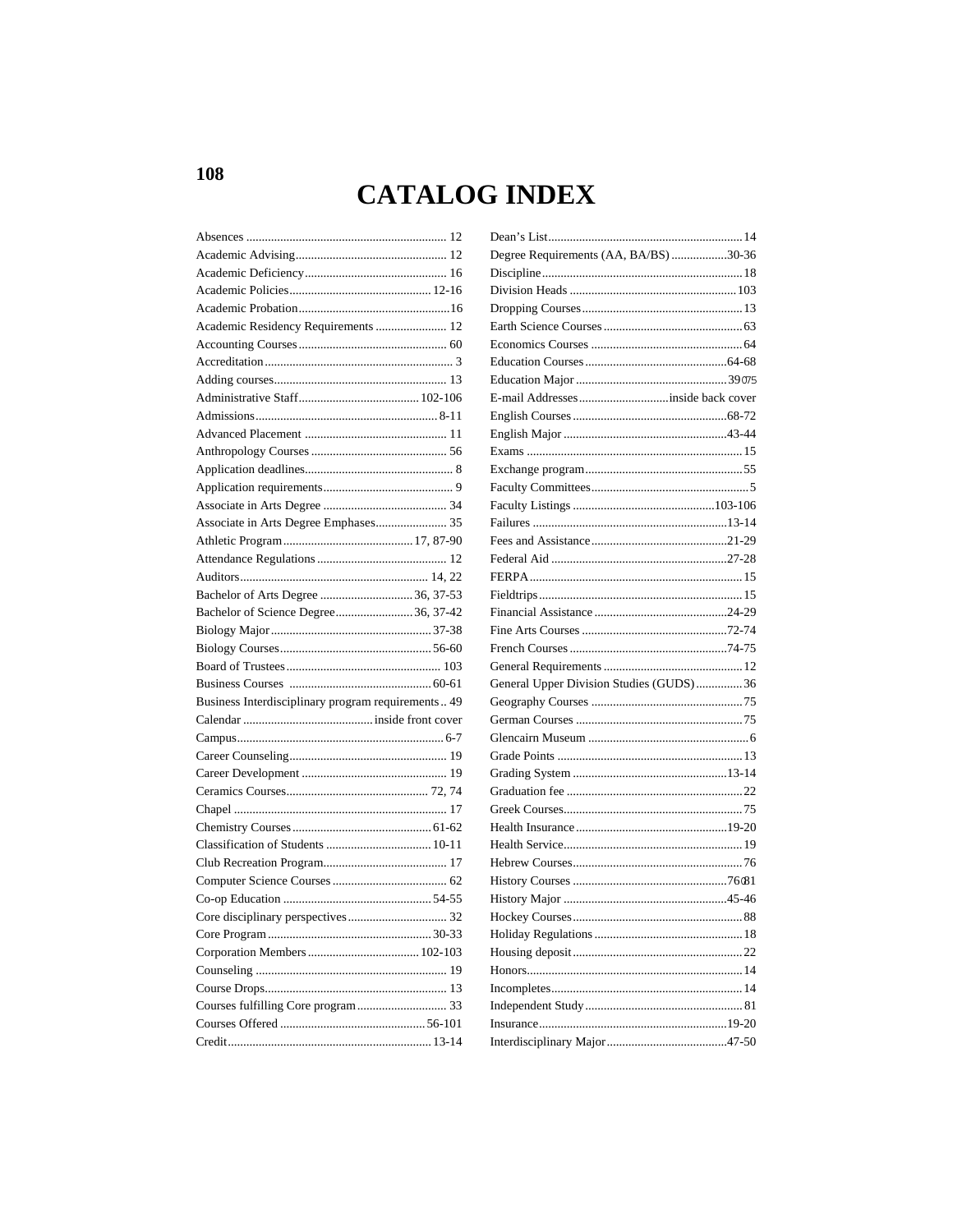# CATALOG INDEX

Absences ................................................................ 12
Academic Advising................................................ 12
Academic Deficiency............................................. 16
Academic Policies............................................. 12-16
Academic Probation................................................16
Academic Residency Requirements ....................... 12
Accounting Courses ................................................ 60
Accreditation............................................................ 3
Adding courses....................................................... 13
Administrative Staff....................................... 102-106
Admissions.......................................................... 8-11
Advanced Placement ............................................. 11
Anthropology Courses ........................................... 56
Application deadlines............................................... 8
Application requirements.......................................... 9
Associate in Arts Degree ........................................ 34
Associate in Arts Degree Emphases....................... 35
Athletic Program.......................................... 17, 87-90
Attendance Regulations .......................................... 12
Auditors............................................................ 14, 22
Bachelor of Arts Degree ............................. 36, 37-53
Bachelor of Science Degree......................... 36, 37-42
Biology Major.................................................... 37-38
Biology Courses................................................. 56-60
Board of Trustees ................................................. 103
Business Courses ............................................ 60-61
Business Interdisciplinary program requirements .. 49
Calendar ......................................... inside front cover
Campus.................................................................. 6-7
Career Counseling.................................................. 19
Career Development ............................................... 19
Ceramics Courses............................................. 72, 74
Chapel .................................................................... 17
Chemistry Courses ............................................ 61-62
Classification of Students .................................. 10-11
Club Recreation Program....................................... 17
Computer Science Courses .................................... 62
Co-op Education ............................................... 54-55
Core disciplinary perspectives................................ 32
Core Program .................................................... 30-33
Corporation Members .................................... 102-103
Counseling ............................................................. 19
Course Drops.......................................................... 13
Courses fulfilling Core program............................. 33
Courses Offered ............................................... 56-101
Credit................................................................. 13-14
Dean's List..............................................................14
Degree Requirements (AA, BA/BS) ..................30-36
Discipline................................................................18
Division Heads .....................................................103
Dropping Courses...................................................13
Earth Science Courses.............................................63
Economics Courses ................................................64
Education Courses..............................................64-68
Education Major ...............................................39–75
E-mail Addresses............................inside back cover
English Courses..................................................68-72
English Major ....................................................43-44
Exams ....................................................................15
Exchange program..................................................55
Faculty Committees...................................................5
Faculty Listings .............................................103-106
Failures ..............................................................13-14
Fees and Assistance ...........................................21-29
Federal Aid ........................................................27-28
FERPA....................................................................15
Fieldtrips .................................................................15
Financial Assistance ..........................................24-29
Fine Arts Courses ..............................................72-74
French Courses ..................................................74-75
General Requirements ............................................12
General Upper Division Studies (GUDS)...............36
Geography Courses ................................................75
German Courses .....................................................75
Glencairn Museum ...................................................6
Grade Points ...........................................................13
Grading System .................................................13-14
Graduation fee ........................................................22
Greek Courses.........................................................75
Health Insurance ................................................19-20
Health Service.........................................................19
Hebrew Courses......................................................76
History Courses .................................................76–81
History Major ....................................................45-46
Hockey Courses......................................................88
Holiday Regulations ...............................................18
Housing deposit......................................................22
Honors.....................................................................14
Incompletes.............................................................14
Independent Study ..................................................81
Insurance............................................................19-20
Interdisciplinary Major ......................................47-50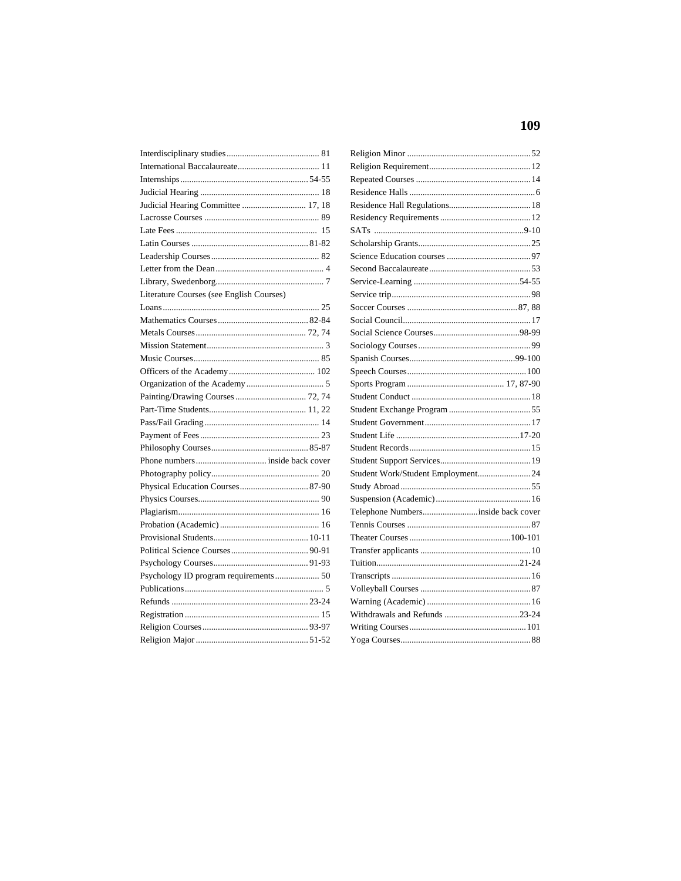Interdisciplinary studies .......................................... 81
International Baccalaureate..................................... 11
Internships .......................................................... 54-55
Judicial Hearing ..................................................... 18
Judicial Hearing Committee ............................ 17, 18
Lacrosse Courses .................................................... 89
Late Fees ............................................................... 15
Latin Courses ..................................................... 81-82
Leadership Courses ................................................. 82
Letter from the Dean ................................................ 4
Library, Swedenborg................................................. 7
Literature Courses (see English Courses)
Loans ...................................................................... 25
Mathematics Courses ......................................... 82-84
Metals Courses ................................................. 72, 74
Mission Statement .................................................... 3
Music Courses ......................................................... 85
Officers of the Academy ...................................... 102
Organization of the Academy .................................. 5
Painting/Drawing Courses ................................ 72, 74
Part-Time Students ........................................... 11, 22
Pass/Fail Grading .................................................... 14
Payment of Fees ..................................................... 23
Philosophy Courses ............................................ 85-87
Phone numbers ............................... inside back cover
Photography policy ................................................. 20
Physical Education Courses ............................... 87-90
Physics Courses ...................................................... 90
Plagiarism ............................................................... 16
Probation (Academic) ............................................. 16
Provisional Students ........................................... 10-11
Political Science Courses ................................... 90-91
Psychology Courses ............................................ 91-93
Psychology ID program requirements .................... 50
Publications .............................................................. 5
Refunds .............................................................. 23-24
Registration ............................................................ 15
Religion Courses ................................................ 93-97
Religion Major .................................................... 51-52
Religion Minor ........................................................ 52
Religion Requirement ............................................. 12
Repeated Courses .................................................... 14
Residence Halls ......................................................... 6
Residence Hall Regulations ..................................... 18
Residency Requirements ......................................... 12
SATs ................................................................... 9-10
Scholarship Grants ................................................... 25
Science Education courses ...................................... 97
Second Baccalaureate .............................................. 53
Service-Learning ................................................ 54-55
Service trip ............................................................... 98
Soccer Courses ................................................. 87, 88
Social Council .......................................................... 17
Social Science Courses ....................................... 98-99
Sociology Courses ................................................... 99
Spanish Courses ............................................... 99-100
Speech Courses ...................................................... 100
Sports Program ........................................... 17, 87-90
Student Conduct ...................................................... 18
Student Exchange Program ..................................... 55
Student Government ................................................ 17
Student Life ........................................................ 17-20
Student Records ....................................................... 15
Student Support Services ......................................... 19
Student Work/Student Employment ........................ 24
Study Abroad ........................................................... 55
Suspension (Academic) ........................................... 16
Telephone Numbers ......................... inside back cover
Tennis Courses ........................................................ 87
Theater Courses ............................................. 100-101
Transfer applicants .................................................. 10
Tuition ................................................................ 21-24
Transcripts .............................................................. 16
Volleyball Courses .................................................. 87
Warning (Academic) ............................................... 16
Withdrawals and Refunds .................................. 23-24
Writing Courses ..................................................... 101
Yoga Courses ........................................................... 88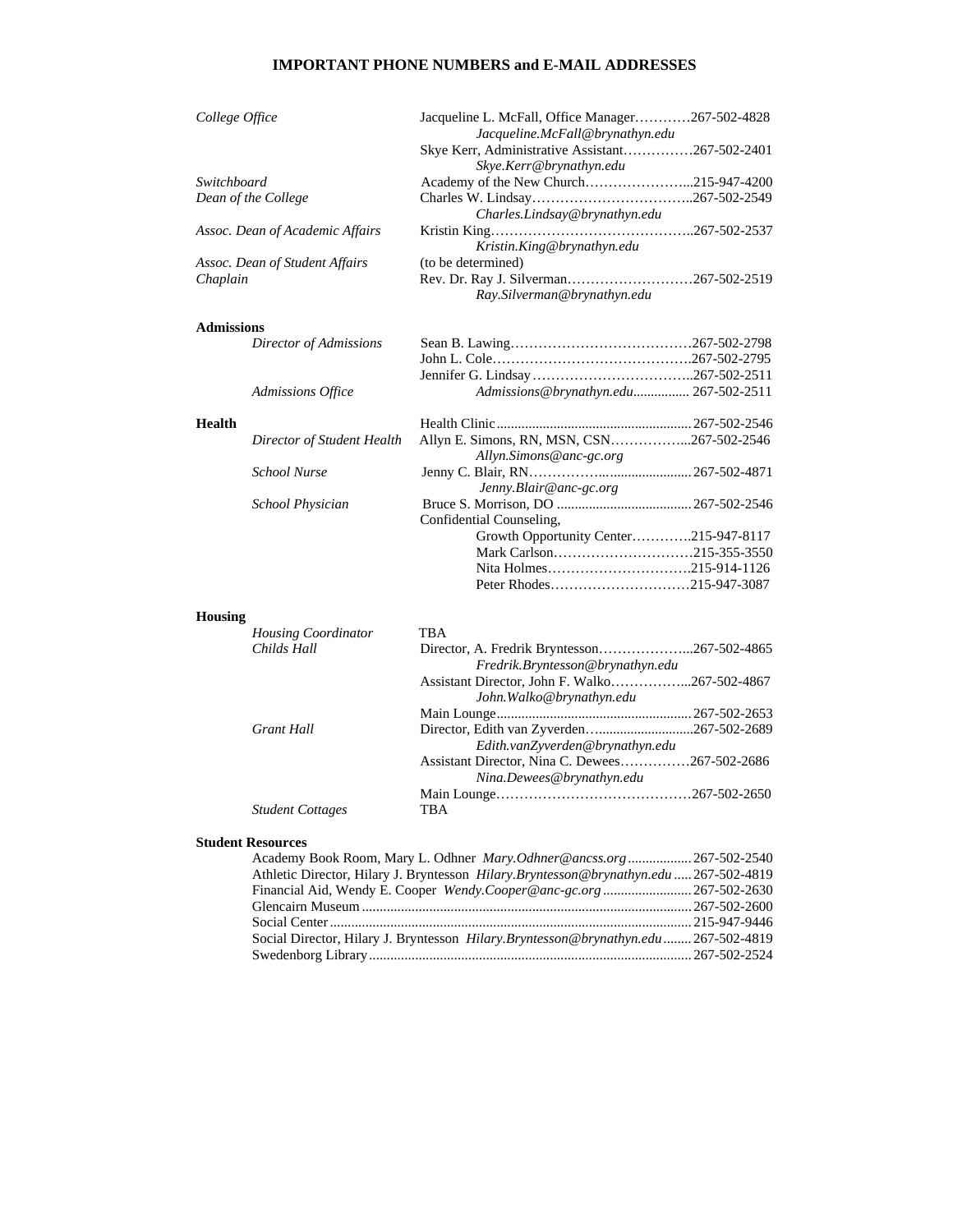# IMPORTANT PHONE NUMBERS and E-MAIL ADDRESSES

| | | |
|---|---|---|
| *College Office* | Jacqueline L. McFall, Office Manager | 267-502-4828 |
| | *Jacqueline.McFall@brynathyn.edu* | |
| | Skye Kerr, Administrative Assistant | 267-502-2401 |
| | *Skye.Kerr@brynathyn.edu* | |
| *Switchboard* | Academy of the New Church | 215-947-4200 |
| *Dean of the College* | Charles W. Lindsay | 267-502-2549 |
| | *Charles.Lindsay@brynathyn.edu* | |
| *Assoc. Dean of Academic Affairs* | Kristin King | 267-502-2537 |
| | *Kristin.King@brynathyn.edu* | |
| *Assoc. Dean of Student Affairs* | (to be determined) | |
| *Chaplain* | Rev. Dr. Ray J. Silverman | 267-502-2519 |
| | *Ray.Silverman@brynathyn.edu* | |

**Admissions**

| | | |
|---|---|---|
| *Director of Admissions* | Sean B. Lawing | 267-502-2798 |
| | John L. Cole | 267-502-2795 |
| | Jennifer G. Lindsay | 267-502-2511 |
| *Admissions Office* | *Admissions@brynathyn.edu* | 267-502-2511 |

**Health**

| | | |
|---|---|---|
| | Health Clinic | 267-502-2546 |
| *Director of Student Health* | Allyn E. Simons, RN, MSN, CSN | 267-502-2546 |
| | *Allyn.Simons@anc-gc.org* | |
| *School Nurse* | Jenny C. Blair, RN | 267-502-4871 |
| | *Jenny.Blair@anc-gc.org* | |
| *School Physician* | Bruce S. Morrison, DO | 267-502-2546 |
| | Confidential Counseling, | |
| | Growth Opportunity Center | 215-947-8117 |
| | Mark Carlson | 215-355-3550 |
| | Nita Holmes | 215-914-1126 |
| | Peter Rhodes | 215-947-3087 |

**Housing**

| | | |
|---|---|---|
| *Housing Coordinator* | TBA | |
| *Childs Hall* | Director, A. Fredrik Bryntesson | 267-502-4865 |
| | *Fredrik.Bryntesson@brynathyn.edu* | |
| | Assistant Director, John F. Walko | 267-502-4867 |
| | *John.Walko@brynathyn.edu* | |
| | Main Lounge | 267-502-2653 |
| *Grant Hall* | Director, Edith van Zyverden | 267-502-2689 |
| | *Edith.vanZyverden@brynathyn.edu* | |
| | Assistant Director, Nina C. Dewees | 267-502-2686 |
| | *Nina.Dewees@brynathyn.edu* | |
| | Main Lounge | 267-502-2650 |
| *Student Cottages* | TBA | |

**Student Resources**

| | |
|---|---|
| Academy Book Room, Mary L. Odhner *Mary.Odhner@ancss.org* | 267-502-2540 |
| Athletic Director, Hilary J. Bryntesson *Hilary.Bryntesson@brynathyn.edu* | 267-502-4819 |
| Financial Aid, Wendy E. Cooper *Wendy.Cooper@anc-gc.org* | 267-502-2630 |
| Glencairn Museum | 267-502-2600 |
| Social Center | 215-947-9446 |
| Social Director, Hilary J. Bryntesson *Hilary.Bryntesson@brynathyn.edu* | 267-502-4819 |
| Swedenborg Library | 267-502-2524 |